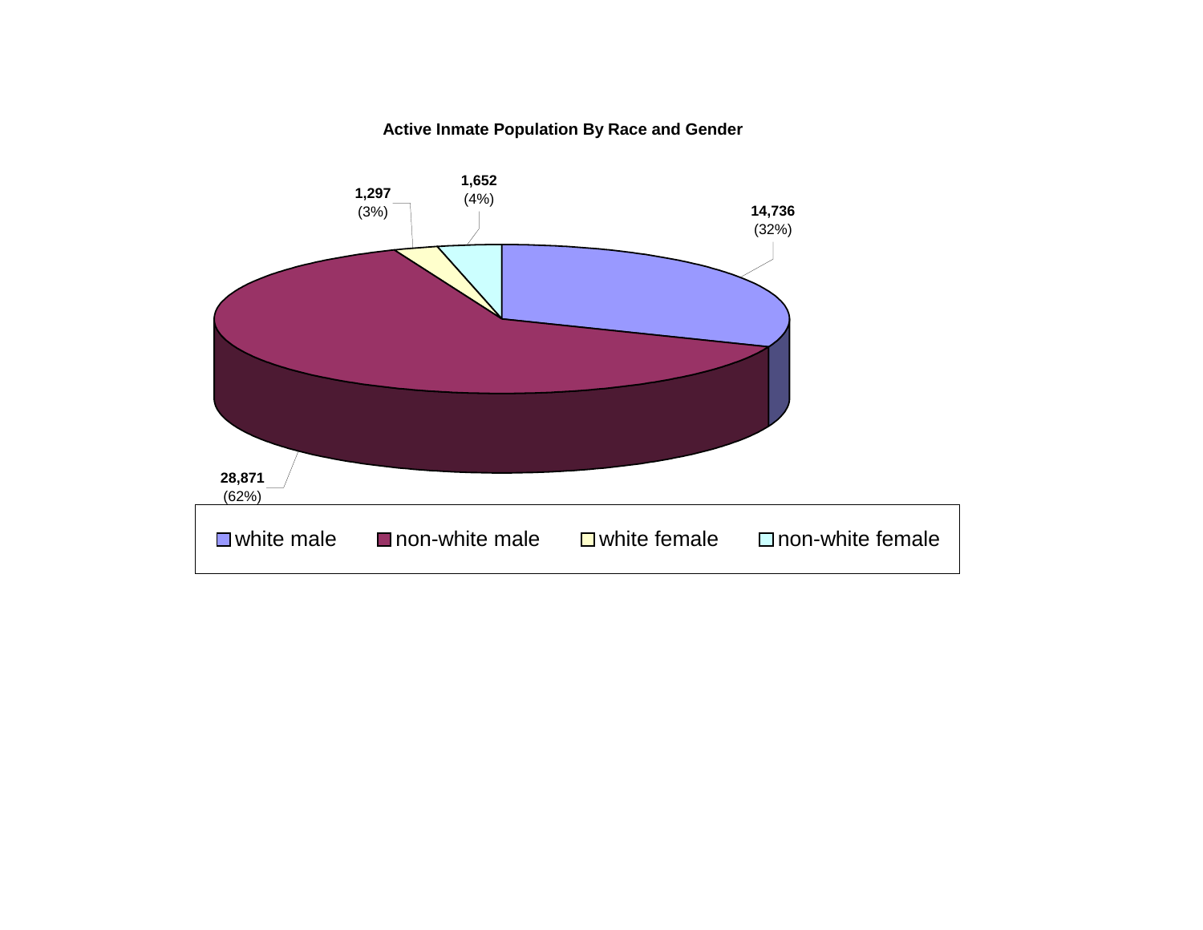**Active Inmate Population By Race and Gender**

| Category | Count | Percent |
|---|---|---|
| white male | 14,736 | (32%) |
| non-white male | 28,871 | (62%) |
| white female | 1,297 | (3%) |
| non-white female | 1,652 | (4%) |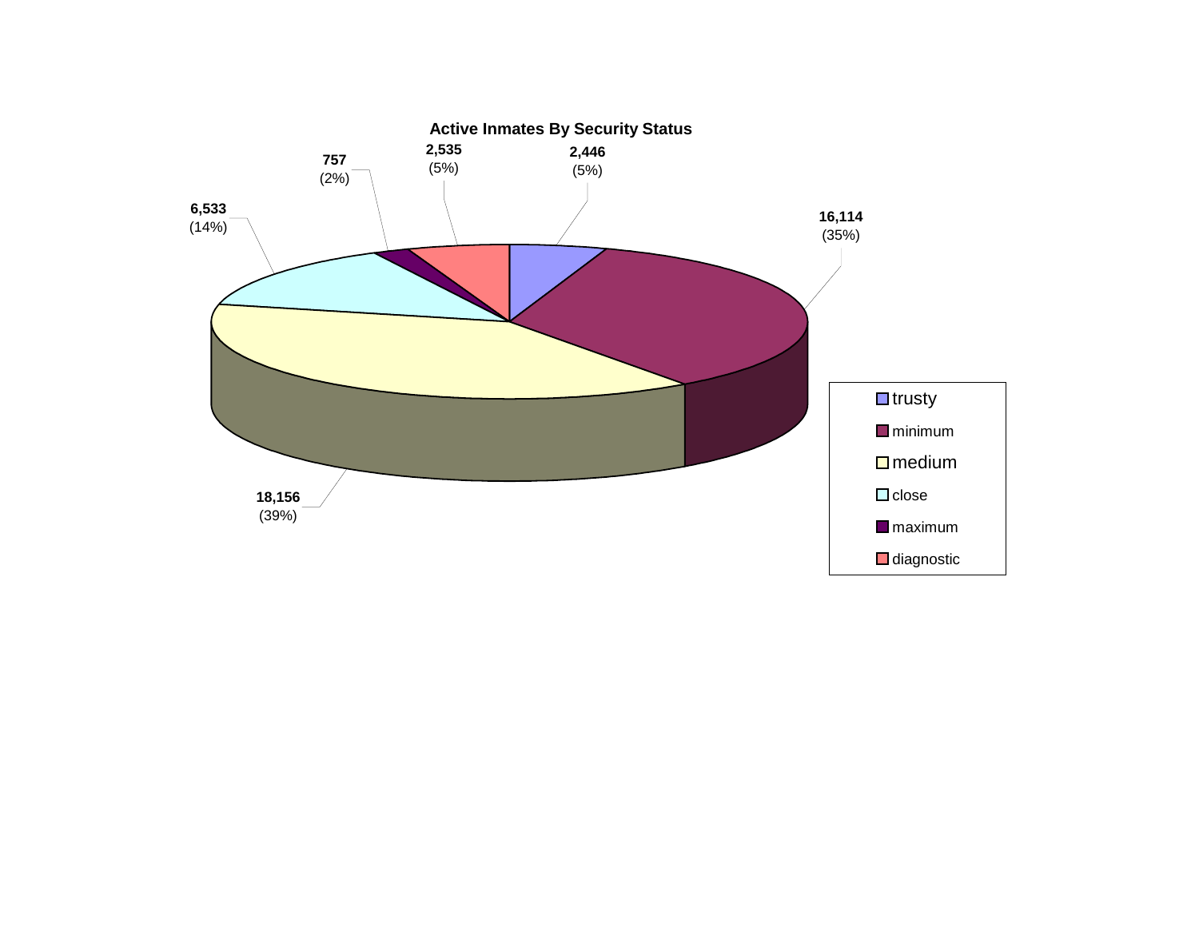**Active Inmates By Security Status**

| Security Status | Count | Percent |
|---|---|---|
| trusty | 2,446 | (5%) |
| minimum | 16,114 | (35%) |
| medium | 18,156 | (39%) |
| close | 6,533 | (14%) |
| maximum | 757 | (2%) |
| diagnostic | 2,535 | (5%) |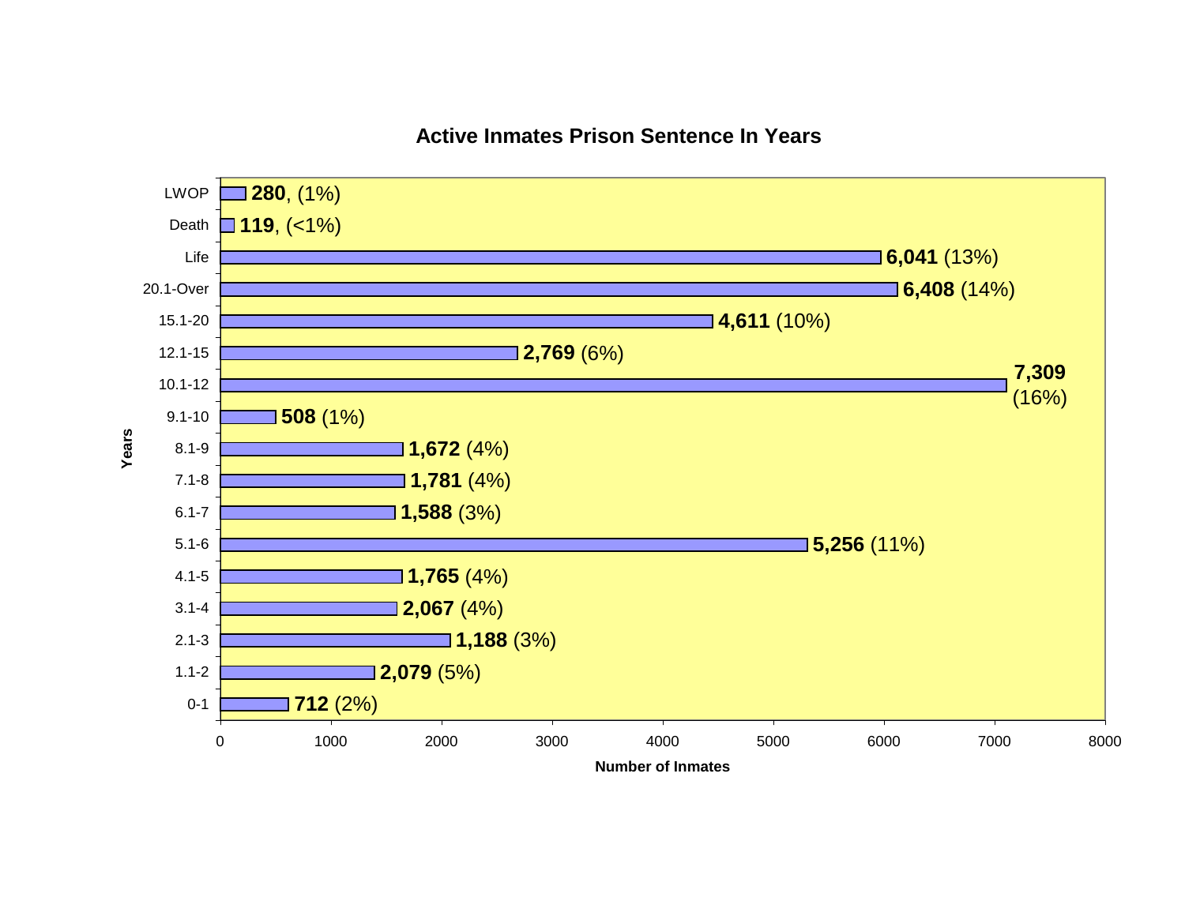## Active Inmates Prison Sentence In Years

| Years | Number of Inmates |
|---|---|
| LWOP | **280**, (1%) |
| Death | **119**, (<1%) |
| Life | **6,041** (13%) |
| 20.1-Over | **6,408** (14%) |
| 15.1-20 | **4,611** (10%) |
| 12.1-15 | **2,769** (6%) |
| 10.1-12 | **7,309** (16%) |
| 9.1-10 | **508** (1%) |
| 8.1-9 | **1,672** (4%) |
| 7.1-8 | **1,781** (4%) |
| 6.1-7 | **1,588** (3%) |
| 5.1-6 | **5,256** (11%) |
| 4.1-5 | **1,765** (4%) |
| 3.1-4 | **2,067** (4%) |
| 2.1-3 | **1,188** (3%) |
| 1.1-2 | **2,079** (5%) |
| 0-1 | **712** (2%) |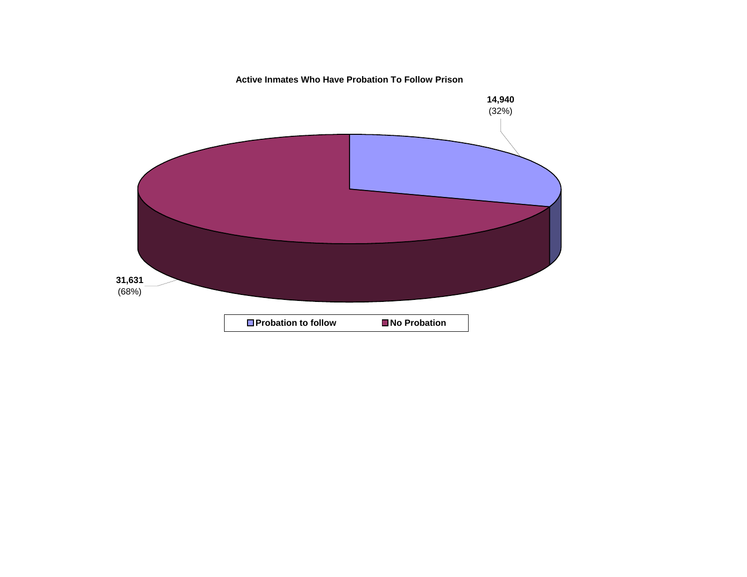**Active Inmates Who Have Probation To Follow Prison**

14,940 (32%)

31,631 (68%)

Probation to follow | No Probation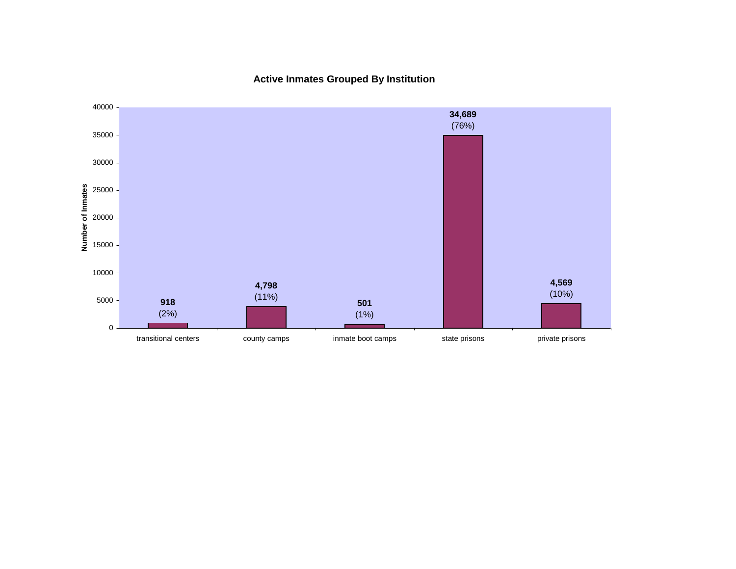**Active Inmates Grouped By Institution**

| Institution | Number of Inmates | Percent |
|---|---|---|
| transitional centers | 918 | (2%) |
| county camps | 4,798 | (11%) |
| inmate boot camps | 501 | (1%) |
| state prisons | 34,689 | (76%) |
| private prisons | 4,569 | (10%) |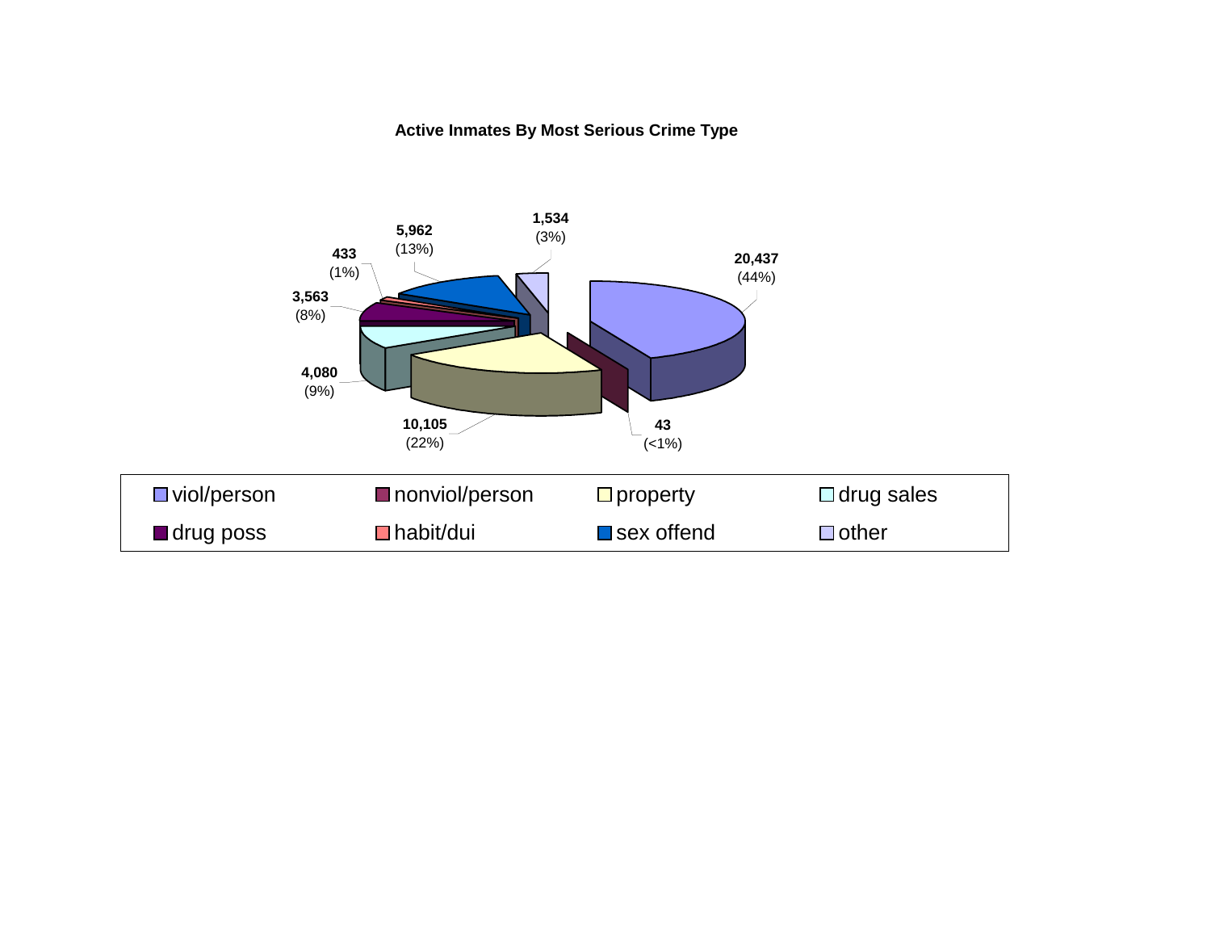**Active Inmates By Most Serious Crime Type**

| Crime Type | Count | Percent |
| --- | --- | --- |
| viol/person | 20,437 | (44%) |
| nonviol/person | 43 | (<1%) |
| property | 10,105 | (22%) |
| drug sales | 4,080 | (9%) |
| drug poss | 3,563 | (8%) |
| habit/dui | 433 | (1%) |
| sex offend | 5,962 | (13%) |
| other | 1,534 | (3%) |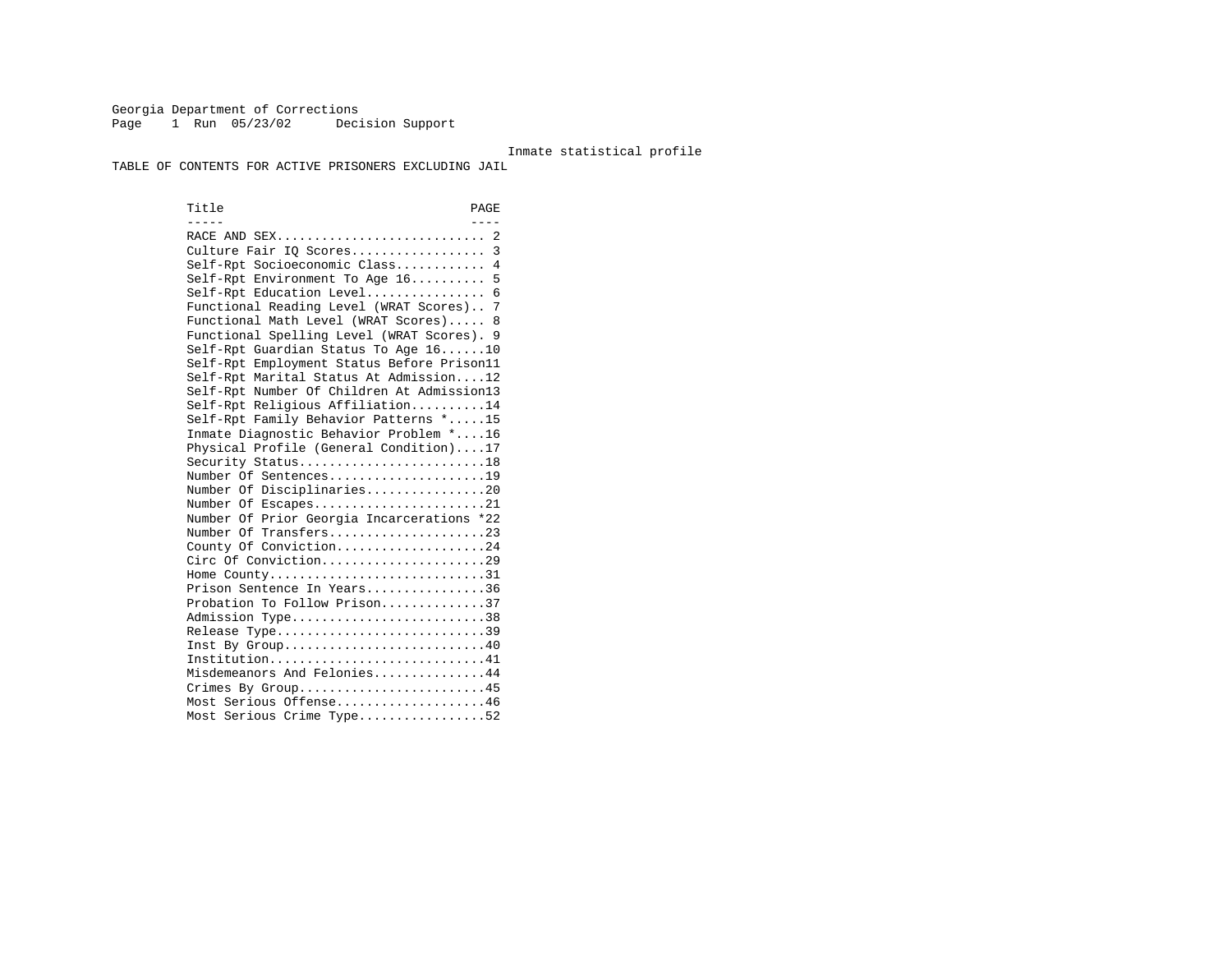Georgia Department of Corrections
Page 1 Run 05/23/02 Decision Support

Inmate statistical profile

TABLE OF CONTENTS FOR ACTIVE PRISONERS EXCLUDING JAIL

| Title | PAGE |
|---|---|
| RACE AND SEX | 2 |
| Culture Fair IQ Scores | 3 |
| Self-Rpt Socioeconomic Class | 4 |
| Self-Rpt Environment To Age 16 | 5 |
| Self-Rpt Education Level | 6 |
| Functional Reading Level (WRAT Scores) | 7 |
| Functional Math Level (WRAT Scores) | 8 |
| Functional Spelling Level (WRAT Scores) | 9 |
| Self-Rpt Guardian Status To Age 16 | 10 |
| Self-Rpt Employment Status Before Prison | 11 |
| Self-Rpt Marital Status At Admission | 12 |
| Self-Rpt Number Of Children At Admission | 13 |
| Self-Rpt Religious Affiliation | 14 |
| Self-Rpt Family Behavior Patterns * | 15 |
| Inmate Diagnostic Behavior Problem * | 16 |
| Physical Profile (General Condition) | 17 |
| Security Status | 18 |
| Number Of Sentences | 19 |
| Number Of Disciplinaries | 20 |
| Number Of Escapes | 21 |
| Number Of Prior Georgia Incarcerations * | 22 |
| Number Of Transfers | 23 |
| County Of Conviction | 24 |
| Circ Of Conviction | 29 |
| Home County | 31 |
| Prison Sentence In Years | 36 |
| Probation To Follow Prison | 37 |
| Admission Type | 38 |
| Release Type | 39 |
| Inst By Group | 40 |
| Institution | 41 |
| Misdemeanors And Felonies | 44 |
| Crimes By Group | 45 |
| Most Serious Offense | 46 |
| Most Serious Crime Type | 52 |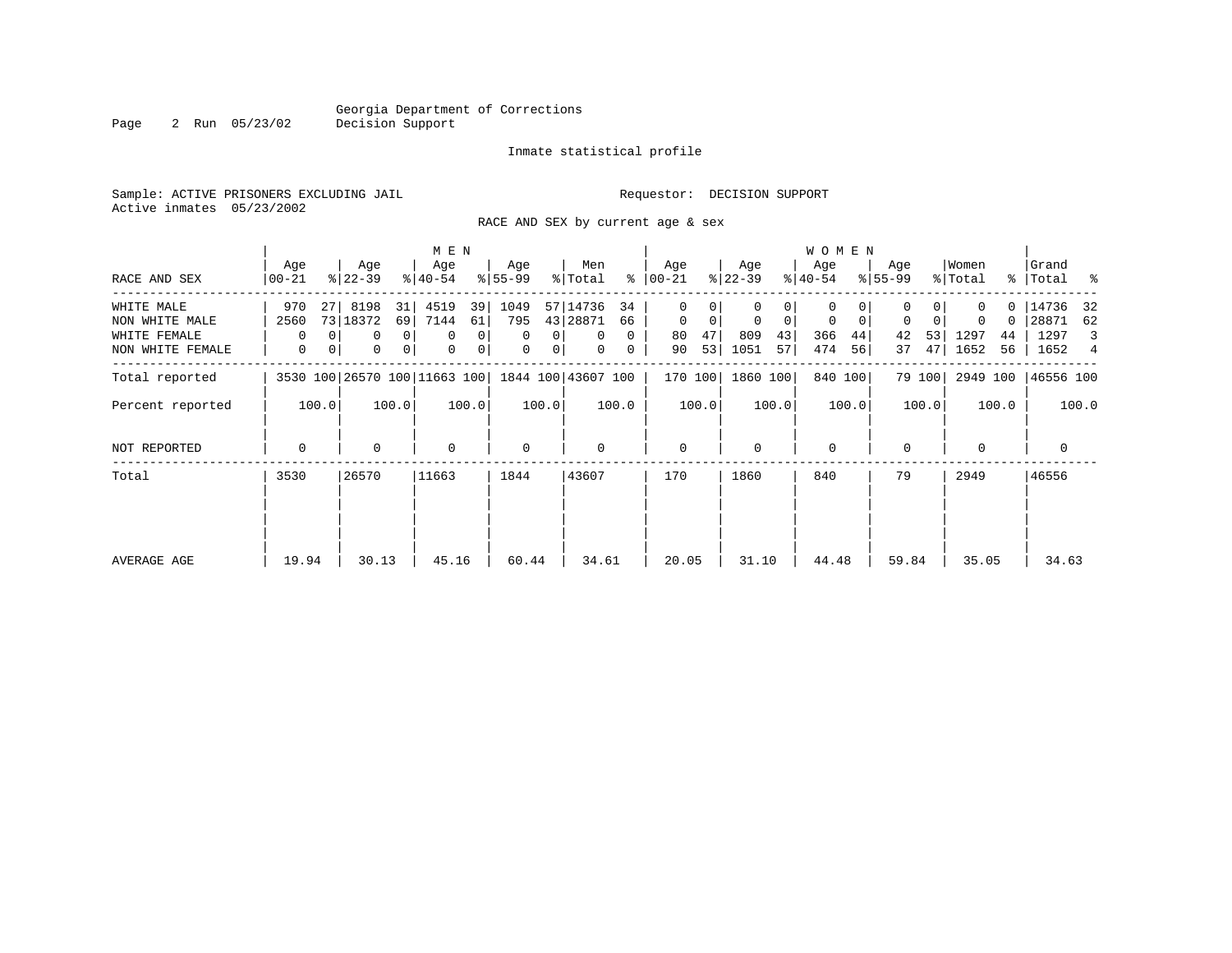Georgia Department of Corrections
Decision Support

Inmate statistical profile

Sample: ACTIVE PRISONERS EXCLUDING JAIL

Requestor: DECISION SUPPORT

Active inmates 05/23/2002

RACE AND SEX by current age & sex

| RACE AND SEX | MEN Age 00-21 | % | MEN Age 22-39 | % | MEN Age 40-54 | % | MEN Age 55-99 | % | Men Total | % | WOMEN Age 00-21 | % | WOMEN Age 22-39 | % | WOMEN Age 40-54 | % | WOMEN Age 55-99 | % | Women Total | % | Grand Total | % |
|---|---|---|---|---|---|---|---|---|---|---|---|---|---|---|---|---|---|---|---|---|---|---|
| WHITE MALE | 970 | 27 | 8198 | 31 | 4519 | 39 | 1049 | 57 | 14736 | 34 | 0 | 0 | 0 | 0 | 0 | 0 | 0 | 0 | 0 | 0 | 14736 | 32 |
| NON WHITE MALE | 2560 | 73 | 18372 | 69 | 7144 | 61 | 795 | 43 | 28871 | 66 | 0 | 0 | 0 | 0 | 0 | 0 | 0 | 0 | 0 | 0 | 28871 | 62 |
| WHITE FEMALE | 0 | 0 | 0 | 0 | 0 | 0 | 0 | 0 | 0 | 0 | 80 | 47 | 809 | 43 | 366 | 44 | 42 | 53 | 1297 | 44 | 1297 | 3 |
| NON WHITE FEMALE | 0 | 0 | 0 | 0 | 0 | 0 | 0 | 0 | 0 | 0 | 90 | 53 | 1051 | 57 | 474 | 56 | 37 | 47 | 1652 | 56 | 1652 | 4 |
| Total reported | 3530 | 100 | 26570 | 100 | 11663 | 100 | 1844 | 100 | 43607 | 100 | 170 | 100 | 1860 | 100 | 840 | 100 | 79 | 100 | 2949 | 100 | 46556 | 100 |
| Percent reported | | 100.0 | | 100.0 | | 100.0 | | 100.0 | | 100.0 | | 100.0 | | 100.0 | | 100.0 | | 100.0 | | 100.0 | | 100.0 |
| NOT REPORTED | 0 | | 0 | | 0 | | 0 | | 0 | | 0 | | 0 | | 0 | | 0 | | 0 | | 0 | |
| Total | 3530 | | 26570 | | 11663 | | 1844 | | 43607 | | 170 | | 1860 | | 840 | | 79 | | 2949 | | 46556 | |
| AVERAGE AGE | 19.94 | | 30.13 | | 45.16 | | 60.44 | | 34.61 | | 20.05 | | 31.10 | | 44.48 | | 59.84 | | 35.05 | | 34.63 | |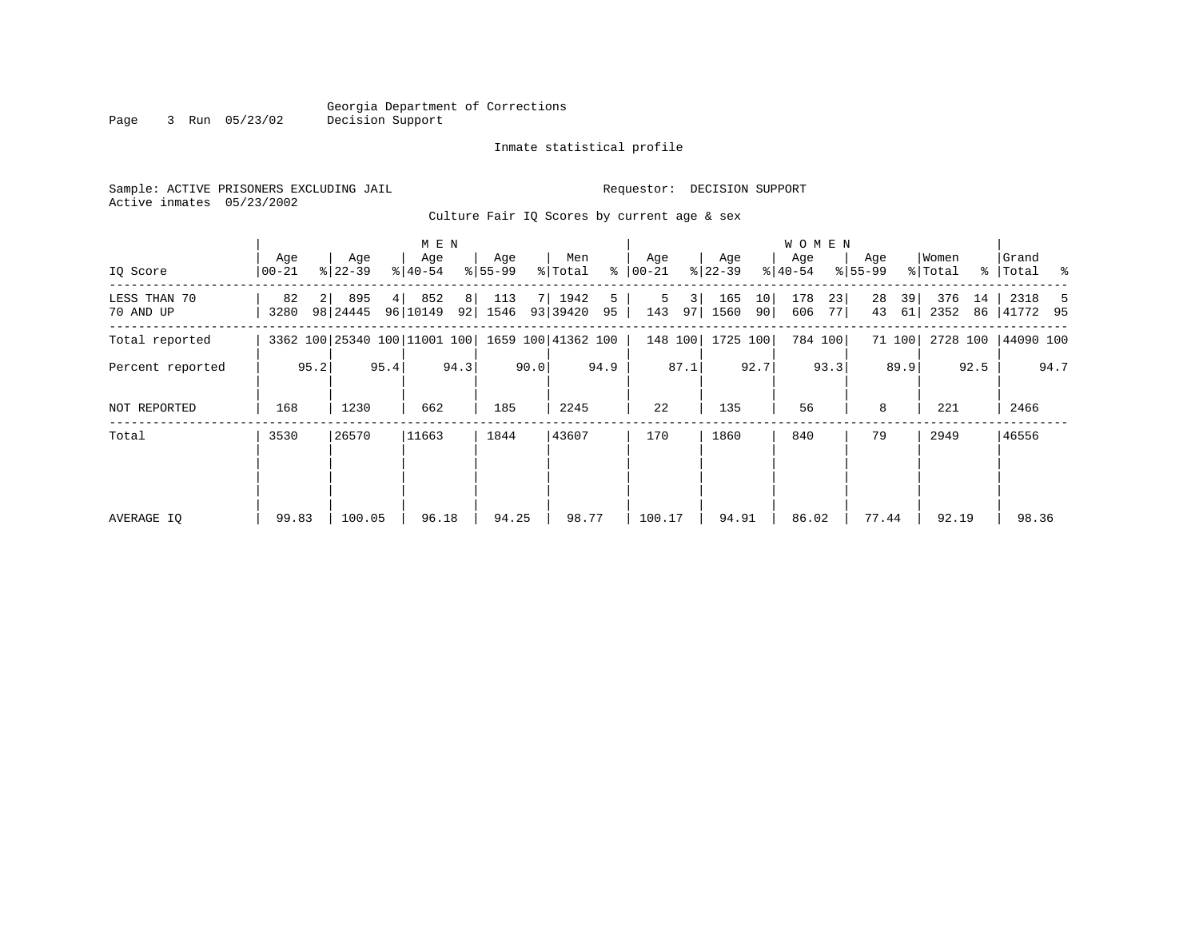Georgia Department of Corrections
Decision Support

Inmate statistical profile

Sample: ACTIVE PRISONERS EXCLUDING JAIL

Requestor: DECISION SUPPORT

Active inmates 05/23/2002

Culture Fair IQ Scores by current age & sex

| IQ Score | MEN Age 00-21 | % | Age 22-39 | % | Age 40-54 | % | Age 55-99 | % | Men Total | % | WOMEN Age 00-21 | % | Age 22-39 | % | Age 40-54 | % | Age 55-99 | % | Women Total | % | Grand Total | % |
|---|---|---|---|---|---|---|---|---|---|---|---|---|---|---|---|---|---|---|---|---|---|---|
| LESS THAN 70 | 82 | 2 | 895 | 4 | 852 | 8 | 113 | 7 | 1942 | 5 | 5 | 3 | 165 | 10 | 178 | 23 | 28 | 39 | 376 | 14 | 2318 | 5 |
| 70 AND UP | 3280 | 98 | 24445 | 96 | 10149 | 92 | 1546 | 93 | 39420 | 95 | 143 | 97 | 1560 | 90 | 606 | 77 | 43 | 61 | 2352 | 86 | 41772 | 95 |
| Total reported | 3362 | 100 | 25340 | 100 | 11001 | 100 | 1659 | 100 | 41362 | 100 | 148 | 100 | 1725 | 100 | 784 | 100 | 71 | 100 | 2728 | 100 | 44090 | 100 |
| Percent reported | | 95.2 | | 95.4 | | 94.3 | | 90.0 | | 94.9 | | 87.1 | | 92.7 | | 93.3 | | 89.9 | | 92.5 | | 94.7 |
| NOT REPORTED | 168 | | 1230 | | 662 | | 185 | | 2245 | | 22 | | 135 | | 56 | | 8 | | 221 | | 2466 | |
| Total | 3530 | | 26570 | | 11663 | | 1844 | | 43607 | | 170 | | 1860 | | 840 | | 79 | | 2949 | | 46556 | |
| AVERAGE IQ | 99.83 | | 100.05 | | 96.18 | | 94.25 | | 98.77 | | 100.17 | | 94.91 | | 86.02 | | 77.44 | | 92.19 | | 98.36 | |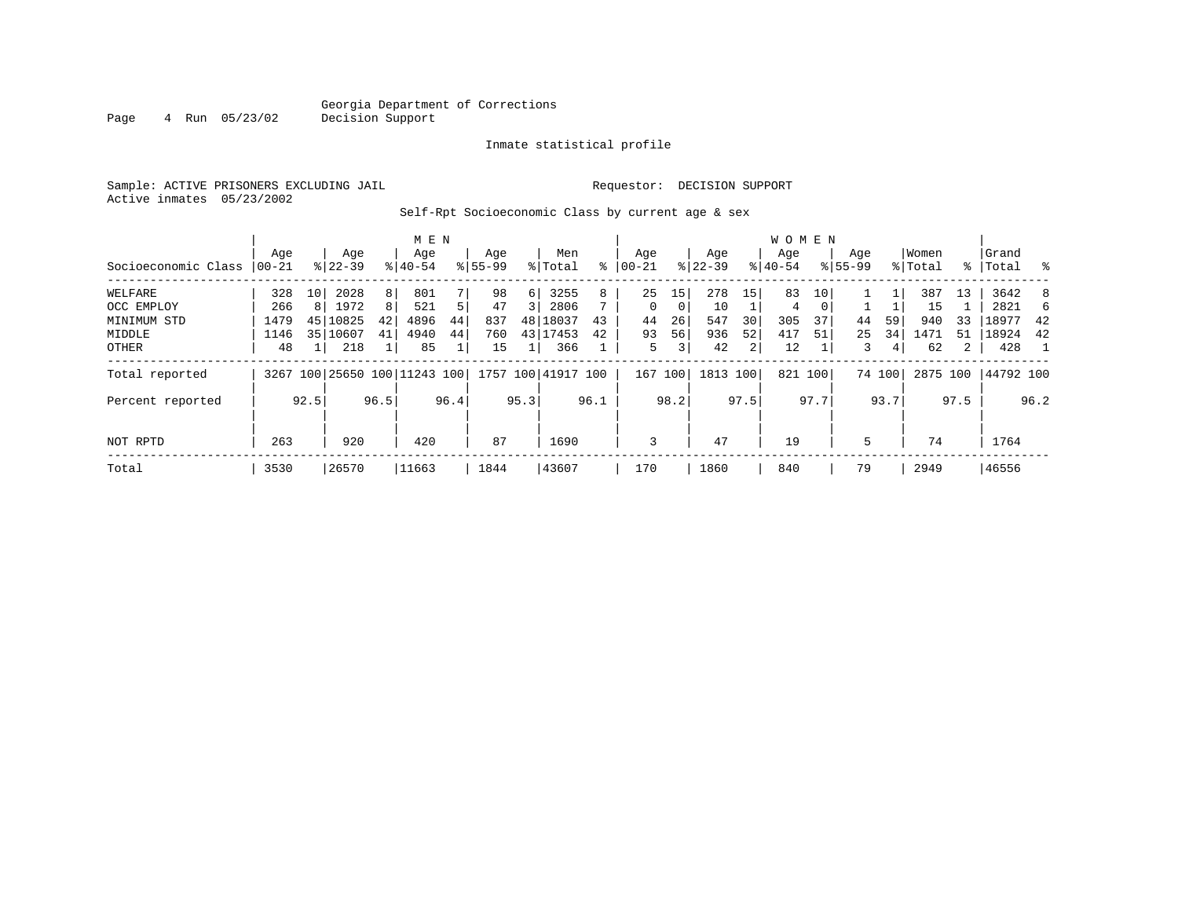Georgia Department of Corrections
Decision Support

Inmate statistical profile

Sample: ACTIVE PRISONERS EXCLUDING JAIL

Requestor: DECISION SUPPORT

Active inmates 05/23/2002

Self-Rpt Socioeconomic Class by current age & sex

| Socioeconomic Class | MEN Age 00-21 | % | Age 22-39 | % | Age 40-54 | % | Age 55-99 | % | Men Total | % | WOMEN Age 00-21 | % | Age 22-39 | % | Age 40-54 | % | Age 55-99 | % | Women Total | % | Grand Total | % |
|---|---|---|---|---|---|---|---|---|---|---|---|---|---|---|---|---|---|---|---|---|---|---|
| WELFARE | 328 | 10 | 2028 | 8 | 801 | 7 | 98 | 6 | 3255 | 8 | 25 | 15 | 278 | 15 | 83 | 10 | 1 | 1 | 387 | 13 | 3642 | 8 |
| OCC EMPLOY | 266 | 8 | 1972 | 8 | 521 | 5 | 47 | 3 | 2806 | 7 | 0 | 0 | 10 | 1 | 4 | 0 | 1 | 1 | 15 | 1 | 2821 | 6 |
| MINIMUM STD | 1479 | 45 | 10825 | 42 | 4896 | 44 | 837 | 48 | 18037 | 43 | 44 | 26 | 547 | 30 | 305 | 37 | 44 | 59 | 940 | 33 | 18977 | 42 |
| MIDDLE | 1146 | 35 | 10607 | 41 | 4940 | 44 | 760 | 43 | 17453 | 42 | 93 | 56 | 936 | 52 | 417 | 51 | 25 | 34 | 1471 | 51 | 18924 | 42 |
| OTHER | 48 | 1 | 218 | 1 | 85 | 1 | 15 | 1 | 366 | 1 | 5 | 3 | 42 | 2 | 12 | 1 | 3 | 4 | 62 | 2 | 428 | 1 |
| Total reported | 3267 | 100 | 25650 | 100 | 11243 | 100 | 1757 | 100 | 41917 | 100 | 167 | 100 | 1813 | 100 | 821 | 100 | 74 | 100 | 2875 | 100 | 44792 | 100 |
| Percent reported | | 92.5 | | 96.5 | | 96.4 | | 95.3 | | 96.1 | | 98.2 | | 97.5 | | 97.7 | | 93.7 | | 97.5 | | 96.2 |
| NOT RPTD | 263 | | 920 | | 420 | | 87 | | 1690 | | 3 | | 47 | | 19 | | 5 | | 74 | | 1764 | |
| Total | 3530 | | 26570 | | 11663 | | 1844 | | 43607 | | 170 | | 1860 | | 840 | | 79 | | 2949 | | 46556 | |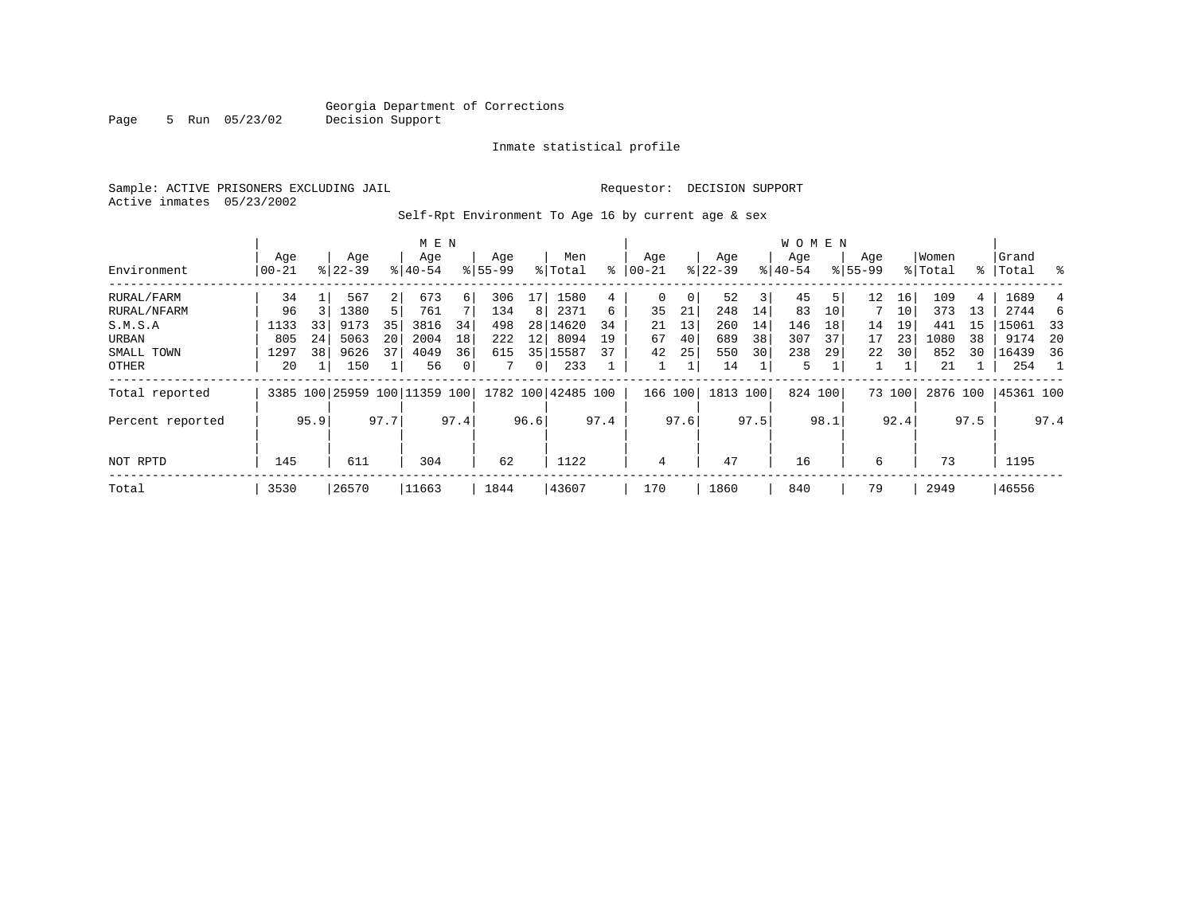Georgia Department of Corrections
Decision Support

Inmate statistical profile

Sample: ACTIVE PRISONERS EXCLUDING JAIL

Requestor: DECISION SUPPORT

Active inmates 05/23/2002

Self-Rpt Environment To Age 16 by current age & sex

| Environment | MEN Age 00-21 | % | Age 22-39 | % | Age 40-54 | % | Age 55-99 | % | Men Total | % | WOMEN Age 00-21 | % | Age 22-39 | % | Age 40-54 | % | Age 55-99 | % | Women Total | % | Grand Total | % |
|---|---|---|---|---|---|---|---|---|---|---|---|---|---|---|---|---|---|---|---|---|---|---|
| RURAL/FARM | 34 | 1 | 567 | 2 | 673 | 6 | 306 | 17 | 1580 | 4 | 0 | 0 | 52 | 3 | 45 | 5 | 12 | 16 | 109 | 4 | 1689 | 4 |
| RURAL/NFARM | 96 | 3 | 1380 | 5 | 761 | 7 | 134 | 8 | 2371 | 6 | 35 | 21 | 248 | 14 | 83 | 10 | 7 | 10 | 373 | 13 | 2744 | 6 |
| S.M.S.A | 1133 | 33 | 9173 | 35 | 3816 | 34 | 498 | 28 | 14620 | 34 | 21 | 13 | 260 | 14 | 146 | 18 | 14 | 19 | 441 | 15 | 15061 | 33 |
| URBAN | 805 | 24 | 5063 | 20 | 2004 | 18 | 222 | 12 | 8094 | 19 | 67 | 40 | 689 | 38 | 307 | 37 | 17 | 23 | 1080 | 38 | 9174 | 20 |
| SMALL TOWN | 1297 | 38 | 9626 | 37 | 4049 | 36 | 615 | 35 | 15587 | 37 | 42 | 25 | 550 | 30 | 238 | 29 | 22 | 30 | 852 | 30 | 16439 | 36 |
| OTHER | 20 | 1 | 150 | 1 | 56 | 0 | 7 | 0 | 233 | 1 | 1 | 1 | 14 | 1 | 5 | 1 | 1 | 1 | 21 | 1 | 254 | 1 |
| Total reported | 3385 | 100 | 25959 | 100 | 11359 | 100 | 1782 | 100 | 42485 | 100 | 166 | 100 | 1813 | 100 | 824 | 100 | 73 | 100 | 2876 | 100 | 45361 | 100 |
| Percent reported | | 95.9 | | 97.7 | | 97.4 | | 96.6 | | 97.4 | | 97.6 | | 97.5 | | 98.1 | | 92.4 | | 97.5 | | 97.4 |
| NOT RPTD | 145 | | 611 | | 304 | | 62 | | 1122 | | 4 | | 47 | | 16 | | 6 | | 73 | | 1195 | |
| Total | 3530 | | 26570 | | 11663 | | 1844 | | 43607 | | 170 | | 1860 | | 840 | | 79 | | 2949 | | 46556 | |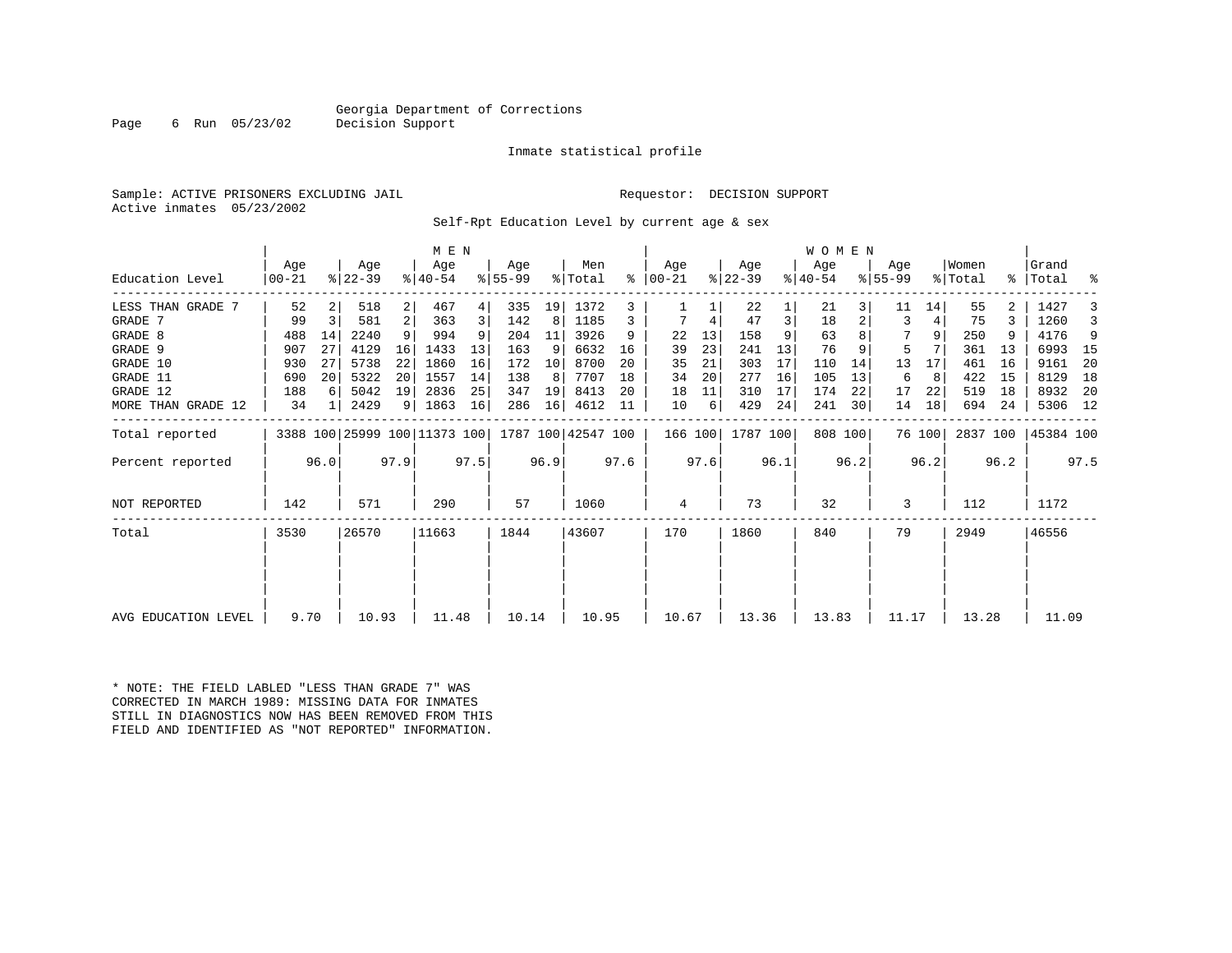Georgia Department of Corrections
Decision Support

Inmate statistical profile

Sample: ACTIVE PRISONERS EXCLUDING JAIL

Requestor: DECISION SUPPORT

Active inmates 05/23/2002

Self-Rpt Education Level by current age & sex

| | MEN | | | | | | | | | | WOMEN | | | | | | | | | | | |
|---|---|---|---|---|---|---|---|---|---|---|---|---|---|---|---|---|---|---|---|---|---|---|
| Education Level | Age 00-21 | % | Age 22-39 | % | Age 40-54 | % | Age 55-99 | % | Men Total | % | Age 00-21 | % | Age 22-39 | % | Age 40-54 | % | Age 55-99 | % | Women Total | % | Grand Total | % |
| LESS THAN GRADE 7 | 52 | 2 | 518 | 2 | 467 | 4 | 335 | 19 | 1372 | 3 | 1 | 1 | 22 | 1 | 21 | 3 | 11 | 14 | 55 | 2 | 1427 | 3 |
| GRADE 7 | 99 | 3 | 581 | 2 | 363 | 3 | 142 | 8 | 1185 | 3 | 7 | 4 | 47 | 3 | 18 | 2 | 3 | 4 | 75 | 3 | 1260 | 3 |
| GRADE 8 | 488 | 14 | 2240 | 9 | 994 | 9 | 204 | 11 | 3926 | 9 | 22 | 13 | 158 | 9 | 63 | 8 | 7 | 9 | 250 | 9 | 4176 | 9 |
| GRADE 9 | 907 | 27 | 4129 | 16 | 1433 | 13 | 163 | 9 | 6632 | 16 | 39 | 23 | 241 | 13 | 76 | 9 | 5 | 7 | 361 | 13 | 6993 | 15 |
| GRADE 10 | 930 | 27 | 5738 | 22 | 1860 | 16 | 172 | 10 | 8700 | 20 | 35 | 21 | 303 | 17 | 110 | 14 | 13 | 17 | 461 | 16 | 9161 | 20 |
| GRADE 11 | 690 | 20 | 5322 | 20 | 1557 | 14 | 138 | 8 | 7707 | 18 | 34 | 20 | 277 | 16 | 105 | 13 | 6 | 8 | 422 | 15 | 8129 | 18 |
| GRADE 12 | 188 | 6 | 5042 | 19 | 2836 | 25 | 347 | 19 | 8413 | 20 | 18 | 11 | 310 | 17 | 174 | 22 | 17 | 22 | 519 | 18 | 8932 | 20 |
| MORE THAN GRADE 12 | 34 | 1 | 2429 | 9 | 1863 | 16 | 286 | 16 | 4612 | 11 | 10 | 6 | 429 | 24 | 241 | 30 | 14 | 18 | 694 | 24 | 5306 | 12 |
| Total reported | 3388 | 100 | 25999 | 100 | 11373 | 100 | 1787 | 100 | 42547 | 100 | 166 | 100 | 1787 | 100 | 808 | 100 | 76 | 100 | 2837 | 100 | 45384 | 100 |
| Percent reported | | 96.0 | | 97.9 | | 97.5 | | 96.9 | | 97.6 | | 97.6 | | 96.1 | | 96.2 | | 96.2 | | 96.2 | | 97.5 |
| NOT REPORTED | 142 | | 571 | | 290 | | 57 | | 1060 | | 4 | | 73 | | 32 | | 3 | | 112 | | 1172 | |
| Total | 3530 | | 26570 | | 11663 | | 1844 | | 43607 | | 170 | | 1860 | | 840 | | 79 | | 2949 | | 46556 | |
| AVG EDUCATION LEVEL | 9.70 | | 10.93 | | 11.48 | | 10.14 | | 10.95 | | 10.67 | | 13.36 | | 13.83 | | 11.17 | | 13.28 | | 11.09 | |

* NOTE: THE FIELD LABLED "LESS THAN GRADE 7" WAS CORRECTED IN MARCH 1989: MISSING DATA FOR INMATES STILL IN DIAGNOSTICS NOW HAS BEEN REMOVED FROM THIS FIELD AND IDENTIFIED AS "NOT REPORTED" INFORMATION.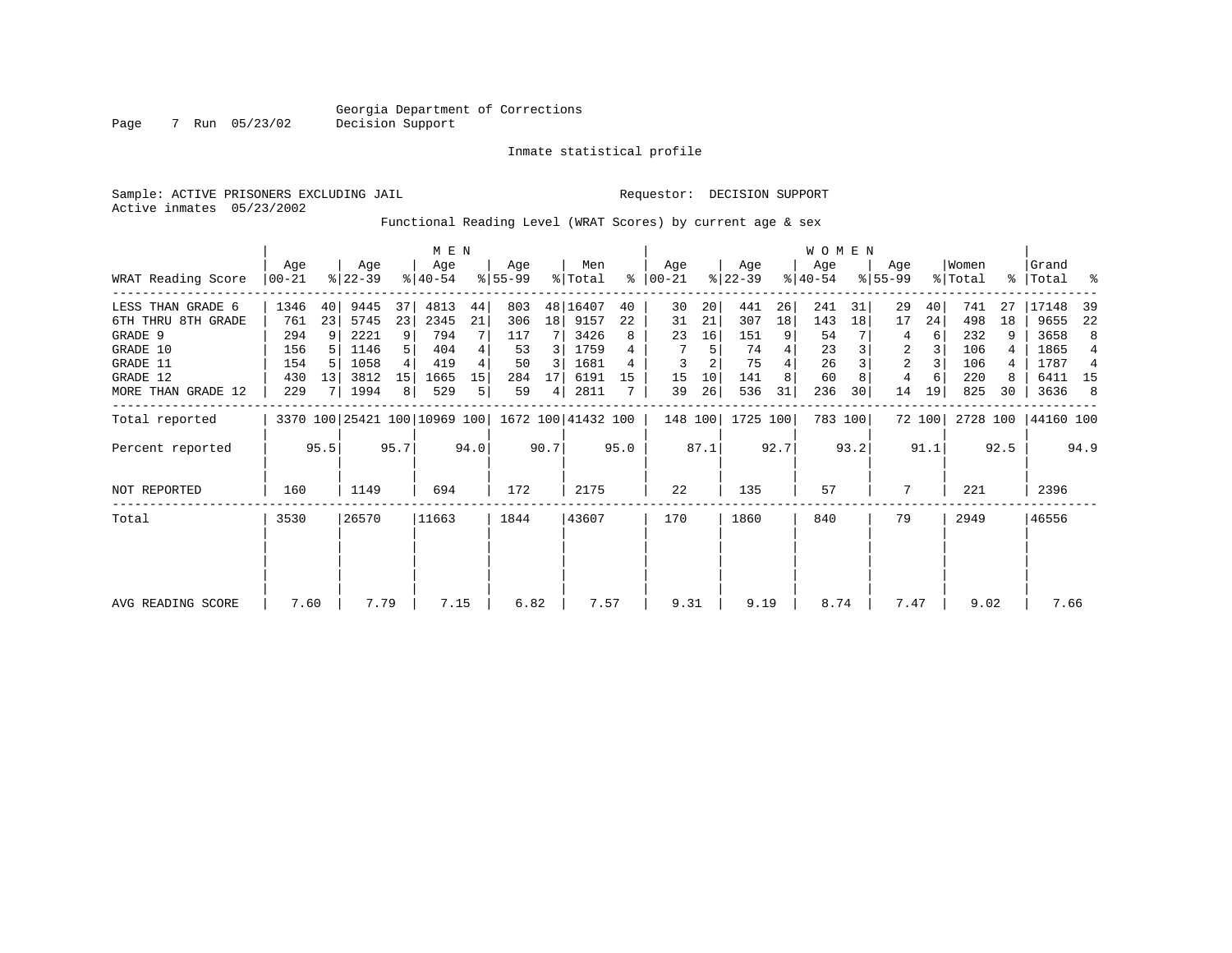Georgia Department of Corrections
Decision Support

Inmate statistical profile

Sample: ACTIVE PRISONERS EXCLUDING JAIL

Requestor: DECISION SUPPORT

Active inmates 05/23/2002

Functional Reading Level (WRAT Scores) by current age & sex

| WRAT Reading Score | MEN Age 00-21 | % | Age 22-39 | % | Age 40-54 | % | Age 55-99 | % | Men Total | % | WOMEN Age 00-21 | % | Age 22-39 | % | Age 40-54 | % | Age 55-99 | % | Women Total | % | Grand Total | % |
|---|---|---|---|---|---|---|---|---|---|---|---|---|---|---|---|---|---|---|---|---|---|---|
| LESS THAN GRADE 6 | 1346 | 40 | 9445 | 37 | 4813 | 44 | 803 | 48 | 16407 | 40 | 30 | 20 | 441 | 26 | 241 | 31 | 29 | 40 | 741 | 27 | 17148 | 39 |
| 6TH THRU 8TH GRADE | 761 | 23 | 5745 | 23 | 2345 | 21 | 306 | 18 | 9157 | 22 | 31 | 21 | 307 | 18 | 143 | 18 | 17 | 24 | 498 | 18 | 9655 | 22 |
| GRADE 9 | 294 | 9 | 2221 | 9 | 794 | 7 | 117 | 7 | 3426 | 8 | 23 | 16 | 151 | 9 | 54 | 7 | 4 | 6 | 232 | 9 | 3658 | 8 |
| GRADE 10 | 156 | 5 | 1146 | 5 | 404 | 4 | 53 | 3 | 1759 | 4 | 7 | 5 | 74 | 4 | 23 | 3 | 2 | 3 | 106 | 4 | 1865 | 4 |
| GRADE 11 | 154 | 5 | 1058 | 4 | 419 | 4 | 50 | 3 | 1681 | 4 | 3 | 2 | 75 | 4 | 26 | 3 | 2 | 3 | 106 | 4 | 1787 | 4 |
| GRADE 12 | 430 | 13 | 3812 | 15 | 1665 | 15 | 284 | 17 | 6191 | 15 | 15 | 10 | 141 | 8 | 60 | 8 | 4 | 6 | 220 | 8 | 6411 | 15 |
| MORE THAN GRADE 12 | 229 | 7 | 1994 | 8 | 529 | 5 | 59 | 4 | 2811 | 7 | 39 | 26 | 536 | 31 | 236 | 30 | 14 | 19 | 825 | 30 | 3636 | 8 |
| Total reported | 3370 | 100 | 25421 | 100 | 10969 | 100 | 1672 | 100 | 41432 | 100 | 148 | 100 | 1725 | 100 | 783 | 100 | 72 | 100 | 2728 | 100 | 44160 | 100 |
| Percent reported | | 95.5 | | 95.7 | | 94.0 | | 90.7 | | 95.0 | | 87.1 | | 92.7 | | 93.2 | | 91.1 | | 92.5 | | 94.9 |
| NOT REPORTED | 160 | | 1149 | | 694 | | 172 | | 2175 | | 22 | | 135 | | 57 | | 7 | | 221 | | 2396 | |
| Total | 3530 | | 26570 | | 11663 | | 1844 | | 43607 | | 170 | | 1860 | | 840 | | 79 | | 2949 | | 46556 | |
| AVG READING SCORE | 7.60 | | 7.79 | | 7.15 | | 6.82 | | 7.57 | | 9.31 | | 9.19 | | 8.74 | | 7.47 | | 9.02 | | 7.66 | |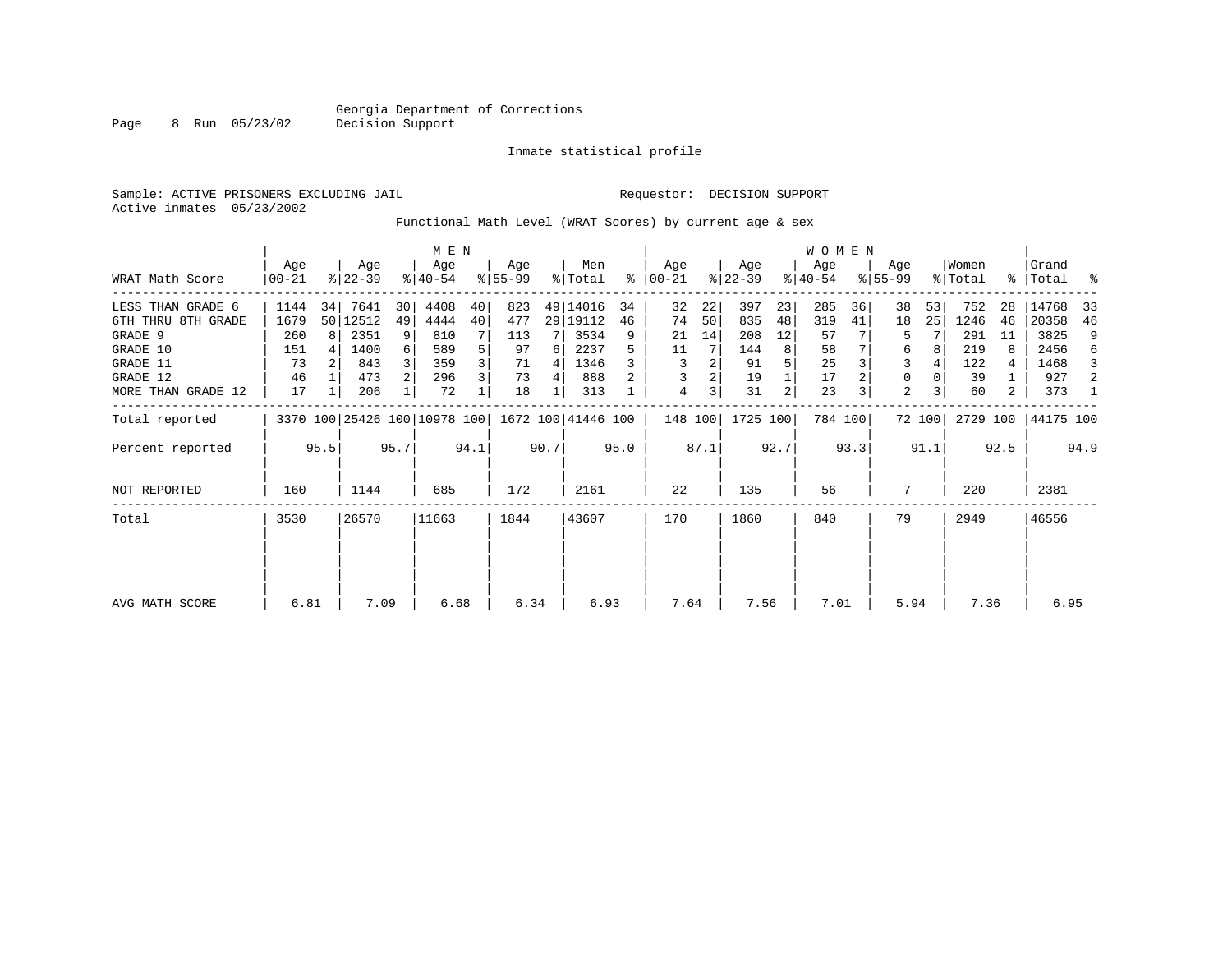Georgia Department of Corrections
Decision Support

Inmate statistical profile

Sample: ACTIVE PRISONERS EXCLUDING JAIL

Requestor: DECISION SUPPORT

Active inmates 05/23/2002

Functional Math Level (WRAT Scores) by current age & sex

| WRAT Math Score | MEN Age 00-21 | % | Age 22-39 | % | Age 40-54 | % | Age 55-99 | % | Men Total | % | WOMEN Age 00-21 | % | Age 22-39 | % | Age 40-54 | % | Age 55-99 | % | Women Total | % | Grand Total | % |
|---|---|---|---|---|---|---|---|---|---|---|---|---|---|---|---|---|---|---|---|---|---|---|
| LESS THAN GRADE 6 | 1144 | 34 | 7641 | 30 | 4408 | 40 | 823 | 49 | 14016 | 34 | 32 | 22 | 397 | 23 | 285 | 36 | 38 | 53 | 752 | 28 | 14768 | 33 |
| 6TH THRU 8TH GRADE | 1679 | 50 | 12512 | 49 | 4444 | 40 | 477 | 29 | 19112 | 46 | 74 | 50 | 835 | 48 | 319 | 41 | 18 | 25 | 1246 | 46 | 20358 | 46 |
| GRADE 9 | 260 | 8 | 2351 | 9 | 810 | 7 | 113 | 7 | 3534 | 9 | 21 | 14 | 208 | 12 | 57 | 7 | 5 | 7 | 291 | 11 | 3825 | 9 |
| GRADE 10 | 151 | 4 | 1400 | 6 | 589 | 5 | 97 | 6 | 2237 | 5 | 11 | 7 | 144 | 8 | 58 | 7 | 6 | 8 | 219 | 8 | 2456 | 6 |
| GRADE 11 | 73 | 2 | 843 | 3 | 359 | 3 | 71 | 4 | 1346 | 3 | 3 | 2 | 91 | 5 | 25 | 3 | 3 | 4 | 122 | 4 | 1468 | 3 |
| GRADE 12 | 46 | 1 | 473 | 2 | 296 | 3 | 73 | 4 | 888 | 2 | 3 | 2 | 19 | 1 | 17 | 2 | 0 | 0 | 39 | 1 | 927 | 2 |
| MORE THAN GRADE 12 | 17 | 1 | 206 | 1 | 72 | 1 | 18 | 1 | 313 | 1 | 4 | 3 | 31 | 2 | 23 | 3 | 2 | 3 | 60 | 2 | 373 | 1 |
| Total reported | 3370 | 100 | 25426 | 100 | 10978 | 100 | 1672 | 100 | 41446 | 100 | 148 | 100 | 1725 | 100 | 784 | 100 | 72 | 100 | 2729 | 100 | 44175 | 100 |
| Percent reported | | 95.5 | | 95.7 | | 94.1 | | 90.7 | | 95.0 | | 87.1 | | 92.7 | | 93.3 | | 91.1 | | 92.5 | | 94.9 |
| NOT REPORTED | 160 | | 1144 | | 685 | | 172 | | 2161 | | 22 | | 135 | | 56 | | 7 | | 220 | | 2381 | |
| Total | 3530 | | 26570 | | 11663 | | 1844 | | 43607 | | 170 | | 1860 | | 840 | | 79 | | 2949 | | 46556 | |
| AVG MATH SCORE | 6.81 | | 7.09 | | 6.68 | | 6.34 | | 6.93 | | 7.64 | | 7.56 | | 7.01 | | 5.94 | | 7.36 | | 6.95 | |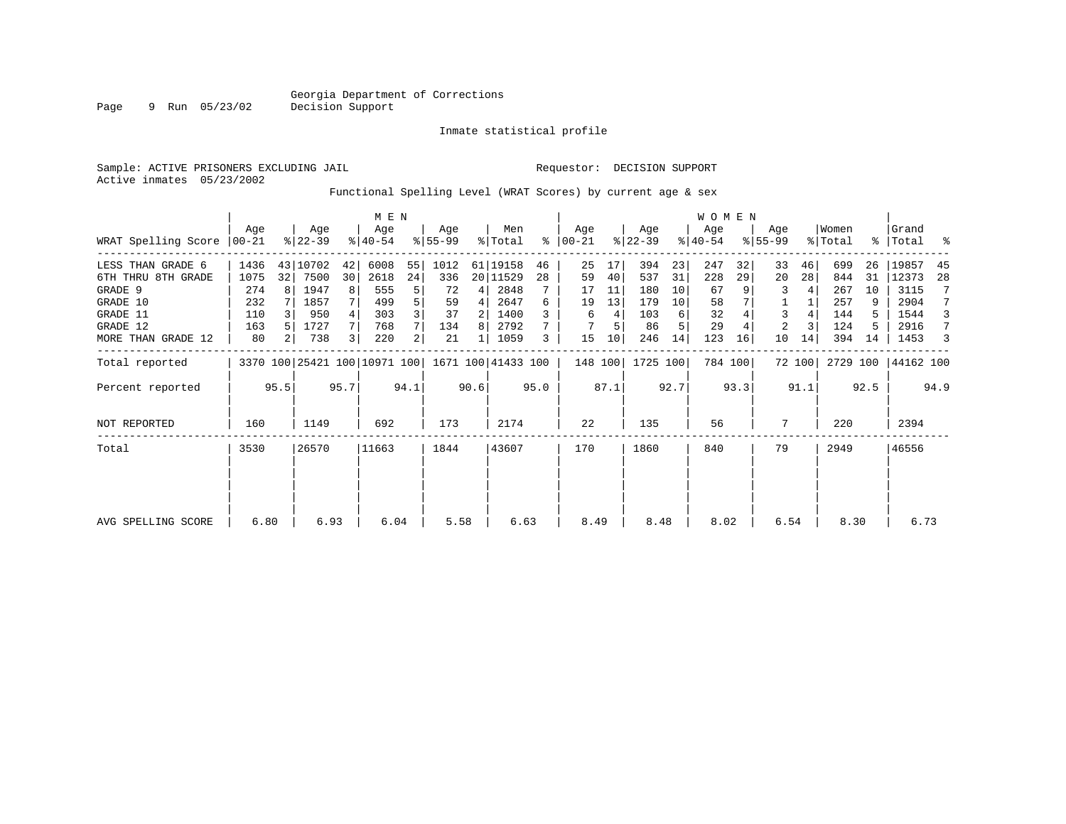Georgia Department of Corrections
Decision Support

Inmate statistical profile

Sample: ACTIVE PRISONERS EXCLUDING JAIL

Requestor: DECISION SUPPORT

Active inmates 05/23/2002

Functional Spelling Level (WRAT Scores) by current age & sex

| WRAT Spelling Score | MEN Age 00-21 | % | Age 22-39 | % | Age 40-54 | % | Age 55-99 | % | Men Total | % | WOMEN Age 00-21 | % | Age 22-39 | % | Age 40-54 | % | Age 55-99 | % | Women Total | % | Grand Total | % |
|---|---|---|---|---|---|---|---|---|---|---|---|---|---|---|---|---|---|---|---|---|---|---|
| LESS THAN GRADE 6 | 1436 | 43 | 10702 | 42 | 6008 | 55 | 1012 | 61 | 19158 | 46 | 25 | 17 | 394 | 23 | 247 | 32 | 33 | 46 | 699 | 26 | 19857 | 45 |
| 6TH THRU 8TH GRADE | 1075 | 32 | 7500 | 30 | 2618 | 24 | 336 | 20 | 11529 | 28 | 59 | 40 | 537 | 31 | 228 | 29 | 20 | 28 | 844 | 31 | 12373 | 28 |
| GRADE 9 | 274 | 8 | 1947 | 8 | 555 | 5 | 72 | 4 | 2848 | 7 | 17 | 11 | 180 | 10 | 67 | 9 | 3 | 4 | 267 | 10 | 3115 | 7 |
| GRADE 10 | 232 | 7 | 1857 | 7 | 499 | 5 | 59 | 4 | 2647 | 6 | 19 | 13 | 179 | 10 | 58 | 7 | 1 | 1 | 257 | 9 | 2904 | 7 |
| GRADE 11 | 110 | 3 | 950 | 4 | 303 | 3 | 37 | 2 | 1400 | 3 | 6 | 4 | 103 | 6 | 32 | 4 | 3 | 4 | 144 | 5 | 1544 | 3 |
| GRADE 12 | 163 | 5 | 1727 | 7 | 768 | 7 | 134 | 8 | 2792 | 7 | 7 | 5 | 86 | 5 | 29 | 4 | 2 | 3 | 124 | 5 | 2916 | 7 |
| MORE THAN GRADE 12 | 80 | 2 | 738 | 3 | 220 | 2 | 21 | 1 | 1059 | 3 | 15 | 10 | 246 | 14 | 123 | 16 | 10 | 14 | 394 | 14 | 1453 | 3 |
| Total reported | 3370 | 100 | 25421 | 100 | 10971 | 100 | 1671 | 100 | 41433 | 100 | 148 | 100 | 1725 | 100 | 784 | 100 | 72 | 100 | 2729 | 100 | 44162 | 100 |
| Percent reported | | 95.5 | | 95.7 | | 94.1 | | 90.6 | | 95.0 | | 87.1 | | 92.7 | | 93.3 | | 91.1 | | 92.5 | | 94.9 |
| NOT REPORTED | 160 | | 1149 | | 692 | | 173 | | 2174 | | 22 | | 135 | | 56 | | 7 | | 220 | | 2394 | |
| Total | 3530 | | 26570 | | 11663 | | 1844 | | 43607 | | 170 | | 1860 | | 840 | | 79 | | 2949 | | 46556 | |
| AVG SPELLING SCORE | 6.80 | | 6.93 | | 6.04 | | 5.58 | | 6.63 | | 8.49 | | 8.48 | | 8.02 | | 6.54 | | 8.30 | | 6.73 | |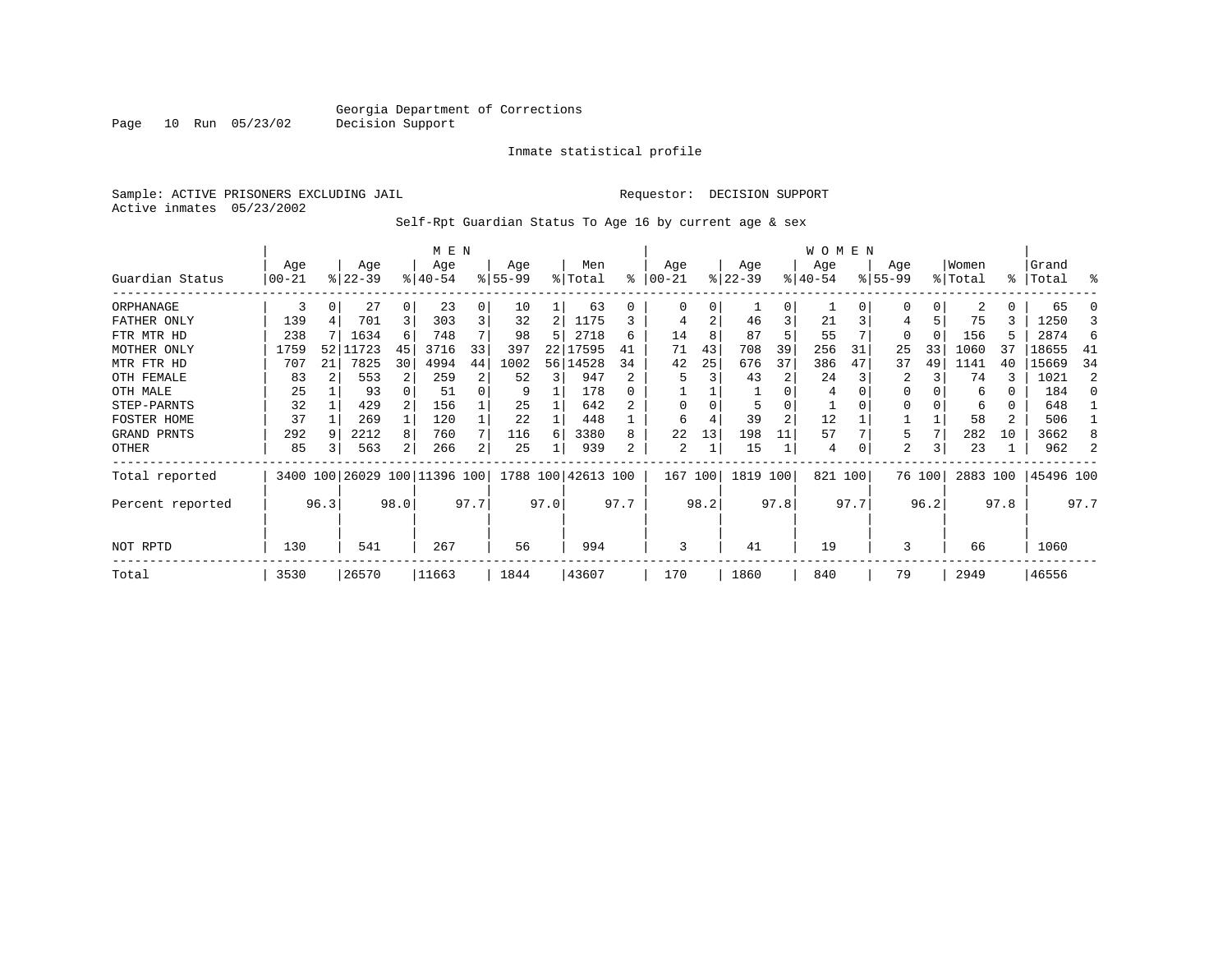Georgia Department of Corrections
Decision Support

Inmate statistical profile

Sample: ACTIVE PRISONERS EXCLUDING JAIL

Requestor: DECISION SUPPORT

Active inmates 05/23/2002

Self-Rpt Guardian Status To Age 16 by current age & sex

| Guardian Status | MEN Age 00-21 | % | Age 22-39 | % | Age 40-54 | % | Age 55-99 | % | Men Total | % | WOMEN Age 00-21 | % | Age 22-39 | % | Age 40-54 | % | Age 55-99 | % | Women Total | % | Grand Total | % |
|---|---|---|---|---|---|---|---|---|---|---|---|---|---|---|---|---|---|---|---|---|---|---|
| ORPHANAGE | 3 | 0 | 27 | 0 | 23 | 0 | 10 | 1 | 63 | 0 | 0 | 0 | 1 | 0 | 1 | 0 | 0 | 0 | 2 | 0 | 65 | 0 |
| FATHER ONLY | 139 | 4 | 701 | 3 | 303 | 3 | 32 | 2 | 1175 | 3 | 4 | 2 | 46 | 3 | 21 | 3 | 4 | 5 | 75 | 3 | 1250 | 3 |
| FTR MTR HD | 238 | 7 | 1634 | 6 | 748 | 7 | 98 | 5 | 2718 | 6 | 14 | 8 | 87 | 5 | 55 | 7 | 0 | 0 | 156 | 5 | 2874 | 6 |
| MOTHER ONLY | 1759 | 52 | 11723 | 45 | 3716 | 33 | 397 | 22 | 17595 | 41 | 71 | 43 | 708 | 39 | 256 | 31 | 25 | 33 | 1060 | 37 | 18655 | 41 |
| MTR FTR HD | 707 | 21 | 7825 | 30 | 4994 | 44 | 1002 | 56 | 14528 | 34 | 42 | 25 | 676 | 37 | 386 | 47 | 37 | 49 | 1141 | 40 | 15669 | 34 |
| OTH FEMALE | 83 | 2 | 553 | 2 | 259 | 2 | 52 | 3 | 947 | 2 | 5 | 3 | 43 | 2 | 24 | 3 | 2 | 3 | 74 | 3 | 1021 | 2 |
| OTH MALE | 25 | 1 | 93 | 0 | 51 | 0 | 9 | 1 | 178 | 0 | 1 | 1 | 1 | 0 | 4 | 0 | 0 | 0 | 6 | 0 | 184 | 0 |
| STEP-PARNTS | 32 | 1 | 429 | 2 | 156 | 1 | 25 | 1 | 642 | 2 | 0 | 0 | 5 | 0 | 1 | 0 | 0 | 0 | 6 | 0 | 648 | 1 |
| FOSTER HOME | 37 | 1 | 269 | 1 | 120 | 1 | 22 | 1 | 448 | 1 | 6 | 4 | 39 | 2 | 12 | 1 | 1 | 1 | 58 | 2 | 506 | 1 |
| GRAND PRNTS | 292 | 9 | 2212 | 8 | 760 | 7 | 116 | 6 | 3380 | 8 | 22 | 13 | 198 | 11 | 57 | 7 | 5 | 7 | 282 | 10 | 3662 | 8 |
| OTHER | 85 | 3 | 563 | 2 | 266 | 2 | 25 | 1 | 939 | 2 | 2 | 1 | 15 | 1 | 4 | 0 | 2 | 3 | 23 | 1 | 962 | 2 |
| Total reported | 3400 | 100 | 26029 | 100 | 11396 | 100 | 1788 | 100 | 42613 | 100 | 167 | 100 | 1819 | 100 | 821 | 100 | 76 | 100 | 2883 | 100 | 45496 | 100 |
| Percent reported | | 96.3 | | 98.0 | | 97.7 | | 97.0 | | 97.7 | | 98.2 | | 97.8 | | 97.7 | | 96.2 | | 97.8 | | 97.7 |
| NOT RPTD | 130 | | 541 | | 267 | | 56 | | 994 | | 3 | | 41 | | 19 | | 3 | | 66 | | 1060 | |
| Total | 3530 | | 26570 | | 11663 | | 1844 | | 43607 | | 170 | | 1860 | | 840 | | 79 | | 2949 | | 46556 | |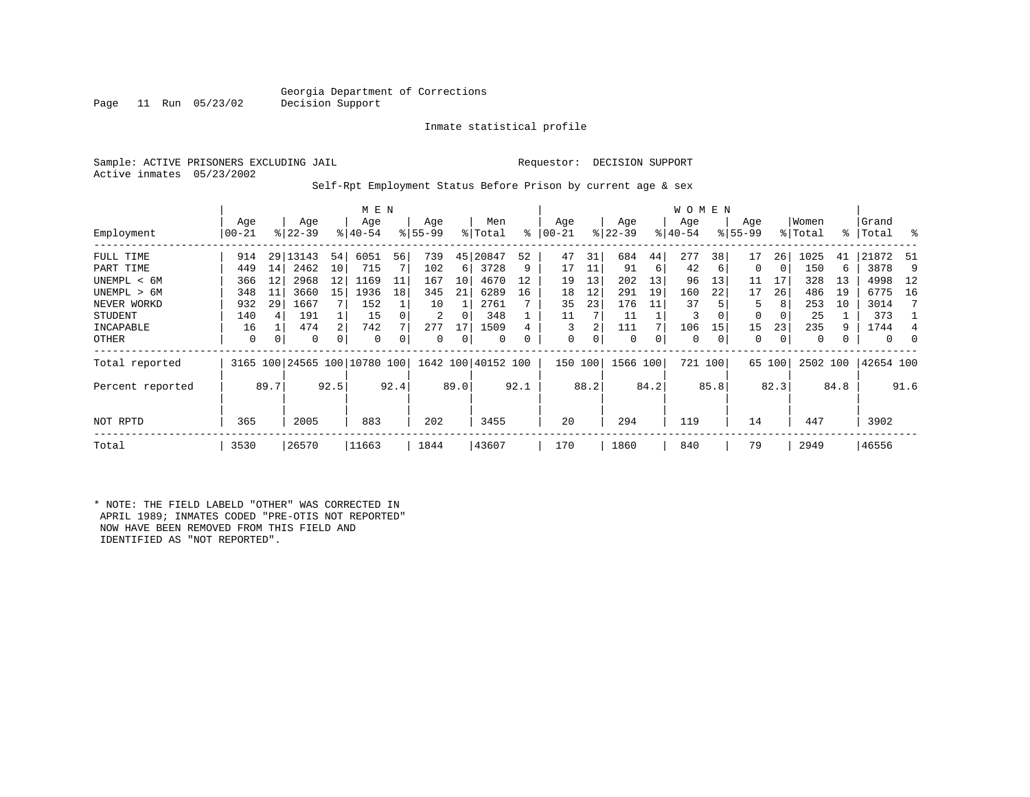Georgia Department of Corrections
Decision Support

Inmate statistical profile

Sample: ACTIVE PRISONERS EXCLUDING JAIL

Requestor: DECISION SUPPORT

Active inmates 05/23/2002

Self-Rpt Employment Status Before Prison by current age & sex

| Employment | MEN Age 00-21 | % | Age 22-39 | % | Age 40-54 | % | Age 55-99 | % | Men Total | % | WOMEN Age 00-21 | % | Age 22-39 | % | Age 40-54 | % | Age 55-99 | % | Women Total | % | Grand Total | % |
|---|---|---|---|---|---|---|---|---|---|---|---|---|---|---|---|---|---|---|---|---|---|---|
| FULL TIME | 914 | 29 | 13143 | 54 | 6051 | 56 | 739 | 45 | 20847 | 52 | 47 | 31 | 684 | 44 | 277 | 38 | 17 | 26 | 1025 | 41 | 21872 | 51 |
| PART TIME | 449 | 14 | 2462 | 10 | 715 | 7 | 102 | 6 | 3728 | 9 | 17 | 11 | 91 | 6 | 42 | 6 | 0 | 0 | 150 | 6 | 3878 | 9 |
| UNEMPL < 6M | 366 | 12 | 2968 | 12 | 1169 | 11 | 167 | 10 | 4670 | 12 | 19 | 13 | 202 | 13 | 96 | 13 | 11 | 17 | 328 | 13 | 4998 | 12 |
| UNEMPL > 6M | 348 | 11 | 3660 | 15 | 1936 | 18 | 345 | 21 | 6289 | 16 | 18 | 12 | 291 | 19 | 160 | 22 | 17 | 26 | 486 | 19 | 6775 | 16 |
| NEVER WORKD | 932 | 29 | 1667 | 7 | 152 | 1 | 10 | 1 | 2761 | 7 | 35 | 23 | 176 | 11 | 37 | 5 | 5 | 8 | 253 | 10 | 3014 | 7 |
| STUDENT | 140 | 4 | 191 | 1 | 15 | 0 | 2 | 0 | 348 | 1 | 11 | 7 | 11 | 1 | 3 | 0 | 0 | 0 | 25 | 1 | 373 | 1 |
| INCAPABLE | 16 | 1 | 474 | 2 | 742 | 7 | 277 | 17 | 1509 | 4 | 3 | 2 | 111 | 7 | 106 | 15 | 15 | 23 | 235 | 9 | 1744 | 4 |
| OTHER | 0 | 0 | 0 | 0 | 0 | 0 | 0 | 0 | 0 | 0 | 0 | 0 | 0 | 0 | 0 | 0 | 0 | 0 | 0 | 0 | 0 | 0 |
| Total reported | 3165 | 100 | 24565 | 100 | 10780 | 100 | 1642 | 100 | 40152 | 100 | 150 | 100 | 1566 | 100 | 721 | 100 | 65 | 100 | 2502 | 100 | 42654 | 100 |
| Percent reported | | 89.7 | | 92.5 | | 92.4 | | 89.0 | | 92.1 | | 88.2 | | 84.2 | | 85.8 | | 82.3 | | 84.8 | | 91.6 |
| NOT RPTD | 365 | | 2005 | | 883 | | 202 | | 3455 | | 20 | | 294 | | 119 | | 14 | | 447 | | 3902 | |
| Total | 3530 | | 26570 | | 11663 | | 1844 | | 43607 | | 170 | | 1860 | | 840 | | 79 | | 2949 | | 46556 | |

* NOTE: THE FIELD LABELD "OTHER" WAS CORRECTED IN APRIL 1989; INMATES CODED "PRE-OTIS NOT REPORTED" NOW HAVE BEEN REMOVED FROM THIS FIELD AND IDENTIFIED AS "NOT REPORTED".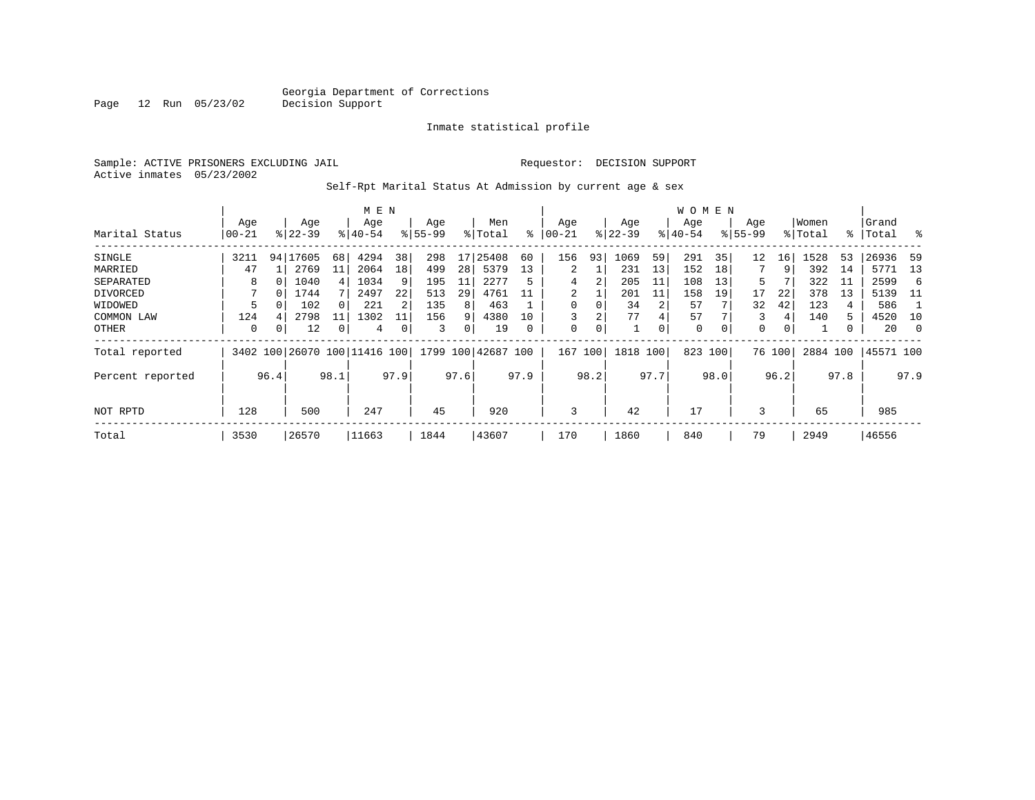Georgia Department of Corrections
Decision Support

Inmate statistical profile

Sample: ACTIVE PRISONERS EXCLUDING JAIL

Requestor: DECISION SUPPORT

Active inmates 05/23/2002

Self-Rpt Marital Status At Admission by current age & sex

| Marital Status | MEN Age 00-21 | % | Age 22-39 | % | Age 40-54 | % | Age 55-99 | % | Men Total | % | WOMEN Age 00-21 | % | Age 22-39 | % | Age 40-54 | % | Age 55-99 | % | Women Total | % | Grand Total | % |
|---|---|---|---|---|---|---|---|---|---|---|---|---|---|---|---|---|---|---|---|---|---|---|
| SINGLE | 3211 | 94 | 17605 | 68 | 4294 | 38 | 298 | 17 | 25408 | 60 | 156 | 93 | 1069 | 59 | 291 | 35 | 12 | 16 | 1528 | 53 | 26936 | 59 |
| MARRIED | 47 | 1 | 2769 | 11 | 2064 | 18 | 499 | 28 | 5379 | 13 | 2 | 1 | 231 | 13 | 152 | 18 | 7 | 9 | 392 | 14 | 5771 | 13 |
| SEPARATED | 8 | 0 | 1040 | 4 | 1034 | 9 | 195 | 11 | 2277 | 5 | 4 | 2 | 205 | 11 | 108 | 13 | 5 | 7 | 322 | 11 | 2599 | 6 |
| DIVORCED | 7 | 0 | 1744 | 7 | 2497 | 22 | 513 | 29 | 4761 | 11 | 2 | 1 | 201 | 11 | 158 | 19 | 17 | 22 | 378 | 13 | 5139 | 11 |
| WIDOWED | 5 | 0 | 102 | 0 | 221 | 2 | 135 | 8 | 463 | 1 | 0 | 0 | 34 | 2 | 57 | 7 | 32 | 42 | 123 | 4 | 586 | 1 |
| COMMON LAW | 124 | 4 | 2798 | 11 | 1302 | 11 | 156 | 9 | 4380 | 10 | 3 | 2 | 77 | 4 | 57 | 7 | 3 | 4 | 140 | 5 | 4520 | 10 |
| OTHER | 0 | 0 | 12 | 0 | 4 | 0 | 3 | 0 | 19 | 0 | 0 | 0 | 1 | 0 | 0 | 0 | 0 | 0 | 1 | 0 | 20 | 0 |
| Total reported | 3402 | 100 | 26070 | 100 | 11416 | 100 | 1799 | 100 | 42687 | 100 | 167 | 100 | 1818 | 100 | 823 | 100 | 76 | 100 | 2884 | 100 | 45571 | 100 |
| Percent reported | | 96.4 | | 98.1 | | 97.9 | | 97.6 | | 97.9 | | 98.2 | | 97.7 | | 98.0 | | 96.2 | | 97.8 | | 97.9 |
| NOT RPTD | 128 | | 500 | | 247 | | 45 | | 920 | | 3 | | 42 | | 17 | | 3 | | 65 | | 985 | |
| Total | 3530 | | 26570 | | 11663 | | 1844 | | 43607 | | 170 | | 1860 | | 840 | | 79 | | 2949 | | 46556 | |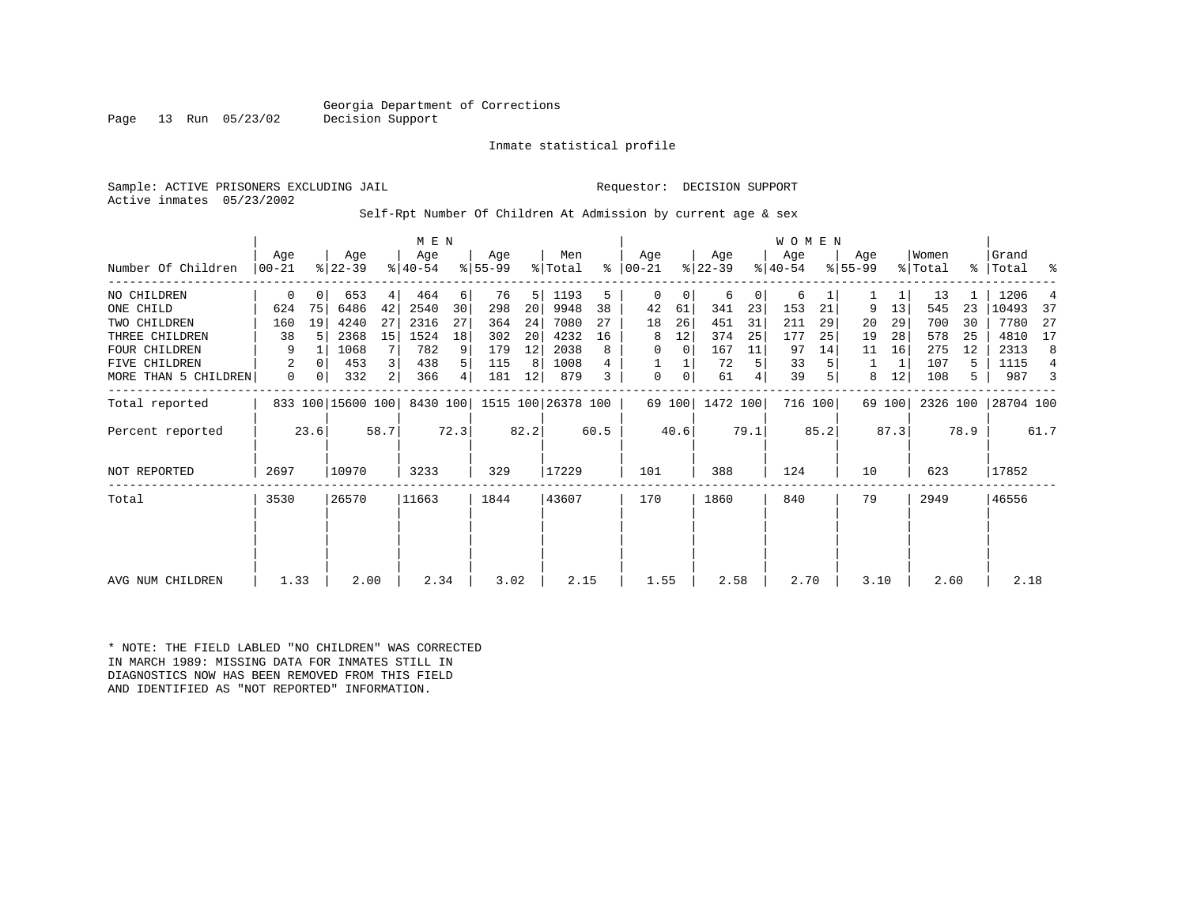Georgia Department of Corrections
Decision Support

Inmate statistical profile

Sample: ACTIVE PRISONERS EXCLUDING JAIL　　　　Requestor: DECISION SUPPORT
Active inmates 05/23/2002

Self-Rpt Number Of Children At Admission by current age & sex

| Number Of Children | MEN Age 00-21 | % | Age 22-39 | % | Age 40-54 | % | Age 55-99 | % | Men Total | % | WOMEN Age 00-21 | % | Age 22-39 | % | Age 40-54 | % | Age 55-99 | % | Women Total | % | Grand Total | % |
|---|---|---|---|---|---|---|---|---|---|---|---|---|---|---|---|---|---|---|---|---|---|---|
| NO CHILDREN | 0 | 0 | 653 | 4 | 464 | 6 | 76 | 5 | 1193 | 5 | 0 | 0 | 6 | 0 | 6 | 1 | 1 | 1 | 13 | 1 | 1206 | 4 |
| ONE CHILD | 624 | 75 | 6486 | 42 | 2540 | 30 | 298 | 20 | 9948 | 38 | 42 | 61 | 341 | 23 | 153 | 21 | 9 | 13 | 545 | 23 | 10493 | 37 |
| TWO CHILDREN | 160 | 19 | 4240 | 27 | 2316 | 27 | 364 | 24 | 7080 | 27 | 18 | 26 | 451 | 31 | 211 | 29 | 20 | 29 | 700 | 30 | 7780 | 27 |
| THREE CHILDREN | 38 | 5 | 2368 | 15 | 1524 | 18 | 302 | 20 | 4232 | 16 | 8 | 12 | 374 | 25 | 177 | 25 | 19 | 28 | 578 | 25 | 4810 | 17 |
| FOUR CHILDREN | 9 | 1 | 1068 | 7 | 782 | 9 | 179 | 12 | 2038 | 8 | 0 | 0 | 167 | 11 | 97 | 14 | 11 | 16 | 275 | 12 | 2313 | 8 |
| FIVE CHILDREN | 2 | 0 | 453 | 3 | 438 | 5 | 115 | 8 | 1008 | 4 | 1 | 1 | 72 | 5 | 33 | 5 | 1 | 1 | 107 | 5 | 1115 | 4 |
| MORE THAN 5 CHILDREN | 0 | 0 | 332 | 2 | 366 | 4 | 181 | 12 | 879 | 3 | 0 | 0 | 61 | 4 | 39 | 5 | 8 | 12 | 108 | 5 | 987 | 3 |
| Total reported | 833 | 100 | 15600 | 100 | 8430 | 100 | 1515 | 100 | 26378 | 100 | 69 | 100 | 1472 | 100 | 716 | 100 | 69 | 100 | 2326 | 100 | 28704 | 100 |
| Percent reported | | 23.6 | | 58.7 | | 72.3 | | 82.2 | | 60.5 | | 40.6 | | 79.1 | | 85.2 | | 87.3 | | 78.9 | | 61.7 |
| NOT REPORTED | 2697 | | 10970 | | 3233 | | 329 | | 17229 | | 101 | | 388 | | 124 | | 10 | | 623 | | 17852 | |
| Total | 3530 | | 26570 | | 11663 | | 1844 | | 43607 | | 170 | | 1860 | | 840 | | 79 | | 2949 | | 46556 | |
| AVG NUM CHILDREN | 1.33 | | 2.00 | | 2.34 | | 3.02 | | 2.15 | | 1.55 | | 2.58 | | 2.70 | | 3.10 | | 2.60 | | 2.18 | |

* NOTE: THE FIELD LABLED "NO CHILDREN" WAS CORRECTED IN MARCH 1989: MISSING DATA FOR INMATES STILL IN DIAGNOSTICS NOW HAS BEEN REMOVED FROM THIS FIELD AND IDENTIFIED AS "NOT REPORTED" INFORMATION.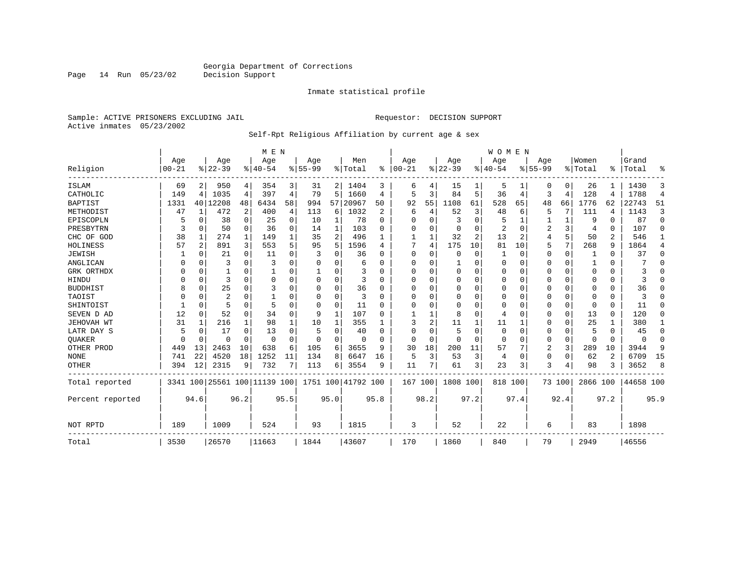Georgia Department of Corrections
Decision Support

Inmate statistical profile

Sample: ACTIVE PRISONERS EXCLUDING JAIL                                Requestor: DECISION SUPPORT
Active inmates 05/23/2002

Self-Rpt Religious Affiliation by current age & sex

| | MEN | | | | | | | | | | WOMEN | | | | | | | | | | | |
|---|---|---|---|---|---|---|---|---|---|---|---|---|---|---|---|---|---|---|---|---|---|---|
| Religion | Age 00-21 | % | Age 22-39 | % | Age 40-54 | % | Age 55-99 | % | Men Total | % | Age 00-21 | % | Age 22-39 | % | Age 40-54 | % | Age 55-99 | % | Women Total | % | Grand Total | % |
| ISLAM | 69 | 2 | 950 | 4 | 354 | 3 | 31 | 2 | 1404 | 3 | 6 | 4 | 15 | 1 | 5 | 1 | 0 | 0 | 26 | 1 | 1430 | 3 |
| CATHOLIC | 149 | 4 | 1035 | 4 | 397 | 4 | 79 | 5 | 1660 | 4 | 5 | 3 | 84 | 5 | 36 | 4 | 3 | 4 | 128 | 4 | 1788 | 4 |
| BAPTIST | 1331 | 40 | 12208 | 48 | 6434 | 58 | 994 | 57 | 20967 | 50 | 92 | 55 | 1108 | 61 | 528 | 65 | 48 | 66 | 1776 | 62 | 22743 | 51 |
| METHODIST | 47 | 1 | 472 | 2 | 400 | 4 | 113 | 6 | 1032 | 2 | 6 | 4 | 52 | 3 | 48 | 6 | 5 | 7 | 111 | 4 | 1143 | 3 |
| EPISCOPLN | 5 | 0 | 38 | 0 | 25 | 0 | 10 | 1 | 78 | 0 | 0 | 0 | 3 | 0 | 5 | 1 | 1 | 1 | 9 | 0 | 87 | 0 |
| PRESBYTRN | 3 | 0 | 50 | 0 | 36 | 0 | 14 | 1 | 103 | 0 | 0 | 0 | 0 | 0 | 2 | 0 | 2 | 3 | 4 | 0 | 107 | 0 |
| CHC OF GOD | 38 | 1 | 274 | 1 | 149 | 1 | 35 | 2 | 496 | 1 | 1 | 1 | 32 | 2 | 13 | 2 | 4 | 5 | 50 | 2 | 546 | 1 |
| HOLINESS | 57 | 2 | 891 | 3 | 553 | 5 | 95 | 5 | 1596 | 4 | 7 | 4 | 175 | 10 | 81 | 10 | 5 | 7 | 268 | 9 | 1864 | 4 |
| JEWISH | 1 | 0 | 21 | 0 | 11 | 0 | 3 | 0 | 36 | 0 | 0 | 0 | 0 | 0 | 1 | 0 | 0 | 0 | 1 | 0 | 37 | 0 |
| ANGLICAN | 0 | 0 | 3 | 0 | 3 | 0 | 0 | 0 | 6 | 0 | 0 | 0 | 1 | 0 | 0 | 0 | 0 | 0 | 1 | 0 | 7 | 0 |
| GRK ORTHDX | 0 | 0 | 1 | 0 | 1 | 0 | 1 | 0 | 3 | 0 | 0 | 0 | 0 | 0 | 0 | 0 | 0 | 0 | 0 | 0 | 3 | 0 |
| HINDU | 0 | 0 | 3 | 0 | 0 | 0 | 0 | 0 | 3 | 0 | 0 | 0 | 0 | 0 | 0 | 0 | 0 | 0 | 0 | 0 | 3 | 0 |
| BUDDHIST | 8 | 0 | 25 | 0 | 3 | 0 | 0 | 0 | 36 | 0 | 0 | 0 | 0 | 0 | 0 | 0 | 0 | 0 | 0 | 0 | 36 | 0 |
| TAOIST | 0 | 0 | 2 | 0 | 1 | 0 | 0 | 0 | 3 | 0 | 0 | 0 | 0 | 0 | 0 | 0 | 0 | 0 | 0 | 0 | 3 | 0 |
| SHINTOIST | 1 | 0 | 5 | 0 | 5 | 0 | 0 | 0 | 11 | 0 | 0 | 0 | 0 | 0 | 0 | 0 | 0 | 0 | 0 | 0 | 11 | 0 |
| SEVEN D AD | 12 | 0 | 52 | 0 | 34 | 0 | 9 | 1 | 107 | 0 | 1 | 1 | 8 | 0 | 4 | 0 | 0 | 0 | 13 | 0 | 120 | 0 |
| JEHOVAH WT | 31 | 1 | 216 | 1 | 98 | 1 | 10 | 1 | 355 | 1 | 3 | 2 | 11 | 1 | 11 | 1 | 0 | 0 | 25 | 1 | 380 | 1 |
| LATR DAY S | 5 | 0 | 17 | 0 | 13 | 0 | 5 | 0 | 40 | 0 | 0 | 0 | 5 | 0 | 0 | 0 | 0 | 0 | 5 | 0 | 45 | 0 |
| QUAKER | 0 | 0 | 0 | 0 | 0 | 0 | 0 | 0 | 0 | 0 | 0 | 0 | 0 | 0 | 0 | 0 | 0 | 0 | 0 | 0 | 0 | 0 |
| OTHER PROD | 449 | 13 | 2463 | 10 | 638 | 6 | 105 | 6 | 3655 | 9 | 30 | 18 | 200 | 11 | 57 | 7 | 2 | 3 | 289 | 10 | 3944 | 9 |
| NONE | 741 | 22 | 4520 | 18 | 1252 | 11 | 134 | 8 | 6647 | 16 | 5 | 3 | 53 | 3 | 4 | 0 | 0 | 0 | 62 | 2 | 6709 | 15 |
| OTHER | 394 | 12 | 2315 | 9 | 732 | 7 | 113 | 6 | 3554 | 9 | 11 | 7 | 61 | 3 | 23 | 3 | 3 | 4 | 98 | 3 | 3652 | 8 |
| Total reported | 3341 | 100 | 25561 | 100 | 11139 | 100 | 1751 | 100 | 41792 | 100 | 167 | 100 | 1808 | 100 | 818 | 100 | 73 | 100 | 2866 | 100 | 44658 | 100 |
| Percent reported | | 94.6 | | 96.2 | | 95.5 | | 95.0 | | 95.8 | | 98.2 | | 97.2 | | 97.4 | | 92.4 | | 97.2 | | 95.9 |
| NOT RPTD | 189 | | 1009 | | 524 | | 93 | | 1815 | | 3 | | 52 | | 22 | | 6 | | 83 | | 1898 | |
| Total | 3530 | | 26570 | | 11663 | | 1844 | | 43607 | | 170 | | 1860 | | 840 | | 79 | | 2949 | | 46556 | |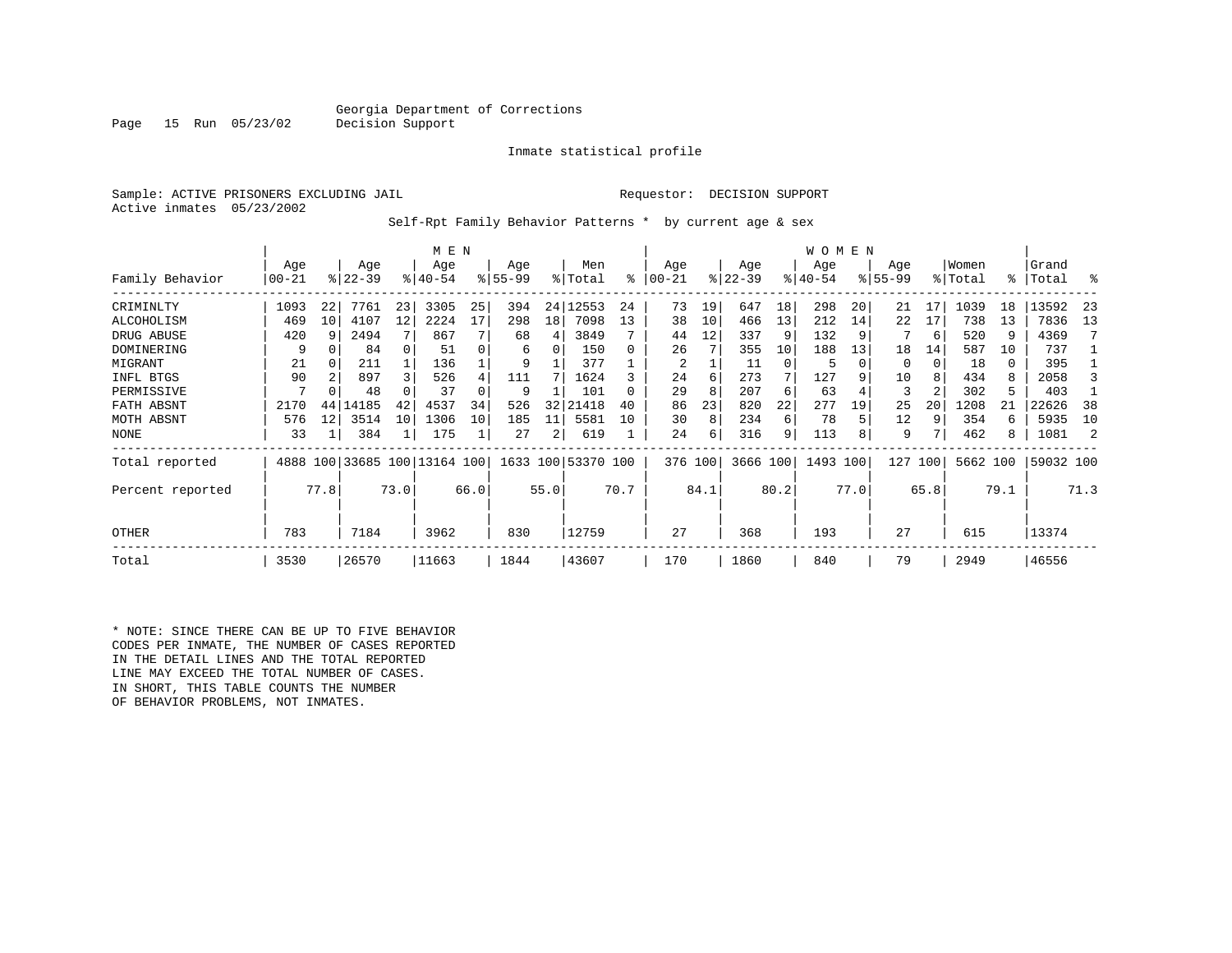Georgia Department of Corrections
Decision Support

Inmate statistical profile

Sample: ACTIVE PRISONERS EXCLUDING JAIL

Requestor: DECISION SUPPORT

Active inmates 05/23/2002

Self-Rpt Family Behavior Patterns * by current age & sex

| | MEN | | | | | | | | | | WOMEN | | | | | | | | | | | |
|---|---|---|---|---|---|---|---|---|---|---|---|---|---|---|---|---|---|---|---|---|---|---|
| Family Behavior | Age 00-21 | % | Age 22-39 | % | Age 40-54 | % | Age 55-99 | % | Men Total | % | Age 00-21 | % | Age 22-39 | % | Age 40-54 | % | Age 55-99 | % | Women Total | % | Grand Total | % |
| CRIMINLTY | 1093 | 22 | 7761 | 23 | 3305 | 25 | 394 | 24 | 12553 | 24 | 73 | 19 | 647 | 18 | 298 | 20 | 21 | 17 | 1039 | 18 | 13592 | 23 |
| ALCOHOLISM | 469 | 10 | 4107 | 12 | 2224 | 17 | 298 | 18 | 7098 | 13 | 38 | 10 | 466 | 13 | 212 | 14 | 22 | 17 | 738 | 13 | 7836 | 13 |
| DRUG ABUSE | 420 | 9 | 2494 | 7 | 867 | 7 | 68 | 4 | 3849 | 7 | 44 | 12 | 337 | 9 | 132 | 9 | 7 | 6 | 520 | 9 | 4369 | 7 |
| DOMINERING | 9 | 0 | 84 | 0 | 51 | 0 | 6 | 0 | 150 | 0 | 26 | 7 | 355 | 10 | 188 | 13 | 18 | 14 | 587 | 10 | 737 | 1 |
| MIGRANT | 21 | 0 | 211 | 1 | 136 | 1 | 9 | 1 | 377 | 1 | 2 | 1 | 11 | 0 | 5 | 0 | 0 | 0 | 18 | 0 | 395 | 1 |
| INFL BTGS | 90 | 2 | 897 | 3 | 526 | 4 | 111 | 7 | 1624 | 3 | 24 | 6 | 273 | 7 | 127 | 9 | 10 | 8 | 434 | 8 | 2058 | 3 |
| PERMISSIVE | 7 | 0 | 48 | 0 | 37 | 0 | 9 | 1 | 101 | 0 | 29 | 8 | 207 | 6 | 63 | 4 | 3 | 2 | 302 | 5 | 403 | 1 |
| FATH ABSNT | 2170 | 44 | 14185 | 42 | 4537 | 34 | 526 | 32 | 21418 | 40 | 86 | 23 | 820 | 22 | 277 | 19 | 25 | 20 | 1208 | 21 | 22626 | 38 |
| MOTH ABSNT | 576 | 12 | 3514 | 10 | 1306 | 10 | 185 | 11 | 5581 | 10 | 30 | 8 | 234 | 6 | 78 | 5 | 12 | 9 | 354 | 6 | 5935 | 10 |
| NONE | 33 | 1 | 384 | 1 | 175 | 1 | 27 | 2 | 619 | 1 | 24 | 6 | 316 | 9 | 113 | 8 | 9 | 7 | 462 | 8 | 1081 | 2 |
| Total reported | 4888 | 100 | 33685 | 100 | 13164 | 100 | 1633 | 100 | 53370 | 100 | 376 | 100 | 3666 | 100 | 1493 | 100 | 127 | 100 | 5662 | 100 | 59032 | 100 |
| Percent reported | | 77.8 | | 73.0 | | 66.0 | | 55.0 | | 70.7 | | 84.1 | | 80.2 | | 77.0 | | 65.8 | | 79.1 | | 71.3 |
| OTHER | 783 | | 7184 | | 3962 | | 830 | | 12759 | | 27 | | 368 | | 193 | | 27 | | 615 | | 13374 | |
| Total | 3530 | | 26570 | | 11663 | | 1844 | | 43607 | | 170 | | 1860 | | 840 | | 79 | | 2949 | | 46556 | |

\* NOTE: SINCE THERE CAN BE UP TO FIVE BEHAVIOR CODES PER INMATE, THE NUMBER OF CASES REPORTED IN THE DETAIL LINES AND THE TOTAL REPORTED LINE MAY EXCEED THE TOTAL NUMBER OF CASES. IN SHORT, THIS TABLE COUNTS THE NUMBER OF BEHAVIOR PROBLEMS, NOT INMATES.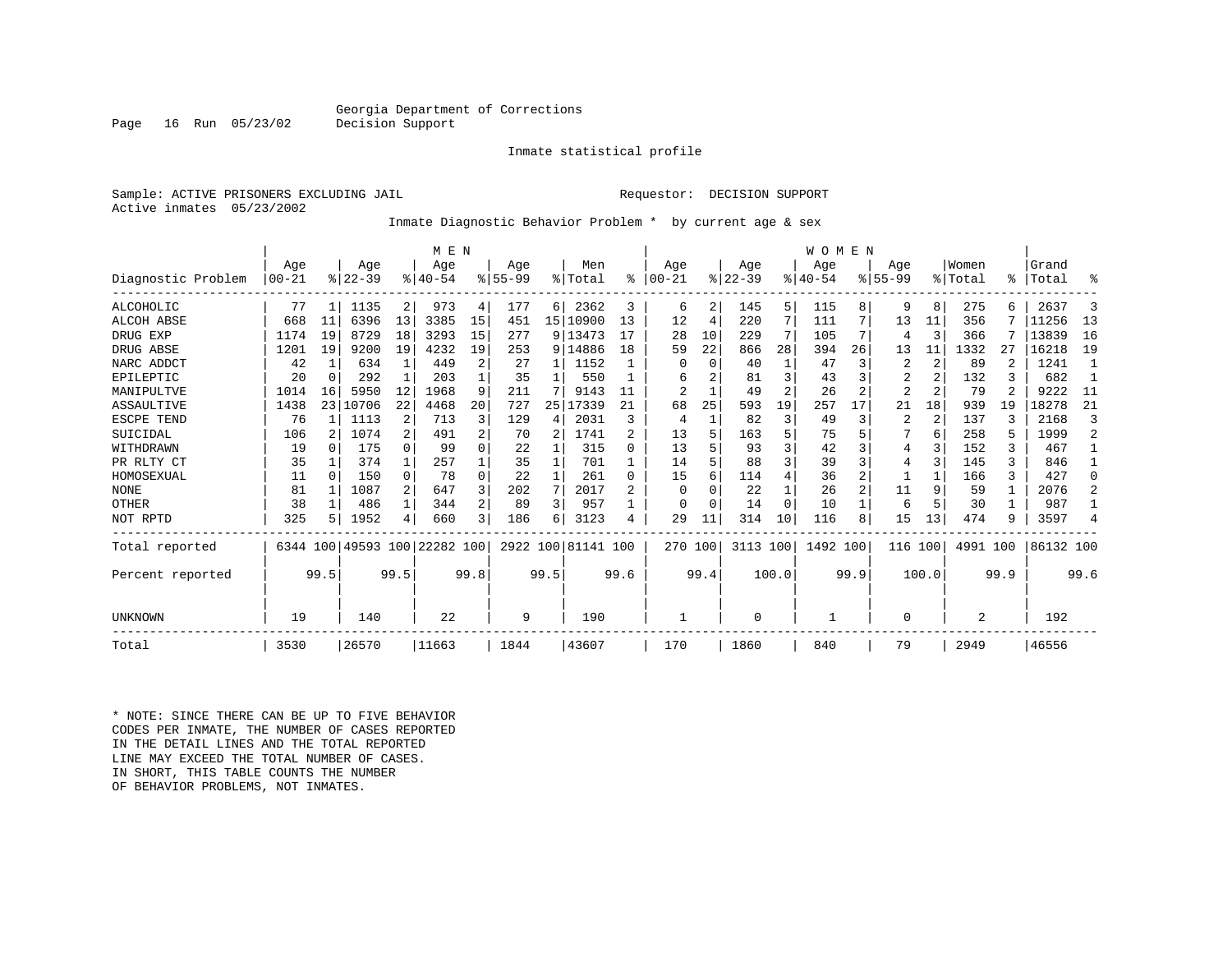Georgia Department of Corrections
Decision Support

Inmate statistical profile

Sample: ACTIVE PRISONERS EXCLUDING JAIL

Requestor: DECISION SUPPORT

Active inmates 05/23/2002

Inmate Diagnostic Behavior Problem * by current age & sex

| Diagnostic Problem | MEN Age 00-21 | % | Age 22-39 | % | Age 40-54 | % | Age 55-99 | % | Men Total | % | WOMEN Age 00-21 | % | Age 22-39 | % | Age 40-54 | % | Age 55-99 | % | Women Total | % | Grand Total | % |
|---|---|---|---|---|---|---|---|---|---|---|---|---|---|---|---|---|---|---|---|---|---|---|
| ALCOHOLIC | 77 | 1 | 1135 | 2 | 973 | 4 | 177 | 6 | 2362 | 3 | 6 | 2 | 145 | 5 | 115 | 8 | 9 | 8 | 275 | 6 | 2637 | 3 |
| ALCOH ABSE | 668 | 11 | 6396 | 13 | 3385 | 15 | 451 | 15 | 10900 | 13 | 12 | 4 | 220 | 7 | 111 | 7 | 13 | 11 | 356 | 7 | 11256 | 13 |
| DRUG EXP | 1174 | 19 | 8729 | 18 | 3293 | 15 | 277 | 9 | 13473 | 17 | 28 | 10 | 229 | 7 | 105 | 7 | 4 | 3 | 366 | 7 | 13839 | 16 |
| DRUG ABSE | 1201 | 19 | 9200 | 19 | 4232 | 19 | 253 | 9 | 14886 | 18 | 59 | 22 | 866 | 28 | 394 | 26 | 13 | 11 | 1332 | 27 | 16218 | 19 |
| NARC ADDCT | 42 | 1 | 634 | 1 | 449 | 2 | 27 | 1 | 1152 | 1 | 0 | 0 | 40 | 1 | 47 | 3 | 2 | 2 | 89 | 2 | 1241 | 1 |
| EPILEPTIC | 20 | 0 | 292 | 1 | 203 | 1 | 35 | 1 | 550 | 1 | 6 | 2 | 81 | 3 | 43 | 3 | 2 | 2 | 132 | 3 | 682 | 1 |
| MANIPULTVE | 1014 | 16 | 5950 | 12 | 1968 | 9 | 211 | 7 | 9143 | 11 | 2 | 1 | 49 | 2 | 26 | 2 | 2 | 2 | 79 | 2 | 9222 | 11 |
| ASSAULTIVE | 1438 | 23 | 10706 | 22 | 4468 | 20 | 727 | 25 | 17339 | 21 | 68 | 25 | 593 | 19 | 257 | 17 | 21 | 18 | 939 | 19 | 18278 | 21 |
| ESCPE TEND | 76 | 1 | 1113 | 2 | 713 | 3 | 129 | 4 | 2031 | 3 | 4 | 1 | 82 | 3 | 49 | 3 | 2 | 2 | 137 | 3 | 2168 | 3 |
| SUICIDAL | 106 | 2 | 1074 | 2 | 491 | 2 | 70 | 2 | 1741 | 2 | 13 | 5 | 163 | 5 | 75 | 5 | 7 | 6 | 258 | 5 | 1999 | 2 |
| WITHDRAWN | 19 | 0 | 175 | 0 | 99 | 0 | 22 | 1 | 315 | 0 | 13 | 5 | 93 | 3 | 42 | 3 | 4 | 3 | 152 | 3 | 467 | 1 |
| PR RLTY CT | 35 | 1 | 374 | 1 | 257 | 1 | 35 | 1 | 701 | 1 | 14 | 5 | 88 | 3 | 39 | 3 | 4 | 3 | 145 | 3 | 846 | 1 |
| HOMOSEXUAL | 11 | 0 | 150 | 0 | 78 | 0 | 22 | 1 | 261 | 0 | 15 | 6 | 114 | 4 | 36 | 2 | 1 | 1 | 166 | 3 | 427 | 0 |
| NONE | 81 | 1 | 1087 | 2 | 647 | 3 | 202 | 7 | 2017 | 2 | 0 | 0 | 22 | 1 | 26 | 2 | 11 | 9 | 59 | 1 | 2076 | 2 |
| OTHER | 38 | 1 | 486 | 1 | 344 | 2 | 89 | 3 | 957 | 1 | 0 | 0 | 14 | 0 | 10 | 1 | 6 | 5 | 30 | 1 | 987 | 1 |
| NOT RPTD | 325 | 5 | 1952 | 4 | 660 | 3 | 186 | 6 | 3123 | 4 | 29 | 11 | 314 | 10 | 116 | 8 | 15 | 13 | 474 | 9 | 3597 | 4 |
| Total reported | 6344 | 100 | 49593 | 100 | 22282 | 100 | 2922 | 100 | 81141 | 100 | 270 | 100 | 3113 | 100 | 1492 | 100 | 116 | 100 | 4991 | 100 | 86132 | 100 |
| Percent reported | | 99.5 | | 99.5 | | 99.8 | | 99.5 | | 99.6 | | 99.4 | | 100.0 | | 99.9 | | 100.0 | | 99.9 | | 99.6 |
| UNKNOWN | 19 | | 140 | | 22 | | 9 | | 190 | | 1 | | 0 | | 1 | | 0 | | 2 | | 192 | |
| Total | 3530 | | 26570 | | 11663 | | 1844 | | 43607 | | 170 | | 1860 | | 840 | | 79 | | 2949 | | 46556 | |

* NOTE: SINCE THERE CAN BE UP TO FIVE BEHAVIOR CODES PER INMATE, THE NUMBER OF CASES REPORTED IN THE DETAIL LINES AND THE TOTAL REPORTED LINE MAY EXCEED THE TOTAL NUMBER OF CASES. IN SHORT, THIS TABLE COUNTS THE NUMBER OF BEHAVIOR PROBLEMS, NOT INMATES.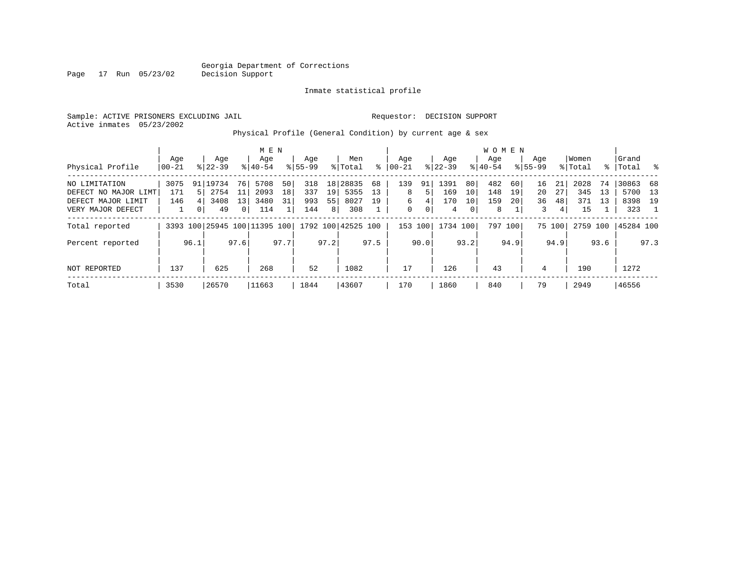Georgia Department of Corrections
Decision Support

Inmate statistical profile

Sample: ACTIVE PRISONERS EXCLUDING JAIL Requestor: DECISION SUPPORT
Active inmates 05/23/2002

Physical Profile (General Condition) by current age & sex

| | MEN | | | | | | | | | | WOMEN | | | | | | | | | | | |
|---|---|---|---|---|---|---|---|---|---|---|---|---|---|---|---|---|---|---|---|---|---|---|
| Physical Profile | Age 00-21 | % | Age 22-39 | % | Age 40-54 | % | Age 55-99 | % | Men Total | % | Age 00-21 | % | Age 22-39 | % | Age 40-54 | % | Age 55-99 | % | Women Total | % | Grand Total | % |
| NO LIMITATION | 3075 | 91 | 19734 | 76 | 5708 | 50 | 318 | 18 | 28835 | 68 | 139 | 91 | 1391 | 80 | 482 | 60 | 16 | 21 | 2028 | 74 | 30863 | 68 |
| DEFECT NO MAJOR LIMT | 171 | 5 | 2754 | 11 | 2093 | 18 | 337 | 19 | 5355 | 13 | 8 | 5 | 169 | 10 | 148 | 19 | 20 | 27 | 345 | 13 | 5700 | 13 |
| DEFECT MAJOR LIMIT | 146 | 4 | 3408 | 13 | 3480 | 31 | 993 | 55 | 8027 | 19 | 6 | 4 | 170 | 10 | 159 | 20 | 36 | 48 | 371 | 13 | 8398 | 19 |
| VERY MAJOR DEFECT | 1 | 0 | 49 | 0 | 114 | 1 | 144 | 8 | 308 | 1 | 0 | 0 | 4 | 0 | 8 | 1 | 3 | 4 | 15 | 1 | 323 | 1 |
| Total reported | 3393 | 100 | 25945 | 100 | 11395 | 100 | 1792 | 100 | 42525 | 100 | 153 | 100 | 1734 | 100 | 797 | 100 | 75 | 100 | 2759 | 100 | 45284 | 100 |
| Percent reported | | 96.1 | | 97.6 | | 97.7 | | 97.2 | | 97.5 | | 90.0 | | 93.2 | | 94.9 | | 94.9 | | 93.6 | | 97.3 |
| NOT REPORTED | 137 | | 625 | | 268 | | 52 | | 1082 | | 17 | | 126 | | 43 | | 4 | | 190 | | 1272 | |
| Total | 3530 | | 26570 | | 11663 | | 1844 | | 43607 | | 170 | | 1860 | | 840 | | 79 | | 2949 | | 46556 | |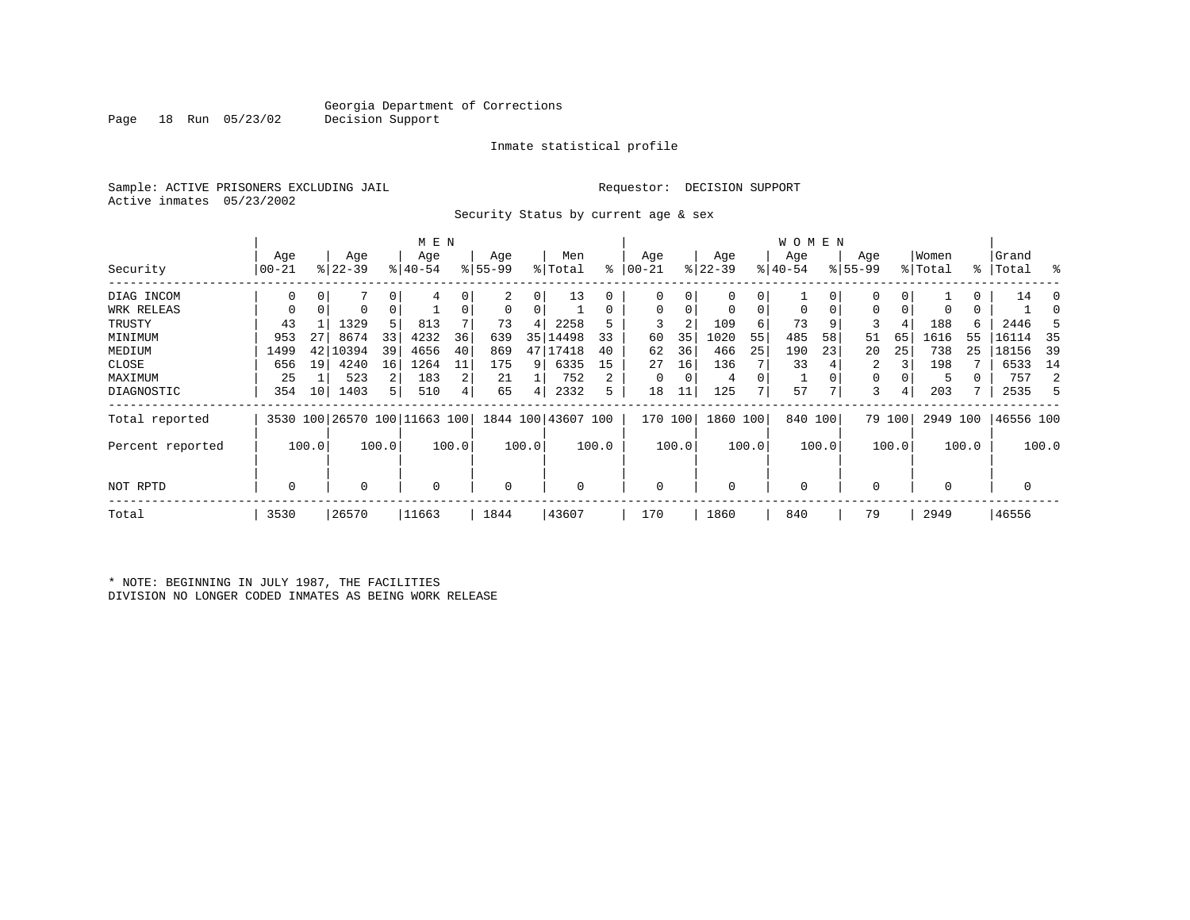Georgia Department of Corrections
Decision Support

Inmate statistical profile

Sample: ACTIVE PRISONERS EXCLUDING JAIL

Requestor: DECISION SUPPORT

Active inmates 05/23/2002

Security Status by current age & sex

| | MEN | | | | | | | | | | WOMEN | | | | | | | | | | | |
|---|---|---|---|---|---|---|---|---|---|---|---|---|---|---|---|---|---|---|---|---|---|---|
| Security | Age 00-21 | % | Age 22-39 | % | Age 40-54 | % | Age 55-99 | % | Men Total | % | Age 00-21 | % | Age 22-39 | % | Age 40-54 | % | Age 55-99 | % | Women Total | % | Grand Total | % |
| DIAG INCOM | 0 | 0 | 7 | 0 | 4 | 0 | 2 | 0 | 13 | 0 | 0 | 0 | 0 | 0 | 1 | 0 | 0 | 0 | 1 | 0 | 14 | 0 |
| WRK RELEAS | 0 | 0 | 0 | 0 | 1 | 0 | 0 | 0 | 1 | 0 | 0 | 0 | 0 | 0 | 0 | 0 | 0 | 0 | 0 | 0 | 1 | 0 |
| TRUSTY | 43 | 1 | 1329 | 5 | 813 | 7 | 73 | 4 | 2258 | 5 | 3 | 2 | 109 | 6 | 73 | 9 | 3 | 4 | 188 | 6 | 2446 | 5 |
| MINIMUM | 953 | 27 | 8674 | 33 | 4232 | 36 | 639 | 35 | 14498 | 33 | 60 | 35 | 1020 | 55 | 485 | 58 | 51 | 65 | 1616 | 55 | 16114 | 35 |
| MEDIUM | 1499 | 42 | 10394 | 39 | 4656 | 40 | 869 | 47 | 17418 | 40 | 62 | 36 | 466 | 25 | 190 | 23 | 20 | 25 | 738 | 25 | 18156 | 39 |
| CLOSE | 656 | 19 | 4240 | 16 | 1264 | 11 | 175 | 9 | 6335 | 15 | 27 | 16 | 136 | 7 | 33 | 4 | 2 | 3 | 198 | 7 | 6533 | 14 |
| MAXIMUM | 25 | 1 | 523 | 2 | 183 | 2 | 21 | 1 | 752 | 2 | 0 | 0 | 4 | 0 | 1 | 0 | 0 | 0 | 5 | 0 | 757 | 2 |
| DIAGNOSTIC | 354 | 10 | 1403 | 5 | 510 | 4 | 65 | 4 | 2332 | 5 | 18 | 11 | 125 | 7 | 57 | 7 | 3 | 4 | 203 | 7 | 2535 | 5 |
| Total reported | 3530 | 100 | 26570 | 100 | 11663 | 100 | 1844 | 100 | 43607 | 100 | 170 | 100 | 1860 | 100 | 840 | 100 | 79 | 100 | 2949 | 100 | 46556 | 100 |
| Percent reported | | 100.0 | | 100.0 | | 100.0 | | 100.0 | | 100.0 | | 100.0 | | 100.0 | | 100.0 | | 100.0 | | 100.0 | | 100.0 |
| NOT RPTD | 0 | | 0 | | 0 | | 0 | | 0 | | 0 | | 0 | | 0 | | 0 | | 0 | | 0 | |
| Total | 3530 | | 26570 | | 11663 | | 1844 | | 43607 | | 170 | | 1860 | | 840 | | 79 | | 2949 | | 46556 | |

* NOTE: BEGINNING IN JULY 1987, THE FACILITIES DIVISION NO LONGER CODED INMATES AS BEING WORK RELEASE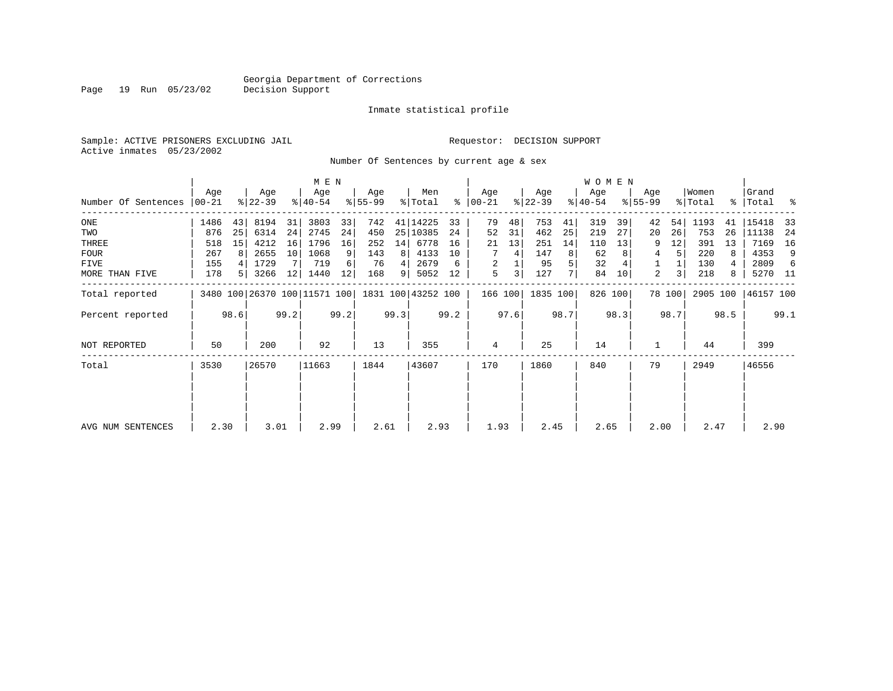Georgia Department of Corrections
Decision Support

Inmate statistical profile

Sample: ACTIVE PRISONERS EXCLUDING JAIL    Requestor: DECISION SUPPORT
Active inmates 05/23/2002

Number Of Sentences by current age & sex

| | MEN | | | | | | | | | | WOMEN | | | | | | | | | | | |
|---|---|---|---|---|---|---|---|---|---|---|---|---|---|---|---|---|---|---|---|---|---|---|
| Number Of Sentences | Age 00-21 | % | Age 22-39 | % | Age 40-54 | % | Age 55-99 | % | Men Total | % | Age 00-21 | % | Age 22-39 | % | Age 40-54 | % | Age 55-99 | % | Women Total | % | Grand Total | % |
| ONE | 1486 | 43 | 8194 | 31 | 3803 | 33 | 742 | 41 | 14225 | 33 | 79 | 48 | 753 | 41 | 319 | 39 | 42 | 54 | 1193 | 41 | 15418 | 33 |
| TWO | 876 | 25 | 6314 | 24 | 2745 | 24 | 450 | 25 | 10385 | 24 | 52 | 31 | 462 | 25 | 219 | 27 | 20 | 26 | 753 | 26 | 11138 | 24 |
| THREE | 518 | 15 | 4212 | 16 | 1796 | 16 | 252 | 14 | 6778 | 16 | 21 | 13 | 251 | 14 | 110 | 13 | 9 | 12 | 391 | 13 | 7169 | 16 |
| FOUR | 267 | 8 | 2655 | 10 | 1068 | 9 | 143 | 8 | 4133 | 10 | 7 | 4 | 147 | 8 | 62 | 8 | 4 | 5 | 220 | 8 | 4353 | 9 |
| FIVE | 155 | 4 | 1729 | 7 | 719 | 6 | 76 | 4 | 2679 | 6 | 2 | 1 | 95 | 5 | 32 | 4 | 1 | 1 | 130 | 4 | 2809 | 6 |
| MORE THAN FIVE | 178 | 5 | 3266 | 12 | 1440 | 12 | 168 | 9 | 5052 | 12 | 5 | 3 | 127 | 7 | 84 | 10 | 2 | 3 | 218 | 8 | 5270 | 11 |
| Total reported | 3480 | 100 | 26370 | 100 | 11571 | 100 | 1831 | 100 | 43252 | 100 | 166 | 100 | 1835 | 100 | 826 | 100 | 78 | 100 | 2905 | 100 | 46157 | 100 |
| Percent reported | | 98.6 | | 99.2 | | 99.2 | | 99.3 | | 99.2 | | 97.6 | | 98.7 | | 98.3 | | 98.7 | | 98.5 | | 99.1 |
| NOT REPORTED | 50 | | 200 | | 92 | | 13 | | 355 | | 4 | | 25 | | 14 | | 1 | | 44 | | 399 | |
| Total | 3530 | | 26570 | | 11663 | | 1844 | | 43607 | | 170 | | 1860 | | 840 | | 79 | | 2949 | | 46556 | |
| AVG NUM SENTENCES | 2.30 | | 3.01 | | 2.99 | | 2.61 | | 2.93 | | 1.93 | | 2.45 | | 2.65 | | 2.00 | | 2.47 | | 2.90 | |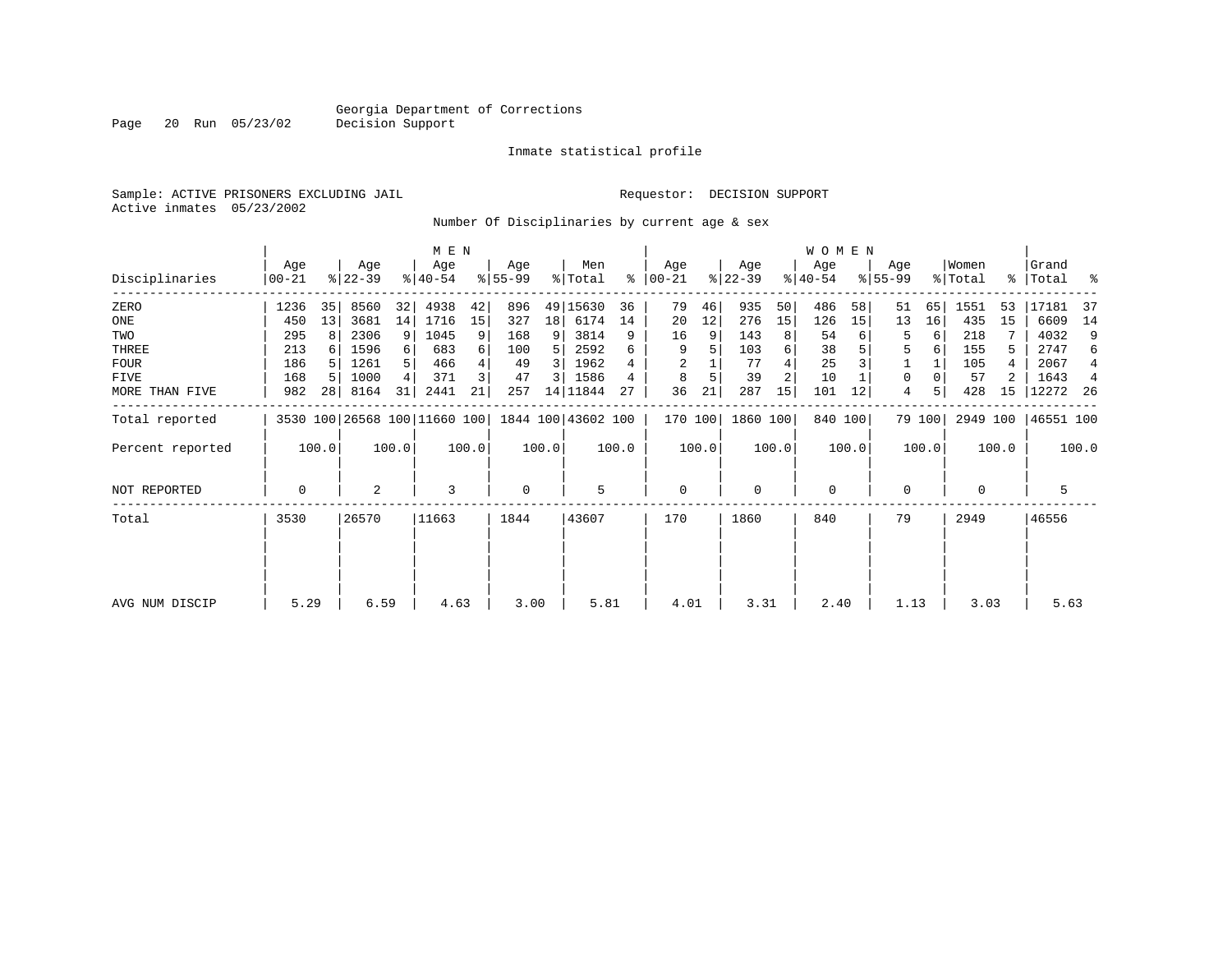Georgia Department of Corrections
Decision Support

Inmate statistical profile

Sample: ACTIVE PRISONERS EXCLUDING JAIL
Active inmates 05/23/2002

Requestor: DECISION SUPPORT

Number Of Disciplinaries by current age & sex

| Disciplinaries | MEN Age 00-21 | % | Age 22-39 | % | Age 40-54 | % | Age 55-99 | % | Men Total | % | WOMEN Age 00-21 | % | Age 22-39 | % | Age 40-54 | % | Age 55-99 | % | Women Total | % | Grand Total | % |
|---|---|---|---|---|---|---|---|---|---|---|---|---|---|---|---|---|---|---|---|---|---|---|
| ZERO | 1236 | 35 | 8560 | 32 | 4938 | 42 | 896 | 49 | 15630 | 36 | 79 | 46 | 935 | 50 | 486 | 58 | 51 | 65 | 1551 | 53 | 17181 | 37 |
| ONE | 450 | 13 | 3681 | 14 | 1716 | 15 | 327 | 18 | 6174 | 14 | 20 | 12 | 276 | 15 | 126 | 15 | 13 | 16 | 435 | 15 | 6609 | 14 |
| TWO | 295 | 8 | 2306 | 9 | 1045 | 9 | 168 | 9 | 3814 | 9 | 16 | 9 | 143 | 8 | 54 | 6 | 5 | 6 | 218 | 7 | 4032 | 9 |
| THREE | 213 | 6 | 1596 | 6 | 683 | 6 | 100 | 5 | 2592 | 6 | 9 | 5 | 103 | 6 | 38 | 5 | 5 | 6 | 155 | 5 | 2747 | 6 |
| FOUR | 186 | 5 | 1261 | 5 | 466 | 4 | 49 | 3 | 1962 | 4 | 2 | 1 | 77 | 4 | 25 | 3 | 1 | 1 | 105 | 4 | 2067 | 4 |
| FIVE | 168 | 5 | 1000 | 4 | 371 | 3 | 47 | 3 | 1586 | 4 | 8 | 5 | 39 | 2 | 10 | 1 | 0 | 0 | 57 | 2 | 1643 | 4 |
| MORE THAN FIVE | 982 | 28 | 8164 | 31 | 2441 | 21 | 257 | 14 | 11844 | 27 | 36 | 21 | 287 | 15 | 101 | 12 | 4 | 5 | 428 | 15 | 12272 | 26 |
| Total reported | 3530 | 100 | 26568 | 100 | 11660 | 100 | 1844 | 100 | 43602 | 100 | 170 | 100 | 1860 | 100 | 840 | 100 | 79 | 100 | 2949 | 100 | 46551 | 100 |
| Percent reported | | 100.0 | | 100.0 | | 100.0 | | 100.0 | | 100.0 | | 100.0 | | 100.0 | | 100.0 | | 100.0 | | 100.0 | | 100.0 |
| NOT REPORTED | 0 | | 2 | | 3 | | 0 | | 5 | | 0 | | 0 | | 0 | | 0 | | 0 | | 5 | |
| Total | 3530 | | 26570 | | 11663 | | 1844 | | 43607 | | 170 | | 1860 | | 840 | | 79 | | 2949 | | 46556 | |
| AVG NUM DISCIP | 5.29 | | 6.59 | | 4.63 | | 3.00 | | 5.81 | | 4.01 | | 3.31 | | 2.40 | | 1.13 | | 3.03 | | 5.63 | |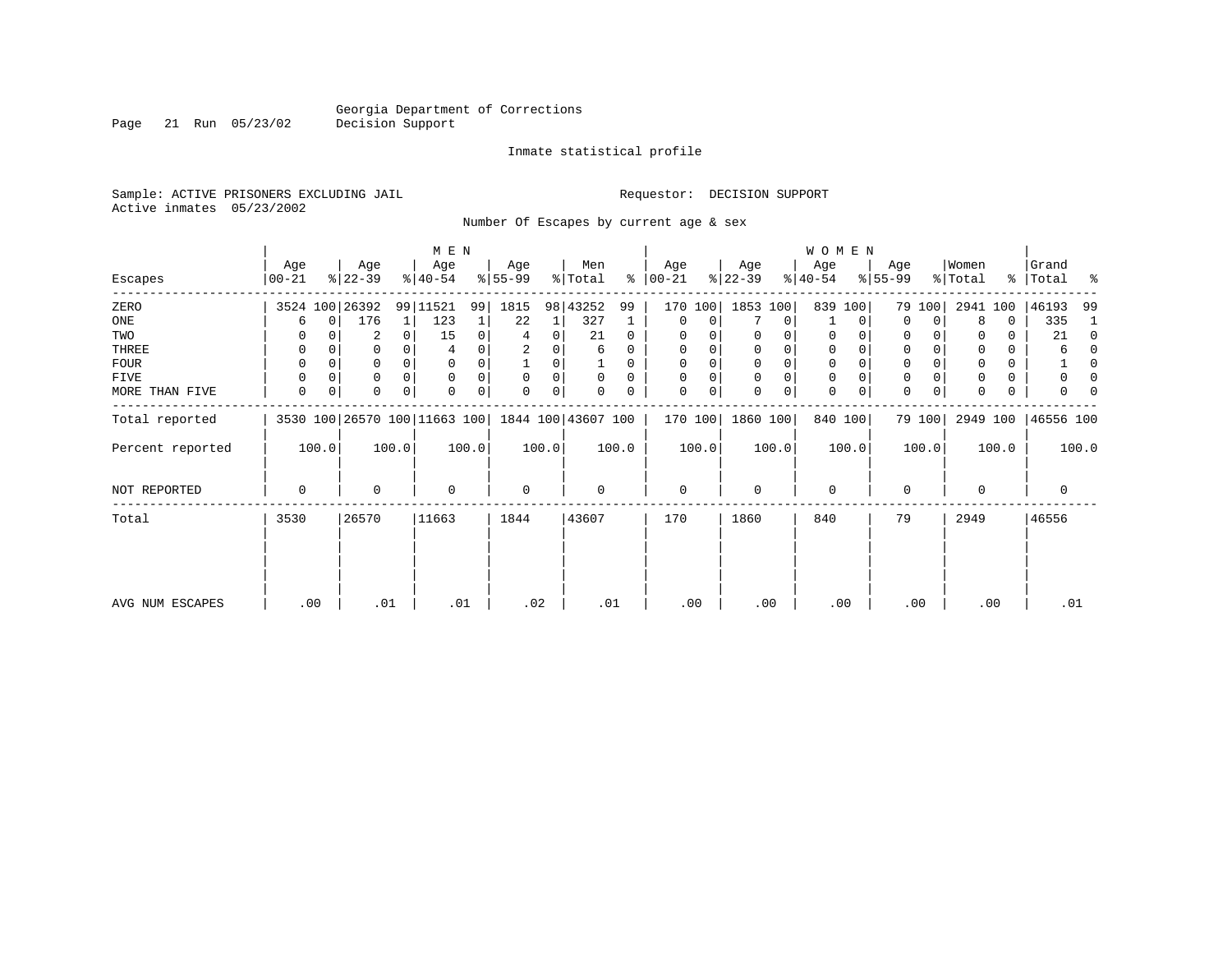Georgia Department of Corrections
Decision Support

Inmate statistical profile

Sample: ACTIVE PRISONERS EXCLUDING JAIL

Requestor: DECISION SUPPORT

Active inmates 05/23/2002

Number Of Escapes by current age & sex

| Escapes | MEN Age 00-21 | % | Age 22-39 | % | Age 40-54 | % | Age 55-99 | % | Men Total | % | WOMEN Age 00-21 | % | Age 22-39 | % | Age 40-54 | % | Age 55-99 | % | Women Total | % | Grand Total | % |
|---|---|---|---|---|---|---|---|---|---|---|---|---|---|---|---|---|---|---|---|---|---|---|
| ZERO | 3524 | 100 | 26392 | 99 | 11521 | 99 | 1815 | 98 | 43252 | 99 | 170 | 100 | 1853 | 100 | 839 | 100 | 79 | 100 | 2941 | 100 | 46193 | 99 |
| ONE | 6 | 0 | 176 | 1 | 123 | 1 | 22 | 1 | 327 | 1 | 0 | 0 | 7 | 0 | 1 | 0 | 0 | 0 | 8 | 0 | 335 | 1 |
| TWO | 0 | 0 | 2 | 0 | 15 | 0 | 4 | 0 | 21 | 0 | 0 | 0 | 0 | 0 | 0 | 0 | 0 | 0 | 0 | 0 | 21 | 0 |
| THREE | 0 | 0 | 0 | 0 | 4 | 0 | 2 | 0 | 6 | 0 | 0 | 0 | 0 | 0 | 0 | 0 | 0 | 0 | 0 | 0 | 6 | 0 |
| FOUR | 0 | 0 | 0 | 0 | 0 | 0 | 1 | 0 | 1 | 0 | 0 | 0 | 0 | 0 | 0 | 0 | 0 | 0 | 0 | 0 | 1 | 0 |
| FIVE | 0 | 0 | 0 | 0 | 0 | 0 | 0 | 0 | 0 | 0 | 0 | 0 | 0 | 0 | 0 | 0 | 0 | 0 | 0 | 0 | 0 | 0 |
| MORE THAN FIVE | 0 | 0 | 0 | 0 | 0 | 0 | 0 | 0 | 0 | 0 | 0 | 0 | 0 | 0 | 0 | 0 | 0 | 0 | 0 | 0 | 0 | 0 |
| Total reported | 3530 | 100 | 26570 | 100 | 11663 | 100 | 1844 | 100 | 43607 | 100 | 170 | 100 | 1860 | 100 | 840 | 100 | 79 | 100 | 2949 | 100 | 46556 | 100 |
| Percent reported | 100.0 | | 100.0 | | 100.0 | | 100.0 | | 100.0 | | 100.0 | | 100.0 | | 100.0 | | 100.0 | | 100.0 | | 100.0 | |
| NOT REPORTED | 0 | | 0 | | 0 | | 0 | | 0 | | 0 | | 0 | | 0 | | 0 | | 0 | | 0 | |
| Total | 3530 | | 26570 | | 11663 | | 1844 | | 43607 | | 170 | | 1860 | | 840 | | 79 | | 2949 | | 46556 | |
| AVG NUM ESCAPES | .00 | | .01 | | .01 | | .02 | | .01 | | .00 | | .00 | | .00 | | .00 | | .00 | | .01 | |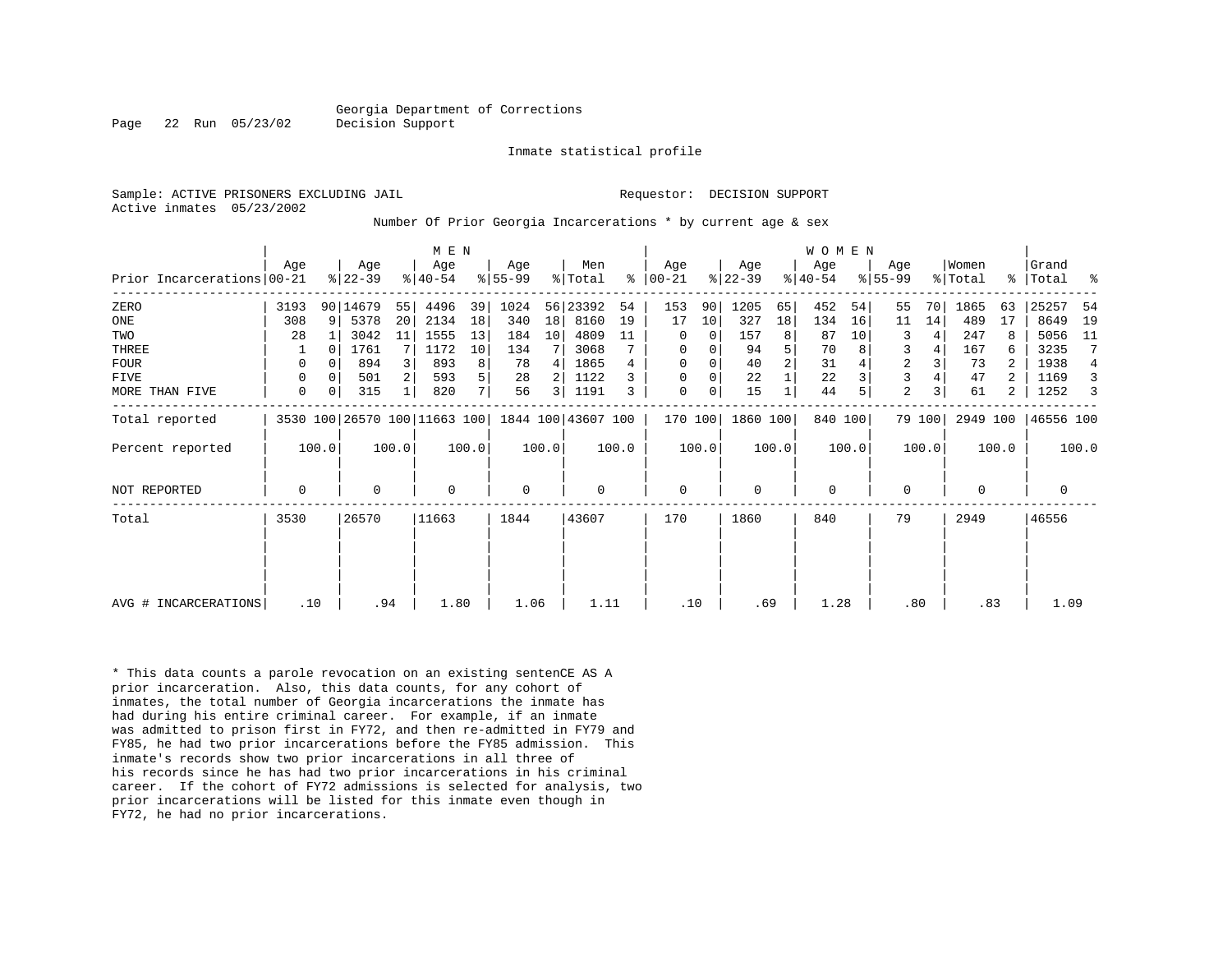Georgia Department of Corrections
Decision Support

Inmate statistical profile

Sample: ACTIVE PRISONERS EXCLUDING JAIL

Requestor: DECISION SUPPORT

Active inmates 05/23/2002

Number Of Prior Georgia Incarcerations * by current age & sex

| | MEN | | | | | | | | | | WOMEN | | | | | | | | | | | |
|---|---|---|---|---|---|---|---|---|---|---|---|---|---|---|---|---|---|---|---|---|---|---|
| Prior Incarcerations | Age 00-21 | % | Age 22-39 | % | Age 40-54 | % | Age 55-99 | % | Men Total | % | Age 00-21 | % | Age 22-39 | % | Age 40-54 | % | Age 55-99 | % | Women Total | % | Grand Total | % |
| ZERO | 3193 | 90 | 14679 | 55 | 4496 | 39 | 1024 | 56 | 23392 | 54 | 153 | 90 | 1205 | 65 | 452 | 54 | 55 | 70 | 1865 | 63 | 25257 | 54 |
| ONE | 308 | 9 | 5378 | 20 | 2134 | 18 | 340 | 18 | 8160 | 19 | 17 | 10 | 327 | 18 | 134 | 16 | 11 | 14 | 489 | 17 | 8649 | 19 |
| TWO | 28 | 1 | 3042 | 11 | 1555 | 13 | 184 | 10 | 4809 | 11 | 0 | 0 | 157 | 8 | 87 | 10 | 3 | 4 | 247 | 8 | 5056 | 11 |
| THREE | 1 | 0 | 1761 | 7 | 1172 | 10 | 134 | 7 | 3068 | 7 | 0 | 0 | 94 | 5 | 70 | 8 | 3 | 4 | 167 | 6 | 3235 | 7 |
| FOUR | 0 | 0 | 894 | 3 | 893 | 8 | 78 | 4 | 1865 | 4 | 0 | 0 | 40 | 2 | 31 | 4 | 2 | 3 | 73 | 2 | 1938 | 4 |
| FIVE | 0 | 0 | 501 | 2 | 593 | 5 | 28 | 2 | 1122 | 3 | 0 | 0 | 22 | 1 | 22 | 3 | 3 | 4 | 47 | 2 | 1169 | 3 |
| MORE THAN FIVE | 0 | 0 | 315 | 1 | 820 | 7 | 56 | 3 | 1191 | 3 | 0 | 0 | 15 | 1 | 44 | 5 | 2 | 3 | 61 | 2 | 1252 | 3 |
| Total reported | 3530 | 100 | 26570 | 100 | 11663 | 100 | 1844 | 100 | 43607 | 100 | 170 | 100 | 1860 | 100 | 840 | 100 | 79 | 100 | 2949 | 100 | 46556 | 100 |
| Percent reported | 100.0 | | 100.0 | | 100.0 | | 100.0 | | 100.0 | | 100.0 | | 100.0 | | 100.0 | | 100.0 | | 100.0 | | 100.0 | |
| NOT REPORTED | 0 | | 0 | | 0 | | 0 | | 0 | | 0 | | 0 | | 0 | | 0 | | 0 | | 0 | |
| Total | 3530 | | 26570 | | 11663 | | 1844 | | 43607 | | 170 | | 1860 | | 840 | | 79 | | 2949 | | 46556 | |
| AVG # INCARCERATIONS | .10 | | .94 | | 1.80 | | 1.06 | | 1.11 | | .10 | | .69 | | 1.28 | | .80 | | .83 | | 1.09 | |

* This data counts a parole revocation on an existing sentenCE AS A prior incarceration. Also, this data counts, for any cohort of inmates, the total number of Georgia incarcerations the inmate has had during his entire criminal career. For example, if an inmate was admitted to prison first in FY72, and then re-admitted in FY79 and FY85, he had two prior incarcerations before the FY85 admission. This inmate's records show two prior incarcerations in all three of his records since he has had two prior incarcerations in his criminal career. If the cohort of FY72 admissions is selected for analysis, two prior incarcerations will be listed for this inmate even though in FY72, he had no prior incarcerations.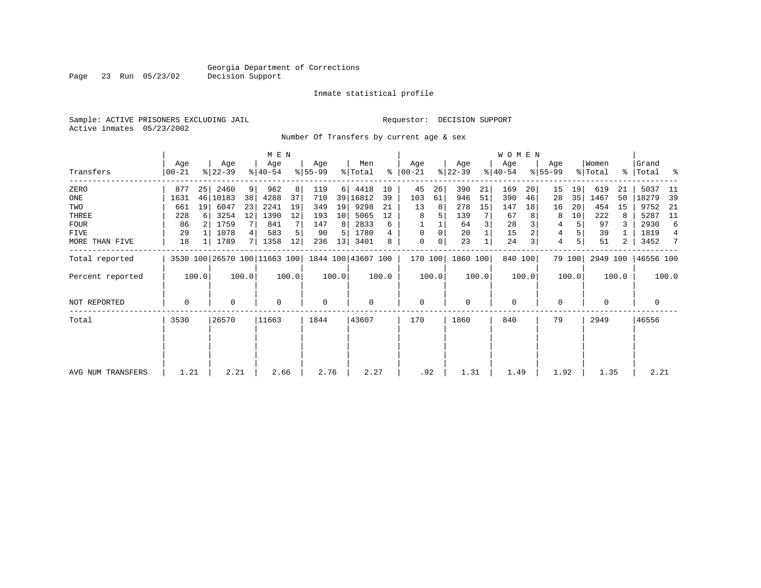Georgia Department of Corrections
Decision Support

Inmate statistical profile

Sample: ACTIVE PRISONERS EXCLUDING JAIL　　Requestor: DECISION SUPPORT
Active inmates 05/23/2002

Number Of Transfers by current age & sex

| Transfers | MEN Age 00-21 | % | Age 22-39 | % | Age 40-54 | % | Age 55-99 | % | Men Total | % | WOMEN Age 00-21 | % | Age 22-39 | % | Age 40-54 | % | Age 55-99 | % | Women Total | % | Grand Total | % |
|---|---|---|---|---|---|---|---|---|---|---|---|---|---|---|---|---|---|---|---|---|---|---|
| ZERO | 877 | 25 | 2460 | 9 | 962 | 8 | 119 | 6 | 4418 | 10 | 45 | 26 | 390 | 21 | 169 | 20 | 15 | 19 | 619 | 21 | 5037 | 11 |
| ONE | 1631 | 46 | 10183 | 38 | 4288 | 37 | 710 | 39 | 16812 | 39 | 103 | 61 | 946 | 51 | 390 | 46 | 28 | 35 | 1467 | 50 | 18279 | 39 |
| TWO | 661 | 19 | 6047 | 23 | 2241 | 19 | 349 | 19 | 9298 | 21 | 13 | 8 | 278 | 15 | 147 | 18 | 16 | 20 | 454 | 15 | 9752 | 21 |
| THREE | 228 | 6 | 3254 | 12 | 1390 | 12 | 193 | 10 | 5065 | 12 | 8 | 5 | 139 | 7 | 67 | 8 | 8 | 10 | 222 | 8 | 5287 | 11 |
| FOUR | 86 | 2 | 1759 | 7 | 841 | 7 | 147 | 8 | 2833 | 6 | 1 | 1 | 64 | 3 | 28 | 3 | 4 | 5 | 97 | 3 | 2930 | 6 |
| FIVE | 29 | 1 | 1078 | 4 | 583 | 5 | 90 | 5 | 1780 | 4 | 0 | 0 | 20 | 1 | 15 | 2 | 4 | 5 | 39 | 1 | 1819 | 4 |
| MORE THAN FIVE | 18 | 1 | 1789 | 7 | 1358 | 12 | 236 | 13 | 3401 | 8 | 0 | 0 | 23 | 1 | 24 | 3 | 4 | 5 | 51 | 2 | 3452 | 7 |
| Total reported | 3530 | 100 | 26570 | 100 | 11663 | 100 | 1844 | 100 | 43607 | 100 | 170 | 100 | 1860 | 100 | 840 | 100 | 79 | 100 | 2949 | 100 | 46556 | 100 |
| Percent reported | | 100.0 | | 100.0 | | 100.0 | | 100.0 | | 100.0 | | 100.0 | | 100.0 | | 100.0 | | 100.0 | | 100.0 | | 100.0 |
| NOT REPORTED | 0 | | 0 | | 0 | | 0 | | 0 | | 0 | | 0 | | 0 | | 0 | | 0 | | 0 | |
| Total | 3530 | | 26570 | | 11663 | | 1844 | | 43607 | | 170 | | 1860 | | 840 | | 79 | | 2949 | | 46556 | |
| AVG NUM TRANSFERS | 1.21 | | 2.21 | | 2.66 | | 2.76 | | 2.27 | | .92 | | 1.31 | | 1.49 | | 1.92 | | 1.35 | | 2.21 | |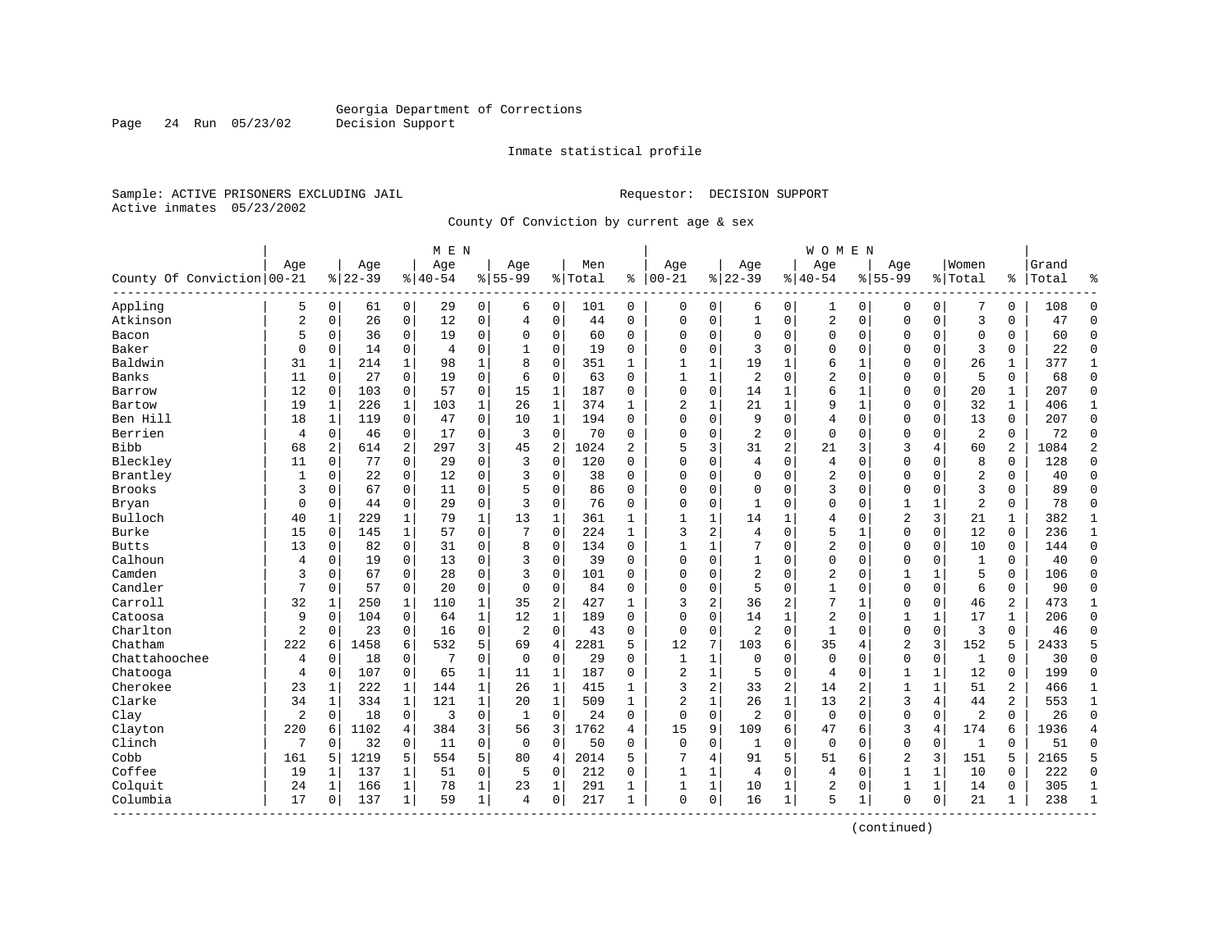Georgia Department of Corrections
Decision Support

Inmate statistical profile

Sample: ACTIVE PRISONERS EXCLUDING JAIL
Active inmates 05/23/2002

Requestor: DECISION SUPPORT

County Of Conviction by current age & sex

| County Of Conviction | MEN Age 00-21 | % | Age 22-39 | % | Age 40-54 | % | Age 55-99 | % | Men Total | % | WOMEN Age 00-21 | % | Age 22-39 | % | Age 40-54 | % | Age 55-99 | % | Women Total | % | Grand Total | % |
|---|---|---|---|---|---|---|---|---|---|---|---|---|---|---|---|---|---|---|---|---|---|---|
| Appling | 5 | 0 | 61 | 0 | 29 | 0 | 6 | 0 | 101 | 0 | 0 | 0 | 6 | 0 | 1 | 0 | 0 | 0 | 7 | 0 | 108 | 0 |
| Atkinson | 2 | 0 | 26 | 0 | 12 | 0 | 4 | 0 | 44 | 0 | 0 | 0 | 1 | 0 | 2 | 0 | 0 | 0 | 3 | 0 | 47 | 0 |
| Bacon | 5 | 0 | 36 | 0 | 19 | 0 | 0 | 0 | 60 | 0 | 0 | 0 | 0 | 0 | 0 | 0 | 0 | 0 | 0 | 0 | 60 | 0 |
| Baker | 0 | 0 | 14 | 0 | 4 | 0 | 1 | 0 | 19 | 0 | 0 | 0 | 3 | 0 | 0 | 0 | 0 | 0 | 3 | 0 | 22 | 0 |
| Baldwin | 31 | 1 | 214 | 1 | 98 | 1 | 8 | 0 | 351 | 1 | 1 | 1 | 19 | 1 | 6 | 1 | 0 | 0 | 26 | 1 | 377 | 1 |
| Banks | 11 | 0 | 27 | 0 | 19 | 0 | 6 | 0 | 63 | 0 | 1 | 1 | 2 | 0 | 2 | 0 | 0 | 0 | 5 | 0 | 68 | 0 |
| Barrow | 12 | 0 | 103 | 0 | 57 | 0 | 15 | 1 | 187 | 0 | 0 | 0 | 14 | 1 | 6 | 1 | 0 | 0 | 20 | 1 | 207 | 0 |
| Bartow | 19 | 1 | 226 | 1 | 103 | 1 | 26 | 1 | 374 | 1 | 2 | 1 | 21 | 1 | 9 | 1 | 0 | 0 | 32 | 1 | 406 | 1 |
| Ben Hill | 18 | 1 | 119 | 0 | 47 | 0 | 10 | 1 | 194 | 0 | 0 | 0 | 9 | 0 | 4 | 0 | 0 | 0 | 13 | 0 | 207 | 0 |
| Berrien | 4 | 0 | 46 | 0 | 17 | 0 | 3 | 0 | 70 | 0 | 0 | 0 | 2 | 0 | 0 | 0 | 0 | 0 | 2 | 0 | 72 | 0 |
| Bibb | 68 | 2 | 614 | 2 | 297 | 3 | 45 | 2 | 1024 | 2 | 5 | 3 | 31 | 2 | 21 | 3 | 3 | 4 | 60 | 2 | 1084 | 2 |
| Bleckley | 11 | 0 | 77 | 0 | 29 | 0 | 3 | 0 | 120 | 0 | 0 | 0 | 4 | 0 | 4 | 0 | 0 | 0 | 8 | 0 | 128 | 0 |
| Brantley | 1 | 0 | 22 | 0 | 12 | 0 | 3 | 0 | 38 | 0 | 0 | 0 | 0 | 0 | 2 | 0 | 0 | 0 | 2 | 0 | 40 | 0 |
| Brooks | 3 | 0 | 67 | 0 | 11 | 0 | 5 | 0 | 86 | 0 | 0 | 0 | 0 | 0 | 3 | 0 | 0 | 0 | 3 | 0 | 89 | 0 |
| Bryan | 0 | 0 | 44 | 0 | 29 | 0 | 3 | 0 | 76 | 0 | 0 | 0 | 1 | 0 | 0 | 0 | 1 | 1 | 2 | 0 | 78 | 0 |
| Bulloch | 40 | 1 | 229 | 1 | 79 | 1 | 13 | 1 | 361 | 1 | 1 | 1 | 14 | 1 | 4 | 0 | 2 | 3 | 21 | 1 | 382 | 1 |
| Burke | 15 | 0 | 145 | 1 | 57 | 0 | 7 | 0 | 224 | 1 | 3 | 2 | 4 | 0 | 5 | 1 | 0 | 0 | 12 | 0 | 236 | 1 |
| Butts | 13 | 0 | 82 | 0 | 31 | 0 | 8 | 0 | 134 | 0 | 1 | 1 | 7 | 0 | 2 | 0 | 0 | 0 | 10 | 0 | 144 | 0 |
| Calhoun | 4 | 0 | 19 | 0 | 13 | 0 | 3 | 0 | 39 | 0 | 0 | 0 | 1 | 0 | 0 | 0 | 0 | 0 | 1 | 0 | 40 | 0 |
| Camden | 3 | 0 | 67 | 0 | 28 | 0 | 3 | 0 | 101 | 0 | 0 | 0 | 2 | 0 | 2 | 0 | 1 | 1 | 5 | 0 | 106 | 0 |
| Candler | 7 | 0 | 57 | 0 | 20 | 0 | 0 | 0 | 84 | 0 | 0 | 0 | 5 | 0 | 1 | 0 | 0 | 0 | 6 | 0 | 90 | 0 |
| Carroll | 32 | 1 | 250 | 1 | 110 | 1 | 35 | 2 | 427 | 1 | 3 | 2 | 36 | 2 | 7 | 1 | 0 | 0 | 46 | 2 | 473 | 1 |
| Catoosa | 9 | 0 | 104 | 0 | 64 | 1 | 12 | 1 | 189 | 0 | 0 | 0 | 14 | 1 | 2 | 0 | 1 | 1 | 17 | 1 | 206 | 0 |
| Charlton | 2 | 0 | 23 | 0 | 16 | 0 | 2 | 0 | 43 | 0 | 0 | 0 | 2 | 0 | 1 | 0 | 0 | 0 | 3 | 0 | 46 | 0 |
| Chatham | 222 | 6 | 1458 | 6 | 532 | 5 | 69 | 4 | 2281 | 5 | 12 | 7 | 103 | 6 | 35 | 4 | 2 | 3 | 152 | 5 | 2433 | 5 |
| Chattahoochee | 4 | 0 | 18 | 0 | 7 | 0 | 0 | 0 | 29 | 0 | 1 | 1 | 0 | 0 | 0 | 0 | 0 | 0 | 1 | 0 | 30 | 0 |
| Chatooga | 4 | 0 | 107 | 0 | 65 | 1 | 11 | 1 | 187 | 0 | 2 | 1 | 5 | 0 | 4 | 0 | 1 | 1 | 12 | 0 | 199 | 0 |
| Cherokee | 23 | 1 | 222 | 1 | 144 | 1 | 26 | 1 | 415 | 1 | 3 | 2 | 33 | 2 | 14 | 2 | 1 | 1 | 51 | 2 | 466 | 1 |
| Clarke | 34 | 1 | 334 | 1 | 121 | 1 | 20 | 1 | 509 | 1 | 2 | 1 | 26 | 1 | 13 | 2 | 3 | 4 | 44 | 2 | 553 | 1 |
| Clay | 2 | 0 | 18 | 0 | 3 | 0 | 1 | 0 | 24 | 0 | 0 | 0 | 2 | 0 | 0 | 0 | 0 | 0 | 2 | 0 | 26 | 0 |
| Clayton | 220 | 6 | 1102 | 4 | 384 | 3 | 56 | 3 | 1762 | 4 | 15 | 9 | 109 | 6 | 47 | 6 | 3 | 4 | 174 | 6 | 1936 | 4 |
| Clinch | 7 | 0 | 32 | 0 | 11 | 0 | 0 | 0 | 50 | 0 | 0 | 0 | 1 | 0 | 0 | 0 | 0 | 0 | 1 | 0 | 51 | 0 |
| Cobb | 161 | 5 | 1219 | 5 | 554 | 5 | 80 | 4 | 2014 | 5 | 7 | 4 | 91 | 5 | 51 | 6 | 2 | 3 | 151 | 5 | 2165 | 5 |
| Coffee | 19 | 1 | 137 | 1 | 51 | 0 | 5 | 0 | 212 | 0 | 1 | 1 | 4 | 0 | 4 | 0 | 1 | 1 | 10 | 0 | 222 | 0 |
| Colquit | 24 | 1 | 166 | 1 | 78 | 1 | 23 | 1 | 291 | 1 | 1 | 1 | 10 | 1 | 2 | 0 | 1 | 1 | 14 | 0 | 305 | 1 |
| Columbia | 17 | 0 | 137 | 1 | 59 | 1 | 4 | 0 | 217 | 1 | 0 | 0 | 16 | 1 | 5 | 1 | 0 | 0 | 21 | 1 | 238 | 1 |

(continued)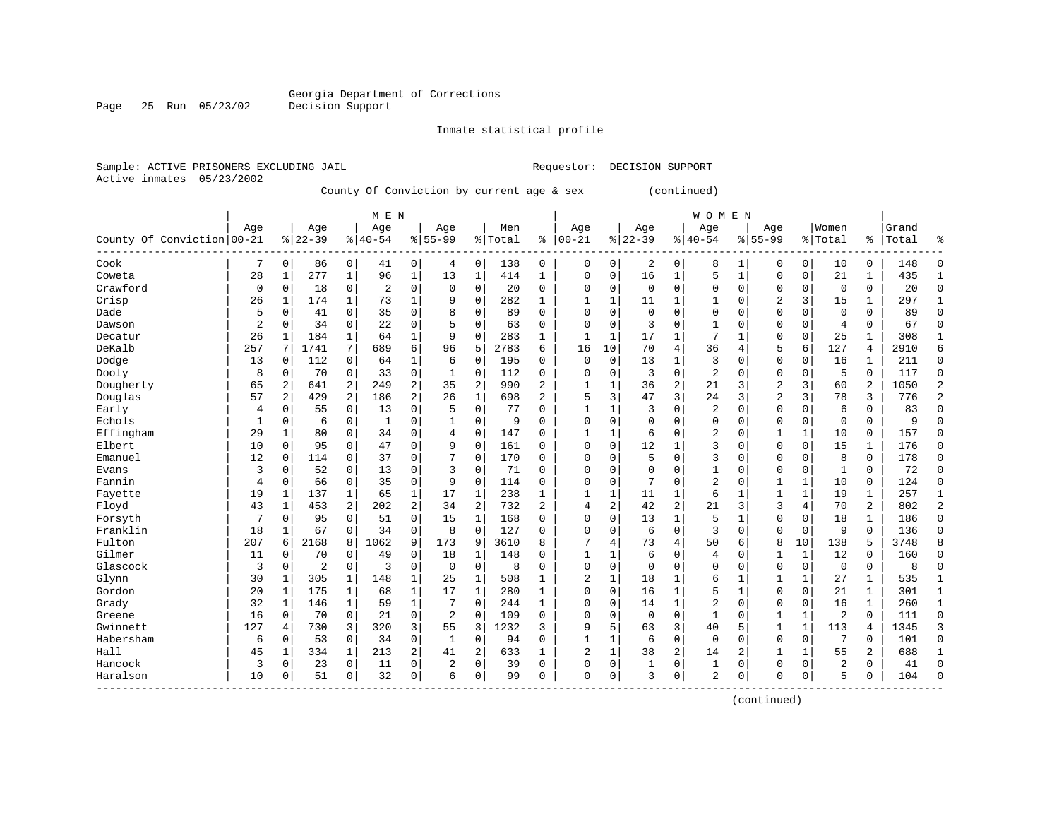Georgia Department of Corrections
Decision Support

Inmate statistical profile

Sample: ACTIVE PRISONERS EXCLUDING JAIL                                Requestor: DECISION SUPPORT
Active inmates 05/23/2002

County Of Conviction by current age & sex (continued)

| County Of Conviction | MEN Age 00-21 | % | Age 22-39 | % | Age 40-54 | % | Age 55-99 | % | Men Total | % | WOMEN Age 00-21 | % | Age 22-39 | % | Age 40-54 | % | Age 55-99 | % | Women Total | % | Grand Total | % |
|---|---|---|---|---|---|---|---|---|---|---|---|---|---|---|---|---|---|---|---|---|---|---|
| Cook | 7 | 0 | 86 | 0 | 41 | 0 | 4 | 0 | 138 | 0 | 0 | 0 | 2 | 0 | 8 | 1 | 0 | 0 | 10 | 0 | 148 | 0 |
| Coweta | 28 | 1 | 277 | 1 | 96 | 1 | 13 | 1 | 414 | 1 | 0 | 0 | 16 | 1 | 5 | 1 | 0 | 0 | 21 | 1 | 435 | 1 |
| Crawford | 0 | 0 | 18 | 0 | 2 | 0 | 0 | 0 | 20 | 0 | 0 | 0 | 0 | 0 | 0 | 0 | 0 | 0 | 0 | 0 | 20 | 0 |
| Crisp | 26 | 1 | 174 | 1 | 73 | 1 | 9 | 0 | 282 | 1 | 1 | 1 | 11 | 1 | 1 | 0 | 2 | 3 | 15 | 1 | 297 | 1 |
| Dade | 5 | 0 | 41 | 0 | 35 | 0 | 8 | 0 | 89 | 0 | 0 | 0 | 0 | 0 | 0 | 0 | 0 | 0 | 0 | 0 | 89 | 0 |
| Dawson | 2 | 0 | 34 | 0 | 22 | 0 | 5 | 0 | 63 | 0 | 0 | 0 | 3 | 0 | 1 | 0 | 0 | 0 | 4 | 0 | 67 | 0 |
| Decatur | 26 | 1 | 184 | 1 | 64 | 1 | 9 | 0 | 283 | 1 | 1 | 1 | 17 | 1 | 7 | 1 | 0 | 0 | 25 | 1 | 308 | 1 |
| DeKalb | 257 | 7 | 1741 | 7 | 689 | 6 | 96 | 5 | 2783 | 6 | 16 | 10 | 70 | 4 | 36 | 4 | 5 | 6 | 127 | 4 | 2910 | 6 |
| Dodge | 13 | 0 | 112 | 0 | 64 | 1 | 6 | 0 | 195 | 0 | 0 | 0 | 13 | 1 | 3 | 0 | 0 | 0 | 16 | 1 | 211 | 0 |
| Dooly | 8 | 0 | 70 | 0 | 33 | 0 | 1 | 0 | 112 | 0 | 0 | 0 | 3 | 0 | 2 | 0 | 0 | 0 | 5 | 0 | 117 | 0 |
| Dougherty | 65 | 2 | 641 | 2 | 249 | 2 | 35 | 2 | 990 | 2 | 1 | 1 | 36 | 2 | 21 | 3 | 2 | 3 | 60 | 2 | 1050 | 2 |
| Douglas | 57 | 2 | 429 | 2 | 186 | 2 | 26 | 1 | 698 | 2 | 5 | 3 | 47 | 3 | 24 | 3 | 2 | 3 | 78 | 3 | 776 | 2 |
| Early | 4 | 0 | 55 | 0 | 13 | 0 | 5 | 0 | 77 | 0 | 1 | 1 | 3 | 0 | 2 | 0 | 0 | 0 | 6 | 0 | 83 | 0 |
| Echols | 1 | 0 | 6 | 0 | 1 | 0 | 1 | 0 | 9 | 0 | 0 | 0 | 0 | 0 | 0 | 0 | 0 | 0 | 0 | 0 | 9 | 0 |
| Effingham | 29 | 1 | 80 | 0 | 34 | 0 | 4 | 0 | 147 | 0 | 1 | 1 | 6 | 0 | 2 | 0 | 1 | 1 | 10 | 0 | 157 | 0 |
| Elbert | 10 | 0 | 95 | 0 | 47 | 0 | 9 | 0 | 161 | 0 | 0 | 0 | 12 | 1 | 3 | 0 | 0 | 0 | 15 | 1 | 176 | 0 |
| Emanuel | 12 | 0 | 114 | 0 | 37 | 0 | 7 | 0 | 170 | 0 | 0 | 0 | 5 | 0 | 3 | 0 | 0 | 0 | 8 | 0 | 178 | 0 |
| Evans | 3 | 0 | 52 | 0 | 13 | 0 | 3 | 0 | 71 | 0 | 0 | 0 | 0 | 0 | 1 | 0 | 0 | 0 | 1 | 0 | 72 | 0 |
| Fannin | 4 | 0 | 66 | 0 | 35 | 0 | 9 | 0 | 114 | 0 | 0 | 0 | 7 | 0 | 2 | 0 | 1 | 1 | 10 | 0 | 124 | 0 |
| Fayette | 19 | 1 | 137 | 1 | 65 | 1 | 17 | 1 | 238 | 1 | 1 | 1 | 11 | 1 | 6 | 1 | 1 | 1 | 19 | 1 | 257 | 1 |
| Floyd | 43 | 1 | 453 | 2 | 202 | 2 | 34 | 2 | 732 | 2 | 4 | 2 | 42 | 2 | 21 | 3 | 3 | 4 | 70 | 2 | 802 | 2 |
| Forsyth | 7 | 0 | 95 | 0 | 51 | 0 | 15 | 1 | 168 | 0 | 0 | 0 | 13 | 1 | 5 | 1 | 0 | 0 | 18 | 1 | 186 | 0 |
| Franklin | 18 | 1 | 67 | 0 | 34 | 0 | 8 | 0 | 127 | 0 | 0 | 0 | 6 | 0 | 3 | 0 | 0 | 0 | 9 | 0 | 136 | 0 |
| Fulton | 207 | 6 | 2168 | 8 | 1062 | 9 | 173 | 9 | 3610 | 8 | 7 | 4 | 73 | 4 | 50 | 6 | 8 | 10 | 138 | 5 | 3748 | 8 |
| Gilmer | 11 | 0 | 70 | 0 | 49 | 0 | 18 | 1 | 148 | 0 | 1 | 1 | 6 | 0 | 4 | 0 | 1 | 1 | 12 | 0 | 160 | 0 |
| Glascock | 3 | 0 | 2 | 0 | 3 | 0 | 0 | 0 | 8 | 0 | 0 | 0 | 0 | 0 | 0 | 0 | 0 | 0 | 0 | 0 | 8 | 0 |
| Glynn | 30 | 1 | 305 | 1 | 148 | 1 | 25 | 1 | 508 | 1 | 2 | 1 | 18 | 1 | 6 | 1 | 1 | 1 | 27 | 1 | 535 | 1 |
| Gordon | 20 | 1 | 175 | 1 | 68 | 1 | 17 | 1 | 280 | 1 | 0 | 0 | 16 | 1 | 5 | 1 | 0 | 0 | 21 | 1 | 301 | 1 |
| Grady | 32 | 1 | 146 | 1 | 59 | 1 | 7 | 0 | 244 | 1 | 0 | 0 | 14 | 1 | 2 | 0 | 0 | 0 | 16 | 1 | 260 | 1 |
| Greene | 16 | 0 | 70 | 0 | 21 | 0 | 2 | 0 | 109 | 0 | 0 | 0 | 0 | 0 | 1 | 0 | 1 | 1 | 2 | 0 | 111 | 0 |
| Gwinnett | 127 | 4 | 730 | 3 | 320 | 3 | 55 | 3 | 1232 | 3 | 9 | 5 | 63 | 3 | 40 | 5 | 1 | 1 | 113 | 4 | 1345 | 3 |
| Habersham | 6 | 0 | 53 | 0 | 34 | 0 | 1 | 0 | 94 | 0 | 1 | 1 | 6 | 0 | 0 | 0 | 0 | 0 | 7 | 0 | 101 | 0 |
| Hall | 45 | 1 | 334 | 1 | 213 | 2 | 41 | 2 | 633 | 1 | 2 | 1 | 38 | 2 | 14 | 2 | 1 | 1 | 55 | 2 | 688 | 1 |
| Hancock | 3 | 0 | 23 | 0 | 11 | 0 | 2 | 0 | 39 | 0 | 0 | 0 | 1 | 0 | 1 | 0 | 0 | 0 | 2 | 0 | 41 | 0 |
| Haralson | 10 | 0 | 51 | 0 | 32 | 0 | 6 | 0 | 99 | 0 | 0 | 0 | 3 | 0 | 2 | 0 | 0 | 0 | 5 | 0 | 104 | 0 |

(continued)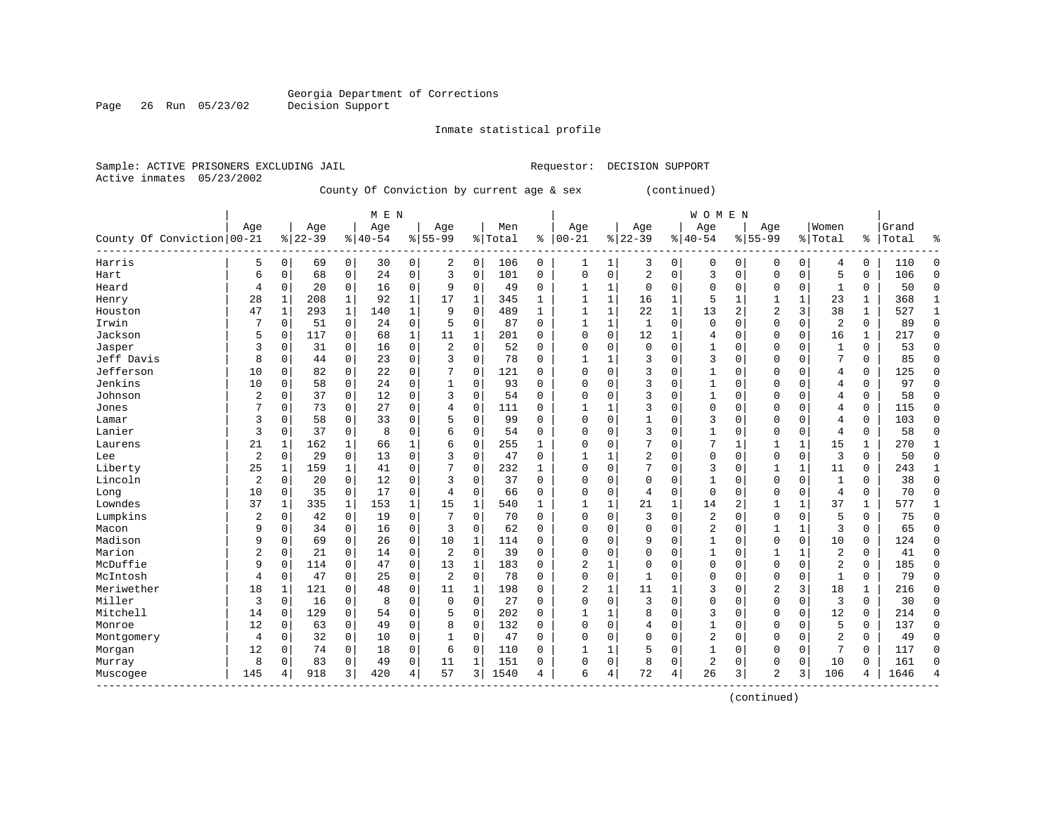Georgia Department of Corrections
Decision Support

Inmate statistical profile

Sample: ACTIVE PRISONERS EXCLUDING JAIL

Requestor: DECISION SUPPORT

Active inmates 05/23/2002

County Of Conviction by current age & sex (continued)

| County Of Conviction | MEN Age 00-21 | % | Age 22-39 | % | Age 40-54 | % | Age 55-99 | % | Men Total | % | WOMEN Age 00-21 | % | Age 22-39 | % | Age 40-54 | % | Age 55-99 | % | Women Total | % | Grand Total | % |
|---|---|---|---|---|---|---|---|---|---|---|---|---|---|---|---|---|---|---|---|---|---|---|
| Harris | 5 | 0 | 69 | 0 | 30 | 0 | 2 | 0 | 106 | 0 | 1 | 1 | 3 | 0 | 0 | 0 | 0 | 0 | 4 | 0 | 110 | 0 |
| Hart | 6 | 0 | 68 | 0 | 24 | 0 | 3 | 0 | 101 | 0 | 0 | 0 | 2 | 0 | 3 | 0 | 0 | 0 | 5 | 0 | 106 | 0 |
| Heard | 4 | 0 | 20 | 0 | 16 | 0 | 9 | 0 | 49 | 0 | 1 | 1 | 0 | 0 | 0 | 0 | 0 | 0 | 1 | 0 | 50 | 0 |
| Henry | 28 | 1 | 208 | 1 | 92 | 1 | 17 | 1 | 345 | 1 | 1 | 1 | 16 | 1 | 5 | 1 | 1 | 1 | 23 | 1 | 368 | 1 |
| Houston | 47 | 1 | 293 | 1 | 140 | 1 | 9 | 0 | 489 | 1 | 1 | 1 | 22 | 1 | 13 | 2 | 2 | 3 | 38 | 1 | 527 | 1 |
| Irwin | 7 | 0 | 51 | 0 | 24 | 0 | 5 | 0 | 87 | 0 | 1 | 1 | 1 | 0 | 0 | 0 | 0 | 0 | 2 | 0 | 89 | 0 |
| Jackson | 5 | 0 | 117 | 0 | 68 | 1 | 11 | 1 | 201 | 0 | 0 | 0 | 12 | 1 | 4 | 0 | 0 | 0 | 16 | 1 | 217 | 0 |
| Jasper | 3 | 0 | 31 | 0 | 16 | 0 | 2 | 0 | 52 | 0 | 0 | 0 | 0 | 0 | 1 | 0 | 0 | 0 | 1 | 0 | 53 | 0 |
| Jeff Davis | 8 | 0 | 44 | 0 | 23 | 0 | 3 | 0 | 78 | 0 | 1 | 1 | 3 | 0 | 3 | 0 | 0 | 0 | 7 | 0 | 85 | 0 |
| Jefferson | 10 | 0 | 82 | 0 | 22 | 0 | 7 | 0 | 121 | 0 | 0 | 0 | 3 | 0 | 1 | 0 | 0 | 0 | 4 | 0 | 125 | 0 |
| Jenkins | 10 | 0 | 58 | 0 | 24 | 0 | 1 | 0 | 93 | 0 | 0 | 0 | 3 | 0 | 1 | 0 | 0 | 0 | 4 | 0 | 97 | 0 |
| Johnson | 2 | 0 | 37 | 0 | 12 | 0 | 3 | 0 | 54 | 0 | 0 | 0 | 3 | 0 | 1 | 0 | 0 | 0 | 4 | 0 | 58 | 0 |
| Jones | 7 | 0 | 73 | 0 | 27 | 0 | 4 | 0 | 111 | 0 | 1 | 1 | 3 | 0 | 0 | 0 | 0 | 0 | 4 | 0 | 115 | 0 |
| Lamar | 3 | 0 | 58 | 0 | 33 | 0 | 5 | 0 | 99 | 0 | 0 | 0 | 1 | 0 | 3 | 0 | 0 | 0 | 4 | 0 | 103 | 0 |
| Lanier | 3 | 0 | 37 | 0 | 8 | 0 | 6 | 0 | 54 | 0 | 0 | 0 | 3 | 0 | 1 | 0 | 0 | 0 | 4 | 0 | 58 | 0 |
| Laurens | 21 | 1 | 162 | 1 | 66 | 1 | 6 | 0 | 255 | 1 | 0 | 0 | 7 | 0 | 7 | 1 | 1 | 1 | 15 | 1 | 270 | 1 |
| Lee | 2 | 0 | 29 | 0 | 13 | 0 | 3 | 0 | 47 | 0 | 1 | 1 | 2 | 0 | 0 | 0 | 0 | 0 | 3 | 0 | 50 | 0 |
| Liberty | 25 | 1 | 159 | 1 | 41 | 0 | 7 | 0 | 232 | 1 | 0 | 0 | 7 | 0 | 3 | 0 | 1 | 1 | 11 | 0 | 243 | 1 |
| Lincoln | 2 | 0 | 20 | 0 | 12 | 0 | 3 | 0 | 37 | 0 | 0 | 0 | 0 | 0 | 1 | 0 | 0 | 0 | 1 | 0 | 38 | 0 |
| Long | 10 | 0 | 35 | 0 | 17 | 0 | 4 | 0 | 66 | 0 | 0 | 0 | 4 | 0 | 0 | 0 | 0 | 0 | 4 | 0 | 70 | 0 |
| Lowndes | 37 | 1 | 335 | 1 | 153 | 1 | 15 | 1 | 540 | 1 | 1 | 1 | 21 | 1 | 14 | 2 | 1 | 1 | 37 | 1 | 577 | 1 |
| Lumpkins | 2 | 0 | 42 | 0 | 19 | 0 | 7 | 0 | 70 | 0 | 0 | 0 | 3 | 0 | 2 | 0 | 0 | 0 | 5 | 0 | 75 | 0 |
| Macon | 9 | 0 | 34 | 0 | 16 | 0 | 3 | 0 | 62 | 0 | 0 | 0 | 0 | 0 | 2 | 0 | 1 | 1 | 3 | 0 | 65 | 0 |
| Madison | 9 | 0 | 69 | 0 | 26 | 0 | 10 | 1 | 114 | 0 | 0 | 0 | 9 | 0 | 1 | 0 | 0 | 0 | 10 | 0 | 124 | 0 |
| Marion | 2 | 0 | 21 | 0 | 14 | 0 | 2 | 0 | 39 | 0 | 0 | 0 | 0 | 0 | 1 | 0 | 1 | 1 | 2 | 0 | 41 | 0 |
| McDuffie | 9 | 0 | 114 | 0 | 47 | 0 | 13 | 1 | 183 | 0 | 2 | 1 | 0 | 0 | 0 | 0 | 0 | 0 | 2 | 0 | 185 | 0 |
| McIntosh | 4 | 0 | 47 | 0 | 25 | 0 | 2 | 0 | 78 | 0 | 0 | 0 | 1 | 0 | 0 | 0 | 0 | 0 | 1 | 0 | 79 | 0 |
| Meriwether | 18 | 1 | 121 | 0 | 48 | 0 | 11 | 1 | 198 | 0 | 2 | 1 | 11 | 1 | 3 | 0 | 2 | 3 | 18 | 1 | 216 | 0 |
| Miller | 3 | 0 | 16 | 0 | 8 | 0 | 0 | 0 | 27 | 0 | 0 | 0 | 3 | 0 | 0 | 0 | 0 | 0 | 3 | 0 | 30 | 0 |
| Mitchell | 14 | 0 | 129 | 0 | 54 | 0 | 5 | 0 | 202 | 0 | 1 | 1 | 8 | 0 | 3 | 0 | 0 | 0 | 12 | 0 | 214 | 0 |
| Monroe | 12 | 0 | 63 | 0 | 49 | 0 | 8 | 0 | 132 | 0 | 0 | 0 | 4 | 0 | 1 | 0 | 0 | 0 | 5 | 0 | 137 | 0 |
| Montgomery | 4 | 0 | 32 | 0 | 10 | 0 | 1 | 0 | 47 | 0 | 0 | 0 | 0 | 0 | 2 | 0 | 0 | 0 | 2 | 0 | 49 | 0 |
| Morgan | 12 | 0 | 74 | 0 | 18 | 0 | 6 | 0 | 110 | 0 | 1 | 1 | 5 | 0 | 1 | 0 | 0 | 0 | 7 | 0 | 117 | 0 |
| Murray | 8 | 0 | 83 | 0 | 49 | 0 | 11 | 1 | 151 | 0 | 0 | 0 | 8 | 0 | 2 | 0 | 0 | 0 | 10 | 0 | 161 | 0 |
| Muscogee | 145 | 4 | 918 | 3 | 420 | 4 | 57 | 3 | 1540 | 4 | 6 | 4 | 72 | 4 | 26 | 3 | 2 | 3 | 106 | 4 | 1646 | 4 |

(continued)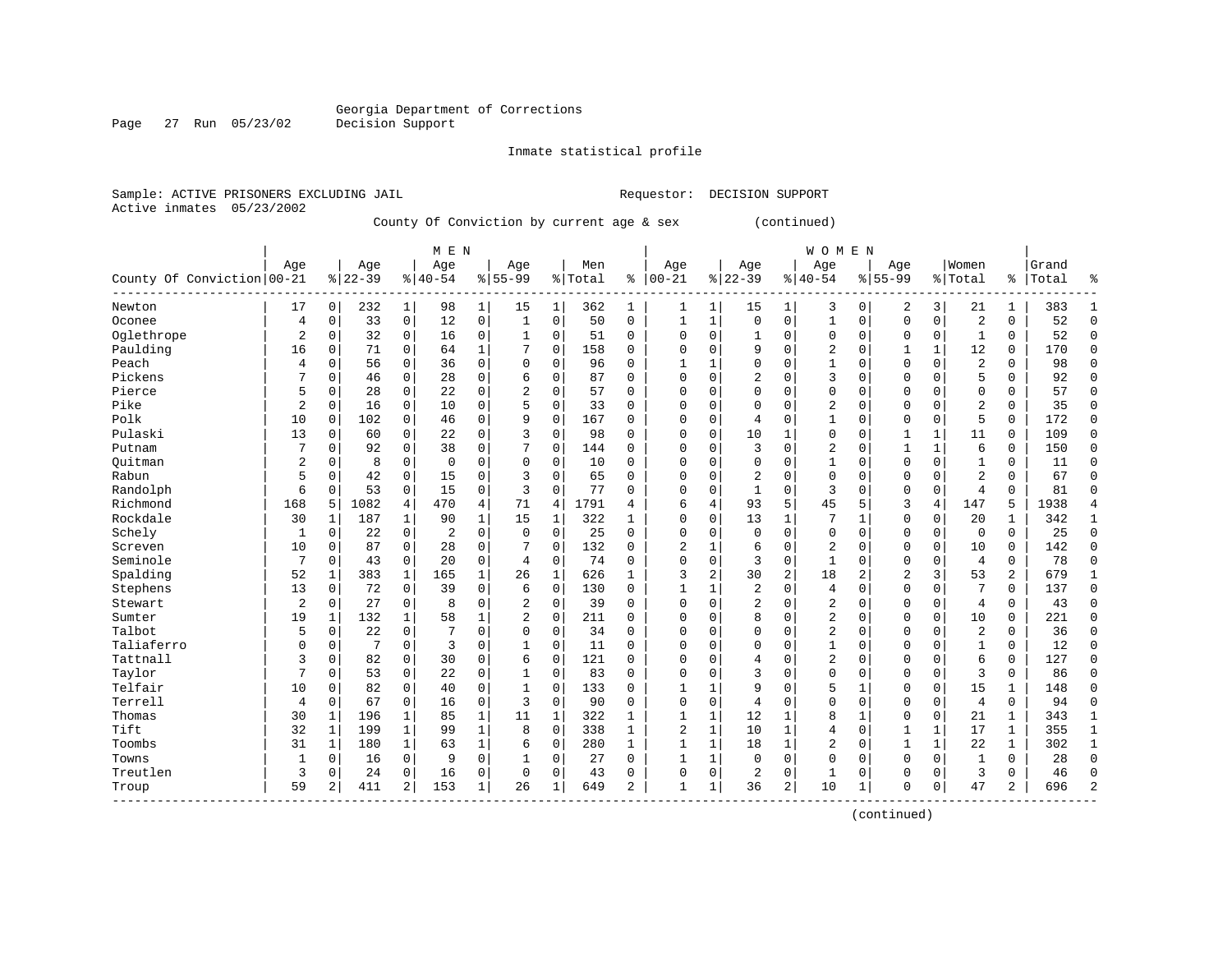Georgia Department of Corrections
Decision Support

Inmate statistical profile

Sample: ACTIVE PRISONERS EXCLUDING JAIL

Requestor: DECISION SUPPORT

Active inmates 05/23/2002

County Of Conviction by current age & sex (continued)

| County Of Conviction | MEN Age 00-21 | % | Age 22-39 | % | Age 40-54 | % | Age 55-99 | % | Men Total | % | WOMEN Age 00-21 | % | Age 22-39 | % | Age 40-54 | % | Age 55-99 | % | Women Total | % | Grand Total | % |
|---|---|---|---|---|---|---|---|---|---|---|---|---|---|---|---|---|---|---|---|---|---|---|
| Newton | 17 | 0 | 232 | 1 | 98 | 1 | 15 | 1 | 362 | 1 | 1 | 1 | 15 | 1 | 3 | 0 | 2 | 3 | 21 | 1 | 383 | 1 |
| Oconee | 4 | 0 | 33 | 0 | 12 | 0 | 1 | 0 | 50 | 0 | 1 | 1 | 0 | 0 | 1 | 0 | 0 | 0 | 2 | 0 | 52 | 0 |
| Oglethrope | 2 | 0 | 32 | 0 | 16 | 0 | 1 | 0 | 51 | 0 | 0 | 0 | 1 | 0 | 0 | 0 | 0 | 0 | 1 | 0 | 52 | 0 |
| Paulding | 16 | 0 | 71 | 0 | 64 | 1 | 7 | 0 | 158 | 0 | 0 | 0 | 9 | 0 | 2 | 0 | 1 | 1 | 12 | 0 | 170 | 0 |
| Peach | 4 | 0 | 56 | 0 | 36 | 0 | 0 | 0 | 96 | 0 | 1 | 1 | 0 | 0 | 1 | 0 | 0 | 0 | 2 | 0 | 98 | 0 |
| Pickens | 7 | 0 | 46 | 0 | 28 | 0 | 6 | 0 | 87 | 0 | 0 | 0 | 2 | 0 | 3 | 0 | 0 | 0 | 5 | 0 | 92 | 0 |
| Pierce | 5 | 0 | 28 | 0 | 22 | 0 | 2 | 0 | 57 | 0 | 0 | 0 | 0 | 0 | 0 | 0 | 0 | 0 | 0 | 0 | 57 | 0 |
| Pike | 2 | 0 | 16 | 0 | 10 | 0 | 5 | 0 | 33 | 0 | 0 | 0 | 0 | 0 | 2 | 0 | 0 | 0 | 2 | 0 | 35 | 0 |
| Polk | 10 | 0 | 102 | 0 | 46 | 0 | 9 | 0 | 167 | 0 | 0 | 0 | 4 | 0 | 1 | 0 | 0 | 0 | 5 | 0 | 172 | 0 |
| Pulaski | 13 | 0 | 60 | 0 | 22 | 0 | 3 | 0 | 98 | 0 | 0 | 0 | 10 | 1 | 0 | 0 | 1 | 1 | 11 | 0 | 109 | 0 |
| Putnam | 7 | 0 | 92 | 0 | 38 | 0 | 7 | 0 | 144 | 0 | 0 | 0 | 3 | 0 | 2 | 0 | 1 | 1 | 6 | 0 | 150 | 0 |
| Quitman | 2 | 0 | 8 | 0 | 0 | 0 | 0 | 0 | 10 | 0 | 0 | 0 | 0 | 0 | 1 | 0 | 0 | 0 | 1 | 0 | 11 | 0 |
| Rabun | 5 | 0 | 42 | 0 | 15 | 0 | 3 | 0 | 65 | 0 | 0 | 0 | 2 | 0 | 0 | 0 | 0 | 0 | 2 | 0 | 67 | 0 |
| Randolph | 6 | 0 | 53 | 0 | 15 | 0 | 3 | 0 | 77 | 0 | 0 | 0 | 1 | 0 | 3 | 0 | 0 | 0 | 4 | 0 | 81 | 0 |
| Richmond | 168 | 5 | 1082 | 4 | 470 | 4 | 71 | 4 | 1791 | 4 | 6 | 4 | 93 | 5 | 45 | 5 | 3 | 4 | 147 | 5 | 1938 | 4 |
| Rockdale | 30 | 1 | 187 | 1 | 90 | 1 | 15 | 1 | 322 | 1 | 0 | 0 | 13 | 1 | 7 | 1 | 0 | 0 | 20 | 1 | 342 | 1 |
| Schely | 1 | 0 | 22 | 0 | 2 | 0 | 0 | 0 | 25 | 0 | 0 | 0 | 0 | 0 | 0 | 0 | 0 | 0 | 0 | 0 | 25 | 0 |
| Screven | 10 | 0 | 87 | 0 | 28 | 0 | 7 | 0 | 132 | 0 | 2 | 1 | 6 | 0 | 2 | 0 | 0 | 0 | 10 | 0 | 142 | 0 |
| Seminole | 7 | 0 | 43 | 0 | 20 | 0 | 4 | 0 | 74 | 0 | 0 | 0 | 3 | 0 | 1 | 0 | 0 | 0 | 4 | 0 | 78 | 0 |
| Spalding | 52 | 1 | 383 | 1 | 165 | 1 | 26 | 1 | 626 | 1 | 3 | 2 | 30 | 2 | 18 | 2 | 2 | 3 | 53 | 2 | 679 | 1 |
| Stephens | 13 | 0 | 72 | 0 | 39 | 0 | 6 | 0 | 130 | 0 | 1 | 1 | 2 | 0 | 4 | 0 | 0 | 0 | 7 | 0 | 137 | 0 |
| Stewart | 2 | 0 | 27 | 0 | 8 | 0 | 2 | 0 | 39 | 0 | 0 | 0 | 2 | 0 | 2 | 0 | 0 | 0 | 4 | 0 | 43 | 0 |
| Sumter | 19 | 1 | 132 | 1 | 58 | 1 | 2 | 0 | 211 | 0 | 0 | 0 | 8 | 0 | 2 | 0 | 0 | 0 | 10 | 0 | 221 | 0 |
| Talbot | 5 | 0 | 22 | 0 | 7 | 0 | 0 | 0 | 34 | 0 | 0 | 0 | 0 | 0 | 2 | 0 | 0 | 0 | 2 | 0 | 36 | 0 |
| Taliaferro | 0 | 0 | 7 | 0 | 3 | 0 | 1 | 0 | 11 | 0 | 0 | 0 | 0 | 0 | 1 | 0 | 0 | 0 | 1 | 0 | 12 | 0 |
| Tattnall | 3 | 0 | 82 | 0 | 30 | 0 | 6 | 0 | 121 | 0 | 0 | 0 | 4 | 0 | 2 | 0 | 0 | 0 | 6 | 0 | 127 | 0 |
| Taylor | 7 | 0 | 53 | 0 | 22 | 0 | 1 | 0 | 83 | 0 | 0 | 0 | 3 | 0 | 0 | 0 | 0 | 0 | 3 | 0 | 86 | 0 |
| Telfair | 10 | 0 | 82 | 0 | 40 | 0 | 1 | 0 | 133 | 0 | 1 | 1 | 9 | 0 | 5 | 1 | 0 | 0 | 15 | 1 | 148 | 0 |
| Terrell | 4 | 0 | 67 | 0 | 16 | 0 | 3 | 0 | 90 | 0 | 0 | 0 | 4 | 0 | 0 | 0 | 0 | 0 | 4 | 0 | 94 | 0 |
| Thomas | 30 | 1 | 196 | 1 | 85 | 1 | 11 | 1 | 322 | 1 | 1 | 1 | 12 | 1 | 8 | 1 | 0 | 0 | 21 | 1 | 343 | 1 |
| Tift | 32 | 1 | 199 | 1 | 99 | 1 | 8 | 0 | 338 | 1 | 2 | 1 | 10 | 1 | 4 | 0 | 1 | 1 | 17 | 1 | 355 | 1 |
| Toombs | 31 | 1 | 180 | 1 | 63 | 1 | 6 | 0 | 280 | 1 | 1 | 1 | 18 | 1 | 2 | 0 | 1 | 1 | 22 | 1 | 302 | 1 |
| Towns | 1 | 0 | 16 | 0 | 9 | 0 | 1 | 0 | 27 | 0 | 1 | 1 | 0 | 0 | 0 | 0 | 0 | 0 | 1 | 0 | 28 | 0 |
| Treutlen | 3 | 0 | 24 | 0 | 16 | 0 | 0 | 0 | 43 | 0 | 0 | 0 | 2 | 0 | 1 | 0 | 0 | 0 | 3 | 0 | 46 | 0 |
| Troup | 59 | 2 | 411 | 2 | 153 | 1 | 26 | 1 | 649 | 2 | 1 | 1 | 36 | 2 | 10 | 1 | 0 | 0 | 47 | 2 | 696 | 2 |

(continued)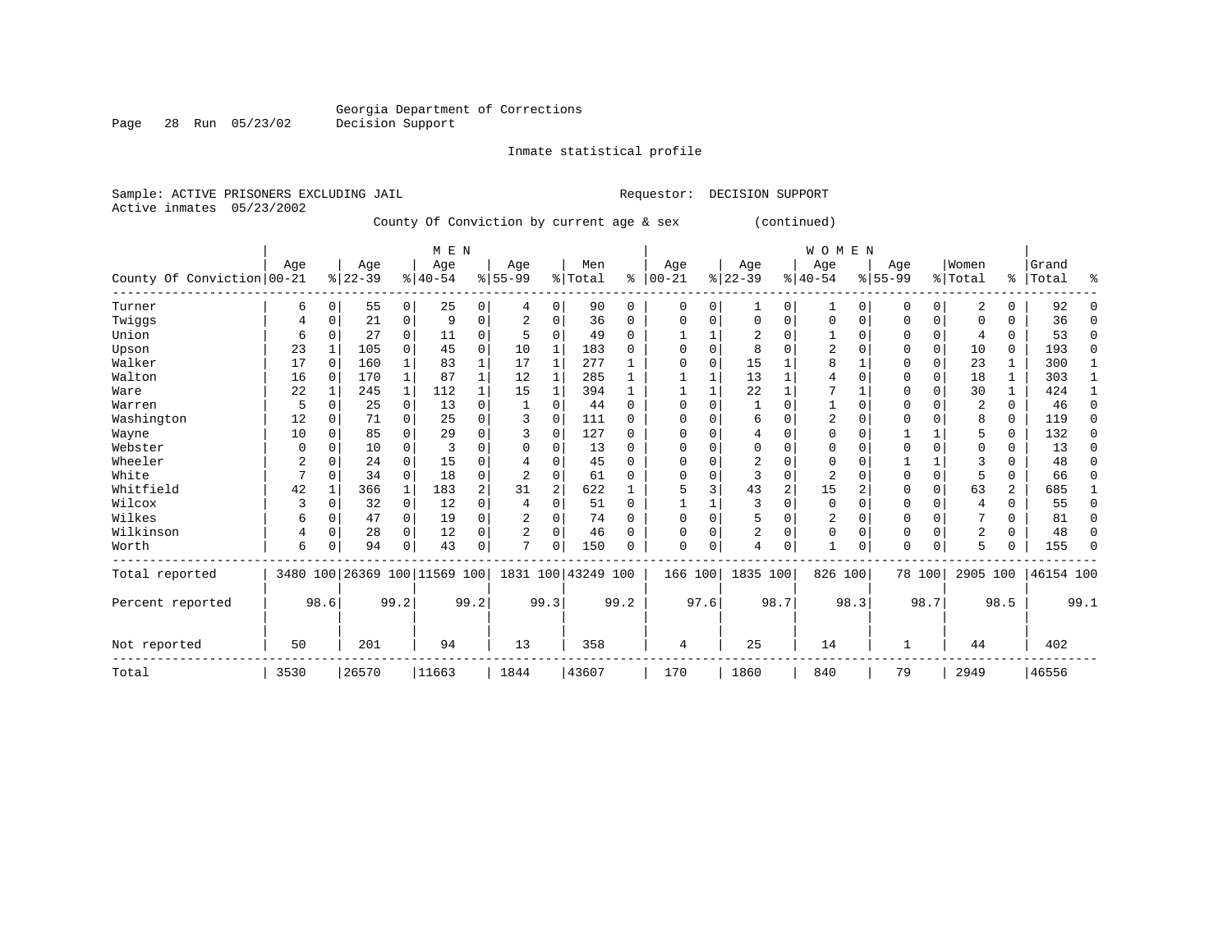Georgia Department of Corrections
Decision Support

Inmate statistical profile

Sample: ACTIVE PRISONERS EXCLUDING JAIL                                    Requestor:  DECISION SUPPORT
Active inmates  05/23/2002

County Of Conviction by current age & sex          (continued)

| County Of Conviction | MEN Age 00-21 | % | Age 22-39 | % | Age 40-54 | % | Age 55-99 | % | Men Total | % | WOMEN Age 00-21 | % | Age 22-39 | % | Age 40-54 | % | Age 55-99 | % | Women Total | % | Grand Total | % |
|---|---|---|---|---|---|---|---|---|---|---|---|---|---|---|---|---|---|---|---|---|---|---|
| Turner | 6 | 0 | 55 | 0 | 25 | 0 | 4 | 0 | 90 | 0 | 0 | 0 | 1 | 0 | 1 | 0 | 0 | 0 | 2 | 0 | 92 | 0 |
| Twiggs | 4 | 0 | 21 | 0 | 9 | 0 | 2 | 0 | 36 | 0 | 0 | 0 | 0 | 0 | 0 | 0 | 0 | 0 | 0 | 0 | 36 | 0 |
| Union | 6 | 0 | 27 | 0 | 11 | 0 | 5 | 0 | 49 | 0 | 1 | 1 | 2 | 0 | 1 | 0 | 0 | 0 | 4 | 0 | 53 | 0 |
| Upson | 23 | 1 | 105 | 0 | 45 | 0 | 10 | 1 | 183 | 0 | 0 | 0 | 8 | 0 | 2 | 0 | 0 | 0 | 10 | 0 | 193 | 0 |
| Walker | 17 | 0 | 160 | 1 | 83 | 1 | 17 | 1 | 277 | 1 | 0 | 0 | 15 | 1 | 8 | 1 | 0 | 0 | 23 | 1 | 300 | 1 |
| Walton | 16 | 0 | 170 | 1 | 87 | 1 | 12 | 1 | 285 | 1 | 1 | 1 | 13 | 1 | 4 | 0 | 0 | 0 | 18 | 1 | 303 | 1 |
| Ware | 22 | 1 | 245 | 1 | 112 | 1 | 15 | 1 | 394 | 1 | 1 | 1 | 22 | 1 | 7 | 1 | 0 | 0 | 30 | 1 | 424 | 1 |
| Warren | 5 | 0 | 25 | 0 | 13 | 0 | 1 | 0 | 44 | 0 | 0 | 0 | 1 | 0 | 1 | 0 | 0 | 0 | 2 | 0 | 46 | 0 |
| Washington | 12 | 0 | 71 | 0 | 25 | 0 | 3 | 0 | 111 | 0 | 0 | 0 | 6 | 0 | 2 | 0 | 0 | 0 | 8 | 0 | 119 | 0 |
| Wayne | 10 | 0 | 85 | 0 | 29 | 0 | 3 | 0 | 127 | 0 | 0 | 0 | 4 | 0 | 0 | 0 | 1 | 1 | 5 | 0 | 132 | 0 |
| Webster | 0 | 0 | 10 | 0 | 3 | 0 | 0 | 0 | 13 | 0 | 0 | 0 | 0 | 0 | 0 | 0 | 0 | 0 | 0 | 0 | 13 | 0 |
| Wheeler | 2 | 0 | 24 | 0 | 15 | 0 | 4 | 0 | 45 | 0 | 0 | 0 | 2 | 0 | 0 | 0 | 1 | 1 | 3 | 0 | 48 | 0 |
| White | 7 | 0 | 34 | 0 | 18 | 0 | 2 | 0 | 61 | 0 | 0 | 0 | 3 | 0 | 2 | 0 | 0 | 0 | 5 | 0 | 66 | 0 |
| Whitfield | 42 | 1 | 366 | 1 | 183 | 2 | 31 | 2 | 622 | 1 | 5 | 3 | 43 | 2 | 15 | 2 | 0 | 0 | 63 | 2 | 685 | 1 |
| Wilcox | 3 | 0 | 32 | 0 | 12 | 0 | 4 | 0 | 51 | 0 | 1 | 1 | 3 | 0 | 0 | 0 | 0 | 0 | 4 | 0 | 55 | 0 |
| Wilkes | 6 | 0 | 47 | 0 | 19 | 0 | 2 | 0 | 74 | 0 | 0 | 0 | 5 | 0 | 2 | 0 | 0 | 0 | 7 | 0 | 81 | 0 |
| Wilkinson | 4 | 0 | 28 | 0 | 12 | 0 | 2 | 0 | 46 | 0 | 0 | 0 | 2 | 0 | 0 | 0 | 0 | 0 | 2 | 0 | 48 | 0 |
| Worth | 6 | 0 | 94 | 0 | 43 | 0 | 7 | 0 | 150 | 0 | 0 | 0 | 4 | 0 | 1 | 0 | 0 | 0 | 5 | 0 | 155 | 0 |
| Total reported | 3480 | 100 | 26369 | 100 | 11569 | 100 | 1831 | 100 | 43249 | 100 | 166 | 100 | 1835 | 100 | 826 | 100 | 78 | 100 | 2905 | 100 | 46154 | 100 |
| Percent reported | | 98.6 | | 99.2 | | 99.2 | | 99.3 | | 99.2 | | 97.6 | | 98.7 | | 98.3 | | 98.7 | | 98.5 | | 99.1 |
| Not reported | 50 | | 201 | | 94 | | 13 | | 358 | | 4 | | 25 | | 14 | | 1 | | 44 | | 402 | |
| Total | 3530 | | 26570 | | 11663 | | 1844 | | 43607 | | 170 | | 1860 | | 840 | | 79 | | 2949 | | 46556 | |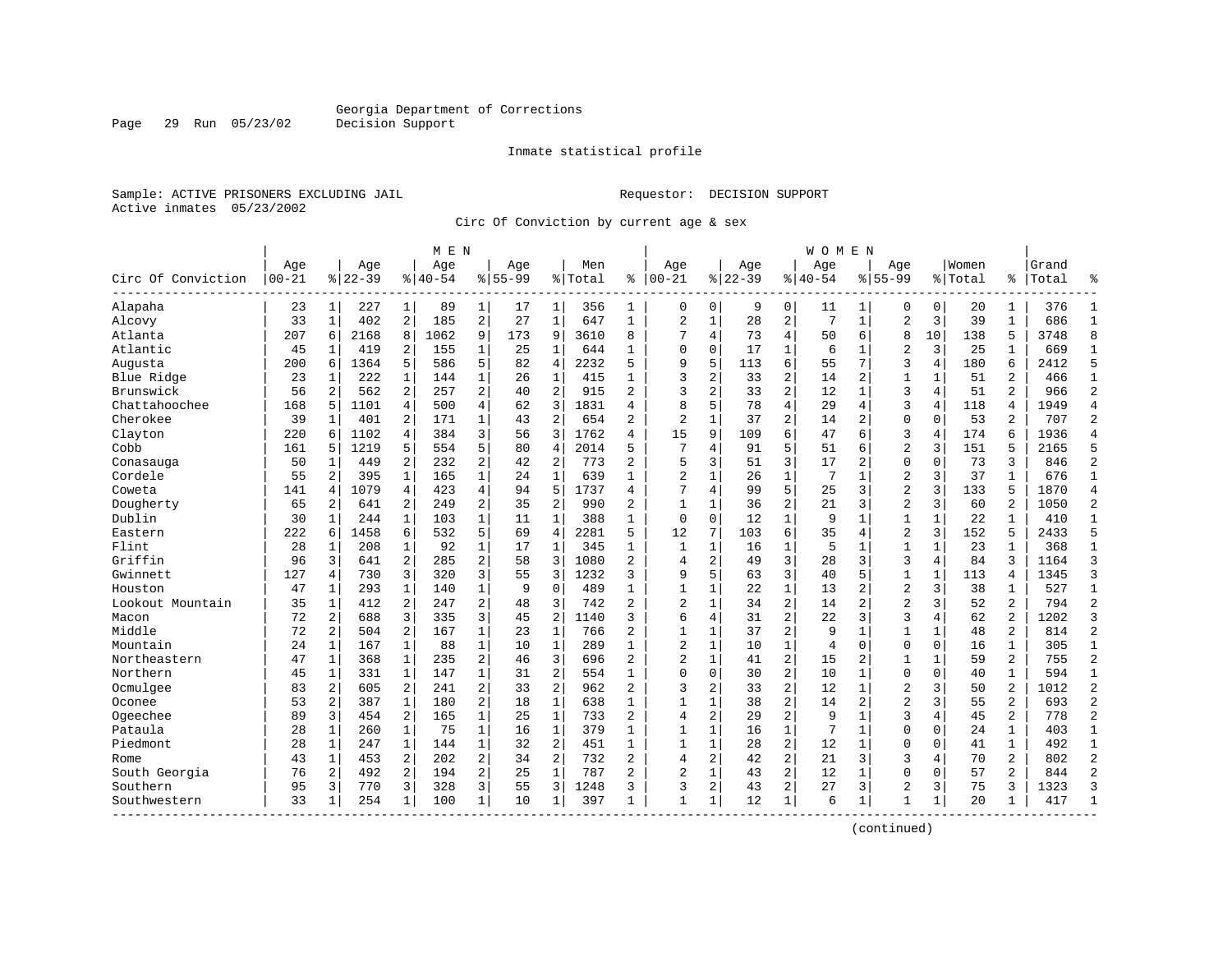Georgia Department of Corrections
Decision Support

Inmate statistical profile

Sample: ACTIVE PRISONERS EXCLUDING JAIL

Requestor: DECISION SUPPORT

Active inmates 05/23/2002

Circ Of Conviction by current age & sex

| Circ Of Conviction | MEN Age 00-21 | % | Age 22-39 | % | Age 40-54 | % | Age 55-99 | % | Men Total | % | WOMEN Age 00-21 | % | Age 22-39 | % | Age 40-54 | % | Age 55-99 | % | Women Total | % | Grand Total | % |
|---|---|---|---|---|---|---|---|---|---|---|---|---|---|---|---|---|---|---|---|---|---|---|
| Alapaha | 23 | 1 | 227 | 1 | 89 | 1 | 17 | 1 | 356 | 1 | 0 | 0 | 9 | 0 | 11 | 1 | 0 | 0 | 20 | 1 | 376 | 1 |
| Alcovy | 33 | 1 | 402 | 2 | 185 | 2 | 27 | 1 | 647 | 1 | 2 | 1 | 28 | 2 | 7 | 1 | 2 | 3 | 39 | 1 | 686 | 1 |
| Atlanta | 207 | 6 | 2168 | 8 | 1062 | 9 | 173 | 9 | 3610 | 8 | 7 | 4 | 73 | 4 | 50 | 6 | 8 | 10 | 138 | 5 | 3748 | 8 |
| Atlantic | 45 | 1 | 419 | 2 | 155 | 1 | 25 | 1 | 644 | 1 | 0 | 0 | 17 | 1 | 6 | 1 | 2 | 3 | 25 | 1 | 669 | 1 |
| Augusta | 200 | 6 | 1364 | 5 | 586 | 5 | 82 | 4 | 2232 | 5 | 9 | 5 | 113 | 6 | 55 | 7 | 3 | 4 | 180 | 6 | 2412 | 5 |
| Blue Ridge | 23 | 1 | 222 | 1 | 144 | 1 | 26 | 1 | 415 | 1 | 3 | 2 | 33 | 2 | 14 | 2 | 1 | 1 | 51 | 2 | 466 | 1 |
| Brunswick | 56 | 2 | 562 | 2 | 257 | 2 | 40 | 2 | 915 | 2 | 3 | 2 | 33 | 2 | 12 | 1 | 3 | 4 | 51 | 2 | 966 | 2 |
| Chattahoochee | 168 | 5 | 1101 | 4 | 500 | 4 | 62 | 3 | 1831 | 4 | 8 | 5 | 78 | 4 | 29 | 4 | 3 | 4 | 118 | 4 | 1949 | 4 |
| Cherokee | 39 | 1 | 401 | 2 | 171 | 1 | 43 | 2 | 654 | 2 | 2 | 1 | 37 | 2 | 14 | 2 | 0 | 0 | 53 | 2 | 707 | 2 |
| Clayton | 220 | 6 | 1102 | 4 | 384 | 3 | 56 | 3 | 1762 | 4 | 15 | 9 | 109 | 6 | 47 | 6 | 3 | 4 | 174 | 6 | 1936 | 4 |
| Cobb | 161 | 5 | 1219 | 5 | 554 | 5 | 80 | 4 | 2014 | 5 | 7 | 4 | 91 | 5 | 51 | 6 | 2 | 3 | 151 | 5 | 2165 | 5 |
| Conasauga | 50 | 1 | 449 | 2 | 232 | 2 | 42 | 2 | 773 | 2 | 5 | 3 | 51 | 3 | 17 | 2 | 0 | 0 | 73 | 3 | 846 | 2 |
| Cordele | 55 | 2 | 395 | 1 | 165 | 1 | 24 | 1 | 639 | 1 | 2 | 1 | 26 | 1 | 7 | 1 | 2 | 3 | 37 | 1 | 676 | 1 |
| Coweta | 141 | 4 | 1079 | 4 | 423 | 4 | 94 | 5 | 1737 | 4 | 7 | 4 | 99 | 5 | 25 | 3 | 2 | 3 | 133 | 5 | 1870 | 4 |
| Dougherty | 65 | 2 | 641 | 2 | 249 | 2 | 35 | 2 | 990 | 2 | 1 | 1 | 36 | 2 | 21 | 3 | 2 | 3 | 60 | 2 | 1050 | 2 |
| Dublin | 30 | 1 | 244 | 1 | 103 | 1 | 11 | 1 | 388 | 1 | 0 | 0 | 12 | 1 | 9 | 1 | 1 | 1 | 22 | 1 | 410 | 1 |
| Eastern | 222 | 6 | 1458 | 6 | 532 | 5 | 69 | 4 | 2281 | 5 | 12 | 7 | 103 | 6 | 35 | 4 | 2 | 3 | 152 | 5 | 2433 | 5 |
| Flint | 28 | 1 | 208 | 1 | 92 | 1 | 17 | 1 | 345 | 1 | 1 | 1 | 16 | 1 | 5 | 1 | 1 | 1 | 23 | 1 | 368 | 1 |
| Griffin | 96 | 3 | 641 | 2 | 285 | 2 | 58 | 3 | 1080 | 2 | 4 | 2 | 49 | 3 | 28 | 3 | 3 | 4 | 84 | 3 | 1164 | 3 |
| Gwinnett | 127 | 4 | 730 | 3 | 320 | 3 | 55 | 3 | 1232 | 3 | 9 | 5 | 63 | 3 | 40 | 5 | 1 | 1 | 113 | 4 | 1345 | 3 |
| Houston | 47 | 1 | 293 | 1 | 140 | 1 | 9 | 0 | 489 | 1 | 1 | 1 | 22 | 1 | 13 | 2 | 2 | 3 | 38 | 1 | 527 | 1 |
| Lookout Mountain | 35 | 1 | 412 | 2 | 247 | 2 | 48 | 3 | 742 | 2 | 2 | 1 | 34 | 2 | 14 | 2 | 2 | 3 | 52 | 2 | 794 | 2 |
| Macon | 72 | 2 | 688 | 3 | 335 | 3 | 45 | 2 | 1140 | 3 | 6 | 4 | 31 | 2 | 22 | 3 | 3 | 4 | 62 | 2 | 1202 | 3 |
| Middle | 72 | 2 | 504 | 2 | 167 | 1 | 23 | 1 | 766 | 2 | 1 | 1 | 37 | 2 | 9 | 1 | 1 | 1 | 48 | 2 | 814 | 2 |
| Mountain | 24 | 1 | 167 | 1 | 88 | 1 | 10 | 1 | 289 | 1 | 2 | 1 | 10 | 1 | 4 | 0 | 0 | 0 | 16 | 1 | 305 | 1 |
| Northeastern | 47 | 1 | 368 | 1 | 235 | 2 | 46 | 3 | 696 | 2 | 2 | 1 | 41 | 2 | 15 | 2 | 1 | 1 | 59 | 2 | 755 | 2 |
| Northern | 45 | 1 | 331 | 1 | 147 | 1 | 31 | 2 | 554 | 1 | 0 | 0 | 30 | 2 | 10 | 1 | 0 | 0 | 40 | 1 | 594 | 1 |
| Ocmulgee | 83 | 2 | 605 | 2 | 241 | 2 | 33 | 2 | 962 | 2 | 3 | 2 | 33 | 2 | 12 | 1 | 2 | 3 | 50 | 2 | 1012 | 2 |
| Oconee | 53 | 2 | 387 | 1 | 180 | 2 | 18 | 1 | 638 | 1 | 1 | 1 | 38 | 2 | 14 | 2 | 2 | 3 | 55 | 2 | 693 | 2 |
| Ogeechee | 89 | 3 | 454 | 2 | 165 | 1 | 25 | 1 | 733 | 2 | 4 | 2 | 29 | 2 | 9 | 1 | 3 | 4 | 45 | 2 | 778 | 2 |
| Pataula | 28 | 1 | 260 | 1 | 75 | 1 | 16 | 1 | 379 | 1 | 1 | 1 | 16 | 1 | 7 | 1 | 0 | 0 | 24 | 1 | 403 | 1 |
| Piedmont | 28 | 1 | 247 | 1 | 144 | 1 | 32 | 2 | 451 | 1 | 1 | 1 | 28 | 2 | 12 | 1 | 0 | 0 | 41 | 1 | 492 | 1 |
| Rome | 43 | 1 | 453 | 2 | 202 | 2 | 34 | 2 | 732 | 2 | 4 | 2 | 42 | 2 | 21 | 3 | 3 | 4 | 70 | 2 | 802 | 2 |
| South Georgia | 76 | 2 | 492 | 2 | 194 | 2 | 25 | 1 | 787 | 2 | 2 | 1 | 43 | 2 | 12 | 1 | 0 | 0 | 57 | 2 | 844 | 2 |
| Southern | 95 | 3 | 770 | 3 | 328 | 3 | 55 | 3 | 1248 | 3 | 3 | 2 | 43 | 2 | 27 | 3 | 2 | 3 | 75 | 3 | 1323 | 3 |
| Southwestern | 33 | 1 | 254 | 1 | 100 | 1 | 10 | 1 | 397 | 1 | 1 | 1 | 12 | 1 | 6 | 1 | 1 | 1 | 20 | 1 | 417 | 1 |

(continued)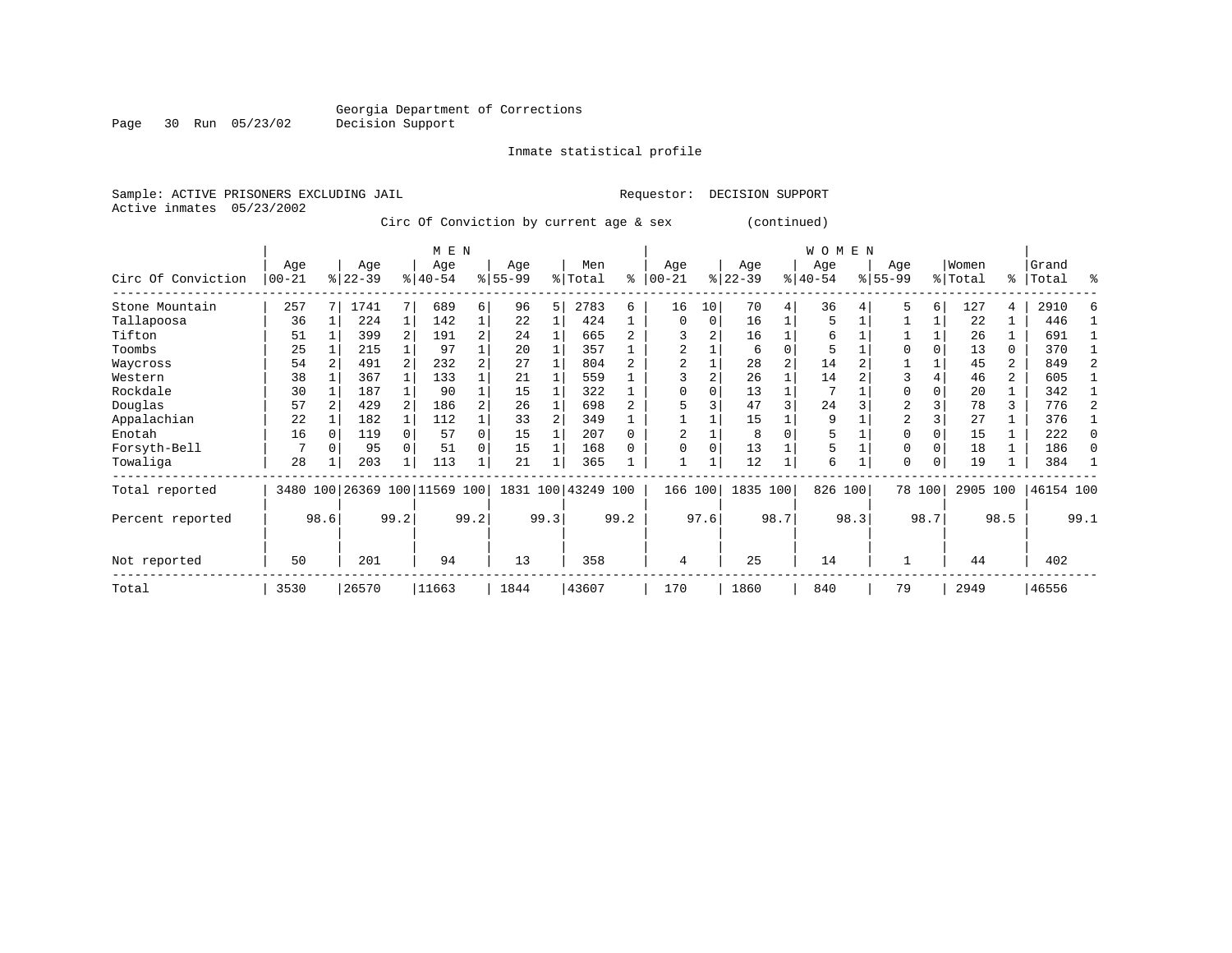Georgia Department of Corrections
Decision Support

Inmate statistical profile

Sample: ACTIVE PRISONERS EXCLUDING JAIL    Requestor: DECISION SUPPORT
Active inmates 05/23/2002

Circ Of Conviction by current age & sex (continued)

| Circ Of Conviction | MEN Age 00-21 | % | Age 22-39 | % | Age 40-54 | % | Age 55-99 | % | Men Total | % | WOMEN Age 00-21 | % | Age 22-39 | % | Age 40-54 | % | Age 55-99 | % | Women Total | % | Grand Total | % |
|---|---|---|---|---|---|---|---|---|---|---|---|---|---|---|---|---|---|---|---|---|---|---|
| Stone Mountain | 257 | 7 | 1741 | 7 | 689 | 6 | 96 | 5 | 2783 | 6 | 16 | 10 | 70 | 4 | 36 | 4 | 5 | 6 | 127 | 4 | 2910 | 6 |
| Tallapoosa | 36 | 1 | 224 | 1 | 142 | 1 | 22 | 1 | 424 | 1 | 0 | 0 | 16 | 1 | 5 | 1 | 1 | 1 | 22 | 1 | 446 | 1 |
| Tifton | 51 | 1 | 399 | 2 | 191 | 2 | 24 | 1 | 665 | 2 | 3 | 2 | 16 | 1 | 6 | 1 | 1 | 1 | 26 | 1 | 691 | 1 |
| Toombs | 25 | 1 | 215 | 1 | 97 | 1 | 20 | 1 | 357 | 1 | 2 | 1 | 6 | 0 | 5 | 1 | 0 | 0 | 13 | 0 | 370 | 1 |
| Waycross | 54 | 2 | 491 | 2 | 232 | 2 | 27 | 1 | 804 | 2 | 2 | 1 | 28 | 2 | 14 | 2 | 1 | 1 | 45 | 2 | 849 | 2 |
| Western | 38 | 1 | 367 | 1 | 133 | 1 | 21 | 1 | 559 | 1 | 3 | 2 | 26 | 1 | 14 | 2 | 3 | 4 | 46 | 2 | 605 | 1 |
| Rockdale | 30 | 1 | 187 | 1 | 90 | 1 | 15 | 1 | 322 | 1 | 0 | 0 | 13 | 1 | 7 | 1 | 0 | 0 | 20 | 1 | 342 | 1 |
| Douglas | 57 | 2 | 429 | 2 | 186 | 2 | 26 | 1 | 698 | 2 | 5 | 3 | 47 | 3 | 24 | 3 | 2 | 3 | 78 | 3 | 776 | 2 |
| Appalachian | 22 | 1 | 182 | 1 | 112 | 1 | 33 | 2 | 349 | 1 | 1 | 1 | 15 | 1 | 9 | 1 | 2 | 3 | 27 | 1 | 376 | 1 |
| Enotah | 16 | 0 | 119 | 0 | 57 | 0 | 15 | 1 | 207 | 0 | 2 | 1 | 8 | 0 | 5 | 1 | 0 | 0 | 15 | 1 | 222 | 0 |
| Forsyth-Bell | 7 | 0 | 95 | 0 | 51 | 0 | 15 | 1 | 168 | 0 | 0 | 0 | 13 | 1 | 5 | 1 | 0 | 0 | 18 | 1 | 186 | 0 |
| Towaliga | 28 | 1 | 203 | 1 | 113 | 1 | 21 | 1 | 365 | 1 | 1 | 1 | 12 | 1 | 6 | 1 | 0 | 0 | 19 | 1 | 384 | 1 |
| Total reported | 3480 | 100 | 26369 | 100 | 11569 | 100 | 1831 | 100 | 43249 | 100 | 166 | 100 | 1835 | 100 | 826 | 100 | 78 | 100 | 2905 | 100 | 46154 | 100 |
| Percent reported | | 98.6 | | 99.2 | | 99.2 | | 99.3 | | 99.2 | | 97.6 | | 98.7 | | 98.3 | | 98.7 | | 98.5 | | 99.1 |
| Not reported | 50 | | 201 | | 94 | | 13 | | 358 | | 4 | | 25 | | 14 | | 1 | | 44 | | 402 | |
| Total | 3530 | | 26570 | | 11663 | | 1844 | | 43607 | | 170 | | 1860 | | 840 | | 79 | | 2949 | | 46556 | |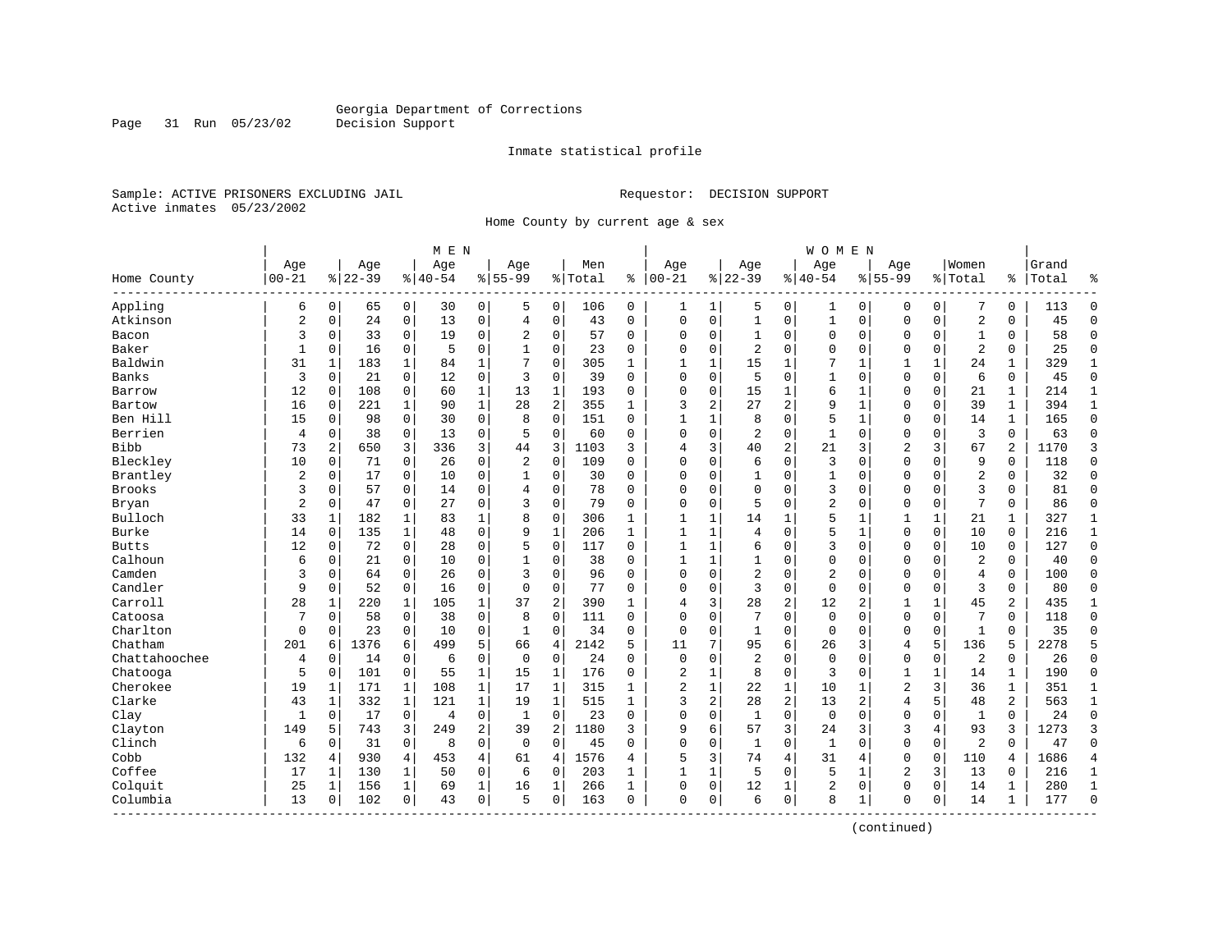Georgia Department of Corrections
Decision Support

Inmate statistical profile

Sample: ACTIVE PRISONERS EXCLUDING JAIL

Requestor: DECISION SUPPORT

Active inmates 05/23/2002

Home County by current age & sex

| Home County | MEN Age 00-21 | % | Age 22-39 | % | Age 40-54 | % | Age 55-99 | % | Men Total | % | WOMEN Age 00-21 | % | Age 22-39 | % | Age 40-54 | % | Age 55-99 | % | Women Total | % | Grand Total | % |
|---|---|---|---|---|---|---|---|---|---|---|---|---|---|---|---|---|---|---|---|---|---|---|
| Appling | 6 | 0 | 65 | 0 | 30 | 0 | 5 | 0 | 106 | 0 | 1 | 1 | 5 | 0 | 1 | 0 | 0 | 0 | 7 | 0 | 113 | 0 |
| Atkinson | 2 | 0 | 24 | 0 | 13 | 0 | 4 | 0 | 43 | 0 | 0 | 0 | 1 | 0 | 1 | 0 | 0 | 0 | 2 | 0 | 45 | 0 |
| Bacon | 3 | 0 | 33 | 0 | 19 | 0 | 2 | 0 | 57 | 0 | 0 | 0 | 1 | 0 | 0 | 0 | 0 | 0 | 1 | 0 | 58 | 0 |
| Baker | 1 | 0 | 16 | 0 | 5 | 0 | 1 | 0 | 23 | 0 | 0 | 0 | 2 | 0 | 0 | 0 | 0 | 0 | 2 | 0 | 25 | 0 |
| Baldwin | 31 | 1 | 183 | 1 | 84 | 1 | 7 | 0 | 305 | 1 | 1 | 1 | 15 | 1 | 7 | 1 | 1 | 1 | 24 | 1 | 329 | 1 |
| Banks | 3 | 0 | 21 | 0 | 12 | 0 | 3 | 0 | 39 | 0 | 0 | 0 | 5 | 0 | 1 | 0 | 0 | 0 | 6 | 0 | 45 | 0 |
| Barrow | 12 | 0 | 108 | 0 | 60 | 1 | 13 | 1 | 193 | 0 | 0 | 0 | 15 | 1 | 6 | 1 | 0 | 0 | 21 | 1 | 214 | 1 |
| Bartow | 16 | 0 | 221 | 1 | 90 | 1 | 28 | 2 | 355 | 1 | 3 | 2 | 27 | 2 | 9 | 1 | 0 | 0 | 39 | 1 | 394 | 1 |
| Ben Hill | 15 | 0 | 98 | 0 | 30 | 0 | 8 | 0 | 151 | 0 | 1 | 1 | 8 | 0 | 5 | 1 | 0 | 0 | 14 | 1 | 165 | 0 |
| Berrien | 4 | 0 | 38 | 0 | 13 | 0 | 5 | 0 | 60 | 0 | 0 | 0 | 2 | 0 | 1 | 0 | 0 | 0 | 3 | 0 | 63 | 0 |
| Bibb | 73 | 2 | 650 | 3 | 336 | 3 | 44 | 3 | 1103 | 3 | 4 | 3 | 40 | 2 | 21 | 3 | 2 | 3 | 67 | 2 | 1170 | 3 |
| Bleckley | 10 | 0 | 71 | 0 | 26 | 0 | 2 | 0 | 109 | 0 | 0 | 0 | 6 | 0 | 3 | 0 | 0 | 0 | 9 | 0 | 118 | 0 |
| Brantley | 2 | 0 | 17 | 0 | 10 | 0 | 1 | 0 | 30 | 0 | 0 | 0 | 1 | 0 | 1 | 0 | 0 | 0 | 2 | 0 | 32 | 0 |
| Brooks | 3 | 0 | 57 | 0 | 14 | 0 | 4 | 0 | 78 | 0 | 0 | 0 | 0 | 0 | 3 | 0 | 0 | 0 | 3 | 0 | 81 | 0 |
| Bryan | 2 | 0 | 47 | 0 | 27 | 0 | 3 | 0 | 79 | 0 | 0 | 0 | 5 | 0 | 2 | 0 | 0 | 0 | 7 | 0 | 86 | 0 |
| Bulloch | 33 | 1 | 182 | 1 | 83 | 1 | 8 | 0 | 306 | 1 | 1 | 1 | 14 | 1 | 5 | 1 | 1 | 1 | 21 | 1 | 327 | 1 |
| Burke | 14 | 0 | 135 | 1 | 48 | 0 | 9 | 1 | 206 | 1 | 1 | 1 | 4 | 0 | 5 | 1 | 0 | 0 | 10 | 0 | 216 | 1 |
| Butts | 12 | 0 | 72 | 0 | 28 | 0 | 5 | 0 | 117 | 0 | 1 | 1 | 6 | 0 | 3 | 0 | 0 | 0 | 10 | 0 | 127 | 0 |
| Calhoun | 6 | 0 | 21 | 0 | 10 | 0 | 1 | 0 | 38 | 0 | 1 | 1 | 1 | 0 | 0 | 0 | 0 | 0 | 2 | 0 | 40 | 0 |
| Camden | 3 | 0 | 64 | 0 | 26 | 0 | 3 | 0 | 96 | 0 | 0 | 0 | 2 | 0 | 2 | 0 | 0 | 0 | 4 | 0 | 100 | 0 |
| Candler | 9 | 0 | 52 | 0 | 16 | 0 | 0 | 0 | 77 | 0 | 0 | 0 | 3 | 0 | 0 | 0 | 0 | 0 | 3 | 0 | 80 | 0 |
| Carroll | 28 | 1 | 220 | 1 | 105 | 1 | 37 | 2 | 390 | 1 | 4 | 3 | 28 | 2 | 12 | 2 | 1 | 1 | 45 | 2 | 435 | 1 |
| Catoosa | 7 | 0 | 58 | 0 | 38 | 0 | 8 | 0 | 111 | 0 | 0 | 0 | 7 | 0 | 0 | 0 | 0 | 0 | 7 | 0 | 118 | 0 |
| Charlton | 0 | 0 | 23 | 0 | 10 | 0 | 1 | 0 | 34 | 0 | 0 | 0 | 1 | 0 | 0 | 0 | 0 | 0 | 1 | 0 | 35 | 0 |
| Chatham | 201 | 6 | 1376 | 6 | 499 | 5 | 66 | 4 | 2142 | 5 | 11 | 7 | 95 | 6 | 26 | 3 | 4 | 5 | 136 | 5 | 2278 | 5 |
| Chattahoochee | 4 | 0 | 14 | 0 | 6 | 0 | 0 | 0 | 24 | 0 | 0 | 0 | 2 | 0 | 0 | 0 | 0 | 0 | 2 | 0 | 26 | 0 |
| Chatooga | 5 | 0 | 101 | 0 | 55 | 1 | 15 | 1 | 176 | 0 | 2 | 1 | 8 | 0 | 3 | 0 | 1 | 1 | 14 | 1 | 190 | 0 |
| Cherokee | 19 | 1 | 171 | 1 | 108 | 1 | 17 | 1 | 315 | 1 | 2 | 1 | 22 | 1 | 10 | 1 | 2 | 3 | 36 | 1 | 351 | 1 |
| Clarke | 43 | 1 | 332 | 1 | 121 | 1 | 19 | 1 | 515 | 1 | 3 | 2 | 28 | 2 | 13 | 2 | 4 | 5 | 48 | 2 | 563 | 1 |
| Clay | 1 | 0 | 17 | 0 | 4 | 0 | 1 | 0 | 23 | 0 | 0 | 0 | 1 | 0 | 0 | 0 | 0 | 0 | 1 | 0 | 24 | 0 |
| Clayton | 149 | 5 | 743 | 3 | 249 | 2 | 39 | 2 | 1180 | 3 | 9 | 6 | 57 | 3 | 24 | 3 | 3 | 4 | 93 | 3 | 1273 | 3 |
| Clinch | 6 | 0 | 31 | 0 | 8 | 0 | 0 | 0 | 45 | 0 | 0 | 0 | 1 | 0 | 1 | 0 | 0 | 0 | 2 | 0 | 47 | 0 |
| Cobb | 132 | 4 | 930 | 4 | 453 | 4 | 61 | 4 | 1576 | 4 | 5 | 3 | 74 | 4 | 31 | 4 | 0 | 0 | 110 | 4 | 1686 | 4 |
| Coffee | 17 | 1 | 130 | 1 | 50 | 0 | 6 | 0 | 203 | 1 | 1 | 1 | 5 | 0 | 5 | 1 | 2 | 3 | 13 | 0 | 216 | 1 |
| Colquit | 25 | 1 | 156 | 1 | 69 | 1 | 16 | 1 | 266 | 1 | 0 | 0 | 12 | 1 | 2 | 0 | 0 | 0 | 14 | 1 | 280 | 1 |
| Columbia | 13 | 0 | 102 | 0 | 43 | 0 | 5 | 0 | 163 | 0 | 0 | 0 | 6 | 0 | 8 | 1 | 0 | 0 | 14 | 1 | 177 | 0 |

(continued)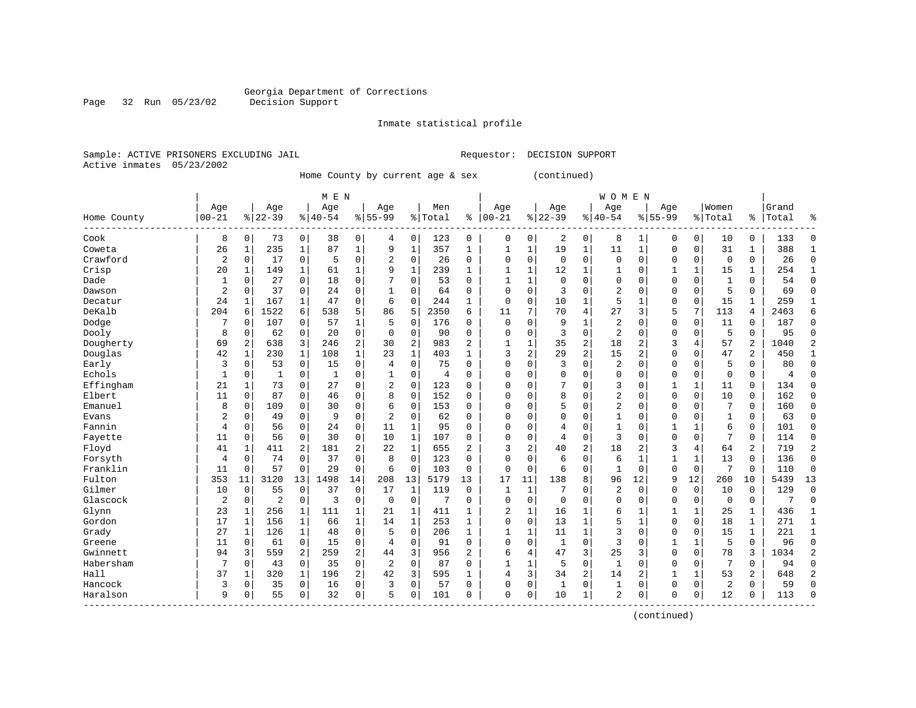Georgia Department of Corrections
Decision Support

Inmate statistical profile

Sample: ACTIVE PRISONERS EXCLUDING JAIL                    Requestor: DECISION SUPPORT
Active inmates 05/23/2002

Home County by current age & sex (continued)

| Home County | MEN Age 00-21 | % | Age 22-39 | % | Age 40-54 | % | Age 55-99 | % | Men Total | % | WOMEN Age 00-21 | % | Age 22-39 | % | Age 40-54 | % | Age 55-99 | % | Women Total | % | Grand Total | % |
|---|---|---|---|---|---|---|---|---|---|---|---|---|---|---|---|---|---|---|---|---|---|---|
| Cook | 8 | 0 | 73 | 0 | 38 | 0 | 4 | 0 | 123 | 0 | 0 | 0 | 2 | 0 | 8 | 1 | 0 | 0 | 10 | 0 | 133 | 0 |
| Coweta | 26 | 1 | 235 | 1 | 87 | 1 | 9 | 1 | 357 | 1 | 1 | 1 | 19 | 1 | 11 | 1 | 0 | 0 | 31 | 1 | 388 | 1 |
| Crawford | 2 | 0 | 17 | 0 | 5 | 0 | 2 | 0 | 26 | 0 | 0 | 0 | 0 | 0 | 0 | 0 | 0 | 0 | 0 | 0 | 26 | 0 |
| Crisp | 20 | 1 | 149 | 1 | 61 | 1 | 9 | 1 | 239 | 1 | 1 | 1 | 12 | 1 | 1 | 0 | 1 | 1 | 15 | 1 | 254 | 1 |
| Dade | 1 | 0 | 27 | 0 | 18 | 0 | 7 | 0 | 53 | 0 | 1 | 1 | 0 | 0 | 0 | 0 | 0 | 0 | 1 | 0 | 54 | 0 |
| Dawson | 2 | 0 | 37 | 0 | 24 | 0 | 1 | 0 | 64 | 0 | 0 | 0 | 3 | 0 | 2 | 0 | 0 | 0 | 5 | 0 | 69 | 0 |
| Decatur | 24 | 1 | 167 | 1 | 47 | 0 | 6 | 0 | 244 | 1 | 0 | 0 | 10 | 1 | 5 | 1 | 0 | 0 | 15 | 1 | 259 | 1 |
| DeKalb | 204 | 6 | 1522 | 6 | 538 | 5 | 86 | 5 | 2350 | 6 | 11 | 7 | 70 | 4 | 27 | 3 | 5 | 7 | 113 | 4 | 2463 | 6 |
| Dodge | 7 | 0 | 107 | 0 | 57 | 1 | 5 | 0 | 176 | 0 | 0 | 0 | 9 | 1 | 2 | 0 | 0 | 0 | 11 | 0 | 187 | 0 |
| Dooly | 8 | 0 | 62 | 0 | 20 | 0 | 0 | 0 | 90 | 0 | 0 | 0 | 3 | 0 | 2 | 0 | 0 | 0 | 5 | 0 | 95 | 0 |
| Dougherty | 69 | 2 | 638 | 3 | 246 | 2 | 30 | 2 | 983 | 2 | 1 | 1 | 35 | 2 | 18 | 2 | 3 | 4 | 57 | 2 | 1040 | 2 |
| Douglas | 42 | 1 | 230 | 1 | 108 | 1 | 23 | 1 | 403 | 1 | 3 | 2 | 29 | 2 | 15 | 2 | 0 | 0 | 47 | 2 | 450 | 1 |
| Early | 3 | 0 | 53 | 0 | 15 | 0 | 4 | 0 | 75 | 0 | 0 | 0 | 3 | 0 | 2 | 0 | 0 | 0 | 5 | 0 | 80 | 0 |
| Echols | 1 | 0 | 1 | 0 | 1 | 0 | 1 | 0 | 4 | 0 | 0 | 0 | 0 | 0 | 0 | 0 | 0 | 0 | 0 | 0 | 4 | 0 |
| Effingham | 21 | 1 | 73 | 0 | 27 | 0 | 2 | 0 | 123 | 0 | 0 | 0 | 7 | 0 | 3 | 0 | 1 | 1 | 11 | 0 | 134 | 0 |
| Elbert | 11 | 0 | 87 | 0 | 46 | 0 | 8 | 0 | 152 | 0 | 0 | 0 | 8 | 0 | 2 | 0 | 0 | 0 | 10 | 0 | 162 | 0 |
| Emanuel | 8 | 0 | 109 | 0 | 30 | 0 | 6 | 0 | 153 | 0 | 0 | 0 | 5 | 0 | 2 | 0 | 0 | 0 | 7 | 0 | 160 | 0 |
| Evans | 2 | 0 | 49 | 0 | 9 | 0 | 2 | 0 | 62 | 0 | 0 | 0 | 0 | 0 | 1 | 0 | 0 | 0 | 1 | 0 | 63 | 0 |
| Fannin | 4 | 0 | 56 | 0 | 24 | 0 | 11 | 1 | 95 | 0 | 0 | 0 | 4 | 0 | 1 | 0 | 1 | 1 | 6 | 0 | 101 | 0 |
| Fayette | 11 | 0 | 56 | 0 | 30 | 0 | 10 | 1 | 107 | 0 | 0 | 0 | 4 | 0 | 3 | 0 | 0 | 0 | 7 | 0 | 114 | 0 |
| Floyd | 41 | 1 | 411 | 2 | 181 | 2 | 22 | 1 | 655 | 2 | 3 | 2 | 40 | 2 | 18 | 2 | 3 | 4 | 64 | 2 | 719 | 2 |
| Forsyth | 4 | 0 | 74 | 0 | 37 | 0 | 8 | 0 | 123 | 0 | 0 | 0 | 6 | 0 | 6 | 1 | 1 | 1 | 13 | 0 | 136 | 0 |
| Franklin | 11 | 0 | 57 | 0 | 29 | 0 | 6 | 0 | 103 | 0 | 0 | 0 | 6 | 0 | 1 | 0 | 0 | 0 | 7 | 0 | 110 | 0 |
| Fulton | 353 | 11 | 3120 | 13 | 1498 | 14 | 208 | 13 | 5179 | 13 | 17 | 11 | 138 | 8 | 96 | 12 | 9 | 12 | 260 | 10 | 5439 | 13 |
| Gilmer | 10 | 0 | 55 | 0 | 37 | 0 | 17 | 1 | 119 | 0 | 1 | 1 | 7 | 0 | 2 | 0 | 0 | 0 | 10 | 0 | 129 | 0 |
| Glascock | 2 | 0 | 2 | 0 | 3 | 0 | 0 | 0 | 7 | 0 | 0 | 0 | 0 | 0 | 0 | 0 | 0 | 0 | 0 | 0 | 7 | 0 |
| Glynn | 23 | 1 | 256 | 1 | 111 | 1 | 21 | 1 | 411 | 1 | 2 | 1 | 16 | 1 | 6 | 1 | 1 | 1 | 25 | 1 | 436 | 1 |
| Gordon | 17 | 1 | 156 | 1 | 66 | 1 | 14 | 1 | 253 | 1 | 0 | 0 | 13 | 1 | 5 | 1 | 0 | 0 | 18 | 1 | 271 | 1 |
| Grady | 27 | 1 | 126 | 1 | 48 | 0 | 5 | 0 | 206 | 1 | 1 | 1 | 11 | 1 | 3 | 0 | 0 | 0 | 15 | 1 | 221 | 1 |
| Greene | 11 | 0 | 61 | 0 | 15 | 0 | 4 | 0 | 91 | 0 | 0 | 0 | 1 | 0 | 3 | 0 | 1 | 1 | 5 | 0 | 96 | 0 |
| Gwinnett | 94 | 3 | 559 | 2 | 259 | 2 | 44 | 3 | 956 | 2 | 6 | 4 | 47 | 3 | 25 | 3 | 0 | 0 | 78 | 3 | 1034 | 2 |
| Habersham | 7 | 0 | 43 | 0 | 35 | 0 | 2 | 0 | 87 | 0 | 1 | 1 | 5 | 0 | 1 | 0 | 0 | 0 | 7 | 0 | 94 | 0 |
| Hall | 37 | 1 | 320 | 1 | 196 | 2 | 42 | 3 | 595 | 1 | 4 | 3 | 34 | 2 | 14 | 2 | 1 | 1 | 53 | 2 | 648 | 2 |
| Hancock | 3 | 0 | 35 | 0 | 16 | 0 | 3 | 0 | 57 | 0 | 0 | 0 | 1 | 0 | 1 | 0 | 0 | 0 | 2 | 0 | 59 | 0 |
| Haralson | 9 | 0 | 55 | 0 | 32 | 0 | 5 | 0 | 101 | 0 | 0 | 0 | 10 | 1 | 2 | 0 | 0 | 0 | 12 | 0 | 113 | 0 |

(continued)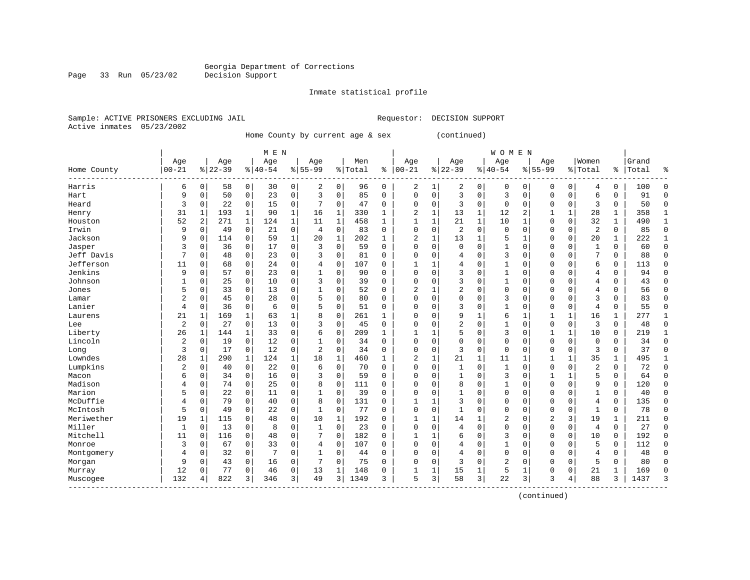Georgia Department of Corrections
Decision Support

Inmate statistical profile

Sample: ACTIVE PRISONERS EXCLUDING JAIL

Requestor: DECISION SUPPORT

Active inmates 05/23/2002

Home County by current age & sex (continued)

| Home County | MEN Age 00-21 | % | Age 22-39 | % | Age 40-54 | % | Age 55-99 | % | Men Total | % | WOMEN Age 00-21 | % | Age 22-39 | % | Age 40-54 | % | Age 55-99 | % | Women Total | % | Grand Total | % |
|---|---|---|---|---|---|---|---|---|---|---|---|---|---|---|---|---|---|---|---|---|---|---|
| Harris | 6 | 0 | 58 | 0 | 30 | 0 | 2 | 0 | 96 | 0 | 2 | 1 | 2 | 0 | 0 | 0 | 0 | 0 | 4 | 0 | 100 | 0 |
| Hart | 9 | 0 | 50 | 0 | 23 | 0 | 3 | 0 | 85 | 0 | 0 | 0 | 3 | 0 | 3 | 0 | 0 | 0 | 6 | 0 | 91 | 0 |
| Heard | 3 | 0 | 22 | 0 | 15 | 0 | 7 | 0 | 47 | 0 | 0 | 0 | 3 | 0 | 0 | 0 | 0 | 0 | 3 | 0 | 50 | 0 |
| Henry | 31 | 1 | 193 | 1 | 90 | 1 | 16 | 1 | 330 | 1 | 2 | 1 | 13 | 1 | 12 | 2 | 1 | 1 | 28 | 1 | 358 | 1 |
| Houston | 52 | 2 | 271 | 1 | 124 | 1 | 11 | 1 | 458 | 1 | 1 | 1 | 21 | 1 | 10 | 1 | 0 | 0 | 32 | 1 | 490 | 1 |
| Irwin | 9 | 0 | 49 | 0 | 21 | 0 | 4 | 0 | 83 | 0 | 0 | 0 | 2 | 0 | 0 | 0 | 0 | 0 | 2 | 0 | 85 | 0 |
| Jackson | 9 | 0 | 114 | 0 | 59 | 1 | 20 | 1 | 202 | 1 | 2 | 1 | 13 | 1 | 5 | 1 | 0 | 0 | 20 | 1 | 222 | 1 |
| Jasper | 3 | 0 | 36 | 0 | 17 | 0 | 3 | 0 | 59 | 0 | 0 | 0 | 0 | 0 | 1 | 0 | 0 | 0 | 1 | 0 | 60 | 0 |
| Jeff Davis | 7 | 0 | 48 | 0 | 23 | 0 | 3 | 0 | 81 | 0 | 0 | 0 | 4 | 0 | 3 | 0 | 0 | 0 | 7 | 0 | 88 | 0 |
| Jefferson | 11 | 0 | 68 | 0 | 24 | 0 | 4 | 0 | 107 | 0 | 1 | 1 | 4 | 0 | 1 | 0 | 0 | 0 | 6 | 0 | 113 | 0 |
| Jenkins | 9 | 0 | 57 | 0 | 23 | 0 | 1 | 0 | 90 | 0 | 0 | 0 | 3 | 0 | 1 | 0 | 0 | 0 | 4 | 0 | 94 | 0 |
| Johnson | 1 | 0 | 25 | 0 | 10 | 0 | 3 | 0 | 39 | 0 | 0 | 0 | 3 | 0 | 1 | 0 | 0 | 0 | 4 | 0 | 43 | 0 |
| Jones | 5 | 0 | 33 | 0 | 13 | 0 | 1 | 0 | 52 | 0 | 2 | 1 | 2 | 0 | 0 | 0 | 0 | 0 | 4 | 0 | 56 | 0 |
| Lamar | 2 | 0 | 45 | 0 | 28 | 0 | 5 | 0 | 80 | 0 | 0 | 0 | 0 | 0 | 3 | 0 | 0 | 0 | 3 | 0 | 83 | 0 |
| Lanier | 4 | 0 | 36 | 0 | 6 | 0 | 5 | 0 | 51 | 0 | 0 | 0 | 3 | 0 | 1 | 0 | 0 | 0 | 4 | 0 | 55 | 0 |
| Laurens | 21 | 1 | 169 | 1 | 63 | 1 | 8 | 0 | 261 | 1 | 0 | 0 | 9 | 1 | 6 | 1 | 1 | 1 | 16 | 1 | 277 | 1 |
| Lee | 2 | 0 | 27 | 0 | 13 | 0 | 3 | 0 | 45 | 0 | 0 | 0 | 2 | 0 | 1 | 0 | 0 | 0 | 3 | 0 | 48 | 0 |
| Liberty | 26 | 1 | 144 | 1 | 33 | 0 | 6 | 0 | 209 | 1 | 1 | 1 | 5 | 0 | 3 | 0 | 1 | 1 | 10 | 0 | 219 | 1 |
| Lincoln | 2 | 0 | 19 | 0 | 12 | 0 | 1 | 0 | 34 | 0 | 0 | 0 | 0 | 0 | 0 | 0 | 0 | 0 | 0 | 0 | 34 | 0 |
| Long | 3 | 0 | 17 | 0 | 12 | 0 | 2 | 0 | 34 | 0 | 0 | 0 | 3 | 0 | 0 | 0 | 0 | 0 | 3 | 0 | 37 | 0 |
| Lowndes | 28 | 1 | 290 | 1 | 124 | 1 | 18 | 1 | 460 | 1 | 2 | 1 | 21 | 1 | 11 | 1 | 1 | 1 | 35 | 1 | 495 | 1 |
| Lumpkins | 2 | 0 | 40 | 0 | 22 | 0 | 6 | 0 | 70 | 0 | 0 | 0 | 1 | 0 | 1 | 0 | 0 | 0 | 2 | 0 | 72 | 0 |
| Macon | 6 | 0 | 34 | 0 | 16 | 0 | 3 | 0 | 59 | 0 | 0 | 0 | 1 | 0 | 3 | 0 | 1 | 1 | 5 | 0 | 64 | 0 |
| Madison | 4 | 0 | 74 | 0 | 25 | 0 | 8 | 0 | 111 | 0 | 0 | 0 | 8 | 0 | 1 | 0 | 0 | 0 | 9 | 0 | 120 | 0 |
| Marion | 5 | 0 | 22 | 0 | 11 | 0 | 1 | 0 | 39 | 0 | 0 | 0 | 1 | 0 | 0 | 0 | 0 | 0 | 1 | 0 | 40 | 0 |
| McDuffie | 4 | 0 | 79 | 0 | 40 | 0 | 8 | 0 | 131 | 0 | 1 | 1 | 3 | 0 | 0 | 0 | 0 | 0 | 4 | 0 | 135 | 0 |
| McIntosh | 5 | 0 | 49 | 0 | 22 | 0 | 1 | 0 | 77 | 0 | 0 | 0 | 1 | 0 | 0 | 0 | 0 | 0 | 1 | 0 | 78 | 0 |
| Meriwether | 19 | 1 | 115 | 0 | 48 | 0 | 10 | 1 | 192 | 0 | 1 | 1 | 14 | 1 | 2 | 0 | 2 | 3 | 19 | 1 | 211 | 0 |
| Miller | 1 | 0 | 13 | 0 | 8 | 0 | 1 | 0 | 23 | 0 | 0 | 0 | 4 | 0 | 0 | 0 | 0 | 0 | 4 | 0 | 27 | 0 |
| Mitchell | 11 | 0 | 116 | 0 | 48 | 0 | 7 | 0 | 182 | 0 | 1 | 1 | 6 | 0 | 3 | 0 | 0 | 0 | 10 | 0 | 192 | 0 |
| Monroe | 3 | 0 | 67 | 0 | 33 | 0 | 4 | 0 | 107 | 0 | 0 | 0 | 4 | 0 | 1 | 0 | 0 | 0 | 5 | 0 | 112 | 0 |
| Montgomery | 4 | 0 | 32 | 0 | 7 | 0 | 1 | 0 | 44 | 0 | 0 | 0 | 4 | 0 | 0 | 0 | 0 | 0 | 4 | 0 | 48 | 0 |
| Morgan | 9 | 0 | 43 | 0 | 16 | 0 | 7 | 0 | 75 | 0 | 0 | 0 | 3 | 0 | 2 | 0 | 0 | 0 | 5 | 0 | 80 | 0 |
| Murray | 12 | 0 | 77 | 0 | 46 | 0 | 13 | 1 | 148 | 0 | 1 | 1 | 15 | 1 | 5 | 1 | 0 | 0 | 21 | 1 | 169 | 0 |
| Muscogee | 132 | 4 | 822 | 3 | 346 | 3 | 49 | 3 | 1349 | 3 | 5 | 3 | 58 | 3 | 22 | 3 | 3 | 4 | 88 | 3 | 1437 | 3 |

(continued)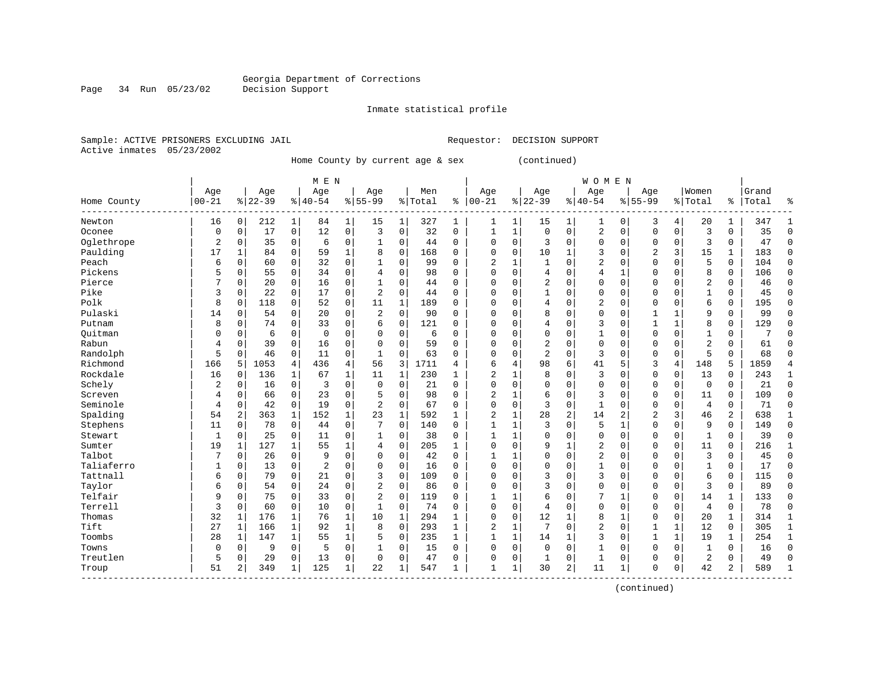Georgia Department of Corrections
Decision Support

Inmate statistical profile

Sample: ACTIVE PRISONERS EXCLUDING JAIL　　　　Requestor: DECISION SUPPORT
Active inmates 05/23/2002

Home County by current age & sex　　　　(continued)

| Home County | MEN Age 00-21 | % | Age 22-39 | % | Age 40-54 | % | Age 55-99 | % | Men Total | % | WOMEN Age 00-21 | % | Age 22-39 | % | Age 40-54 | % | Age 55-99 | % | Women Total | % | Grand Total | % |
|---|---|---|---|---|---|---|---|---|---|---|---|---|---|---|---|---|---|---|---|---|---|---|
| Newton | 16 | 0 | 212 | 1 | 84 | 1 | 15 | 1 | 327 | 1 | 1 | 1 | 15 | 1 | 1 | 0 | 3 | 4 | 20 | 1 | 347 | 1 |
| Oconee | 0 | 0 | 17 | 0 | 12 | 0 | 3 | 0 | 32 | 0 | 1 | 1 | 0 | 0 | 2 | 0 | 0 | 0 | 3 | 0 | 35 | 0 |
| Oglethrope | 2 | 0 | 35 | 0 | 6 | 0 | 1 | 0 | 44 | 0 | 0 | 0 | 3 | 0 | 0 | 0 | 0 | 0 | 3 | 0 | 47 | 0 |
| Paulding | 17 | 1 | 84 | 0 | 59 | 1 | 8 | 0 | 168 | 0 | 0 | 0 | 10 | 1 | 3 | 0 | 2 | 3 | 15 | 1 | 183 | 0 |
| Peach | 6 | 0 | 60 | 0 | 32 | 0 | 1 | 0 | 99 | 0 | 2 | 1 | 1 | 0 | 2 | 0 | 0 | 0 | 5 | 0 | 104 | 0 |
| Pickens | 5 | 0 | 55 | 0 | 34 | 0 | 4 | 0 | 98 | 0 | 0 | 0 | 4 | 0 | 4 | 1 | 0 | 0 | 8 | 0 | 106 | 0 |
| Pierce | 7 | 0 | 20 | 0 | 16 | 0 | 1 | 0 | 44 | 0 | 0 | 0 | 2 | 0 | 0 | 0 | 0 | 0 | 2 | 0 | 46 | 0 |
| Pike | 3 | 0 | 22 | 0 | 17 | 0 | 2 | 0 | 44 | 0 | 0 | 0 | 1 | 0 | 0 | 0 | 0 | 0 | 1 | 0 | 45 | 0 |
| Polk | 8 | 0 | 118 | 0 | 52 | 0 | 11 | 1 | 189 | 0 | 0 | 0 | 4 | 0 | 2 | 0 | 0 | 0 | 6 | 0 | 195 | 0 |
| Pulaski | 14 | 0 | 54 | 0 | 20 | 0 | 2 | 0 | 90 | 0 | 0 | 0 | 8 | 0 | 0 | 0 | 1 | 1 | 9 | 0 | 99 | 0 |
| Putnam | 8 | 0 | 74 | 0 | 33 | 0 | 6 | 0 | 121 | 0 | 0 | 0 | 4 | 0 | 3 | 0 | 1 | 1 | 8 | 0 | 129 | 0 |
| Quitman | 0 | 0 | 6 | 0 | 0 | 0 | 0 | 0 | 6 | 0 | 0 | 0 | 0 | 0 | 1 | 0 | 0 | 0 | 1 | 0 | 7 | 0 |
| Rabun | 4 | 0 | 39 | 0 | 16 | 0 | 0 | 0 | 59 | 0 | 0 | 0 | 2 | 0 | 0 | 0 | 0 | 0 | 2 | 0 | 61 | 0 |
| Randolph | 5 | 0 | 46 | 0 | 11 | 0 | 1 | 0 | 63 | 0 | 0 | 0 | 2 | 0 | 3 | 0 | 0 | 0 | 5 | 0 | 68 | 0 |
| Richmond | 166 | 5 | 1053 | 4 | 436 | 4 | 56 | 3 | 1711 | 4 | 6 | 4 | 98 | 6 | 41 | 5 | 3 | 4 | 148 | 5 | 1859 | 4 |
| Rockdale | 16 | 0 | 136 | 1 | 67 | 1 | 11 | 1 | 230 | 1 | 2 | 1 | 8 | 0 | 3 | 0 | 0 | 0 | 13 | 0 | 243 | 1 |
| Schely | 2 | 0 | 16 | 0 | 3 | 0 | 0 | 0 | 21 | 0 | 0 | 0 | 0 | 0 | 0 | 0 | 0 | 0 | 0 | 0 | 21 | 0 |
| Screven | 4 | 0 | 66 | 0 | 23 | 0 | 5 | 0 | 98 | 0 | 2 | 1 | 6 | 0 | 3 | 0 | 0 | 0 | 11 | 0 | 109 | 0 |
| Seminole | 4 | 0 | 42 | 0 | 19 | 0 | 2 | 0 | 67 | 0 | 0 | 0 | 3 | 0 | 1 | 0 | 0 | 0 | 4 | 0 | 71 | 0 |
| Spalding | 54 | 2 | 363 | 1 | 152 | 1 | 23 | 1 | 592 | 1 | 2 | 1 | 28 | 2 | 14 | 2 | 2 | 3 | 46 | 2 | 638 | 1 |
| Stephens | 11 | 0 | 78 | 0 | 44 | 0 | 7 | 0 | 140 | 0 | 1 | 1 | 3 | 0 | 5 | 1 | 0 | 0 | 9 | 0 | 149 | 0 |
| Stewart | 1 | 0 | 25 | 0 | 11 | 0 | 1 | 0 | 38 | 0 | 1 | 1 | 0 | 0 | 0 | 0 | 0 | 0 | 1 | 0 | 39 | 0 |
| Sumter | 19 | 1 | 127 | 1 | 55 | 1 | 4 | 0 | 205 | 1 | 0 | 0 | 9 | 1 | 2 | 0 | 0 | 0 | 11 | 0 | 216 | 1 |
| Talbot | 7 | 0 | 26 | 0 | 9 | 0 | 0 | 0 | 42 | 0 | 1 | 1 | 0 | 0 | 2 | 0 | 0 | 0 | 3 | 0 | 45 | 0 |
| Taliaferro | 1 | 0 | 13 | 0 | 2 | 0 | 0 | 0 | 16 | 0 | 0 | 0 | 0 | 0 | 1 | 0 | 0 | 0 | 1 | 0 | 17 | 0 |
| Tattnall | 6 | 0 | 79 | 0 | 21 | 0 | 3 | 0 | 109 | 0 | 0 | 0 | 3 | 0 | 3 | 0 | 0 | 0 | 6 | 0 | 115 | 0 |
| Taylor | 6 | 0 | 54 | 0 | 24 | 0 | 2 | 0 | 86 | 0 | 0 | 0 | 3 | 0 | 0 | 0 | 0 | 0 | 3 | 0 | 89 | 0 |
| Telfair | 9 | 0 | 75 | 0 | 33 | 0 | 2 | 0 | 119 | 0 | 1 | 1 | 6 | 0 | 7 | 1 | 0 | 0 | 14 | 1 | 133 | 0 |
| Terrell | 3 | 0 | 60 | 0 | 10 | 0 | 1 | 0 | 74 | 0 | 0 | 0 | 4 | 0 | 0 | 0 | 0 | 0 | 4 | 0 | 78 | 0 |
| Thomas | 32 | 1 | 176 | 1 | 76 | 1 | 10 | 1 | 294 | 1 | 0 | 0 | 12 | 1 | 8 | 1 | 0 | 0 | 20 | 1 | 314 | 1 |
| Tift | 27 | 1 | 166 | 1 | 92 | 1 | 8 | 0 | 293 | 1 | 2 | 1 | 7 | 0 | 2 | 0 | 1 | 1 | 12 | 0 | 305 | 1 |
| Toombs | 28 | 1 | 147 | 1 | 55 | 1 | 5 | 0 | 235 | 1 | 1 | 1 | 14 | 1 | 3 | 0 | 1 | 1 | 19 | 1 | 254 | 1 |
| Towns | 0 | 0 | 9 | 0 | 5 | 0 | 1 | 0 | 15 | 0 | 0 | 0 | 0 | 0 | 1 | 0 | 0 | 0 | 1 | 0 | 16 | 0 |
| Treutlen | 5 | 0 | 29 | 0 | 13 | 0 | 0 | 0 | 47 | 0 | 0 | 0 | 1 | 0 | 1 | 0 | 0 | 0 | 2 | 0 | 49 | 0 |
| Troup | 51 | 2 | 349 | 1 | 125 | 1 | 22 | 1 | 547 | 1 | 1 | 1 | 30 | 2 | 11 | 1 | 0 | 0 | 42 | 2 | 589 | 1 |

(continued)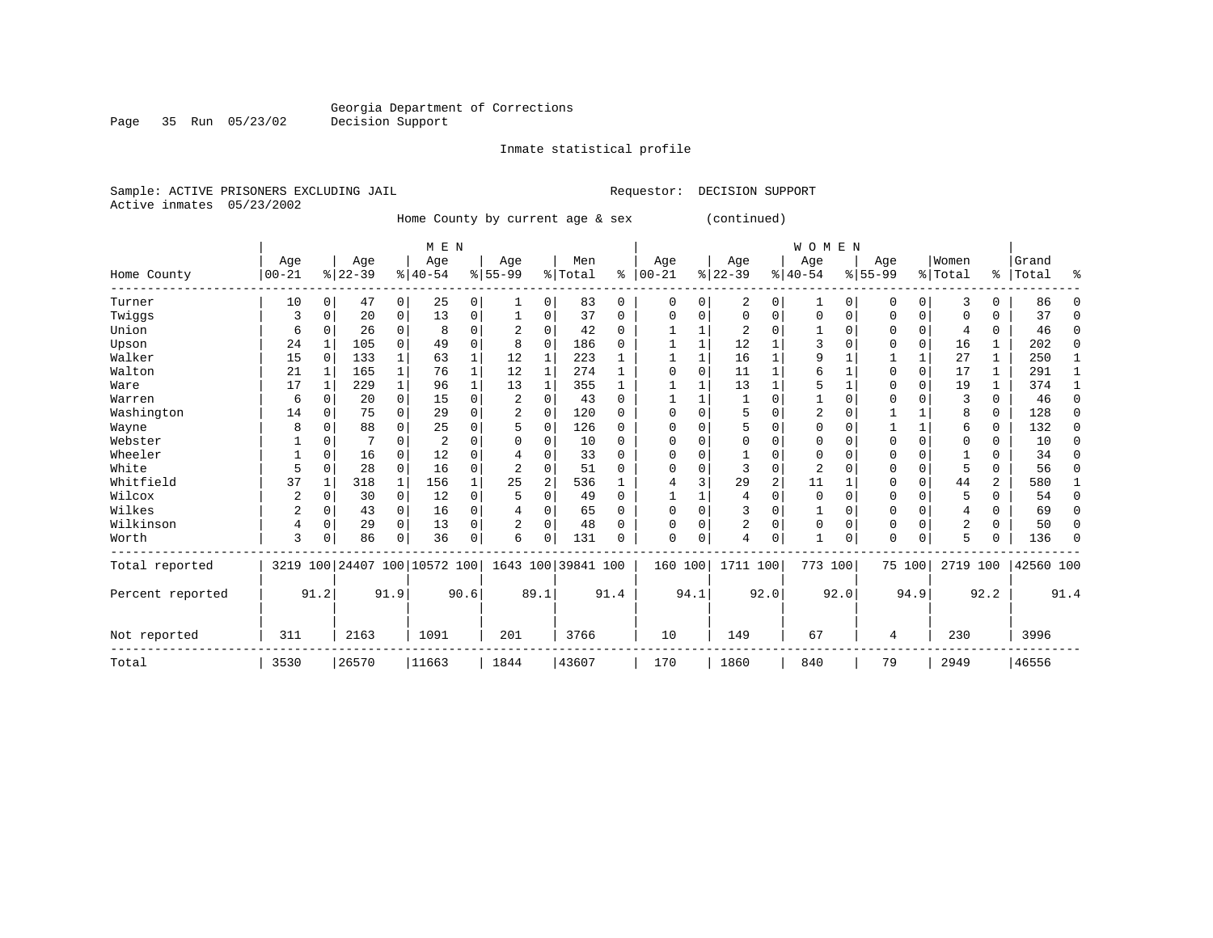Georgia Department of Corrections
Decision Support

Inmate statistical profile

Sample: ACTIVE PRISONERS EXCLUDING JAIL
Active inmates 05/23/2002

Requestor: DECISION SUPPORT

Home County by current age & sex (continued)

| Home County | MEN Age 00-21 | % | Age 22-39 | % | Age 40-54 | % | Age 55-99 | % | Men Total | % | WOMEN Age 00-21 | % | Age 22-39 | % | Age 40-54 | % | Age 55-99 | % | Women Total | % | Grand Total | % |
|---|---|---|---|---|---|---|---|---|---|---|---|---|---|---|---|---|---|---|---|---|---|---|
| Turner | 10 | 0 | 47 | 0 | 25 | 0 | 1 | 0 | 83 | 0 | 0 | 0 | 2 | 0 | 1 | 0 | 0 | 0 | 3 | 0 | 86 | 0 |
| Twiggs | 3 | 0 | 20 | 0 | 13 | 0 | 1 | 0 | 37 | 0 | 0 | 0 | 0 | 0 | 0 | 0 | 0 | 0 | 0 | 0 | 37 | 0 |
| Union | 6 | 0 | 26 | 0 | 8 | 0 | 2 | 0 | 42 | 0 | 1 | 1 | 2 | 0 | 1 | 0 | 0 | 0 | 4 | 0 | 46 | 0 |
| Upson | 24 | 1 | 105 | 0 | 49 | 0 | 8 | 0 | 186 | 0 | 1 | 1 | 12 | 1 | 3 | 0 | 0 | 0 | 16 | 1 | 202 | 0 |
| Walker | 15 | 0 | 133 | 1 | 63 | 1 | 12 | 1 | 223 | 1 | 1 | 1 | 16 | 1 | 9 | 1 | 1 | 1 | 27 | 1 | 250 | 1 |
| Walton | 21 | 1 | 165 | 1 | 76 | 1 | 12 | 1 | 274 | 1 | 0 | 0 | 11 | 1 | 6 | 1 | 0 | 0 | 17 | 1 | 291 | 1 |
| Ware | 17 | 1 | 229 | 1 | 96 | 1 | 13 | 1 | 355 | 1 | 1 | 1 | 13 | 1 | 5 | 1 | 0 | 0 | 19 | 1 | 374 | 1 |
| Warren | 6 | 0 | 20 | 0 | 15 | 0 | 2 | 0 | 43 | 0 | 1 | 1 | 1 | 0 | 1 | 0 | 0 | 0 | 3 | 0 | 46 | 0 |
| Washington | 14 | 0 | 75 | 0 | 29 | 0 | 2 | 0 | 120 | 0 | 0 | 0 | 5 | 0 | 2 | 0 | 1 | 1 | 8 | 0 | 128 | 0 |
| Wayne | 8 | 0 | 88 | 0 | 25 | 0 | 5 | 0 | 126 | 0 | 0 | 0 | 5 | 0 | 0 | 0 | 1 | 1 | 6 | 0 | 132 | 0 |
| Webster | 1 | 0 | 7 | 0 | 2 | 0 | 0 | 0 | 10 | 0 | 0 | 0 | 0 | 0 | 0 | 0 | 0 | 0 | 0 | 0 | 10 | 0 |
| Wheeler | 1 | 0 | 16 | 0 | 12 | 0 | 4 | 0 | 33 | 0 | 0 | 0 | 1 | 0 | 0 | 0 | 0 | 0 | 1 | 0 | 34 | 0 |
| White | 5 | 0 | 28 | 0 | 16 | 0 | 2 | 0 | 51 | 0 | 0 | 0 | 3 | 0 | 2 | 0 | 0 | 0 | 5 | 0 | 56 | 0 |
| Whitfield | 37 | 1 | 318 | 1 | 156 | 1 | 25 | 2 | 536 | 1 | 4 | 3 | 29 | 2 | 11 | 1 | 0 | 0 | 44 | 2 | 580 | 1 |
| Wilcox | 2 | 0 | 30 | 0 | 12 | 0 | 5 | 0 | 49 | 0 | 1 | 1 | 4 | 0 | 0 | 0 | 0 | 0 | 5 | 0 | 54 | 0 |
| Wilkes | 2 | 0 | 43 | 0 | 16 | 0 | 4 | 0 | 65 | 0 | 0 | 0 | 3 | 0 | 1 | 0 | 0 | 0 | 4 | 0 | 69 | 0 |
| Wilkinson | 4 | 0 | 29 | 0 | 13 | 0 | 2 | 0 | 48 | 0 | 0 | 0 | 2 | 0 | 0 | 0 | 0 | 0 | 2 | 0 | 50 | 0 |
| Worth | 3 | 0 | 86 | 0 | 36 | 0 | 6 | 0 | 131 | 0 | 0 | 0 | 4 | 0 | 1 | 0 | 0 | 0 | 5 | 0 | 136 | 0 |
| Total reported | 3219 | 100 | 24407 | 100 | 10572 | 100 | 1643 | 100 | 39841 | 100 | 160 | 100 | 1711 | 100 | 773 | 100 | 75 | 100 | 2719 | 100 | 42560 | 100 |
| Percent reported | | 91.2 | | 91.9 | | 90.6 | | 89.1 | | 91.4 | | 94.1 | | 92.0 | | 92.0 | | 94.9 | | 92.2 | | 91.4 |
| Not reported | 311 | | 2163 | | 1091 | | 201 | | 3766 | | 10 | | 149 | | 67 | | 4 | | 230 | | 3996 | |
| Total | 3530 | | 26570 | | 11663 | | 1844 | | 43607 | | 170 | | 1860 | | 840 | | 79 | | 2949 | | 46556 | |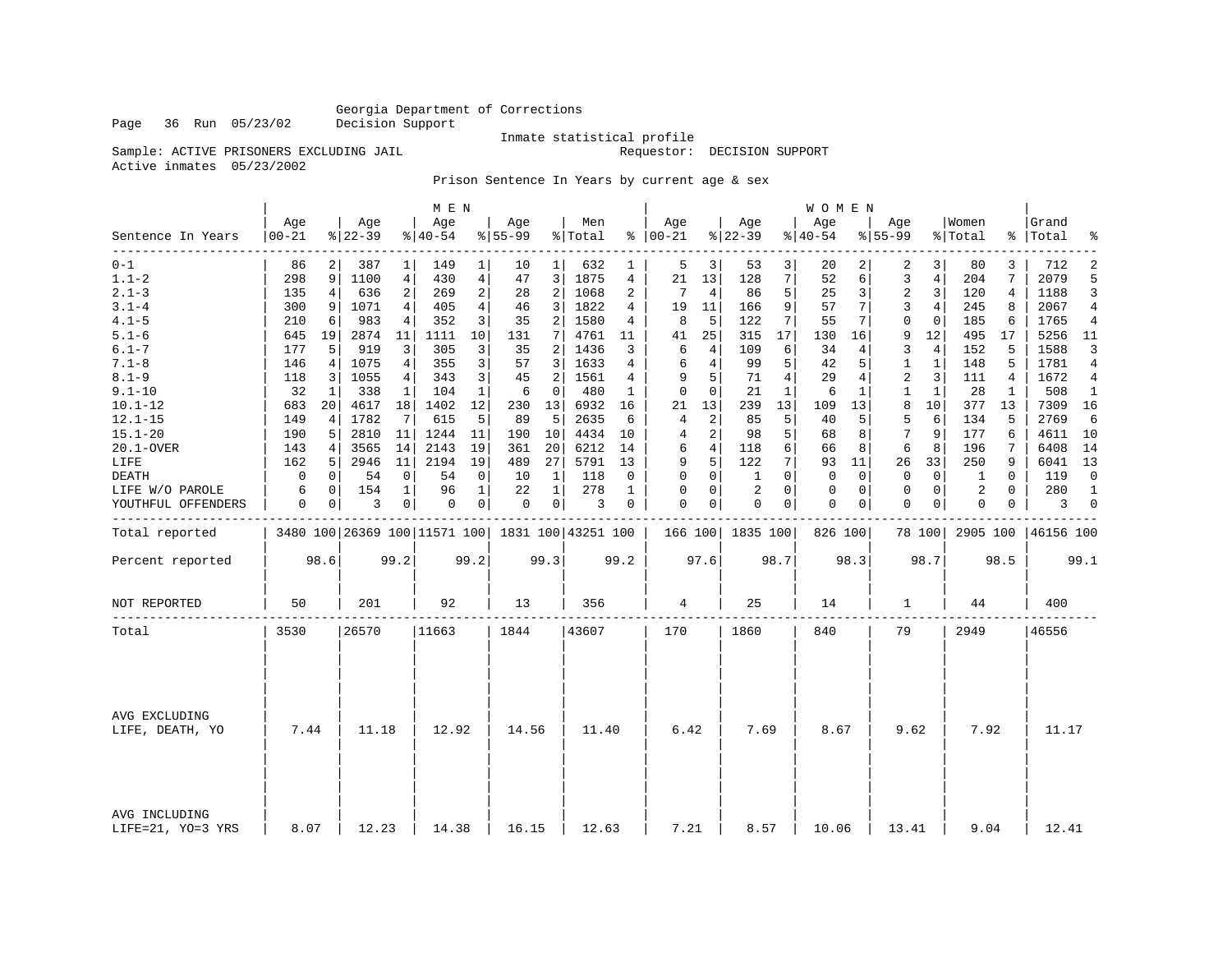Georgia Department of Corrections
Decision Support

Page 36 Run 05/23/02

Inmate statistical profile

Sample: ACTIVE PRISONERS EXCLUDING JAIL　　Requestor: DECISION SUPPORT

Active inmates 05/23/2002

Prison Sentence In Years by current age & sex

| Sentence In Years | MEN Age 00-21 | % | Age 22-39 | % | Age 40-54 | % | Age 55-99 | % | Men Total | % | WOMEN Age 00-21 | % | Age 22-39 | % | Age 40-54 | % | Age 55-99 | % | Women Total | % | Grand Total | % |
|---|---|---|---|---|---|---|---|---|---|---|---|---|---|---|---|---|---|---|---|---|---|---|
| 0-1 | 86 | 2 | 387 | 1 | 149 | 1 | 10 | 1 | 632 | 1 | 5 | 3 | 53 | 3 | 20 | 2 | 2 | 3 | 80 | 3 | 712 | 2 |
| 1.1-2 | 298 | 9 | 1100 | 4 | 430 | 4 | 47 | 3 | 1875 | 4 | 21 | 13 | 128 | 7 | 52 | 6 | 3 | 4 | 204 | 7 | 2079 | 5 |
| 2.1-3 | 135 | 4 | 636 | 2 | 269 | 2 | 28 | 2 | 1068 | 2 | 7 | 4 | 86 | 5 | 25 | 3 | 2 | 3 | 120 | 4 | 1188 | 3 |
| 3.1-4 | 300 | 9 | 1071 | 4 | 405 | 4 | 46 | 3 | 1822 | 4 | 19 | 11 | 166 | 9 | 57 | 7 | 3 | 4 | 245 | 8 | 2067 | 4 |
| 4.1-5 | 210 | 6 | 983 | 4 | 352 | 3 | 35 | 2 | 1580 | 4 | 8 | 5 | 122 | 7 | 55 | 7 | 0 | 0 | 185 | 6 | 1765 | 4 |
| 5.1-6 | 645 | 19 | 2874 | 11 | 1111 | 10 | 131 | 7 | 4761 | 11 | 41 | 25 | 315 | 17 | 130 | 16 | 9 | 12 | 495 | 17 | 5256 | 11 |
| 6.1-7 | 177 | 5 | 919 | 3 | 305 | 3 | 35 | 2 | 1436 | 3 | 6 | 4 | 109 | 6 | 34 | 4 | 3 | 4 | 152 | 5 | 1588 | 3 |
| 7.1-8 | 146 | 4 | 1075 | 4 | 355 | 3 | 57 | 3 | 1633 | 4 | 6 | 4 | 99 | 5 | 42 | 5 | 1 | 1 | 148 | 5 | 1781 | 4 |
| 8.1-9 | 118 | 3 | 1055 | 4 | 343 | 3 | 45 | 2 | 1561 | 4 | 9 | 5 | 71 | 4 | 29 | 4 | 2 | 3 | 111 | 4 | 1672 | 4 |
| 9.1-10 | 32 | 1 | 338 | 1 | 104 | 1 | 6 | 0 | 480 | 1 | 0 | 0 | 21 | 1 | 6 | 1 | 1 | 1 | 28 | 1 | 508 | 1 |
| 10.1-12 | 683 | 20 | 4617 | 18 | 1402 | 12 | 230 | 13 | 6932 | 16 | 21 | 13 | 239 | 13 | 109 | 13 | 8 | 10 | 377 | 13 | 7309 | 16 |
| 12.1-15 | 149 | 4 | 1782 | 7 | 615 | 5 | 89 | 5 | 2635 | 6 | 4 | 2 | 85 | 5 | 40 | 5 | 5 | 6 | 134 | 5 | 2769 | 6 |
| 15.1-20 | 190 | 5 | 2810 | 11 | 1244 | 11 | 190 | 10 | 4434 | 10 | 4 | 2 | 98 | 5 | 68 | 8 | 7 | 9 | 177 | 6 | 4611 | 10 |
| 20.1-OVER | 143 | 4 | 3565 | 14 | 2143 | 19 | 361 | 20 | 6212 | 14 | 6 | 4 | 118 | 6 | 66 | 8 | 6 | 8 | 196 | 7 | 6408 | 14 |
| LIFE | 162 | 5 | 2946 | 11 | 2194 | 19 | 489 | 27 | 5791 | 13 | 9 | 5 | 122 | 7 | 93 | 11 | 26 | 33 | 250 | 9 | 6041 | 13 |
| DEATH | 0 | 0 | 54 | 0 | 54 | 0 | 10 | 1 | 118 | 0 | 0 | 0 | 1 | 0 | 0 | 0 | 0 | 0 | 1 | 0 | 119 | 0 |
| LIFE W/O PAROLE | 6 | 0 | 154 | 1 | 96 | 1 | 22 | 1 | 278 | 1 | 0 | 0 | 2 | 0 | 0 | 0 | 0 | 0 | 2 | 0 | 280 | 1 |
| YOUTHFUL OFFENDERS | 0 | 0 | 3 | 0 | 0 | 0 | 0 | 0 | 3 | 0 | 0 | 0 | 0 | 0 | 0 | 0 | 0 | 0 | 0 | 0 | 3 | 0 |
| Total reported | 3480 | 100 | 26369 | 100 | 11571 | 100 | 1831 | 100 | 43251 | 100 | 166 | 100 | 1835 | 100 | 826 | 100 | 78 | 100 | 2905 | 100 | 46156 | 100 |
| Percent reported | 98.6 | | 99.2 | | 99.2 | | 99.3 | | 99.2 | | 97.6 | | 98.7 | | 98.3 | | 98.7 | | 98.5 | | 99.1 | |
| NOT REPORTED | 50 | | 201 | | 92 | | 13 | | 356 | | 4 | | 25 | | 14 | | 1 | | 44 | | 400 | |
| Total | 3530 | | 26570 | | 11663 | | 1844 | | 43607 | | 170 | | 1860 | | 840 | | 79 | | 2949 | | 46556 | |
| AVG EXCLUDING LIFE, DEATH, YO | 7.44 | | 11.18 | | 12.92 | | 14.56 | | 11.40 | | 6.42 | | 7.69 | | 8.67 | | 9.62 | | 7.92 | | 11.17 | |
| AVG INCLUDING LIFE=21, YO=3 YRS | 8.07 | | 12.23 | | 14.38 | | 16.15 | | 12.63 | | 7.21 | | 8.57 | | 10.06 | | 13.41 | | 9.04 | | 12.41 | |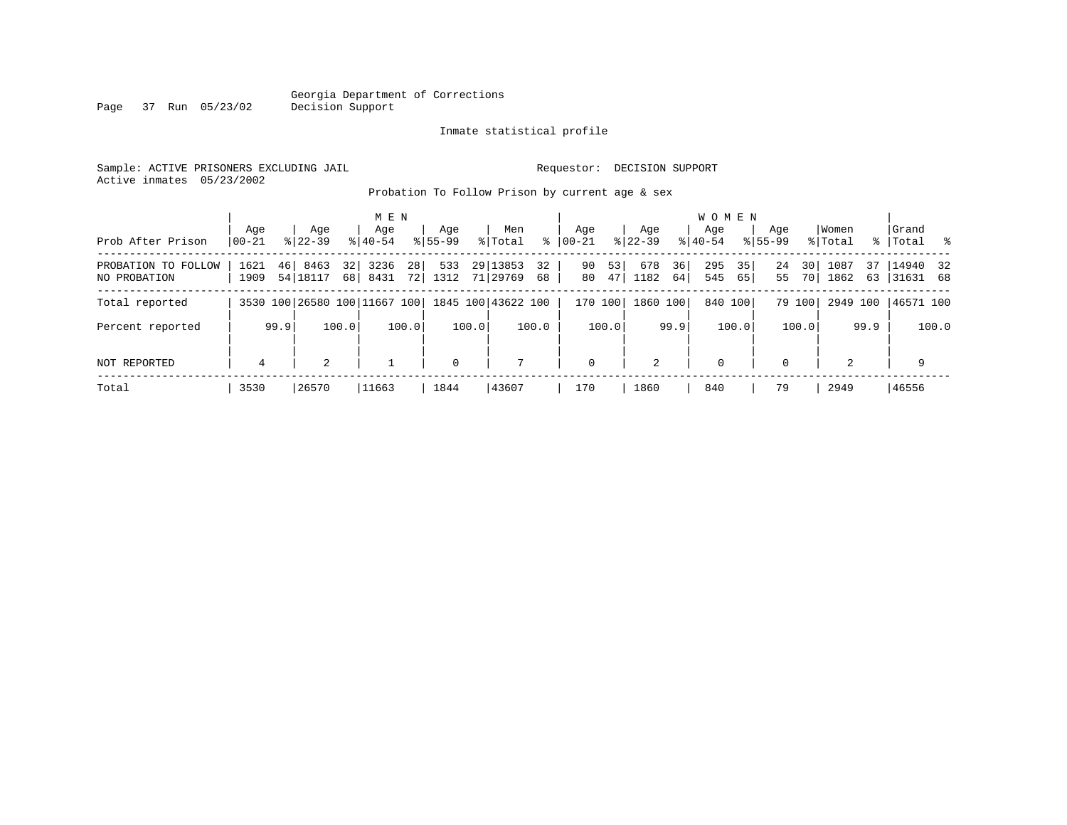Georgia Department of Corrections
Decision Support

Inmate statistical profile

Sample: ACTIVE PRISONERS EXCLUDING JAIL

Requestor: DECISION SUPPORT

Active inmates 05/23/2002

Probation To Follow Prison by current age & sex

| Prob After Prison | MEN Age 00-21 | % | Age 22-39 | % | Age 40-54 | % | Age 55-99 | % | Men Total | % | WOMEN Age 00-21 | % | Age 22-39 | % | Age 40-54 | % | Age 55-99 | % | Women Total | % | Grand Total | % |
|---|---|---|---|---|---|---|---|---|---|---|---|---|---|---|---|---|---|---|---|---|---|---|
| PROBATION TO FOLLOW | 1621 | 46 | 8463 | 32 | 3236 | 28 | 533 | 29 | 13853 | 32 | 90 | 53 | 678 | 36 | 295 | 35 | 24 | 30 | 1087 | 37 | 14940 | 32 |
| NO PROBATION | 1909 | 54 | 18117 | 68 | 8431 | 72 | 1312 | 71 | 29769 | 68 | 80 | 47 | 1182 | 64 | 545 | 65 | 55 | 70 | 1862 | 63 | 31631 | 68 |
| Total reported | 3530 | 100 | 26580 | 100 | 11667 | 100 | 1845 | 100 | 43622 | 100 | 170 | 100 | 1860 | 100 | 840 | 100 | 79 | 100 | 2949 | 100 | 46571 | 100 |
| Percent reported | | 99.9 | | 100.0 | | 100.0 | | 100.0 | | 100.0 | | 100.0 | | 99.9 | | 100.0 | | 100.0 | | 99.9 | | 100.0 |
| NOT REPORTED | 4 | | 2 | | 1 | | 0 | | 7 | | 0 | | 2 | | 0 | | 0 | | 2 | | 9 | |
| Total | 3530 | | 26570 | | 11663 | | 1844 | | 43607 | | 170 | | 1860 | | 840 | | 79 | | 2949 | | 46556 | |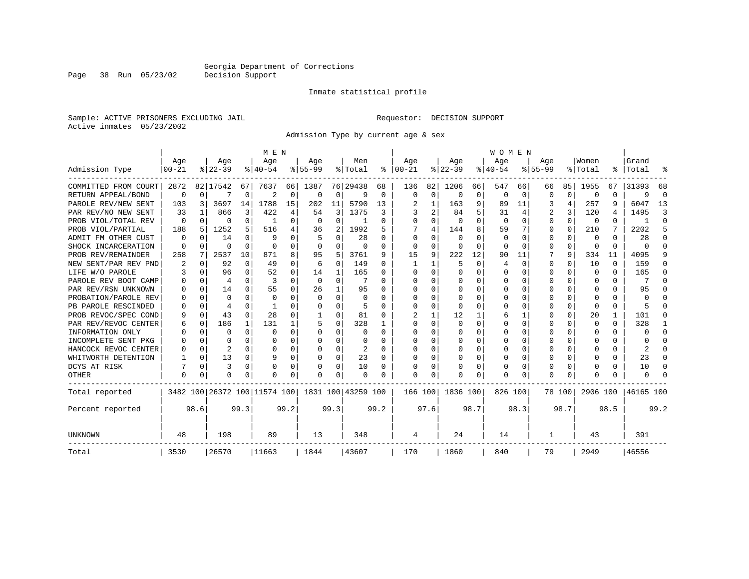Georgia Department of Corrections
Decision Support

Inmate statistical profile

Sample: ACTIVE PRISONERS EXCLUDING JAIL

Requestor: DECISION SUPPORT

Active inmates 05/23/2002

Admission Type by current age & sex

| Admission Type | MEN Age 00-21 | % | Age 22-39 | % | Age 40-54 | % | Age 55-99 | % | Men Total | % | WOMEN Age 00-21 | % | Age 22-39 | % | Age 40-54 | % | Age 55-99 | % | Women Total | % | Grand Total | % |
|---|---|---|---|---|---|---|---|---|---|---|---|---|---|---|---|---|---|---|---|---|---|---|
| COMMITTED FROM COURT | 2872 | 82 | 17542 | 67 | 7637 | 66 | 1387 | 76 | 29438 | 68 | 136 | 82 | 1206 | 66 | 547 | 66 | 66 | 85 | 1955 | 67 | 31393 | 68 |
| RETURN APPEAL/BOND | 0 | 0 | 7 | 0 | 2 | 0 | 0 | 0 | 9 | 0 | 0 | 0 | 0 | 0 | 0 | 0 | 0 | 0 | 0 | 0 | 9 | 0 |
| PAROLE REV/NEW SENT | 103 | 3 | 3697 | 14 | 1788 | 15 | 202 | 11 | 5790 | 13 | 2 | 1 | 163 | 9 | 89 | 11 | 3 | 4 | 257 | 9 | 6047 | 13 |
| PAR REV/NO NEW SENT | 33 | 1 | 866 | 3 | 422 | 4 | 54 | 3 | 1375 | 3 | 3 | 2 | 84 | 5 | 31 | 4 | 2 | 3 | 120 | 4 | 1495 | 3 |
| PROB VIOL/TOTAL REV | 0 | 0 | 0 | 0 | 1 | 0 | 0 | 0 | 1 | 0 | 0 | 0 | 0 | 0 | 0 | 0 | 0 | 0 | 0 | 0 | 1 | 0 |
| PROB VIOL/PARTIAL | 188 | 5 | 1252 | 5 | 516 | 4 | 36 | 2 | 1992 | 5 | 7 | 4 | 144 | 8 | 59 | 7 | 0 | 0 | 210 | 7 | 2202 | 5 |
| ADMIT FM OTHER CUST | 0 | 0 | 14 | 0 | 9 | 0 | 5 | 0 | 28 | 0 | 0 | 0 | 0 | 0 | 0 | 0 | 0 | 0 | 0 | 0 | 28 | 0 |
| SHOCK INCARCERATION | 0 | 0 | 0 | 0 | 0 | 0 | 0 | 0 | 0 | 0 | 0 | 0 | 0 | 0 | 0 | 0 | 0 | 0 | 0 | 0 | 0 | 0 |
| PROB REV/REMAINDER | 258 | 7 | 2537 | 10 | 871 | 8 | 95 | 5 | 3761 | 9 | 15 | 9 | 222 | 12 | 90 | 11 | 7 | 9 | 334 | 11 | 4095 | 9 |
| NEW SENT/PAR REV PND | 2 | 0 | 92 | 0 | 49 | 0 | 6 | 0 | 149 | 0 | 1 | 1 | 5 | 0 | 4 | 0 | 0 | 0 | 10 | 0 | 159 | 0 |
| LIFE W/O PAROLE | 3 | 0 | 96 | 0 | 52 | 0 | 14 | 1 | 165 | 0 | 0 | 0 | 0 | 0 | 0 | 0 | 0 | 0 | 0 | 0 | 165 | 0 |
| PAROLE REV BOOT CAMP | 0 | 0 | 4 | 0 | 3 | 0 | 0 | 0 | 7 | 0 | 0 | 0 | 0 | 0 | 0 | 0 | 0 | 0 | 0 | 0 | 7 | 0 |
| PAR REV/RSN UNKNOWN | 0 | 0 | 14 | 0 | 55 | 0 | 26 | 1 | 95 | 0 | 0 | 0 | 0 | 0 | 0 | 0 | 0 | 0 | 0 | 0 | 95 | 0 |
| PROBATION/PAROLE REV | 0 | 0 | 0 | 0 | 0 | 0 | 0 | 0 | 0 | 0 | 0 | 0 | 0 | 0 | 0 | 0 | 0 | 0 | 0 | 0 | 0 | 0 |
| PB PAROLE RESCINDED | 0 | 0 | 4 | 0 | 1 | 0 | 0 | 0 | 5 | 0 | 0 | 0 | 0 | 0 | 0 | 0 | 0 | 0 | 0 | 0 | 5 | 0 |
| PROB REVOC/SPEC COND | 9 | 0 | 43 | 0 | 28 | 0 | 1 | 0 | 81 | 0 | 2 | 1 | 12 | 1 | 6 | 1 | 0 | 0 | 20 | 1 | 101 | 0 |
| PAR REV/REVOC CENTER | 6 | 0 | 186 | 1 | 131 | 1 | 5 | 0 | 328 | 1 | 0 | 0 | 0 | 0 | 0 | 0 | 0 | 0 | 0 | 0 | 328 | 1 |
| INFORMATION ONLY | 0 | 0 | 0 | 0 | 0 | 0 | 0 | 0 | 0 | 0 | 0 | 0 | 0 | 0 | 0 | 0 | 0 | 0 | 0 | 0 | 0 | 0 |
| INCOMPLETE SENT PKG | 0 | 0 | 0 | 0 | 0 | 0 | 0 | 0 | 0 | 0 | 0 | 0 | 0 | 0 | 0 | 0 | 0 | 0 | 0 | 0 | 0 | 0 |
| HANCOCK REVOC CENTER | 0 | 0 | 2 | 0 | 0 | 0 | 0 | 0 | 2 | 0 | 0 | 0 | 0 | 0 | 0 | 0 | 0 | 0 | 0 | 0 | 2 | 0 |
| WHITWORTH DETENTION | 1 | 0 | 13 | 0 | 9 | 0 | 0 | 0 | 23 | 0 | 0 | 0 | 0 | 0 | 0 | 0 | 0 | 0 | 0 | 0 | 23 | 0 |
| DCYS AT RISK | 7 | 0 | 3 | 0 | 0 | 0 | 0 | 0 | 10 | 0 | 0 | 0 | 0 | 0 | 0 | 0 | 0 | 0 | 0 | 0 | 10 | 0 |
| OTHER | 0 | 0 | 0 | 0 | 0 | 0 | 0 | 0 | 0 | 0 | 0 | 0 | 0 | 0 | 0 | 0 | 0 | 0 | 0 | 0 | 0 | 0 |
| Total reported | 3482 | 100 | 26372 | 100 | 11574 | 100 | 1831 | 100 | 43259 | 100 | 166 | 100 | 1836 | 100 | 826 | 100 | 78 | 100 | 2906 | 100 | 46165 | 100 |
| Percent reported | | 98.6 | | 99.3 | | 99.2 | | 99.3 | | 99.2 | | 97.6 | | 98.7 | | 98.3 | | 98.7 | | 98.5 | | 99.2 |
| UNKNOWN | 48 | | 198 | | 89 | | 13 | | 348 | | 4 | | 24 | | 14 | | 1 | | 43 | | 391 | |
| Total | 3530 | | 26570 | | 11663 | | 1844 | | 43607 | | 170 | | 1860 | | 840 | | 79 | | 2949 | | 46556 | |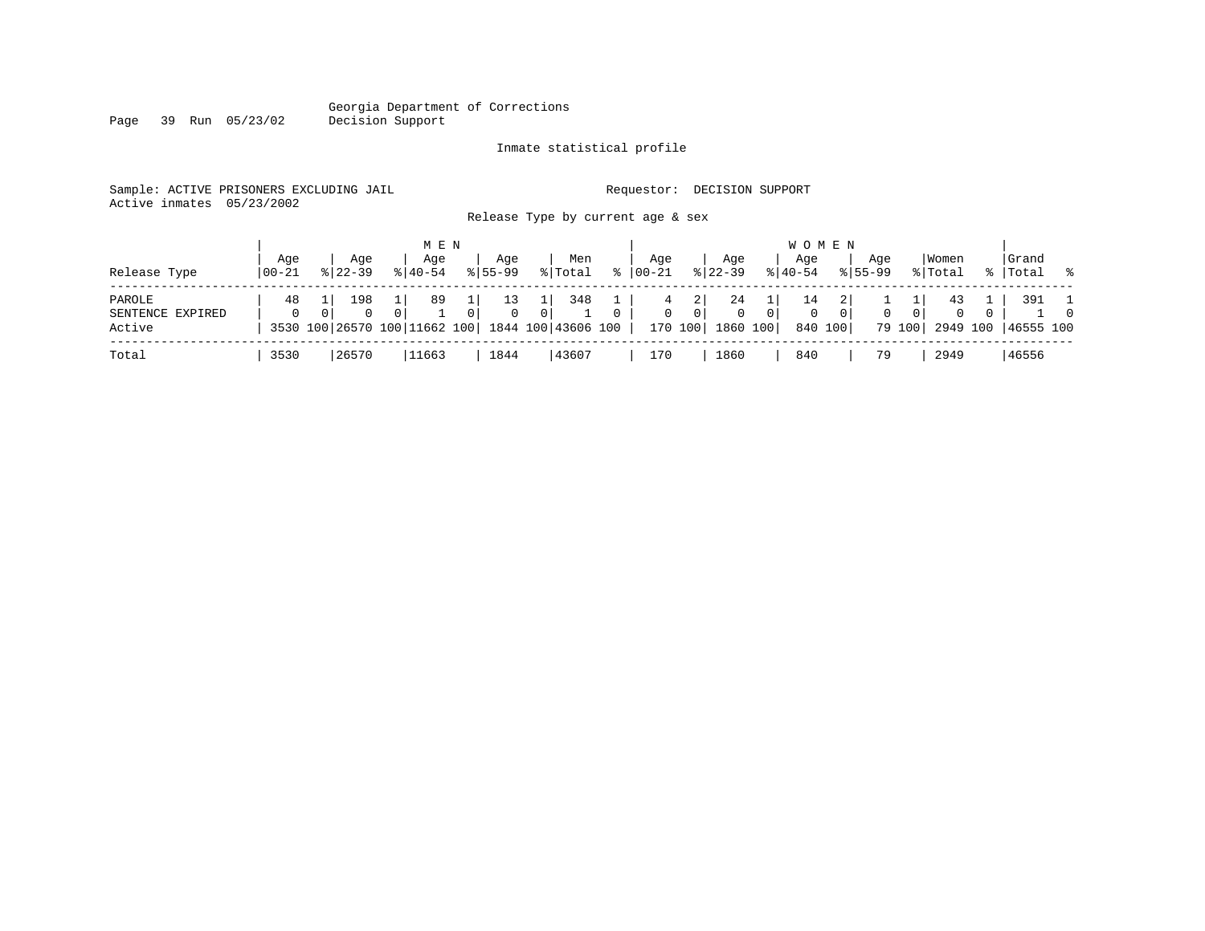Georgia Department of Corrections
Decision Support

Inmate statistical profile

Sample: ACTIVE PRISONERS EXCLUDING JAIL    Requestor: DECISION SUPPORT
Active inmates 05/23/2002

Release Type by current age & sex

| Release Type | MEN Age 00-21 | % | Age 22-39 | % | Age 40-54 | % | Age 55-99 | % | Men Total | % | WOMEN Age 00-21 | % | Age 22-39 | % | Age 40-54 | % | Age 55-99 | % | Women Total | % | Grand Total | % |
|---|---|---|---|---|---|---|---|---|---|---|---|---|---|---|---|---|---|---|---|---|---|---|
| PAROLE | 48 | 1 | 198 | 1 | 89 | 1 | 13 | 1 | 348 | 1 | 4 | 2 | 24 | 1 | 14 | 2 | 1 | 1 | 43 | 1 | 391 | 1 |
| SENTENCE EXPIRED | 0 | 0 | 0 | 0 | 1 | 0 | 0 | 0 | 1 | 0 | 0 | 0 | 0 | 0 | 0 | 0 | 0 | 0 | 0 | 0 | 1 | 0 |
| Active | 3530 | 100 | 26570 | 100 | 11662 | 100 | 1844 | 100 | 43606 | 100 | 170 | 100 | 1860 | 100 | 840 | 100 | 79 | 100 | 2949 | 100 | 46555 | 100 |
| Total | 3530 | | 26570 | | 11663 | | 1844 | | 43607 | | 170 | | 1860 | | 840 | | 79 | | 2949 | | 46556 | |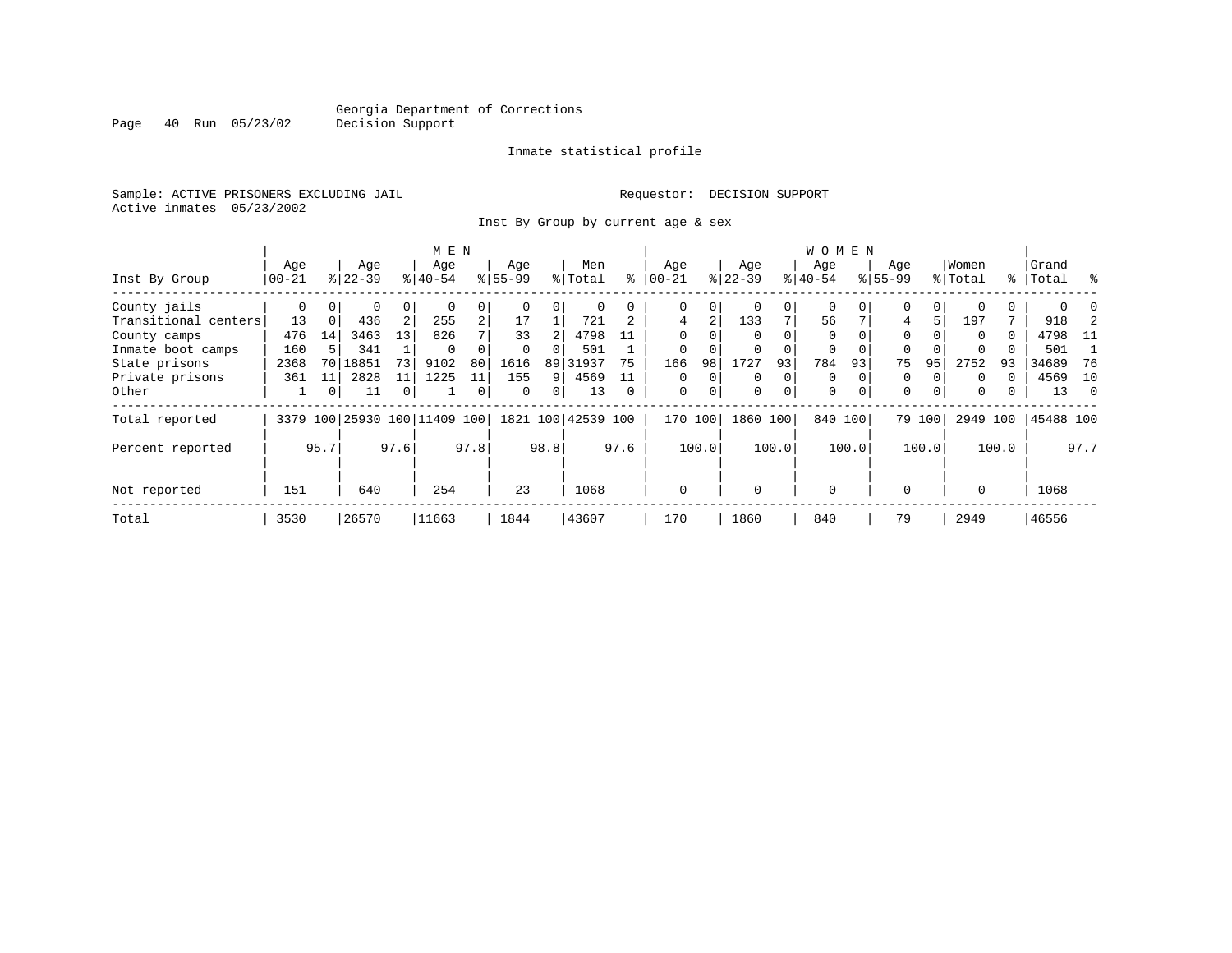Georgia Department of Corrections
Decision Support

Inmate statistical profile

Sample: ACTIVE PRISONERS EXCLUDING JAIL

Requestor: DECISION SUPPORT

Active inmates 05/23/2002

Inst By Group by current age & sex

| Inst By Group | MEN Age 00-21 | % | Age 22-39 | % | Age 40-54 | % | Age 55-99 | % | Men Total | % | WOMEN Age 00-21 | % | Age 22-39 | % | Age 40-54 | % | Age 55-99 | % | Women Total | % | Grand Total | % |
|---|---|---|---|---|---|---|---|---|---|---|---|---|---|---|---|---|---|---|---|---|---|---|
| County jails | 0 | 0 | 0 | 0 | 0 | 0 | 0 | 0 | 0 | 0 | 0 | 0 | 0 | 0 | 0 | 0 | 0 | 0 | 0 | 0 | 0 | 0 |
| Transitional centers | 13 | 0 | 436 | 2 | 255 | 2 | 17 | 1 | 721 | 2 | 4 | 2 | 133 | 7 | 56 | 7 | 4 | 5 | 197 | 7 | 918 | 2 |
| County camps | 476 | 14 | 3463 | 13 | 826 | 7 | 33 | 2 | 4798 | 11 | 0 | 0 | 0 | 0 | 0 | 0 | 0 | 0 | 0 | 0 | 4798 | 11 |
| Inmate boot camps | 160 | 5 | 341 | 1 | 0 | 0 | 0 | 0 | 501 | 1 | 0 | 0 | 0 | 0 | 0 | 0 | 0 | 0 | 0 | 0 | 501 | 1 |
| State prisons | 2368 | 70 | 18851 | 73 | 9102 | 80 | 1616 | 89 | 31937 | 75 | 166 | 98 | 1727 | 93 | 784 | 93 | 75 | 95 | 2752 | 93 | 34689 | 76 |
| Private prisons | 361 | 11 | 2828 | 11 | 1225 | 11 | 155 | 9 | 4569 | 11 | 0 | 0 | 0 | 0 | 0 | 0 | 0 | 0 | 0 | 0 | 4569 | 10 |
| Other | 1 | 0 | 11 | 0 | 1 | 0 | 0 | 0 | 13 | 0 | 0 | 0 | 0 | 0 | 0 | 0 | 0 | 0 | 0 | 0 | 13 | 0 |
| Total reported | 3379 | 100 | 25930 | 100 | 11409 | 100 | 1821 | 100 | 42539 | 100 | 170 | 100 | 1860 | 100 | 840 | 100 | 79 | 100 | 2949 | 100 | 45488 | 100 |
| Percent reported | | 95.7 | | 97.6 | | 97.8 | | 98.8 | | 97.6 | | 100.0 | | 100.0 | | 100.0 | | 100.0 | | 100.0 | | 97.7 |
| Not reported | 151 | | 640 | | 254 | | 23 | | 1068 | | 0 | | 0 | | 0 | | 0 | | 0 | | 1068 | |
| Total | 3530 | | 26570 | | 11663 | | 1844 | | 43607 | | 170 | | 1860 | | 840 | | 79 | | 2949 | | 46556 | |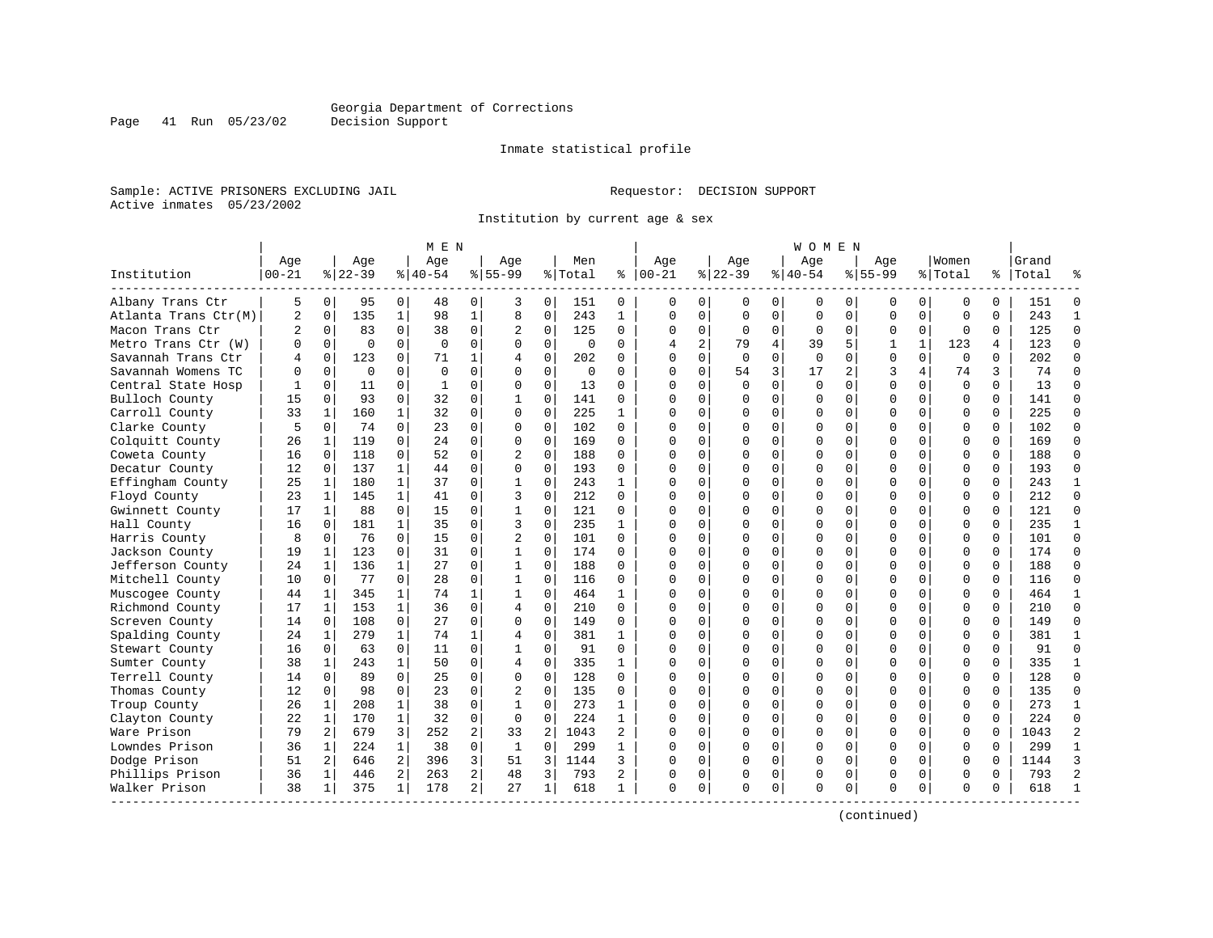Georgia Department of Corrections
Decision Support

Inmate statistical profile

Sample: ACTIVE PRISONERS EXCLUDING JAIL    Requestor: DECISION SUPPORT
Active inmates 05/23/2002

Institution by current age & sex

| Institution | MEN Age 00-21 | % | Age 22-39 | % | Age 40-54 | % | Age 55-99 | % | Men Total | % | WOMEN Age 00-21 | % | Age 22-39 | % | Age 40-54 | % | Age 55-99 | % | Women Total | % | Grand Total | % |
|---|---|---|---|---|---|---|---|---|---|---|---|---|---|---|---|---|---|---|---|---|---|---|
| Albany Trans Ctr | 5 | 0 | 95 | 0 | 48 | 0 | 3 | 0 | 151 | 0 | 0 | 0 | 0 | 0 | 0 | 0 | 0 | 0 | 0 | 0 | 151 | 0 |
| Atlanta Trans Ctr(M) | 2 | 0 | 135 | 1 | 98 | 1 | 8 | 0 | 243 | 1 | 0 | 0 | 0 | 0 | 0 | 0 | 0 | 0 | 0 | 0 | 243 | 1 |
| Macon Trans Ctr | 2 | 0 | 83 | 0 | 38 | 0 | 2 | 0 | 125 | 0 | 0 | 0 | 0 | 0 | 0 | 0 | 0 | 0 | 0 | 0 | 125 | 0 |
| Metro Trans Ctr (W) | 0 | 0 | 0 | 0 | 0 | 0 | 0 | 0 | 0 | 0 | 4 | 2 | 79 | 4 | 39 | 5 | 1 | 1 | 123 | 4 | 123 | 0 |
| Savannah Trans Ctr | 4 | 0 | 123 | 0 | 71 | 1 | 4 | 0 | 202 | 0 | 0 | 0 | 0 | 0 | 0 | 0 | 0 | 0 | 0 | 0 | 202 | 0 |
| Savannah Womens TC | 0 | 0 | 0 | 0 | 0 | 0 | 0 | 0 | 0 | 0 | 0 | 0 | 54 | 3 | 17 | 2 | 3 | 4 | 74 | 3 | 74 | 0 |
| Central State Hosp | 1 | 0 | 11 | 0 | 1 | 0 | 0 | 0 | 13 | 0 | 0 | 0 | 0 | 0 | 0 | 0 | 0 | 0 | 0 | 0 | 13 | 0 |
| Bulloch County | 15 | 0 | 93 | 0 | 32 | 0 | 1 | 0 | 141 | 0 | 0 | 0 | 0 | 0 | 0 | 0 | 0 | 0 | 0 | 0 | 141 | 0 |
| Carroll County | 33 | 1 | 160 | 1 | 32 | 0 | 0 | 0 | 225 | 1 | 0 | 0 | 0 | 0 | 0 | 0 | 0 | 0 | 0 | 0 | 225 | 0 |
| Clarke County | 5 | 0 | 74 | 0 | 23 | 0 | 0 | 0 | 102 | 0 | 0 | 0 | 0 | 0 | 0 | 0 | 0 | 0 | 0 | 0 | 102 | 0 |
| Colquitt County | 26 | 1 | 119 | 0 | 24 | 0 | 0 | 0 | 169 | 0 | 0 | 0 | 0 | 0 | 0 | 0 | 0 | 0 | 0 | 0 | 169 | 0 |
| Coweta County | 16 | 0 | 118 | 0 | 52 | 0 | 2 | 0 | 188 | 0 | 0 | 0 | 0 | 0 | 0 | 0 | 0 | 0 | 0 | 0 | 188 | 0 |
| Decatur County | 12 | 0 | 137 | 1 | 44 | 0 | 0 | 0 | 193 | 0 | 0 | 0 | 0 | 0 | 0 | 0 | 0 | 0 | 0 | 0 | 193 | 0 |
| Effingham County | 25 | 1 | 180 | 1 | 37 | 0 | 1 | 0 | 243 | 1 | 0 | 0 | 0 | 0 | 0 | 0 | 0 | 0 | 0 | 0 | 243 | 1 |
| Floyd County | 23 | 1 | 145 | 1 | 41 | 0 | 3 | 0 | 212 | 0 | 0 | 0 | 0 | 0 | 0 | 0 | 0 | 0 | 0 | 0 | 212 | 0 |
| Gwinnett County | 17 | 1 | 88 | 0 | 15 | 0 | 1 | 0 | 121 | 0 | 0 | 0 | 0 | 0 | 0 | 0 | 0 | 0 | 0 | 0 | 121 | 0 |
| Hall County | 16 | 0 | 181 | 1 | 35 | 0 | 3 | 0 | 235 | 1 | 0 | 0 | 0 | 0 | 0 | 0 | 0 | 0 | 0 | 0 | 235 | 1 |
| Harris County | 8 | 0 | 76 | 0 | 15 | 0 | 2 | 0 | 101 | 0 | 0 | 0 | 0 | 0 | 0 | 0 | 0 | 0 | 0 | 0 | 101 | 0 |
| Jackson County | 19 | 1 | 123 | 0 | 31 | 0 | 1 | 0 | 174 | 0 | 0 | 0 | 0 | 0 | 0 | 0 | 0 | 0 | 0 | 0 | 174 | 0 |
| Jefferson County | 24 | 1 | 136 | 1 | 27 | 0 | 1 | 0 | 188 | 0 | 0 | 0 | 0 | 0 | 0 | 0 | 0 | 0 | 0 | 0 | 188 | 0 |
| Mitchell County | 10 | 0 | 77 | 0 | 28 | 0 | 1 | 0 | 116 | 0 | 0 | 0 | 0 | 0 | 0 | 0 | 0 | 0 | 0 | 0 | 116 | 0 |
| Muscogee County | 44 | 1 | 345 | 1 | 74 | 1 | 1 | 0 | 464 | 1 | 0 | 0 | 0 | 0 | 0 | 0 | 0 | 0 | 0 | 0 | 464 | 1 |
| Richmond County | 17 | 1 | 153 | 1 | 36 | 0 | 4 | 0 | 210 | 0 | 0 | 0 | 0 | 0 | 0 | 0 | 0 | 0 | 0 | 0 | 210 | 0 |
| Screven County | 14 | 0 | 108 | 0 | 27 | 0 | 0 | 0 | 149 | 0 | 0 | 0 | 0 | 0 | 0 | 0 | 0 | 0 | 0 | 0 | 149 | 0 |
| Spalding County | 24 | 1 | 279 | 1 | 74 | 1 | 4 | 0 | 381 | 1 | 0 | 0 | 0 | 0 | 0 | 0 | 0 | 0 | 0 | 0 | 381 | 1 |
| Stewart County | 16 | 0 | 63 | 0 | 11 | 0 | 1 | 0 | 91 | 0 | 0 | 0 | 0 | 0 | 0 | 0 | 0 | 0 | 0 | 0 | 91 | 0 |
| Sumter County | 38 | 1 | 243 | 1 | 50 | 0 | 4 | 0 | 335 | 1 | 0 | 0 | 0 | 0 | 0 | 0 | 0 | 0 | 0 | 0 | 335 | 1 |
| Terrell County | 14 | 0 | 89 | 0 | 25 | 0 | 0 | 0 | 128 | 0 | 0 | 0 | 0 | 0 | 0 | 0 | 0 | 0 | 0 | 0 | 128 | 0 |
| Thomas County | 12 | 0 | 98 | 0 | 23 | 0 | 2 | 0 | 135 | 0 | 0 | 0 | 0 | 0 | 0 | 0 | 0 | 0 | 0 | 0 | 135 | 0 |
| Troup County | 26 | 1 | 208 | 1 | 38 | 0 | 1 | 0 | 273 | 1 | 0 | 0 | 0 | 0 | 0 | 0 | 0 | 0 | 0 | 0 | 273 | 1 |
| Clayton County | 22 | 1 | 170 | 1 | 32 | 0 | 0 | 0 | 224 | 1 | 0 | 0 | 0 | 0 | 0 | 0 | 0 | 0 | 0 | 0 | 224 | 0 |
| Ware Prison | 79 | 2 | 679 | 3 | 252 | 2 | 33 | 2 | 1043 | 2 | 0 | 0 | 0 | 0 | 0 | 0 | 0 | 0 | 0 | 0 | 1043 | 2 |
| Lowndes Prison | 36 | 1 | 224 | 1 | 38 | 0 | 1 | 0 | 299 | 1 | 0 | 0 | 0 | 0 | 0 | 0 | 0 | 0 | 0 | 0 | 299 | 1 |
| Dodge Prison | 51 | 2 | 646 | 2 | 396 | 3 | 51 | 3 | 1144 | 3 | 0 | 0 | 0 | 0 | 0 | 0 | 0 | 0 | 0 | 0 | 1144 | 3 |
| Phillips Prison | 36 | 1 | 446 | 2 | 263 | 2 | 48 | 3 | 793 | 2 | 0 | 0 | 0 | 0 | 0 | 0 | 0 | 0 | 0 | 0 | 793 | 2 |
| Walker Prison | 38 | 1 | 375 | 1 | 178 | 2 | 27 | 1 | 618 | 1 | 0 | 0 | 0 | 0 | 0 | 0 | 0 | 0 | 0 | 0 | 618 | 1 |

(continued)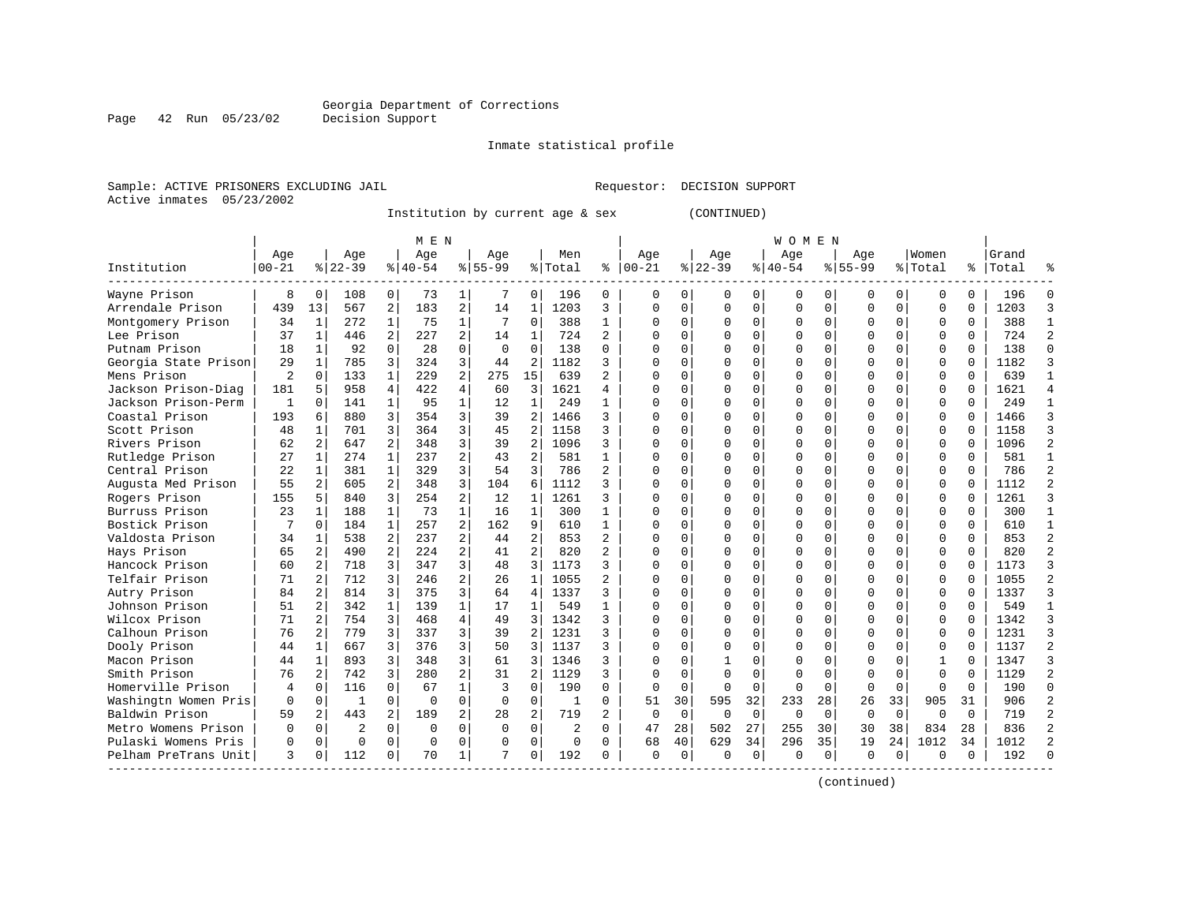Georgia Department of Corrections
Decision Support

Inmate statistical profile

Sample: ACTIVE PRISONERS EXCLUDING JAIL    Requestor: DECISION SUPPORT
Active inmates 05/23/2002

Institution by current age & sex (CONTINUED)

| Institution | MEN Age 00-21 | % | Age 22-39 | % | Age 40-54 | % | Age 55-99 | % | Men Total | % | WOMEN Age 00-21 | % | Age 22-39 | % | Age 40-54 | % | Age 55-99 | % | Women Total | % | Grand Total | % |
|---|---|---|---|---|---|---|---|---|---|---|---|---|---|---|---|---|---|---|---|---|---|---|
| Wayne Prison | 8 | 0 | 108 | 0 | 73 | 1 | 7 | 0 | 196 | 0 | 0 | 0 | 0 | 0 | 0 | 0 | 0 | 0 | 0 | 0 | 196 | 0 |
| Arrendale Prison | 439 | 13 | 567 | 2 | 183 | 2 | 14 | 1 | 1203 | 3 | 0 | 0 | 0 | 0 | 0 | 0 | 0 | 0 | 0 | 0 | 1203 | 3 |
| Montgomery Prison | 34 | 1 | 272 | 1 | 75 | 1 | 7 | 0 | 388 | 1 | 0 | 0 | 0 | 0 | 0 | 0 | 0 | 0 | 0 | 0 | 388 | 1 |
| Lee Prison | 37 | 1 | 446 | 2 | 227 | 2 | 14 | 1 | 724 | 2 | 0 | 0 | 0 | 0 | 0 | 0 | 0 | 0 | 0 | 0 | 724 | 2 |
| Putnam Prison | 18 | 1 | 92 | 0 | 28 | 0 | 0 | 0 | 138 | 0 | 0 | 0 | 0 | 0 | 0 | 0 | 0 | 0 | 0 | 0 | 138 | 0 |
| Georgia State Prison | 29 | 1 | 785 | 3 | 324 | 3 | 44 | 2 | 1182 | 3 | 0 | 0 | 0 | 0 | 0 | 0 | 0 | 0 | 0 | 0 | 1182 | 3 |
| Mens Prison | 2 | 0 | 133 | 1 | 229 | 2 | 275 | 15 | 639 | 2 | 0 | 0 | 0 | 0 | 0 | 0 | 0 | 0 | 0 | 0 | 639 | 1 |
| Jackson Prison-Diag | 181 | 5 | 958 | 4 | 422 | 4 | 60 | 3 | 1621 | 4 | 0 | 0 | 0 | 0 | 0 | 0 | 0 | 0 | 0 | 0 | 1621 | 4 |
| Jackson Prison-Perm | 1 | 0 | 141 | 1 | 95 | 1 | 12 | 1 | 249 | 1 | 0 | 0 | 0 | 0 | 0 | 0 | 0 | 0 | 0 | 0 | 249 | 1 |
| Coastal Prison | 193 | 6 | 880 | 3 | 354 | 3 | 39 | 2 | 1466 | 3 | 0 | 0 | 0 | 0 | 0 | 0 | 0 | 0 | 0 | 0 | 1466 | 3 |
| Scott Prison | 48 | 1 | 701 | 3 | 364 | 3 | 45 | 2 | 1158 | 3 | 0 | 0 | 0 | 0 | 0 | 0 | 0 | 0 | 0 | 0 | 1158 | 3 |
| Rivers Prison | 62 | 2 | 647 | 2 | 348 | 3 | 39 | 2 | 1096 | 3 | 0 | 0 | 0 | 0 | 0 | 0 | 0 | 0 | 0 | 0 | 1096 | 2 |
| Rutledge Prison | 27 | 1 | 274 | 1 | 237 | 2 | 43 | 2 | 581 | 1 | 0 | 0 | 0 | 0 | 0 | 0 | 0 | 0 | 0 | 0 | 581 | 1 |
| Central Prison | 22 | 1 | 381 | 1 | 329 | 3 | 54 | 3 | 786 | 2 | 0 | 0 | 0 | 0 | 0 | 0 | 0 | 0 | 0 | 0 | 786 | 2 |
| Augusta Med Prison | 55 | 2 | 605 | 2 | 348 | 3 | 104 | 6 | 1112 | 3 | 0 | 0 | 0 | 0 | 0 | 0 | 0 | 0 | 0 | 0 | 1112 | 2 |
| Rogers Prison | 155 | 5 | 840 | 3 | 254 | 2 | 12 | 1 | 1261 | 3 | 0 | 0 | 0 | 0 | 0 | 0 | 0 | 0 | 0 | 0 | 1261 | 3 |
| Burruss Prison | 23 | 1 | 188 | 1 | 73 | 1 | 16 | 1 | 300 | 1 | 0 | 0 | 0 | 0 | 0 | 0 | 0 | 0 | 0 | 0 | 300 | 1 |
| Bostick Prison | 7 | 0 | 184 | 1 | 257 | 2 | 162 | 9 | 610 | 1 | 0 | 0 | 0 | 0 | 0 | 0 | 0 | 0 | 0 | 0 | 610 | 1 |
| Valdosta Prison | 34 | 1 | 538 | 2 | 237 | 2 | 44 | 2 | 853 | 2 | 0 | 0 | 0 | 0 | 0 | 0 | 0 | 0 | 0 | 0 | 853 | 2 |
| Hays Prison | 65 | 2 | 490 | 2 | 224 | 2 | 41 | 2 | 820 | 2 | 0 | 0 | 0 | 0 | 0 | 0 | 0 | 0 | 0 | 0 | 820 | 2 |
| Hancock Prison | 60 | 2 | 718 | 3 | 347 | 3 | 48 | 3 | 1173 | 3 | 0 | 0 | 0 | 0 | 0 | 0 | 0 | 0 | 0 | 0 | 1173 | 3 |
| Telfair Prison | 71 | 2 | 712 | 3 | 246 | 2 | 26 | 1 | 1055 | 2 | 0 | 0 | 0 | 0 | 0 | 0 | 0 | 0 | 0 | 0 | 1055 | 2 |
| Autry Prison | 84 | 2 | 814 | 3 | 375 | 3 | 64 | 4 | 1337 | 3 | 0 | 0 | 0 | 0 | 0 | 0 | 0 | 0 | 0 | 0 | 1337 | 3 |
| Johnson Prison | 51 | 2 | 342 | 1 | 139 | 1 | 17 | 1 | 549 | 1 | 0 | 0 | 0 | 0 | 0 | 0 | 0 | 0 | 0 | 0 | 549 | 1 |
| Wilcox Prison | 71 | 2 | 754 | 3 | 468 | 4 | 49 | 3 | 1342 | 3 | 0 | 0 | 0 | 0 | 0 | 0 | 0 | 0 | 0 | 0 | 1342 | 3 |
| Calhoun Prison | 76 | 2 | 779 | 3 | 337 | 3 | 39 | 2 | 1231 | 3 | 0 | 0 | 0 | 0 | 0 | 0 | 0 | 0 | 0 | 0 | 1231 | 3 |
| Dooly Prison | 44 | 1 | 667 | 3 | 376 | 3 | 50 | 3 | 1137 | 3 | 0 | 0 | 0 | 0 | 0 | 0 | 0 | 0 | 0 | 0 | 1137 | 2 |
| Macon Prison | 44 | 1 | 893 | 3 | 348 | 3 | 61 | 3 | 1346 | 3 | 0 | 0 | 1 | 0 | 0 | 0 | 0 | 0 | 1 | 0 | 1347 | 3 |
| Smith Prison | 76 | 2 | 742 | 3 | 280 | 2 | 31 | 2 | 1129 | 3 | 0 | 0 | 0 | 0 | 0 | 0 | 0 | 0 | 0 | 0 | 1129 | 2 |
| Homerville Prison | 4 | 0 | 116 | 0 | 67 | 1 | 3 | 0 | 190 | 0 | 0 | 0 | 0 | 0 | 0 | 0 | 0 | 0 | 0 | 0 | 190 | 0 |
| Washingtn Women Pris | 0 | 0 | 1 | 0 | 0 | 0 | 0 | 0 | 1 | 0 | 51 | 30 | 595 | 32 | 233 | 28 | 26 | 33 | 905 | 31 | 906 | 2 |
| Baldwin Prison | 59 | 2 | 443 | 2 | 189 | 2 | 28 | 2 | 719 | 2 | 0 | 0 | 0 | 0 | 0 | 0 | 0 | 0 | 0 | 0 | 719 | 2 |
| Metro Womens Prison | 0 | 0 | 2 | 0 | 0 | 0 | 0 | 0 | 2 | 0 | 47 | 28 | 502 | 27 | 255 | 30 | 30 | 38 | 834 | 28 | 836 | 2 |
| Pulaski Womens Pris | 0 | 0 | 0 | 0 | 0 | 0 | 0 | 0 | 0 | 0 | 68 | 40 | 629 | 34 | 296 | 35 | 19 | 24 | 1012 | 34 | 1012 | 2 |
| Pelham PreTrans Unit | 3 | 0 | 112 | 0 | 70 | 1 | 7 | 0 | 192 | 0 | 0 | 0 | 0 | 0 | 0 | 0 | 0 | 0 | 0 | 0 | 192 | 0 |

(continued)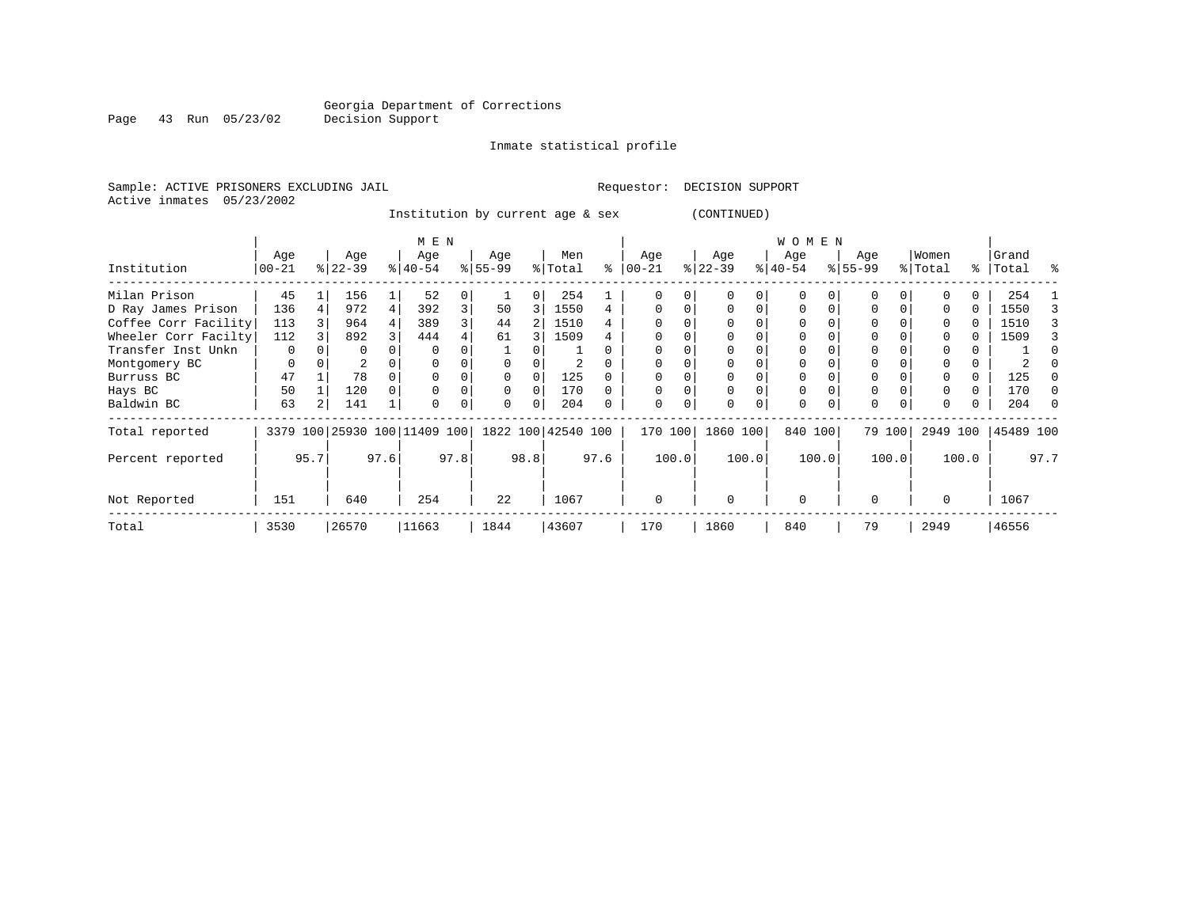Georgia Department of Corrections
Decision Support

Inmate statistical profile

Sample: ACTIVE PRISONERS EXCLUDING JAIL                    Requestor: DECISION SUPPORT
Active inmates 05/23/2002

Institution by current age & sex (CONTINUED)

| Institution | MEN Age 00-21 | % | Age 22-39 | % | Age 40-54 | % | Age 55-99 | % | Men Total | % | WOMEN Age 00-21 | % | Age 22-39 | % | Age 40-54 | % | Age 55-99 | % | Women Total | % | Grand Total | % |
|---|---|---|---|---|---|---|---|---|---|---|---|---|---|---|---|---|---|---|---|---|---|---|
| Milan Prison | 45 | 1 | 156 | 1 | 52 | 0 | 1 | 0 | 254 | 1 | 0 | 0 | 0 | 0 | 0 | 0 | 0 | 0 | 0 | 0 | 254 | 1 |
| D Ray James Prison | 136 | 4 | 972 | 4 | 392 | 3 | 50 | 3 | 1550 | 4 | 0 | 0 | 0 | 0 | 0 | 0 | 0 | 0 | 0 | 0 | 1550 | 3 |
| Coffee Corr Facility | 113 | 3 | 964 | 4 | 389 | 3 | 44 | 2 | 1510 | 4 | 0 | 0 | 0 | 0 | 0 | 0 | 0 | 0 | 0 | 0 | 1510 | 3 |
| Wheeler Corr Facilty | 112 | 3 | 892 | 3 | 444 | 4 | 61 | 3 | 1509 | 4 | 0 | 0 | 0 | 0 | 0 | 0 | 0 | 0 | 0 | 0 | 1509 | 3 |
| Transfer Inst Unkn | 0 | 0 | 0 | 0 | 0 | 0 | 1 | 0 | 1 | 0 | 0 | 0 | 0 | 0 | 0 | 0 | 0 | 0 | 0 | 0 | 1 | 0 |
| Montgomery BC | 0 | 0 | 2 | 0 | 0 | 0 | 0 | 0 | 2 | 0 | 0 | 0 | 0 | 0 | 0 | 0 | 0 | 0 | 0 | 0 | 2 | 0 |
| Burruss BC | 47 | 1 | 78 | 0 | 0 | 0 | 0 | 0 | 125 | 0 | 0 | 0 | 0 | 0 | 0 | 0 | 0 | 0 | 0 | 0 | 125 | 0 |
| Hays BC | 50 | 1 | 120 | 0 | 0 | 0 | 0 | 0 | 170 | 0 | 0 | 0 | 0 | 0 | 0 | 0 | 0 | 0 | 0 | 0 | 170 | 0 |
| Baldwin BC | 63 | 2 | 141 | 1 | 0 | 0 | 0 | 0 | 204 | 0 | 0 | 0 | 0 | 0 | 0 | 0 | 0 | 0 | 0 | 0 | 204 | 0 |
| Total reported | 3379 | 100 | 25930 | 100 | 11409 | 100 | 1822 | 100 | 42540 | 100 | 170 | 100 | 1860 | 100 | 840 | 100 | 79 | 100 | 2949 | 100 | 45489 | 100 |
| Percent reported | | 95.7 | | 97.6 | | 97.8 | | 98.8 | | 97.6 | | 100.0 | | 100.0 | | 100.0 | | 100.0 | | 100.0 | | 97.7 |
| Not Reported | 151 | | 640 | | 254 | | 22 | | 1067 | | 0 | | 0 | | 0 | | 0 | | 0 | | 1067 | |
| Total | 3530 | | 26570 | | 11663 | | 1844 | | 43607 | | 170 | | 1860 | | 840 | | 79 | | 2949 | | 46556 | |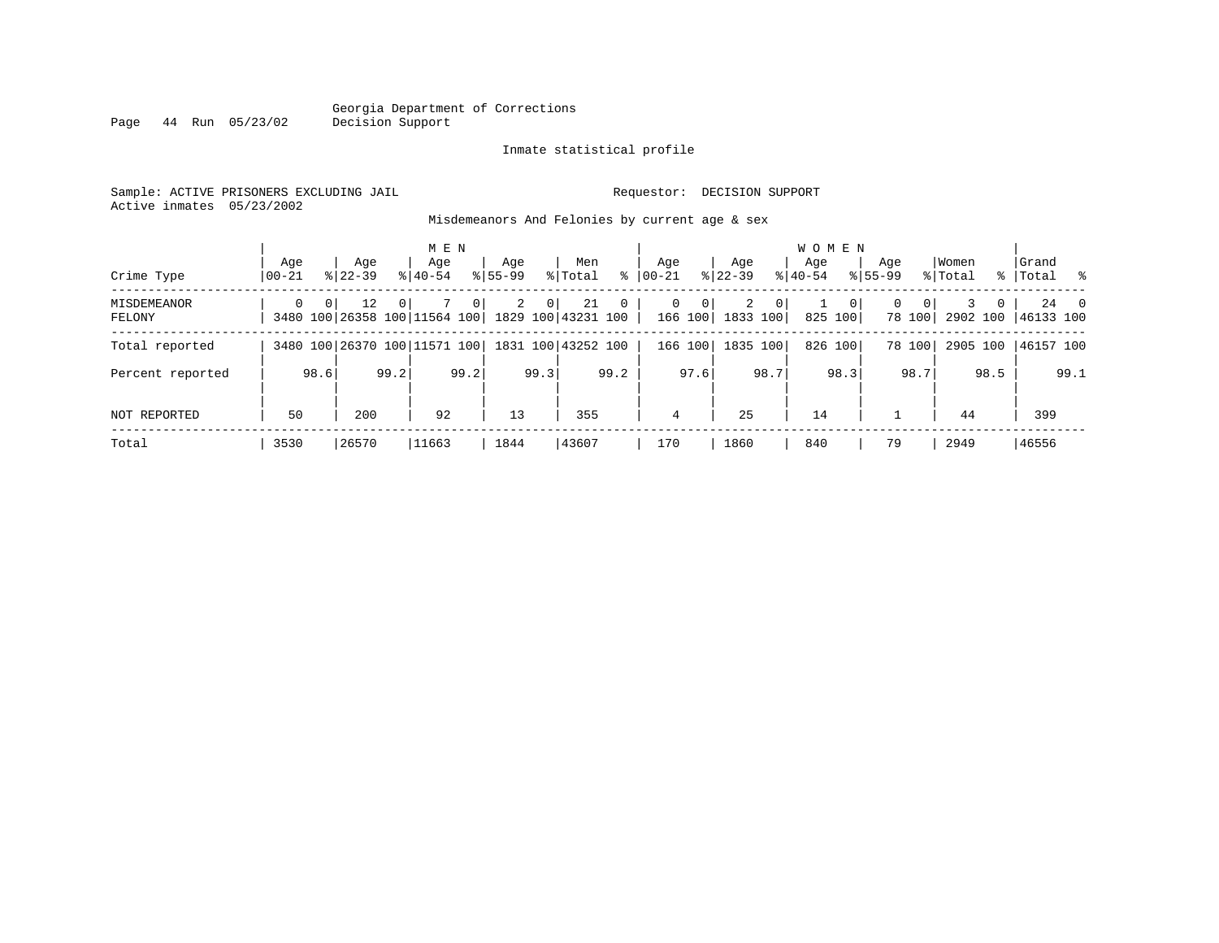Georgia Department of Corrections
Decision Support

Inmate statistical profile

Sample: ACTIVE PRISONERS EXCLUDING JAIL    Requestor: DECISION SUPPORT
Active inmates 05/23/2002

Misdemeanors And Felonies by current age & sex

| Crime Type | MEN Age 00-21 | % | Age 22-39 | % | Age 40-54 | % | Age 55-99 | % | Men Total | % | WOMEN Age 00-21 | % | Age 22-39 | % | Age 40-54 | % | Age 55-99 | % | Women Total | % | Grand Total | % |
|---|---|---|---|---|---|---|---|---|---|---|---|---|---|---|---|---|---|---|---|---|---|---|
| MISDEMEANOR | 0 | 0 | 12 | 0 | 7 | 0 | 2 | 0 | 21 | 0 | 0 | 0 | 2 | 0 | 1 | 0 | 0 | 0 | 3 | 0 | 24 | 0 |
| FELONY | 3480 | 100 | 26358 | 100 | 11564 | 100 | 1829 | 100 | 43231 | 100 | 166 | 100 | 1833 | 100 | 825 | 100 | 78 | 100 | 2902 | 100 | 46133 | 100 |
| Total reported | 3480 | 100 | 26370 | 100 | 11571 | 100 | 1831 | 100 | 43252 | 100 | 166 | 100 | 1835 | 100 | 826 | 100 | 78 | 100 | 2905 | 100 | 46157 | 100 |
| Percent reported | | 98.6 | | 99.2 | | 99.2 | | 99.3 | | 99.2 | | 97.6 | | 98.7 | | 98.3 | | 98.7 | | 98.5 | | 99.1 |
| NOT REPORTED | 50 | | 200 | | 92 | | 13 | | 355 | | 4 | | 25 | | 14 | | 1 | | 44 | | 399 | |
| Total | 3530 | | 26570 | | 11663 | | 1844 | | 43607 | | 170 | | 1860 | | 840 | | 79 | | 2949 | | 46556 | |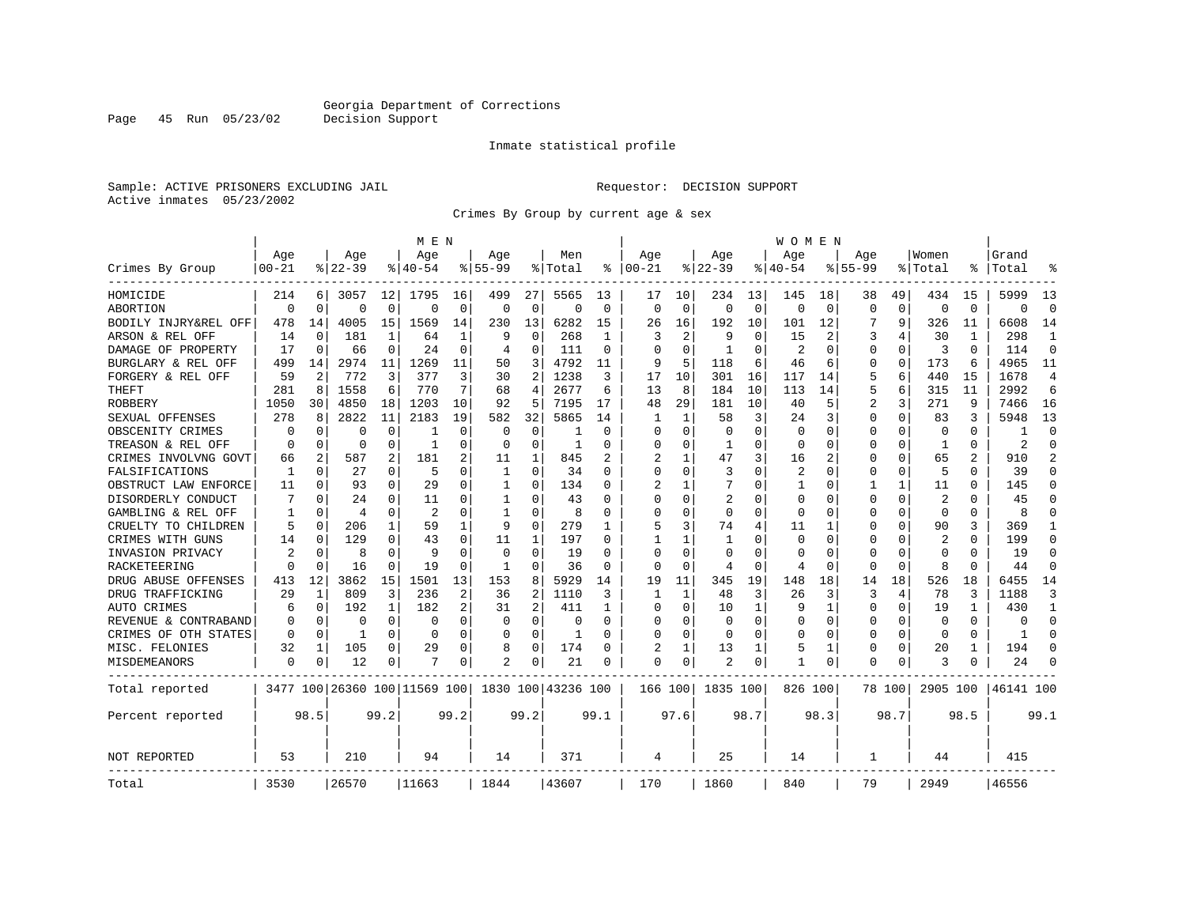Georgia Department of Corrections
Decision Support

Inmate statistical profile

Sample: ACTIVE PRISONERS EXCLUDING JAIL    Requestor: DECISION SUPPORT
Active inmates 05/23/2002

Crimes By Group by current age & sex

| Crimes By Group | MEN Age 00-21 | % | Age 22-39 | % | Age 40-54 | % | Age 55-99 | % | Men Total | % | WOMEN Age 00-21 | % | Age 22-39 | % | Age 40-54 | % | Age 55-99 | % | Women Total | % | Grand Total | % |
|---|---|---|---|---|---|---|---|---|---|---|---|---|---|---|---|---|---|---|---|---|---|---|
| HOMICIDE | 214 | 6 | 3057 | 12 | 1795 | 16 | 499 | 27 | 5565 | 13 | 17 | 10 | 234 | 13 | 145 | 18 | 38 | 49 | 434 | 15 | 5999 | 13 |
| ABORTION | 0 | 0 | 0 | 0 | 0 | 0 | 0 | 0 | 0 | 0 | 0 | 0 | 0 | 0 | 0 | 0 | 0 | 0 | 0 | 0 | 0 | 0 |
| BODILY INJRY&REL OFF | 478 | 14 | 4005 | 15 | 1569 | 14 | 230 | 13 | 6282 | 15 | 26 | 16 | 192 | 10 | 101 | 12 | 7 | 9 | 326 | 11 | 6608 | 14 |
| ARSON & REL OFF | 14 | 0 | 181 | 1 | 64 | 1 | 9 | 0 | 268 | 1 | 3 | 2 | 9 | 0 | 15 | 2 | 3 | 4 | 30 | 1 | 298 | 1 |
| DAMAGE OF PROPERTY | 17 | 0 | 66 | 0 | 24 | 0 | 4 | 0 | 111 | 0 | 0 | 0 | 1 | 0 | 2 | 0 | 0 | 0 | 3 | 0 | 114 | 0 |
| BURGLARY & REL OFF | 499 | 14 | 2974 | 11 | 1269 | 11 | 50 | 3 | 4792 | 11 | 9 | 5 | 118 | 6 | 46 | 6 | 0 | 0 | 173 | 6 | 4965 | 11 |
| FORGERY & REL OFF | 59 | 2 | 772 | 3 | 377 | 3 | 30 | 2 | 1238 | 3 | 17 | 10 | 301 | 16 | 117 | 14 | 5 | 6 | 440 | 15 | 1678 | 4 |
| THEFT | 281 | 8 | 1558 | 6 | 770 | 7 | 68 | 4 | 2677 | 6 | 13 | 8 | 184 | 10 | 113 | 14 | 5 | 6 | 315 | 11 | 2992 | 6 |
| ROBBERY | 1050 | 30 | 4850 | 18 | 1203 | 10 | 92 | 5 | 7195 | 17 | 48 | 29 | 181 | 10 | 40 | 5 | 2 | 3 | 271 | 9 | 7466 | 16 |
| SEXUAL OFFENSES | 278 | 8 | 2822 | 11 | 2183 | 19 | 582 | 32 | 5865 | 14 | 1 | 1 | 58 | 3 | 24 | 3 | 0 | 0 | 83 | 3 | 5948 | 13 |
| OBSCENITY CRIMES | 0 | 0 | 0 | 0 | 1 | 0 | 0 | 0 | 1 | 0 | 0 | 0 | 0 | 0 | 0 | 0 | 0 | 0 | 0 | 0 | 1 | 0 |
| TREASON & REL OFF | 0 | 0 | 0 | 0 | 1 | 0 | 0 | 0 | 1 | 0 | 0 | 0 | 1 | 0 | 0 | 0 | 0 | 0 | 1 | 0 | 2 | 0 |
| CRIMES INVOLVNG GOVT | 66 | 2 | 587 | 2 | 181 | 2 | 11 | 1 | 845 | 2 | 2 | 1 | 47 | 3 | 16 | 2 | 0 | 0 | 65 | 2 | 910 | 2 |
| FALSIFICATIONS | 1 | 0 | 27 | 0 | 5 | 0 | 1 | 0 | 34 | 0 | 0 | 0 | 3 | 0 | 2 | 0 | 0 | 0 | 5 | 0 | 39 | 0 |
| OBSTRUCT LAW ENFORCE | 11 | 0 | 93 | 0 | 29 | 0 | 1 | 0 | 134 | 0 | 2 | 1 | 7 | 0 | 1 | 0 | 1 | 1 | 11 | 0 | 145 | 0 |
| DISORDERLY CONDUCT | 7 | 0 | 24 | 0 | 11 | 0 | 1 | 0 | 43 | 0 | 0 | 0 | 2 | 0 | 0 | 0 | 0 | 0 | 2 | 0 | 45 | 0 |
| GAMBLING & REL OFF | 1 | 0 | 4 | 0 | 2 | 0 | 1 | 0 | 8 | 0 | 0 | 0 | 0 | 0 | 0 | 0 | 0 | 0 | 0 | 0 | 8 | 0 |
| CRUELTY TO CHILDREN | 5 | 0 | 206 | 1 | 59 | 1 | 9 | 0 | 279 | 1 | 5 | 3 | 74 | 4 | 11 | 1 | 0 | 0 | 90 | 3 | 369 | 1 |
| CRIMES WITH GUNS | 14 | 0 | 129 | 0 | 43 | 0 | 11 | 1 | 197 | 0 | 1 | 1 | 1 | 0 | 0 | 0 | 0 | 0 | 2 | 0 | 199 | 0 |
| INVASION PRIVACY | 2 | 0 | 8 | 0 | 9 | 0 | 0 | 0 | 19 | 0 | 0 | 0 | 0 | 0 | 0 | 0 | 0 | 0 | 0 | 0 | 19 | 0 |
| RACKETEERING | 0 | 0 | 16 | 0 | 19 | 0 | 1 | 0 | 36 | 0 | 0 | 0 | 4 | 0 | 4 | 0 | 0 | 0 | 8 | 0 | 44 | 0 |
| DRUG ABUSE OFFENSES | 413 | 12 | 3862 | 15 | 1501 | 13 | 153 | 8 | 5929 | 14 | 19 | 11 | 345 | 19 | 148 | 18 | 14 | 18 | 526 | 18 | 6455 | 14 |
| DRUG TRAFFICKING | 29 | 1 | 809 | 3 | 236 | 2 | 36 | 2 | 1110 | 3 | 1 | 1 | 48 | 3 | 26 | 3 | 3 | 4 | 78 | 3 | 1188 | 3 |
| AUTO CRIMES | 6 | 0 | 192 | 1 | 182 | 2 | 31 | 2 | 411 | 1 | 0 | 0 | 10 | 1 | 9 | 1 | 0 | 0 | 19 | 1 | 430 | 1 |
| REVENUE & CONTRABAND | 0 | 0 | 0 | 0 | 0 | 0 | 0 | 0 | 0 | 0 | 0 | 0 | 0 | 0 | 0 | 0 | 0 | 0 | 0 | 0 | 0 | 0 |
| CRIMES OF OTH STATES | 0 | 0 | 1 | 0 | 0 | 0 | 0 | 0 | 1 | 0 | 0 | 0 | 0 | 0 | 0 | 0 | 0 | 0 | 0 | 0 | 1 | 0 |
| MISC. FELONIES | 32 | 1 | 105 | 0 | 29 | 0 | 8 | 0 | 174 | 0 | 2 | 1 | 13 | 1 | 5 | 1 | 0 | 0 | 20 | 1 | 194 | 0 |
| MISDEMEANORS | 0 | 0 | 12 | 0 | 7 | 0 | 2 | 0 | 21 | 0 | 0 | 0 | 2 | 0 | 1 | 0 | 0 | 0 | 3 | 0 | 24 | 0 |
| Total reported | 3477 | 100 | 26360 | 100 | 11569 | 100 | 1830 | 100 | 43236 | 100 | 166 | 100 | 1835 | 100 | 826 | 100 | 78 | 100 | 2905 | 100 | 46141 | 100 |
| Percent reported | | 98.5 | | 99.2 | | 99.2 | | 99.2 | | 99.1 | | 97.6 | | 98.7 | | 98.3 | | 98.7 | | 98.5 | | 99.1 |
| NOT REPORTED | 53 | | 210 | | 94 | | 14 | | 371 | | 4 | | 25 | | 14 | | 1 | | 44 | | 415 | |
| Total | 3530 | | 26570 | | 11663 | | 1844 | | 43607 | | 170 | | 1860 | | 840 | | 79 | | 2949 | | 46556 | |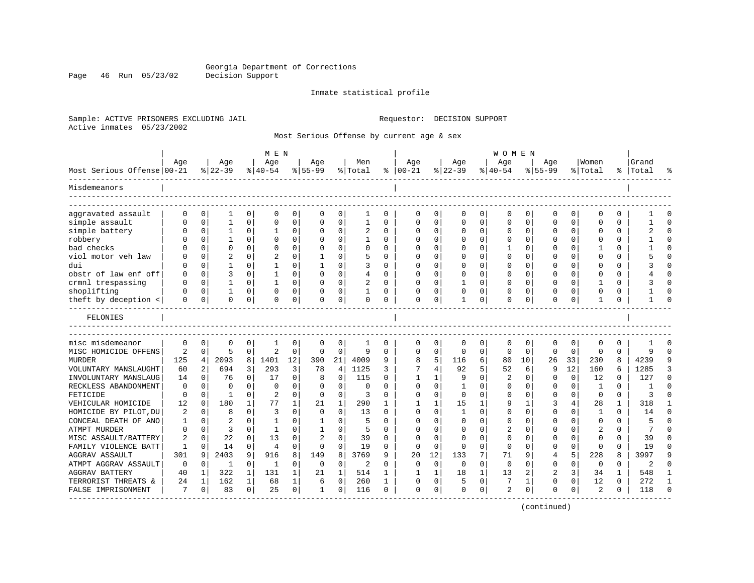Georgia Department of Corrections
Decision Support

Inmate statistical profile

Sample: ACTIVE PRISONERS EXCLUDING JAIL

Requestor: DECISION SUPPORT

Active inmates 05/23/2002

Most Serious Offense by current age & sex

| Most Serious Offense | MEN Age 00-21 | % | Age 22-39 | % | Age 40-54 | % | Age 55-99 | % | Men Total | % | WOMEN Age 00-21 | % | Age 22-39 | % | Age 40-54 | % | Age 55-99 | % | Women Total | % | Grand Total | % |
|---|---|---|---|---|---|---|---|---|---|---|---|---|---|---|---|---|---|---|---|---|---|---|
| **Misdemeanors** | | | | | | | | | | | | | | | | | | | | | | |
| aggravated assault | 0 | 0 | 1 | 0 | 0 | 0 | 0 | 0 | 1 | 0 | 0 | 0 | 0 | 0 | 0 | 0 | 0 | 0 | 0 | 0 | 1 | 0 |
| simple assault | 0 | 0 | 1 | 0 | 0 | 0 | 0 | 0 | 1 | 0 | 0 | 0 | 0 | 0 | 0 | 0 | 0 | 0 | 0 | 0 | 1 | 0 |
| simple battery | 0 | 0 | 1 | 0 | 1 | 0 | 0 | 0 | 2 | 0 | 0 | 0 | 0 | 0 | 0 | 0 | 0 | 0 | 0 | 0 | 2 | 0 |
| robbery | 0 | 0 | 1 | 0 | 0 | 0 | 0 | 0 | 1 | 0 | 0 | 0 | 0 | 0 | 0 | 0 | 0 | 0 | 0 | 0 | 1 | 0 |
| bad checks | 0 | 0 | 0 | 0 | 0 | 0 | 0 | 0 | 0 | 0 | 0 | 0 | 0 | 0 | 1 | 0 | 0 | 0 | 1 | 0 | 1 | 0 |
| viol motor veh law | 0 | 0 | 2 | 0 | 2 | 0 | 1 | 0 | 5 | 0 | 0 | 0 | 0 | 0 | 0 | 0 | 0 | 0 | 0 | 0 | 5 | 0 |
| dui | 0 | 0 | 1 | 0 | 1 | 0 | 1 | 0 | 3 | 0 | 0 | 0 | 0 | 0 | 0 | 0 | 0 | 0 | 0 | 0 | 3 | 0 |
| obstr of law enf off | 0 | 0 | 3 | 0 | 1 | 0 | 0 | 0 | 4 | 0 | 0 | 0 | 0 | 0 | 0 | 0 | 0 | 0 | 0 | 0 | 4 | 0 |
| crmnl trespassing | 0 | 0 | 1 | 0 | 1 | 0 | 0 | 0 | 2 | 0 | 0 | 0 | 1 | 0 | 0 | 0 | 0 | 0 | 1 | 0 | 3 | 0 |
| shoplifting | 0 | 0 | 1 | 0 | 0 | 0 | 0 | 0 | 1 | 0 | 0 | 0 | 0 | 0 | 0 | 0 | 0 | 0 | 0 | 0 | 1 | 0 |
| theft by deception < | 0 | 0 | 0 | 0 | 0 | 0 | 0 | 0 | 0 | 0 | 0 | 0 | 1 | 0 | 0 | 0 | 0 | 0 | 1 | 0 | 1 | 0 |
| **FELONIES** | | | | | | | | | | | | | | | | | | | | | | |
| misc misdemeanor | 0 | 0 | 0 | 0 | 1 | 0 | 0 | 0 | 1 | 0 | 0 | 0 | 0 | 0 | 0 | 0 | 0 | 0 | 0 | 0 | 1 | 0 |
| MISC HOMICIDE OFFENS | 2 | 0 | 5 | 0 | 2 | 0 | 0 | 0 | 9 | 0 | 0 | 0 | 0 | 0 | 0 | 0 | 0 | 0 | 0 | 0 | 9 | 0 |
| MURDER | 125 | 4 | 2093 | 8 | 1401 | 12 | 390 | 21 | 4009 | 9 | 8 | 5 | 116 | 6 | 80 | 10 | 26 | 33 | 230 | 8 | 4239 | 9 |
| VOLUNTARY MANSLAUGHT | 60 | 2 | 694 | 3 | 293 | 3 | 78 | 4 | 1125 | 3 | 7 | 4 | 92 | 5 | 52 | 6 | 9 | 12 | 160 | 6 | 1285 | 3 |
| INVOLUNTARY MANSLAUG | 14 | 0 | 76 | 0 | 17 | 0 | 8 | 0 | 115 | 0 | 1 | 1 | 9 | 0 | 2 | 0 | 0 | 0 | 12 | 0 | 127 | 0 |
| RECKLESS ABANDONMENT | 0 | 0 | 0 | 0 | 0 | 0 | 0 | 0 | 0 | 0 | 0 | 0 | 1 | 0 | 0 | 0 | 0 | 0 | 1 | 0 | 1 | 0 |
| FETICIDE | 0 | 0 | 1 | 0 | 2 | 0 | 0 | 0 | 3 | 0 | 0 | 0 | 0 | 0 | 0 | 0 | 0 | 0 | 0 | 0 | 3 | 0 |
| VEHICULAR HOMICIDE | 12 | 0 | 180 | 1 | 77 | 1 | 21 | 1 | 290 | 1 | 1 | 1 | 15 | 1 | 9 | 1 | 3 | 4 | 28 | 1 | 318 | 1 |
| HOMICIDE BY PILOT,DU | 2 | 0 | 8 | 0 | 3 | 0 | 0 | 0 | 13 | 0 | 0 | 0 | 1 | 0 | 0 | 0 | 0 | 0 | 1 | 0 | 14 | 0 |
| CONCEAL DEATH OF ANO | 1 | 0 | 2 | 0 | 1 | 0 | 1 | 0 | 5 | 0 | 0 | 0 | 0 | 0 | 0 | 0 | 0 | 0 | 0 | 0 | 5 | 0 |
| ATMPT MURDER | 0 | 0 | 3 | 0 | 1 | 0 | 1 | 0 | 5 | 0 | 0 | 0 | 0 | 0 | 2 | 0 | 0 | 0 | 2 | 0 | 7 | 0 |
| MISC ASSAULT/BATTERY | 2 | 0 | 22 | 0 | 13 | 0 | 2 | 0 | 39 | 0 | 0 | 0 | 0 | 0 | 0 | 0 | 0 | 0 | 0 | 0 | 39 | 0 |
| FAMILY VIOLENCE BATT | 1 | 0 | 14 | 0 | 4 | 0 | 0 | 0 | 19 | 0 | 0 | 0 | 0 | 0 | 0 | 0 | 0 | 0 | 0 | 0 | 19 | 0 |
| AGGRAV ASSAULT | 301 | 9 | 2403 | 9 | 916 | 8 | 149 | 8 | 3769 | 9 | 20 | 12 | 133 | 7 | 71 | 9 | 4 | 5 | 228 | 8 | 3997 | 9 |
| ATMPT AGGRAV ASSAULT | 0 | 0 | 1 | 0 | 1 | 0 | 0 | 0 | 2 | 0 | 0 | 0 | 0 | 0 | 0 | 0 | 0 | 0 | 0 | 0 | 2 | 0 |
| AGGRAV BATTERY | 40 | 1 | 322 | 1 | 131 | 1 | 21 | 1 | 514 | 1 | 1 | 1 | 18 | 1 | 13 | 2 | 2 | 3 | 34 | 1 | 548 | 1 |
| TERRORIST THREATS & | 24 | 1 | 162 | 1 | 68 | 1 | 6 | 0 | 260 | 1 | 0 | 0 | 5 | 0 | 7 | 1 | 0 | 0 | 12 | 0 | 272 | 1 |
| FALSE IMPRISONMENT | 7 | 0 | 83 | 0 | 25 | 0 | 1 | 0 | 116 | 0 | 0 | 0 | 0 | 0 | 2 | 0 | 0 | 0 | 2 | 0 | 118 | 0 |

(continued)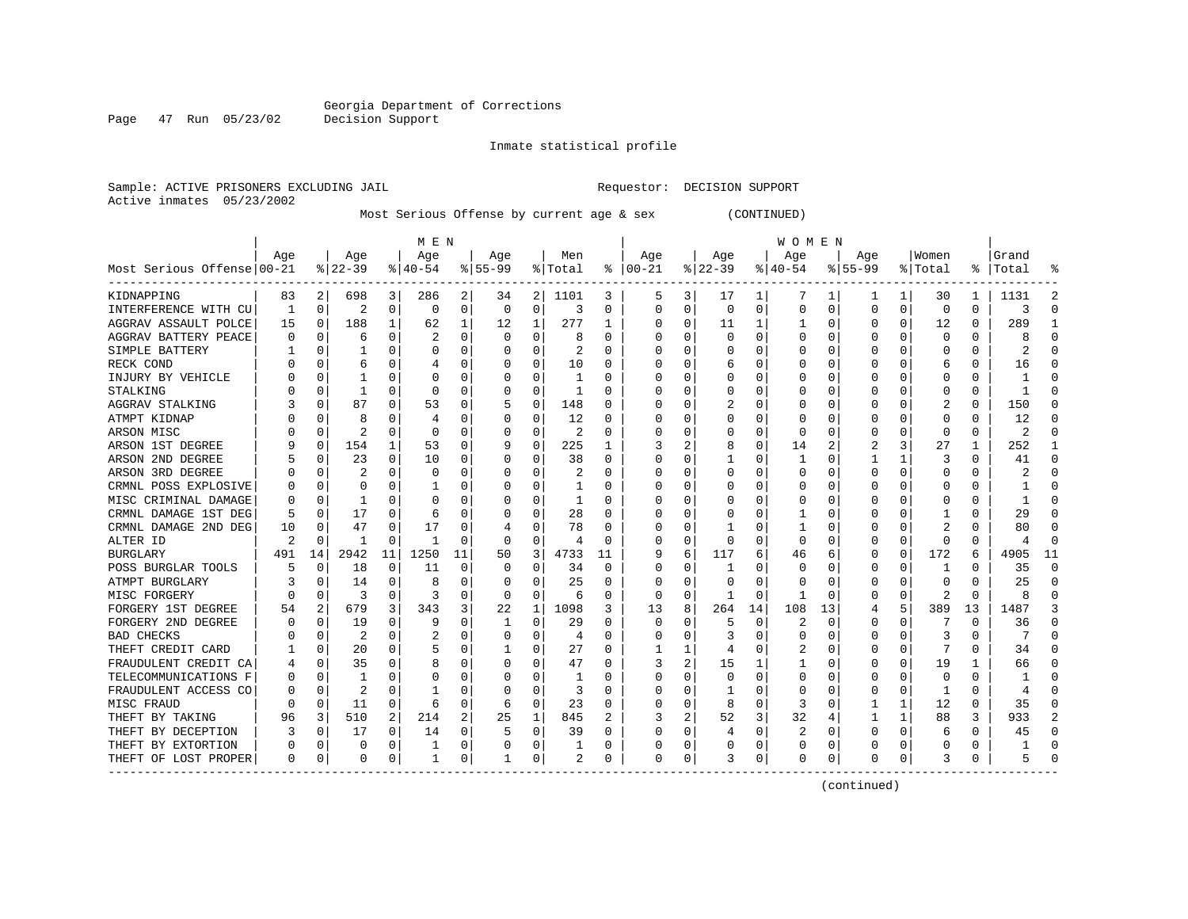Georgia Department of Corrections
Decision Support

Inmate statistical profile

Sample: ACTIVE PRISONERS EXCLUDING JAIL　　　　Requestor: DECISION SUPPORT
Active inmates 05/23/2002

Most Serious Offense by current age & sex (CONTINUED)

| Most Serious Offense | MEN Age 00-21 | % | Age 22-39 | % | Age 40-54 | % | Age 55-99 | % | Men Total | % | WOMEN Age 00-21 | % | Age 22-39 | % | Age 40-54 | % | Age 55-99 | % | Women Total | % | Grand Total | % |
|---|---|---|---|---|---|---|---|---|---|---|---|---|---|---|---|---|---|---|---|---|---|---|
| KIDNAPPING | 83 | 2 | 698 | 3 | 286 | 2 | 34 | 2 | 1101 | 3 | 5 | 3 | 17 | 1 | 7 | 1 | 1 | 1 | 30 | 1 | 1131 | 2 |
| INTERFERENCE WITH CU | 1 | 0 | 2 | 0 | 0 | 0 | 0 | 0 | 3 | 0 | 0 | 0 | 0 | 0 | 0 | 0 | 0 | 0 | 0 | 0 | 3 | 0 |
| AGGRAV ASSAULT POLCE | 15 | 0 | 188 | 1 | 62 | 1 | 12 | 1 | 277 | 1 | 0 | 0 | 11 | 1 | 1 | 0 | 0 | 0 | 12 | 0 | 289 | 1 |
| AGGRAV BATTERY PEACE | 0 | 0 | 6 | 0 | 2 | 0 | 0 | 0 | 8 | 0 | 0 | 0 | 0 | 0 | 0 | 0 | 0 | 0 | 0 | 0 | 8 | 0 |
| SIMPLE BATTERY | 1 | 0 | 1 | 0 | 0 | 0 | 0 | 0 | 2 | 0 | 0 | 0 | 0 | 0 | 0 | 0 | 0 | 0 | 0 | 0 | 2 | 0 |
| RECK COND | 0 | 0 | 6 | 0 | 4 | 0 | 0 | 0 | 10 | 0 | 0 | 0 | 6 | 0 | 0 | 0 | 0 | 0 | 6 | 0 | 16 | 0 |
| INJURY BY VEHICLE | 0 | 0 | 1 | 0 | 0 | 0 | 0 | 0 | 1 | 0 | 0 | 0 | 0 | 0 | 0 | 0 | 0 | 0 | 0 | 0 | 1 | 0 |
| STALKING | 0 | 0 | 1 | 0 | 0 | 0 | 0 | 0 | 1 | 0 | 0 | 0 | 0 | 0 | 0 | 0 | 0 | 0 | 0 | 0 | 1 | 0 |
| AGGRAV STALKING | 3 | 0 | 87 | 0 | 53 | 0 | 5 | 0 | 148 | 0 | 0 | 0 | 2 | 0 | 0 | 0 | 0 | 0 | 2 | 0 | 150 | 0 |
| ATMPT KIDNAP | 0 | 0 | 8 | 0 | 4 | 0 | 0 | 0 | 12 | 0 | 0 | 0 | 0 | 0 | 0 | 0 | 0 | 0 | 0 | 0 | 12 | 0 |
| ARSON MISC | 0 | 0 | 2 | 0 | 0 | 0 | 0 | 0 | 2 | 0 | 0 | 0 | 0 | 0 | 0 | 0 | 0 | 0 | 0 | 0 | 2 | 0 |
| ARSON 1ST DEGREE | 9 | 0 | 154 | 1 | 53 | 0 | 9 | 0 | 225 | 1 | 3 | 2 | 8 | 0 | 14 | 2 | 2 | 3 | 27 | 1 | 252 | 1 |
| ARSON 2ND DEGREE | 5 | 0 | 23 | 0 | 10 | 0 | 0 | 0 | 38 | 0 | 0 | 0 | 1 | 0 | 1 | 0 | 1 | 1 | 3 | 0 | 41 | 0 |
| ARSON 3RD DEGREE | 0 | 0 | 2 | 0 | 0 | 0 | 0 | 0 | 2 | 0 | 0 | 0 | 0 | 0 | 0 | 0 | 0 | 0 | 0 | 0 | 2 | 0 |
| CRMNL POSS EXPLOSIVE | 0 | 0 | 0 | 0 | 1 | 0 | 0 | 0 | 1 | 0 | 0 | 0 | 0 | 0 | 0 | 0 | 0 | 0 | 0 | 0 | 1 | 0 |
| MISC CRIMINAL DAMAGE | 0 | 0 | 1 | 0 | 0 | 0 | 0 | 0 | 1 | 0 | 0 | 0 | 0 | 0 | 0 | 0 | 0 | 0 | 0 | 0 | 1 | 0 |
| CRMNL DAMAGE 1ST DEG | 5 | 0 | 17 | 0 | 6 | 0 | 0 | 0 | 28 | 0 | 0 | 0 | 0 | 0 | 1 | 0 | 0 | 0 | 1 | 0 | 29 | 0 |
| CRMNL DAMAGE 2ND DEG | 10 | 0 | 47 | 0 | 17 | 0 | 4 | 0 | 78 | 0 | 0 | 0 | 1 | 0 | 1 | 0 | 0 | 0 | 2 | 0 | 80 | 0 |
| ALTER ID | 2 | 0 | 1 | 0 | 1 | 0 | 0 | 0 | 4 | 0 | 0 | 0 | 0 | 0 | 0 | 0 | 0 | 0 | 0 | 0 | 4 | 0 |
| BURGLARY | 491 | 14 | 2942 | 11 | 1250 | 11 | 50 | 3 | 4733 | 11 | 9 | 6 | 117 | 6 | 46 | 6 | 0 | 0 | 172 | 6 | 4905 | 11 |
| POSS BURGLAR TOOLS | 5 | 0 | 18 | 0 | 11 | 0 | 0 | 0 | 34 | 0 | 0 | 0 | 1 | 0 | 0 | 0 | 0 | 0 | 1 | 0 | 35 | 0 |
| ATMPT BURGLARY | 3 | 0 | 14 | 0 | 8 | 0 | 0 | 0 | 25 | 0 | 0 | 0 | 0 | 0 | 0 | 0 | 0 | 0 | 0 | 0 | 25 | 0 |
| MISC FORGERY | 0 | 0 | 3 | 0 | 3 | 0 | 0 | 0 | 6 | 0 | 0 | 0 | 1 | 0 | 1 | 0 | 0 | 0 | 2 | 0 | 8 | 0 |
| FORGERY 1ST DEGREE | 54 | 2 | 679 | 3 | 343 | 3 | 22 | 1 | 1098 | 3 | 13 | 8 | 264 | 14 | 108 | 13 | 4 | 5 | 389 | 13 | 1487 | 3 |
| FORGERY 2ND DEGREE | 0 | 0 | 19 | 0 | 9 | 0 | 1 | 0 | 29 | 0 | 0 | 0 | 5 | 0 | 2 | 0 | 0 | 0 | 7 | 0 | 36 | 0 |
| BAD CHECKS | 0 | 0 | 2 | 0 | 2 | 0 | 0 | 0 | 4 | 0 | 0 | 0 | 3 | 0 | 0 | 0 | 0 | 0 | 3 | 0 | 7 | 0 |
| THEFT CREDIT CARD | 1 | 0 | 20 | 0 | 5 | 0 | 1 | 0 | 27 | 0 | 1 | 1 | 4 | 0 | 2 | 0 | 0 | 0 | 7 | 0 | 34 | 0 |
| FRAUDULENT CREDIT CA | 4 | 0 | 35 | 0 | 8 | 0 | 0 | 0 | 47 | 0 | 3 | 2 | 15 | 1 | 1 | 0 | 0 | 0 | 19 | 1 | 66 | 0 |
| TELECOMMUNICATIONS F | 0 | 0 | 1 | 0 | 0 | 0 | 0 | 0 | 1 | 0 | 0 | 0 | 0 | 0 | 0 | 0 | 0 | 0 | 0 | 0 | 1 | 0 |
| FRAUDULENT ACCESS CO | 0 | 0 | 2 | 0 | 1 | 0 | 0 | 0 | 3 | 0 | 0 | 0 | 1 | 0 | 0 | 0 | 0 | 0 | 1 | 0 | 4 | 0 |
| MISC FRAUD | 0 | 0 | 11 | 0 | 6 | 0 | 6 | 0 | 23 | 0 | 0 | 0 | 8 | 0 | 3 | 0 | 1 | 1 | 12 | 0 | 35 | 0 |
| THEFT BY TAKING | 96 | 3 | 510 | 2 | 214 | 2 | 25 | 1 | 845 | 2 | 3 | 2 | 52 | 3 | 32 | 4 | 1 | 1 | 88 | 3 | 933 | 2 |
| THEFT BY DECEPTION | 3 | 0 | 17 | 0 | 14 | 0 | 5 | 0 | 39 | 0 | 0 | 0 | 4 | 0 | 2 | 0 | 0 | 0 | 6 | 0 | 45 | 0 |
| THEFT BY EXTORTION | 0 | 0 | 0 | 0 | 1 | 0 | 0 | 0 | 1 | 0 | 0 | 0 | 0 | 0 | 0 | 0 | 0 | 0 | 0 | 0 | 1 | 0 |
| THEFT OF LOST PROPER | 0 | 0 | 0 | 0 | 1 | 0 | 1 | 0 | 2 | 0 | 0 | 0 | 3 | 0 | 0 | 0 | 0 | 0 | 3 | 0 | 5 | 0 |

(continued)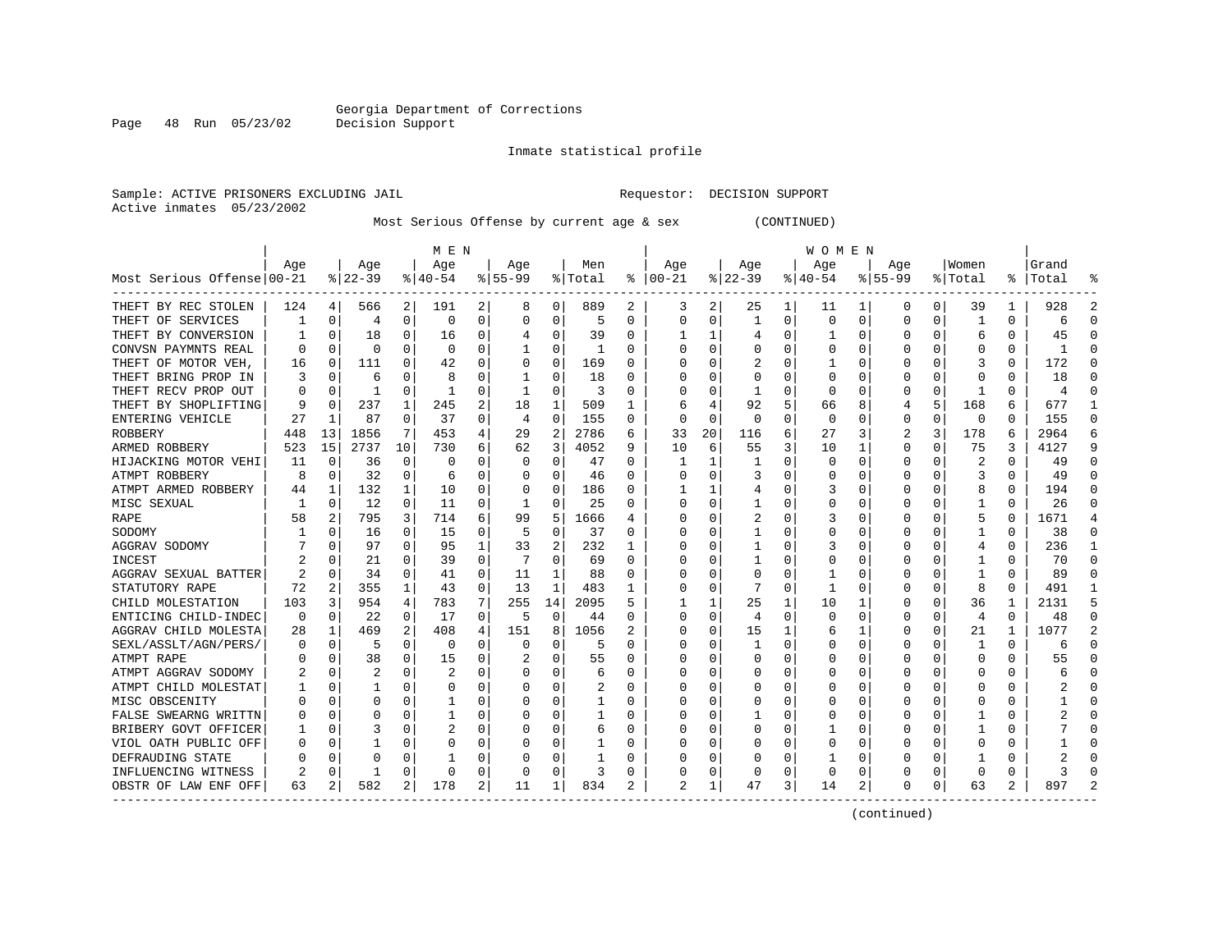Georgia Department of Corrections
Decision Support

Inmate statistical profile

Sample: ACTIVE PRISONERS EXCLUDING JAIL    Requestor: DECISION SUPPORT
Active inmates 05/23/2002

Most Serious Offense by current age & sex (CONTINUED)

| Most Serious Offense | MEN Age 00-21 | % | Age 22-39 | % | Age 40-54 | % | Age 55-99 | % | Men Total | % | WOMEN Age 00-21 | % | Age 22-39 | % | Age 40-54 | % | Age 55-99 | % | Women Total | % | Grand Total | % |
|---|---|---|---|---|---|---|---|---|---|---|---|---|---|---|---|---|---|---|---|---|---|---|
| THEFT BY REC STOLEN | 124 | 4 | 566 | 2 | 191 | 2 | 8 | 0 | 889 | 2 | 3 | 2 | 25 | 1 | 11 | 1 | 0 | 0 | 39 | 1 | 928 | 2 |
| THEFT OF SERVICES | 1 | 0 | 4 | 0 | 0 | 0 | 0 | 0 | 5 | 0 | 0 | 0 | 1 | 0 | 0 | 0 | 0 | 0 | 1 | 0 | 6 | 0 |
| THEFT BY CONVERSION | 1 | 0 | 18 | 0 | 16 | 0 | 4 | 0 | 39 | 0 | 1 | 1 | 4 | 0 | 1 | 0 | 0 | 0 | 6 | 0 | 45 | 0 |
| CONVSN PAYMNTS REAL | 0 | 0 | 0 | 0 | 0 | 0 | 1 | 0 | 1 | 0 | 0 | 0 | 0 | 0 | 0 | 0 | 0 | 0 | 0 | 0 | 1 | 0 |
| THEFT OF MOTOR VEH, | 16 | 0 | 111 | 0 | 42 | 0 | 0 | 0 | 169 | 0 | 0 | 0 | 2 | 0 | 1 | 0 | 0 | 0 | 3 | 0 | 172 | 0 |
| THEFT BRING PROP IN | 3 | 0 | 6 | 0 | 8 | 0 | 1 | 0 | 18 | 0 | 0 | 0 | 0 | 0 | 0 | 0 | 0 | 0 | 0 | 0 | 18 | 0 |
| THEFT RECV PROP OUT | 0 | 0 | 1 | 0 | 1 | 0 | 1 | 0 | 3 | 0 | 0 | 0 | 1 | 0 | 0 | 0 | 0 | 0 | 1 | 0 | 4 | 0 |
| THEFT BY SHOPLIFTING | 9 | 0 | 237 | 1 | 245 | 2 | 18 | 1 | 509 | 1 | 6 | 4 | 92 | 5 | 66 | 8 | 4 | 5 | 168 | 6 | 677 | 1 |
| ENTERING VEHICLE | 27 | 1 | 87 | 0 | 37 | 0 | 4 | 0 | 155 | 0 | 0 | 0 | 0 | 0 | 0 | 0 | 0 | 0 | 0 | 0 | 155 | 0 |
| ROBBERY | 448 | 13 | 1856 | 7 | 453 | 4 | 29 | 2 | 2786 | 6 | 33 | 20 | 116 | 6 | 27 | 3 | 2 | 3 | 178 | 6 | 2964 | 6 |
| ARMED ROBBERY | 523 | 15 | 2737 | 10 | 730 | 6 | 62 | 3 | 4052 | 9 | 10 | 6 | 55 | 3 | 10 | 1 | 0 | 0 | 75 | 3 | 4127 | 9 |
| HIJACKING MOTOR VEHI | 11 | 0 | 36 | 0 | 0 | 0 | 0 | 0 | 47 | 0 | 1 | 1 | 1 | 0 | 0 | 0 | 0 | 0 | 2 | 0 | 49 | 0 |
| ATMPT ROBBERY | 8 | 0 | 32 | 0 | 6 | 0 | 0 | 0 | 46 | 0 | 0 | 0 | 3 | 0 | 0 | 0 | 0 | 0 | 3 | 0 | 49 | 0 |
| ATMPT ARMED ROBBERY | 44 | 1 | 132 | 1 | 10 | 0 | 0 | 0 | 186 | 0 | 1 | 1 | 4 | 0 | 3 | 0 | 0 | 0 | 8 | 0 | 194 | 0 |
| MISC SEXUAL | 1 | 0 | 12 | 0 | 11 | 0 | 1 | 0 | 25 | 0 | 0 | 0 | 1 | 0 | 0 | 0 | 0 | 0 | 1 | 0 | 26 | 0 |
| RAPE | 58 | 2 | 795 | 3 | 714 | 6 | 99 | 5 | 1666 | 4 | 0 | 0 | 2 | 0 | 3 | 0 | 0 | 0 | 5 | 0 | 1671 | 4 |
| SODOMY | 1 | 0 | 16 | 0 | 15 | 0 | 5 | 0 | 37 | 0 | 0 | 0 | 1 | 0 | 0 | 0 | 0 | 0 | 1 | 0 | 38 | 0 |
| AGGRAV SODOMY | 7 | 0 | 97 | 0 | 95 | 1 | 33 | 2 | 232 | 1 | 0 | 0 | 1 | 0 | 3 | 0 | 0 | 0 | 4 | 0 | 236 | 1 |
| INCEST | 2 | 0 | 21 | 0 | 39 | 0 | 7 | 0 | 69 | 0 | 0 | 0 | 1 | 0 | 0 | 0 | 0 | 0 | 1 | 0 | 70 | 0 |
| AGGRAV SEXUAL BATTER | 2 | 0 | 34 | 0 | 41 | 0 | 11 | 1 | 88 | 0 | 0 | 0 | 0 | 0 | 1 | 0 | 0 | 0 | 1 | 0 | 89 | 0 |
| STATUTORY RAPE | 72 | 2 | 355 | 1 | 43 | 0 | 13 | 1 | 483 | 1 | 0 | 0 | 7 | 0 | 1 | 0 | 0 | 0 | 8 | 0 | 491 | 1 |
| CHILD MOLESTATION | 103 | 3 | 954 | 4 | 783 | 7 | 255 | 14 | 2095 | 5 | 1 | 1 | 25 | 1 | 10 | 1 | 0 | 0 | 36 | 1 | 2131 | 5 |
| ENTICING CHILD-INDEC | 0 | 0 | 22 | 0 | 17 | 0 | 5 | 0 | 44 | 0 | 0 | 0 | 4 | 0 | 0 | 0 | 0 | 0 | 4 | 0 | 48 | 0 |
| AGGRAV CHILD MOLESTA | 28 | 1 | 469 | 2 | 408 | 4 | 151 | 8 | 1056 | 2 | 0 | 0 | 15 | 1 | 6 | 1 | 0 | 0 | 21 | 1 | 1077 | 2 |
| SEXL/ASSLT/AGN/PERS/ | 0 | 0 | 5 | 0 | 0 | 0 | 0 | 0 | 5 | 0 | 0 | 0 | 1 | 0 | 0 | 0 | 0 | 0 | 1 | 0 | 6 | 0 |
| ATMPT RAPE | 0 | 0 | 38 | 0 | 15 | 0 | 2 | 0 | 55 | 0 | 0 | 0 | 0 | 0 | 0 | 0 | 0 | 0 | 0 | 0 | 55 | 0 |
| ATMPT AGGRAV SODOMY | 2 | 0 | 2 | 0 | 2 | 0 | 0 | 0 | 6 | 0 | 0 | 0 | 0 | 0 | 0 | 0 | 0 | 0 | 0 | 0 | 6 | 0 |
| ATMPT CHILD MOLESTAT | 1 | 0 | 1 | 0 | 0 | 0 | 0 | 0 | 2 | 0 | 0 | 0 | 0 | 0 | 0 | 0 | 0 | 0 | 0 | 0 | 2 | 0 |
| MISC OBSCENITY | 0 | 0 | 0 | 0 | 1 | 0 | 0 | 0 | 1 | 0 | 0 | 0 | 0 | 0 | 0 | 0 | 0 | 0 | 0 | 0 | 1 | 0 |
| FALSE SWEARNG WRITTN | 0 | 0 | 0 | 0 | 1 | 0 | 0 | 0 | 1 | 0 | 0 | 0 | 1 | 0 | 0 | 0 | 0 | 0 | 1 | 0 | 2 | 0 |
| BRIBERY GOVT OFFICER | 1 | 0 | 3 | 0 | 2 | 0 | 0 | 0 | 6 | 0 | 0 | 0 | 0 | 0 | 1 | 0 | 0 | 0 | 1 | 0 | 7 | 0 |
| VIOL OATH PUBLIC OFF | 0 | 0 | 1 | 0 | 0 | 0 | 0 | 0 | 1 | 0 | 0 | 0 | 0 | 0 | 0 | 0 | 0 | 0 | 0 | 0 | 1 | 0 |
| DEFRAUDING STATE | 0 | 0 | 0 | 0 | 1 | 0 | 0 | 0 | 1 | 0 | 0 | 0 | 0 | 0 | 1 | 0 | 0 | 0 | 1 | 0 | 2 | 0 |
| INFLUENCING WITNESS | 2 | 0 | 1 | 0 | 0 | 0 | 0 | 0 | 3 | 0 | 0 | 0 | 0 | 0 | 0 | 0 | 0 | 0 | 0 | 0 | 3 | 0 |
| OBSTR OF LAW ENF OFF | 63 | 2 | 582 | 2 | 178 | 2 | 11 | 1 | 834 | 2 | 2 | 1 | 47 | 3 | 14 | 2 | 0 | 0 | 63 | 2 | 897 | 2 |

(continued)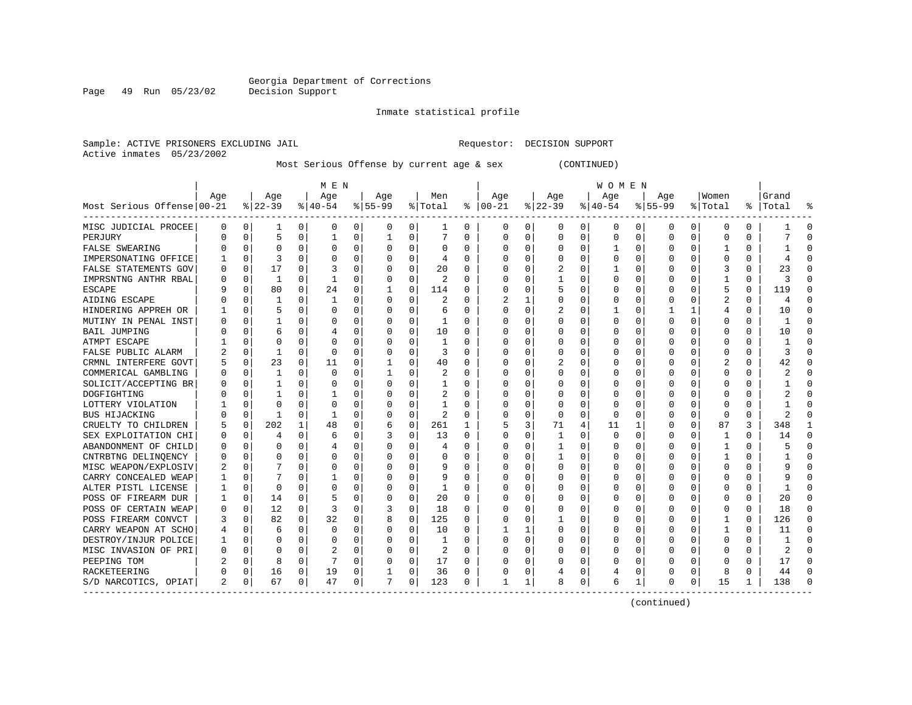Georgia Department of Corrections
Decision Support

Inmate statistical profile

Sample: ACTIVE PRISONERS EXCLUDING JAIL    Requestor: DECISION SUPPORT
Active inmates 05/23/2002

Most Serious Offense by current age & sex (CONTINUED)

| Most Serious Offense | MEN Age 00-21 | % | Age 22-39 | % | Age 40-54 | % | Age 55-99 | % | Men Total | % | WOMEN Age 00-21 | % | Age 22-39 | % | Age 40-54 | % | Age 55-99 | % | Women Total | % | Grand Total | % |
|---|---|---|---|---|---|---|---|---|---|---|---|---|---|---|---|---|---|---|---|---|---|---|
| MISC JUDICIAL PROCEE | 0 | 0 | 1 | 0 | 0 | 0 | 0 | 0 | 1 | 0 | 0 | 0 | 0 | 0 | 0 | 0 | 0 | 0 | 0 | 0 | 1 | 0 |
| PERJURY | 0 | 0 | 5 | 0 | 1 | 0 | 1 | 0 | 7 | 0 | 0 | 0 | 0 | 0 | 0 | 0 | 0 | 0 | 0 | 0 | 7 | 0 |
| FALSE SWEARING | 0 | 0 | 0 | 0 | 0 | 0 | 0 | 0 | 0 | 0 | 0 | 0 | 0 | 0 | 1 | 0 | 0 | 0 | 1 | 0 | 1 | 0 |
| IMPERSONATING OFFICE | 1 | 0 | 3 | 0 | 0 | 0 | 0 | 0 | 4 | 0 | 0 | 0 | 0 | 0 | 0 | 0 | 0 | 0 | 0 | 0 | 4 | 0 |
| FALSE STATEMENTS GOV | 0 | 0 | 17 | 0 | 3 | 0 | 0 | 0 | 20 | 0 | 0 | 0 | 2 | 0 | 1 | 0 | 0 | 0 | 3 | 0 | 23 | 0 |
| IMPRSNTNG ANTHR RBAL | 0 | 0 | 1 | 0 | 1 | 0 | 0 | 0 | 2 | 0 | 0 | 0 | 1 | 0 | 0 | 0 | 0 | 0 | 1 | 0 | 3 | 0 |
| ESCAPE | 9 | 0 | 80 | 0 | 24 | 0 | 1 | 0 | 114 | 0 | 0 | 0 | 5 | 0 | 0 | 0 | 0 | 0 | 5 | 0 | 119 | 0 |
| AIDING ESCAPE | 0 | 0 | 1 | 0 | 1 | 0 | 0 | 0 | 2 | 0 | 2 | 1 | 0 | 0 | 0 | 0 | 0 | 0 | 2 | 0 | 4 | 0 |
| HINDERING APPREH OR | 1 | 0 | 5 | 0 | 0 | 0 | 0 | 0 | 6 | 0 | 0 | 0 | 2 | 0 | 1 | 0 | 1 | 1 | 4 | 0 | 10 | 0 |
| MUTINY IN PENAL INST | 0 | 0 | 1 | 0 | 0 | 0 | 0 | 0 | 1 | 0 | 0 | 0 | 0 | 0 | 0 | 0 | 0 | 0 | 0 | 0 | 1 | 0 |
| BAIL JUMPING | 0 | 0 | 6 | 0 | 4 | 0 | 0 | 0 | 10 | 0 | 0 | 0 | 0 | 0 | 0 | 0 | 0 | 0 | 0 | 0 | 10 | 0 |
| ATMPT ESCAPE | 1 | 0 | 0 | 0 | 0 | 0 | 0 | 0 | 1 | 0 | 0 | 0 | 0 | 0 | 0 | 0 | 0 | 0 | 0 | 0 | 1 | 0 |
| FALSE PUBLIC ALARM | 2 | 0 | 1 | 0 | 0 | 0 | 0 | 0 | 3 | 0 | 0 | 0 | 0 | 0 | 0 | 0 | 0 | 0 | 0 | 0 | 3 | 0 |
| CRMNL INTERFERE GOVT | 5 | 0 | 23 | 0 | 11 | 0 | 1 | 0 | 40 | 0 | 0 | 0 | 2 | 0 | 0 | 0 | 0 | 0 | 2 | 0 | 42 | 0 |
| COMMERICAL GAMBLING | 0 | 0 | 1 | 0 | 0 | 0 | 1 | 0 | 2 | 0 | 0 | 0 | 0 | 0 | 0 | 0 | 0 | 0 | 0 | 0 | 2 | 0 |
| SOLICIT/ACCEPTING BR | 0 | 0 | 1 | 0 | 0 | 0 | 0 | 0 | 1 | 0 | 0 | 0 | 0 | 0 | 0 | 0 | 0 | 0 | 0 | 0 | 1 | 0 |
| DOGFIGHTING | 0 | 0 | 1 | 0 | 1 | 0 | 0 | 0 | 2 | 0 | 0 | 0 | 0 | 0 | 0 | 0 | 0 | 0 | 0 | 0 | 2 | 0 |
| LOTTERY VIOLATION | 1 | 0 | 0 | 0 | 0 | 0 | 0 | 0 | 1 | 0 | 0 | 0 | 0 | 0 | 0 | 0 | 0 | 0 | 0 | 0 | 1 | 0 |
| BUS HIJACKING | 0 | 0 | 1 | 0 | 1 | 0 | 0 | 0 | 2 | 0 | 0 | 0 | 0 | 0 | 0 | 0 | 0 | 0 | 0 | 0 | 2 | 0 |
| CRUELTY TO CHILDREN | 5 | 0 | 202 | 1 | 48 | 0 | 6 | 0 | 261 | 1 | 5 | 3 | 71 | 4 | 11 | 1 | 0 | 0 | 87 | 3 | 348 | 1 |
| SEX EXPLOITATION CHI | 0 | 0 | 4 | 0 | 6 | 0 | 3 | 0 | 13 | 0 | 0 | 0 | 1 | 0 | 0 | 0 | 0 | 0 | 1 | 0 | 14 | 0 |
| ABANDONMENT OF CHILD | 0 | 0 | 0 | 0 | 4 | 0 | 0 | 0 | 4 | 0 | 0 | 0 | 1 | 0 | 0 | 0 | 0 | 0 | 1 | 0 | 5 | 0 |
| CNTRBTNG DELINQENCY | 0 | 0 | 0 | 0 | 0 | 0 | 0 | 0 | 0 | 0 | 0 | 0 | 1 | 0 | 0 | 0 | 0 | 0 | 1 | 0 | 1 | 0 |
| MISC WEAPON/EXPLOSIV | 2 | 0 | 7 | 0 | 0 | 0 | 0 | 0 | 9 | 0 | 0 | 0 | 0 | 0 | 0 | 0 | 0 | 0 | 0 | 0 | 9 | 0 |
| CARRY CONCEALED WEAP | 1 | 0 | 7 | 0 | 1 | 0 | 0 | 0 | 9 | 0 | 0 | 0 | 0 | 0 | 0 | 0 | 0 | 0 | 0 | 0 | 9 | 0 |
| ALTER PISTL LICENSE | 1 | 0 | 0 | 0 | 0 | 0 | 0 | 0 | 1 | 0 | 0 | 0 | 0 | 0 | 0 | 0 | 0 | 0 | 0 | 0 | 1 | 0 |
| POSS OF FIREARM DUR | 1 | 0 | 14 | 0 | 5 | 0 | 0 | 0 | 20 | 0 | 0 | 0 | 0 | 0 | 0 | 0 | 0 | 0 | 0 | 0 | 20 | 0 |
| POSS OF CERTAIN WEAP | 0 | 0 | 12 | 0 | 3 | 0 | 3 | 0 | 18 | 0 | 0 | 0 | 0 | 0 | 0 | 0 | 0 | 0 | 0 | 0 | 18 | 0 |
| POSS FIREARM CONVCT | 3 | 0 | 82 | 0 | 32 | 0 | 8 | 0 | 125 | 0 | 0 | 0 | 1 | 0 | 0 | 0 | 0 | 0 | 1 | 0 | 126 | 0 |
| CARRY WEAPON AT SCHO | 4 | 0 | 6 | 0 | 0 | 0 | 0 | 0 | 10 | 0 | 1 | 1 | 0 | 0 | 0 | 0 | 0 | 0 | 1 | 0 | 11 | 0 |
| DESTROY/INJUR POLICE | 1 | 0 | 0 | 0 | 0 | 0 | 0 | 0 | 1 | 0 | 0 | 0 | 0 | 0 | 0 | 0 | 0 | 0 | 0 | 0 | 1 | 0 |
| MISC INVASION OF PRI | 0 | 0 | 0 | 0 | 2 | 0 | 0 | 0 | 2 | 0 | 0 | 0 | 0 | 0 | 0 | 0 | 0 | 0 | 0 | 0 | 2 | 0 |
| PEEPING TOM | 2 | 0 | 8 | 0 | 7 | 0 | 0 | 0 | 17 | 0 | 0 | 0 | 0 | 0 | 0 | 0 | 0 | 0 | 0 | 0 | 17 | 0 |
| RACKETEERING | 0 | 0 | 16 | 0 | 19 | 0 | 1 | 0 | 36 | 0 | 0 | 0 | 4 | 0 | 4 | 0 | 0 | 0 | 8 | 0 | 44 | 0 |
| S/D NARCOTICS, OPIAT | 2 | 0 | 67 | 0 | 47 | 0 | 7 | 0 | 123 | 0 | 1 | 1 | 8 | 0 | 6 | 1 | 0 | 0 | 15 | 1 | 138 | 0 |

(continued)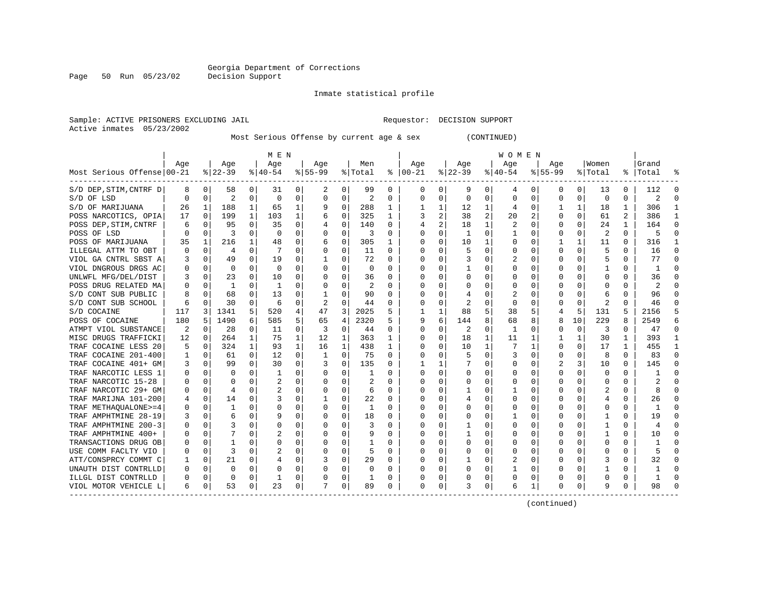Georgia Department of Corrections
Decision Support

Inmate statistical profile

Sample: ACTIVE PRISONERS EXCLUDING JAIL    Requestor: DECISION SUPPORT
Active inmates 05/23/2002

Most Serious Offense by current age & sex (CONTINUED)

| Most Serious Offense | MEN Age 00-21 | % | Age 22-39 | % | Age 40-54 | % | Age 55-99 | % | Men Total | % | WOMEN Age 00-21 | % | Age 22-39 | % | Age 40-54 | % | Age 55-99 | % | Women Total | % | Grand Total | % |
|---|---|---|---|---|---|---|---|---|---|---|---|---|---|---|---|---|---|---|---|---|---|---|
| S/D DEP,STIM,CNTRF D | 8 | 0 | 58 | 0 | 31 | 0 | 2 | 0 | 99 | 0 | 0 | 0 | 9 | 0 | 4 | 0 | 0 | 0 | 13 | 0 | 112 | 0 |
| S/D OF LSD | 0 | 0 | 2 | 0 | 0 | 0 | 0 | 0 | 2 | 0 | 0 | 0 | 0 | 0 | 0 | 0 | 0 | 0 | 0 | 0 | 2 | 0 |
| S/D OF MARIJUANA | 26 | 1 | 188 | 1 | 65 | 1 | 9 | 0 | 288 | 1 | 1 | 1 | 12 | 1 | 4 | 0 | 1 | 1 | 18 | 1 | 306 | 1 |
| POSS NARCOTICS, OPIA | 17 | 0 | 199 | 1 | 103 | 1 | 6 | 0 | 325 | 1 | 3 | 2 | 38 | 2 | 20 | 2 | 0 | 0 | 61 | 2 | 386 | 1 |
| POSS DEP,STIM,CNTRF | 6 | 0 | 95 | 0 | 35 | 0 | 4 | 0 | 140 | 0 | 4 | 2 | 18 | 1 | 2 | 0 | 0 | 0 | 24 | 1 | 164 | 0 |
| POSS OF LSD | 0 | 0 | 3 | 0 | 0 | 0 | 0 | 0 | 3 | 0 | 0 | 0 | 1 | 0 | 1 | 0 | 0 | 0 | 2 | 0 | 5 | 0 |
| POSS OF MARIJUANA | 35 | 1 | 216 | 1 | 48 | 0 | 6 | 0 | 305 | 1 | 0 | 0 | 10 | 1 | 0 | 0 | 1 | 1 | 11 | 0 | 316 | 1 |
| ILLEGAL ATTM TO OBT | 0 | 0 | 4 | 0 | 7 | 0 | 0 | 0 | 11 | 0 | 0 | 0 | 5 | 0 | 0 | 0 | 0 | 0 | 5 | 0 | 16 | 0 |
| VIOL GA CNTRL SBST A | 3 | 0 | 49 | 0 | 19 | 0 | 1 | 0 | 72 | 0 | 0 | 0 | 3 | 0 | 2 | 0 | 0 | 0 | 5 | 0 | 77 | 0 |
| VIOL DNGROUS DRGS AC | 0 | 0 | 0 | 0 | 0 | 0 | 0 | 0 | 0 | 0 | 0 | 0 | 1 | 0 | 0 | 0 | 0 | 0 | 1 | 0 | 1 | 0 |
| UNLWFL MFG/DEL/DIST | 3 | 0 | 23 | 0 | 10 | 0 | 0 | 0 | 36 | 0 | 0 | 0 | 0 | 0 | 0 | 0 | 0 | 0 | 0 | 0 | 36 | 0 |
| POSS DRUG RELATED MA | 0 | 0 | 1 | 0 | 1 | 0 | 0 | 0 | 2 | 0 | 0 | 0 | 0 | 0 | 0 | 0 | 0 | 0 | 0 | 0 | 2 | 0 |
| S/D CONT SUB PUBLIC | 8 | 0 | 68 | 0 | 13 | 0 | 1 | 0 | 90 | 0 | 0 | 0 | 4 | 0 | 2 | 0 | 0 | 0 | 6 | 0 | 96 | 0 |
| S/D CONT SUB SCHOOL | 6 | 0 | 30 | 0 | 6 | 0 | 2 | 0 | 44 | 0 | 0 | 0 | 2 | 0 | 0 | 0 | 0 | 0 | 2 | 0 | 46 | 0 |
| S/D COCAINE | 117 | 3 | 1341 | 5 | 520 | 4 | 47 | 3 | 2025 | 5 | 1 | 1 | 88 | 5 | 38 | 5 | 4 | 5 | 131 | 5 | 2156 | 5 |
| POSS OF COCAINE | 180 | 5 | 1490 | 6 | 585 | 5 | 65 | 4 | 2320 | 5 | 9 | 6 | 144 | 8 | 68 | 8 | 8 | 10 | 229 | 8 | 2549 | 6 |
| ATMPT VIOL SUBSTANCE | 2 | 0 | 28 | 0 | 11 | 0 | 3 | 0 | 44 | 0 | 0 | 0 | 2 | 0 | 1 | 0 | 0 | 0 | 3 | 0 | 47 | 0 |
| MISC DRUGS TRAFFICKI | 12 | 0 | 264 | 1 | 75 | 1 | 12 | 1 | 363 | 1 | 0 | 0 | 18 | 1 | 11 | 1 | 1 | 1 | 30 | 1 | 393 | 1 |
| TRAF COCAINE LESS 20 | 5 | 0 | 324 | 1 | 93 | 1 | 16 | 1 | 438 | 1 | 0 | 0 | 10 | 1 | 7 | 1 | 0 | 0 | 17 | 1 | 455 | 1 |
| TRAF COCAINE 201-400 | 1 | 0 | 61 | 0 | 12 | 0 | 1 | 0 | 75 | 0 | 0 | 0 | 5 | 0 | 3 | 0 | 0 | 0 | 8 | 0 | 83 | 0 |
| TRAF COCAINE 401+ GM | 3 | 0 | 99 | 0 | 30 | 0 | 3 | 0 | 135 | 0 | 1 | 1 | 7 | 0 | 0 | 0 | 2 | 3 | 10 | 0 | 145 | 0 |
| TRAF NARCOTIC LESS 1 | 0 | 0 | 0 | 0 | 1 | 0 | 0 | 0 | 1 | 0 | 0 | 0 | 0 | 0 | 0 | 0 | 0 | 0 | 0 | 0 | 1 | 0 |
| TRAF NARCOTIC 15-28 | 0 | 0 | 0 | 0 | 2 | 0 | 0 | 0 | 2 | 0 | 0 | 0 | 0 | 0 | 0 | 0 | 0 | 0 | 0 | 0 | 2 | 0 |
| TRAF NARCOTIC 29+ GM | 0 | 0 | 4 | 0 | 2 | 0 | 0 | 0 | 6 | 0 | 0 | 0 | 1 | 0 | 1 | 0 | 0 | 0 | 2 | 0 | 8 | 0 |
| TRAF MARIJNA 101-200 | 4 | 0 | 14 | 0 | 3 | 0 | 1 | 0 | 22 | 0 | 0 | 0 | 4 | 0 | 0 | 0 | 0 | 0 | 4 | 0 | 26 | 0 |
| TRAF METHAQUALONE>=4 | 0 | 0 | 1 | 0 | 0 | 0 | 0 | 0 | 1 | 0 | 0 | 0 | 0 | 0 | 0 | 0 | 0 | 0 | 0 | 0 | 1 | 0 |
| TRAF AMPHTMINE 28-19 | 3 | 0 | 6 | 0 | 9 | 0 | 0 | 0 | 18 | 0 | 0 | 0 | 0 | 0 | 1 | 0 | 0 | 0 | 1 | 0 | 19 | 0 |
| TRAF AMPHTMINE 200-3 | 0 | 0 | 3 | 0 | 0 | 0 | 0 | 0 | 3 | 0 | 0 | 0 | 1 | 0 | 0 | 0 | 0 | 0 | 1 | 0 | 4 | 0 |
| TRAF AMPHTMINE 400+ | 0 | 0 | 7 | 0 | 2 | 0 | 0 | 0 | 9 | 0 | 0 | 0 | 1 | 0 | 0 | 0 | 0 | 0 | 1 | 0 | 10 | 0 |
| TRANSACTIONS DRUG OB | 0 | 0 | 1 | 0 | 0 | 0 | 0 | 0 | 1 | 0 | 0 | 0 | 0 | 0 | 0 | 0 | 0 | 0 | 0 | 0 | 1 | 0 |
| USE COMM FACLTY VIO | 0 | 0 | 3 | 0 | 2 | 0 | 0 | 0 | 5 | 0 | 0 | 0 | 0 | 0 | 0 | 0 | 0 | 0 | 0 | 0 | 5 | 0 |
| ATT/CONSPRCY COMMT C | 1 | 0 | 21 | 0 | 4 | 0 | 3 | 0 | 29 | 0 | 0 | 0 | 1 | 0 | 2 | 0 | 0 | 0 | 3 | 0 | 32 | 0 |
| UNAUTH DIST CONTRLLD | 0 | 0 | 0 | 0 | 0 | 0 | 0 | 0 | 0 | 0 | 0 | 0 | 0 | 0 | 1 | 0 | 0 | 0 | 1 | 0 | 1 | 0 |
| ILLGL DIST CONTRLLD | 0 | 0 | 0 | 0 | 1 | 0 | 0 | 0 | 1 | 0 | 0 | 0 | 0 | 0 | 0 | 0 | 0 | 0 | 0 | 0 | 1 | 0 |
| VIOL MOTOR VEHICLE L | 6 | 0 | 53 | 0 | 23 | 0 | 7 | 0 | 89 | 0 | 0 | 0 | 3 | 0 | 6 | 1 | 0 | 0 | 9 | 0 | 98 | 0 |

(continued)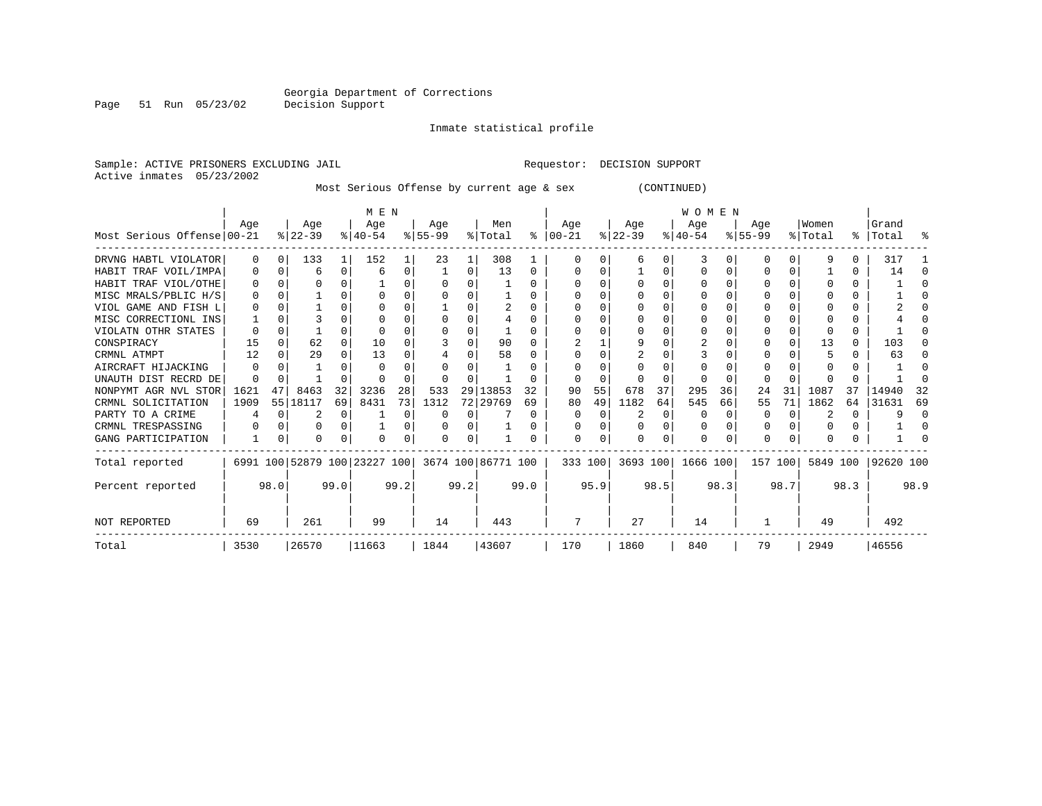Georgia Department of Corrections
Decision Support

Inmate statistical profile

Sample: ACTIVE PRISONERS EXCLUDING JAIL　　　　Requestor: DECISION SUPPORT
Active inmates 05/23/2002

Most Serious Offense by current age & sex (CONTINUED)

| Most Serious Offense | MEN Age 00-21 | % | Age 22-39 | % | Age 40-54 | % | Age 55-99 | % | Men Total | % | WOMEN Age 00-21 | % | Age 22-39 | % | Age 40-54 | % | Age 55-99 | % | Women Total | % | Grand Total | % |
|---|---|---|---|---|---|---|---|---|---|---|---|---|---|---|---|---|---|---|---|---|---|---|
| DRVNG HABTL VIOLATOR | 0 | 0 | 133 | 1 | 152 | 1 | 23 | 1 | 308 | 1 | 0 | 0 | 6 | 0 | 3 | 0 | 0 | 0 | 9 | 0 | 317 | 1 |
| HABIT TRAF VOIL/IMPA | 0 | 0 | 6 | 0 | 6 | 0 | 1 | 0 | 13 | 0 | 0 | 0 | 1 | 0 | 0 | 0 | 0 | 0 | 1 | 0 | 14 | 0 |
| HABIT TRAF VIOL/OTHE | 0 | 0 | 0 | 0 | 1 | 0 | 0 | 0 | 1 | 0 | 0 | 0 | 0 | 0 | 0 | 0 | 0 | 0 | 0 | 0 | 1 | 0 |
| MISC MRALS/PBLIC H/S | 0 | 0 | 1 | 0 | 0 | 0 | 0 | 0 | 1 | 0 | 0 | 0 | 0 | 0 | 0 | 0 | 0 | 0 | 0 | 0 | 1 | 0 |
| VIOL GAME AND FISH L | 0 | 0 | 1 | 0 | 0 | 0 | 1 | 0 | 2 | 0 | 0 | 0 | 0 | 0 | 0 | 0 | 0 | 0 | 0 | 0 | 2 | 0 |
| MISC CORRECTIONL INS | 1 | 0 | 3 | 0 | 0 | 0 | 0 | 0 | 4 | 0 | 0 | 0 | 0 | 0 | 0 | 0 | 0 | 0 | 0 | 0 | 4 | 0 |
| VIOLATN OTHR STATES | 0 | 0 | 1 | 0 | 0 | 0 | 0 | 0 | 1 | 0 | 0 | 0 | 0 | 0 | 0 | 0 | 0 | 0 | 0 | 0 | 1 | 0 |
| CONSPIRACY | 15 | 0 | 62 | 0 | 10 | 0 | 3 | 0 | 90 | 0 | 2 | 1 | 9 | 0 | 2 | 0 | 0 | 0 | 13 | 0 | 103 | 0 |
| CRMNL ATMPT | 12 | 0 | 29 | 0 | 13 | 0 | 4 | 0 | 58 | 0 | 0 | 0 | 2 | 0 | 3 | 0 | 0 | 0 | 5 | 0 | 63 | 0 |
| AIRCRAFT HIJACKING | 0 | 0 | 1 | 0 | 0 | 0 | 0 | 0 | 1 | 0 | 0 | 0 | 0 | 0 | 0 | 0 | 0 | 0 | 0 | 0 | 1 | 0 |
| UNAUTH DIST RECRD DE | 0 | 0 | 1 | 0 | 0 | 0 | 0 | 0 | 1 | 0 | 0 | 0 | 0 | 0 | 0 | 0 | 0 | 0 | 0 | 0 | 1 | 0 |
| NONPYMT AGR NVL STOR | 1621 | 47 | 8463 | 32 | 3236 | 28 | 533 | 29 | 13853 | 32 | 90 | 55 | 678 | 37 | 295 | 36 | 24 | 31 | 1087 | 37 | 14940 | 32 |
| CRMNL SOLICITATION | 1909 | 55 | 18117 | 69 | 8431 | 73 | 1312 | 72 | 29769 | 69 | 80 | 49 | 1182 | 64 | 545 | 66 | 55 | 71 | 1862 | 64 | 31631 | 69 |
| PARTY TO A CRIME | 4 | 0 | 2 | 0 | 1 | 0 | 0 | 0 | 7 | 0 | 0 | 0 | 2 | 0 | 0 | 0 | 0 | 0 | 2 | 0 | 9 | 0 |
| CRMNL TRESPASSING | 0 | 0 | 0 | 0 | 1 | 0 | 0 | 0 | 1 | 0 | 0 | 0 | 0 | 0 | 0 | 0 | 0 | 0 | 0 | 0 | 1 | 0 |
| GANG PARTICIPATION | 1 | 0 | 0 | 0 | 0 | 0 | 0 | 0 | 1 | 0 | 0 | 0 | 0 | 0 | 0 | 0 | 0 | 0 | 0 | 0 | 1 | 0 |
| Total reported | 6991 | 100 | 52879 | 100 | 23227 | 100 | 3674 | 100 | 86771 | 100 | 333 | 100 | 3693 | 100 | 1666 | 100 | 157 | 100 | 5849 | 100 | 92620 | 100 |
| Percent reported | | 98.0 | | 99.0 | | 99.2 | | 99.2 | | 99.0 | | 95.9 | | 98.5 | | 98.3 | | 98.7 | | 98.3 | | 98.9 |
| NOT REPORTED | 69 | | 261 | | 99 | | 14 | | 443 | | 7 | | 27 | | 14 | | 1 | | 49 | | 492 | |
| Total | 3530 | | 26570 | | 11663 | | 1844 | | 43607 | | 170 | | 1860 | | 840 | | 79 | | 2949 | | 46556 | |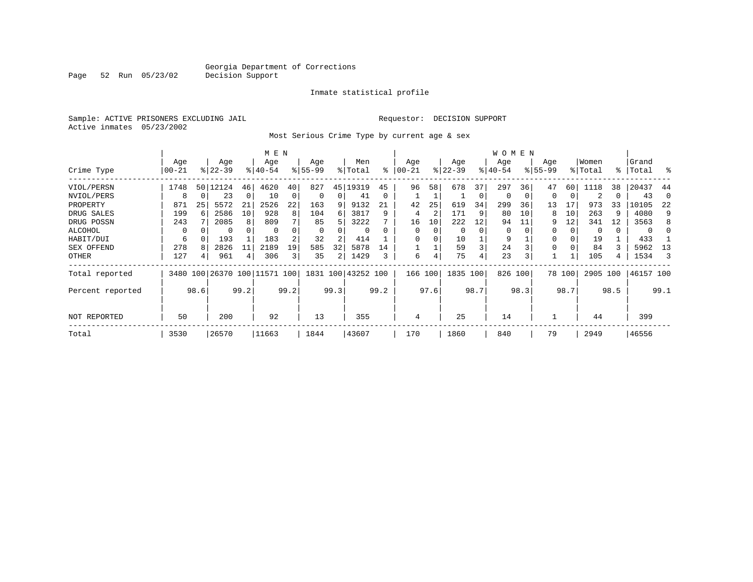Georgia Department of Corrections
Decision Support

Inmate statistical profile

Sample: ACTIVE PRISONERS EXCLUDING JAIL

Requestor: DECISION SUPPORT

Active inmates 05/23/2002

Most Serious Crime Type by current age & sex

| | MEN | | | | | | | | | | WOMEN | | | | | | | | | | | |
|---|---|---|---|---|---|---|---|---|---|---|---|---|---|---|---|---|---|---|---|---|---|---|
| Crime Type | Age 00-21 | % | Age 22-39 | % | Age 40-54 | % | Age 55-99 | % | Men Total | % | Age 00-21 | % | Age 22-39 | % | Age 40-54 | % | Age 55-99 | % | Women Total | % | Grand Total | % |
| VIOL/PERSN | 1748 | 50 | 12124 | 46 | 4620 | 40 | 827 | 45 | 19319 | 45 | 96 | 58 | 678 | 37 | 297 | 36 | 47 | 60 | 1118 | 38 | 20437 | 44 |
| NVIOL/PERS | 8 | 0 | 23 | 0 | 10 | 0 | 0 | 0 | 41 | 0 | 1 | 1 | 1 | 0 | 0 | 0 | 0 | 0 | 2 | 0 | 43 | 0 |
| PROPERTY | 871 | 25 | 5572 | 21 | 2526 | 22 | 163 | 9 | 9132 | 21 | 42 | 25 | 619 | 34 | 299 | 36 | 13 | 17 | 973 | 33 | 10105 | 22 |
| DRUG SALES | 199 | 6 | 2586 | 10 | 928 | 8 | 104 | 6 | 3817 | 9 | 4 | 2 | 171 | 9 | 80 | 10 | 8 | 10 | 263 | 9 | 4080 | 9 |
| DRUG POSSN | 243 | 7 | 2085 | 8 | 809 | 7 | 85 | 5 | 3222 | 7 | 16 | 10 | 222 | 12 | 94 | 11 | 9 | 12 | 341 | 12 | 3563 | 8 |
| ALCOHOL | 0 | 0 | 0 | 0 | 0 | 0 | 0 | 0 | 0 | 0 | 0 | 0 | 0 | 0 | 0 | 0 | 0 | 0 | 0 | 0 | 0 | 0 |
| HABIT/DUI | 6 | 0 | 193 | 1 | 183 | 2 | 32 | 2 | 414 | 1 | 0 | 0 | 10 | 1 | 9 | 1 | 0 | 0 | 19 | 1 | 433 | 1 |
| SEX OFFEND | 278 | 8 | 2826 | 11 | 2189 | 19 | 585 | 32 | 5878 | 14 | 1 | 1 | 59 | 3 | 24 | 3 | 0 | 0 | 84 | 3 | 5962 | 13 |
| OTHER | 127 | 4 | 961 | 4 | 306 | 3 | 35 | 2 | 1429 | 3 | 6 | 4 | 75 | 4 | 23 | 3 | 1 | 1 | 105 | 4 | 1534 | 3 |
| Total reported | 3480 | 100 | 26370 | 100 | 11571 | 100 | 1831 | 100 | 43252 | 100 | 166 | 100 | 1835 | 100 | 826 | 100 | 78 | 100 | 2905 | 100 | 46157 | 100 |
| Percent reported | | 98.6 | | 99.2 | | 99.2 | | 99.3 | | 99.2 | | 97.6 | | 98.7 | | 98.3 | | 98.7 | | 98.5 | | 99.1 |
| NOT REPORTED | 50 | | 200 | | 92 | | 13 | | 355 | | 4 | | 25 | | 14 | | 1 | | 44 | | 399 | |
| Total | 3530 | | 26570 | | 11663 | | 1844 | | 43607 | | 170 | | 1860 | | 840 | | 79 | | 2949 | | 46556 | |